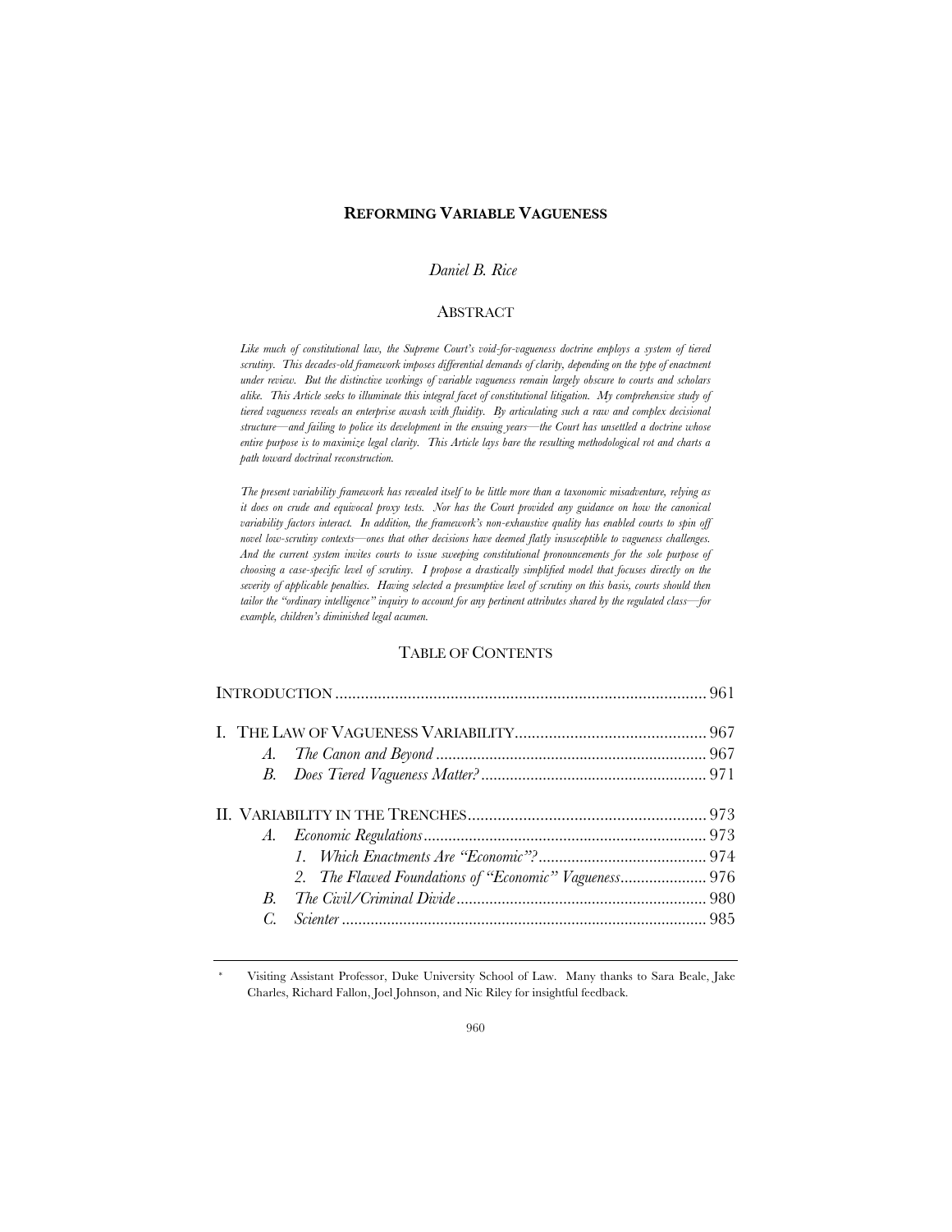# REFORMING VARIABLE VAGUENESS

*Daniel B. Rice*

## ABSTRACT

*Like much of constitutional law, the Supreme Court's void-for-vagueness doctrine employs a system of tiered scrutiny. This decades-old framework imposes differential demands of clarity, depending on the type of enactment under review. But the distinctive workings of variable vagueness remain largely obscure to courts and scholars alike. This Article seeks to illuminate this integral facet of constitutional litigation. My comprehensive study of tiered vagueness reveals an enterprise awash with fluidity. By articulating such a raw and complex decisional structure—and failing to police its development in the ensuing years—the Court has unsettled a doctrine whose entire purpose is to maximize legal clarity. This Article lays bare the resulting methodological rot and charts a path toward doctrinal reconstruction.*

*The present variability framework has revealed itself to be little more than a taxonomic misadventure, relying as it does on crude and equivocal proxy tests. Nor has the Court provided any guidance on how the canonical variability factors interact. In addition, the framework's non-exhaustive quality has enabled courts to spin off novel low-scrutiny contexts—ones that other decisions have deemed flatly insusceptible to vagueness challenges. And the current system invites courts to issue sweeping constitutional pronouncements for the sole purpose of choosing a case-specific level of scrutiny. I propose a drastically simplified model that focuses directly on the severity of applicable penalties. Having selected a presumptive level of scrutiny on this basis, courts should then tailor the "ordinary intelligence" inquiry to account for any pertinent attributes shared by the regulated class—for example, children's diminished legal acumen.*

## TABLE OF CONTENTS

INTRODUCTION ..... 961

I. THE LAW OF VAGUENESS VARIABILITY ..... 967
- *A. The Canon and Beyond* ..... 967
- *B. Does Tiered Vagueness Matter?* ..... 971

II. VARIABILITY IN THE TRENCHES ..... 973
- *A. Economic Regulations* ..... 973
  - *1. Which Enactments Are "Economic"?* ..... 974
  - *2. The Flawed Foundations of "Economic" Vagueness* ..... 976
- *B. The Civil/Criminal Divide* ..... 980
- *C. Scienter* ..... 985

---

\* Visiting Assistant Professor, Duke University School of Law. Many thanks to Sara Beale, Jake Charles, Richard Fallon, Joel Johnson, and Nic Riley for insightful feedback.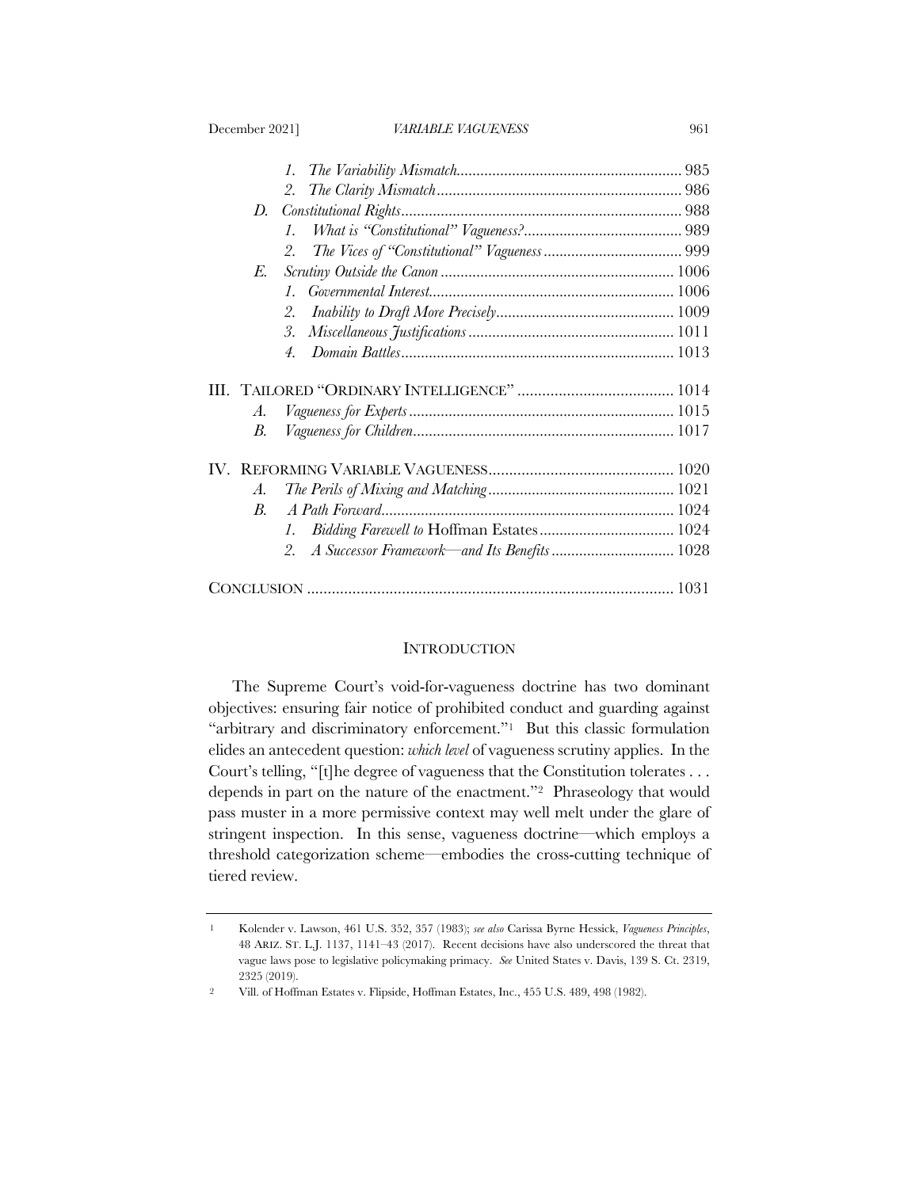1. *The Variability Mismatch* ........................................................ 985
2. *The Clarity Mismatch* ............................................................. 986

D. *Constitutional Rights* ...................................................................... 988

1. *What is "Constitutional" Vagueness?* ........................................ 989
2. *The Vices of "Constitutional" Vagueness* ................................... 999

E. *Scrutiny Outside the Canon* ........................................................... 1006

1. *Governmental Interest* ............................................................. 1006
2. *Inability to Draft More Precisely* ............................................ 1009
3. *Miscellaneous Justifications* ................................................... 1011
4. *Domain Battles* ....................................................................... 1013

III. TAILORED "ORDINARY INTELLIGENCE" ...................................... 1014

A. *Vagueness for Experts* .................................................................. 1015

B. *Vagueness for Children* ................................................................. 1017

IV. REFORMING VARIABLE VAGUENESS ............................................. 1020

A. *The Perils of Mixing and Matching* ............................................... 1021

B. *A Path Forward* ........................................................................... 1024

1. *Bidding Farewell to* Hoffman Estates .................................. 1024
2. *A Successor Framework—and Its Benefits* ............................... 1028

CONCLUSION ......................................................................................... 1031

## INTRODUCTION

The Supreme Court's void-for-vagueness doctrine has two dominant objectives: ensuring fair notice of prohibited conduct and guarding against "arbitrary and discriminatory enforcement."[1] But this classic formulation elides an antecedent question: *which level* of vagueness scrutiny applies. In the Court's telling, "[t]he degree of vagueness that the Constitution tolerates . . . depends in part on the nature of the enactment."[2] Phraseology that would pass muster in a more permissive context may well melt under the glare of stringent inspection. In this sense, vagueness doctrine—which employs a threshold categorization scheme—embodies the cross-cutting technique of tiered review.

---

1 Kolender v. Lawson, 461 U.S. 352, 357 (1983); *see also* Carissa Byrne Hessick, *Vagueness Principles*, 48 ARIZ. ST. L.J. 1137, 1141–43 (2017). Recent decisions have also underscored the threat that vague laws pose to legislative policymaking primacy. *See* United States v. Davis, 139 S. Ct. 2319, 2325 (2019).

2 Vill. of Hoffman Estates v. Flipside, Hoffman Estates, Inc., 455 U.S. 489, 498 (1982).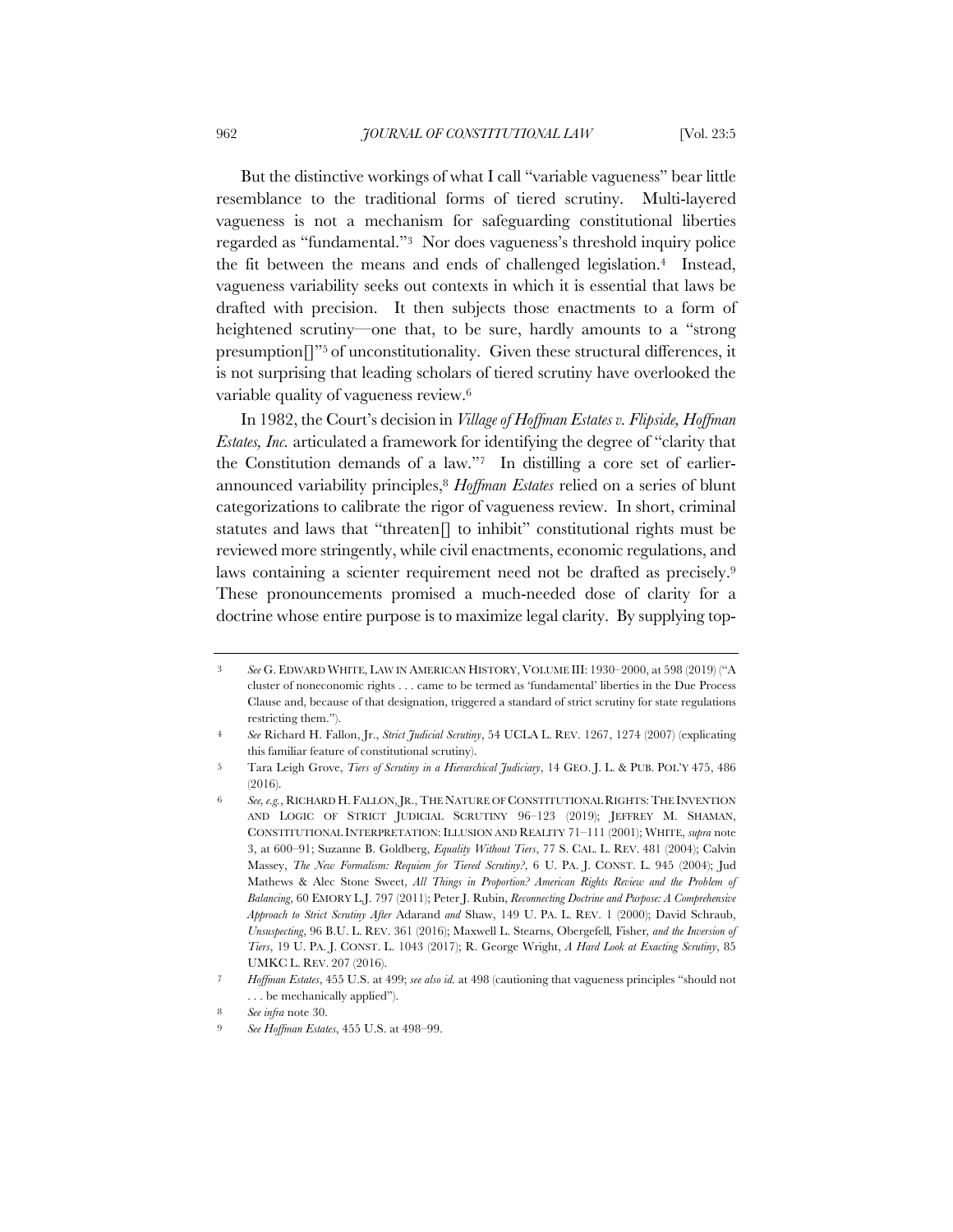But the distinctive workings of what I call "variable vagueness" bear little resemblance to the traditional forms of tiered scrutiny. Multi-layered vagueness is not a mechanism for safeguarding constitutional liberties regarded as "fundamental."[3] Nor does vagueness's threshold inquiry police the fit between the means and ends of challenged legislation.[4] Instead, vagueness variability seeks out contexts in which it is essential that laws be drafted with precision. It then subjects those enactments to a form of heightened scrutiny—one that, to be sure, hardly amounts to a "strong presumption[]"[5] of unconstitutionality. Given these structural differences, it is not surprising that leading scholars of tiered scrutiny have overlooked the variable quality of vagueness review.[6]

In 1982, the Court's decision in *Village of Hoffman Estates v. Flipside, Hoffman Estates, Inc.* articulated a framework for identifying the degree of "clarity that the Constitution demands of a law."[7] In distilling a core set of earlier-announced variability principles,[8] *Hoffman Estates* relied on a series of blunt categorizations to calibrate the rigor of vagueness review. In short, criminal statutes and laws that "threaten[] to inhibit" constitutional rights must be reviewed more stringently, while civil enactments, economic regulations, and laws containing a scienter requirement need not be drafted as precisely.[9] These pronouncements promised a much-needed dose of clarity for a doctrine whose entire purpose is to maximize legal clarity. By supplying top-

---

3 *See* G. EDWARD WHITE, LAW IN AMERICAN HISTORY, VOLUME III: 1930–2000, at 598 (2019) ("A cluster of noneconomic rights . . . came to be termed as 'fundamental' liberties in the Due Process Clause and, because of that designation, triggered a standard of strict scrutiny for state regulations restricting them.").

4 *See* Richard H. Fallon, Jr., *Strict Judicial Scrutiny*, 54 UCLA L. REV. 1267, 1274 (2007) (explicating this familiar feature of constitutional scrutiny).

5 Tara Leigh Grove, *Tiers of Scrutiny in a Hierarchical Judiciary*, 14 GEO. J. L. & PUB. POL'Y 475, 486 (2016).

6 *See, e.g.*, RICHARD H. FALLON, JR., THE NATURE OF CONSTITUTIONAL RIGHTS: THE INVENTION AND LOGIC OF STRICT JUDICIAL SCRUTINY 96–123 (2019); JEFFREY M. SHAMAN, CONSTITUTIONAL INTERPRETATION: ILLUSION AND REALITY 71–111 (2001); WHITE, *supra* note 3, at 600–91; Suzanne B. Goldberg, *Equality Without Tiers*, 77 S. CAL. L. REV. 481 (2004); Calvin Massey, *The New Formalism: Requiem for Tiered Scrutiny?*, 6 U. PA. J. CONST. L. 945 (2004); Jud Mathews & Alec Stone Sweet, *All Things in Proportion? American Rights Review and the Problem of Balancing*, 60 EMORY L.J. 797 (2011); Peter J. Rubin, *Reconnecting Doctrine and Purpose: A Comprehensive Approach to Strict Scrutiny After* Adarand *and* Shaw, 149 U. PA. L. REV. 1 (2000); David Schraub, *Unsuspecting*, 96 B.U. L. REV. 361 (2016); Maxwell L. Stearns, Obergefell*,* Fisher*, and the Inversion of Tiers*, 19 U. PA. J. CONST. L. 1043 (2017); R. George Wright, *A Hard Look at Exacting Scrutiny*, 85 UMKC L. REV. 207 (2016).

7 *Hoffman Estates*, 455 U.S. at 499; *see also id.* at 498 (cautioning that vagueness principles "should not . . . be mechanically applied").

8 *See infra* note 30.

9 *See Hoffman Estates*, 455 U.S. at 498–99.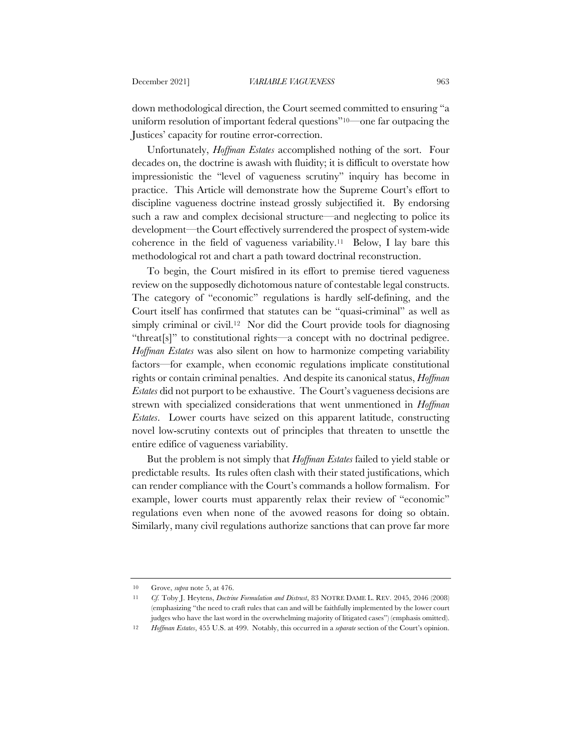down methodological direction, the Court seemed committed to ensuring "a uniform resolution of important federal questions"[10]—one far outpacing the Justices' capacity for routine error-correction.

Unfortunately, *Hoffman Estates* accomplished nothing of the sort. Four decades on, the doctrine is awash with fluidity; it is difficult to overstate how impressionistic the "level of vagueness scrutiny" inquiry has become in practice. This Article will demonstrate how the Supreme Court's effort to discipline vagueness doctrine instead grossly subjectified it. By endorsing such a raw and complex decisional structure—and neglecting to police its development—the Court effectively surrendered the prospect of system-wide coherence in the field of vagueness variability.[11] Below, I lay bare this methodological rot and chart a path toward doctrinal reconstruction.

To begin, the Court misfired in its effort to premise tiered vagueness review on the supposedly dichotomous nature of contestable legal constructs. The category of "economic" regulations is hardly self-defining, and the Court itself has confirmed that statutes can be "quasi-criminal" as well as simply criminal or civil.[12] Nor did the Court provide tools for diagnosing "threat[s]" to constitutional rights—a concept with no doctrinal pedigree. *Hoffman Estates* was also silent on how to harmonize competing variability factors—for example, when economic regulations implicate constitutional rights or contain criminal penalties. And despite its canonical status, *Hoffman Estates* did not purport to be exhaustive. The Court's vagueness decisions are strewn with specialized considerations that went unmentioned in *Hoffman Estates*. Lower courts have seized on this apparent latitude, constructing novel low-scrutiny contexts out of principles that threaten to unsettle the entire edifice of vagueness variability.

But the problem is not simply that *Hoffman Estates* failed to yield stable or predictable results. Its rules often clash with their stated justifications, which can render compliance with the Court's commands a hollow formalism. For example, lower courts must apparently relax their review of "economic" regulations even when none of the avowed reasons for doing so obtain. Similarly, many civil regulations authorize sanctions that can prove far more

---

10 Grove, *supra* note 5, at 476.

11 *Cf.* Toby J. Heytens, *Doctrine Formulation and Distrust*, 83 NOTRE DAME L. REV. 2045, 2046 (2008) (emphasizing "the need to craft rules that can and will be faithfully implemented by the lower court judges who have the last word in the overwhelming majority of litigated cases") (emphasis omitted).

12 *Hoffman Estates*, 455 U.S. at 499. Notably, this occurred in a *separate* section of the Court's opinion.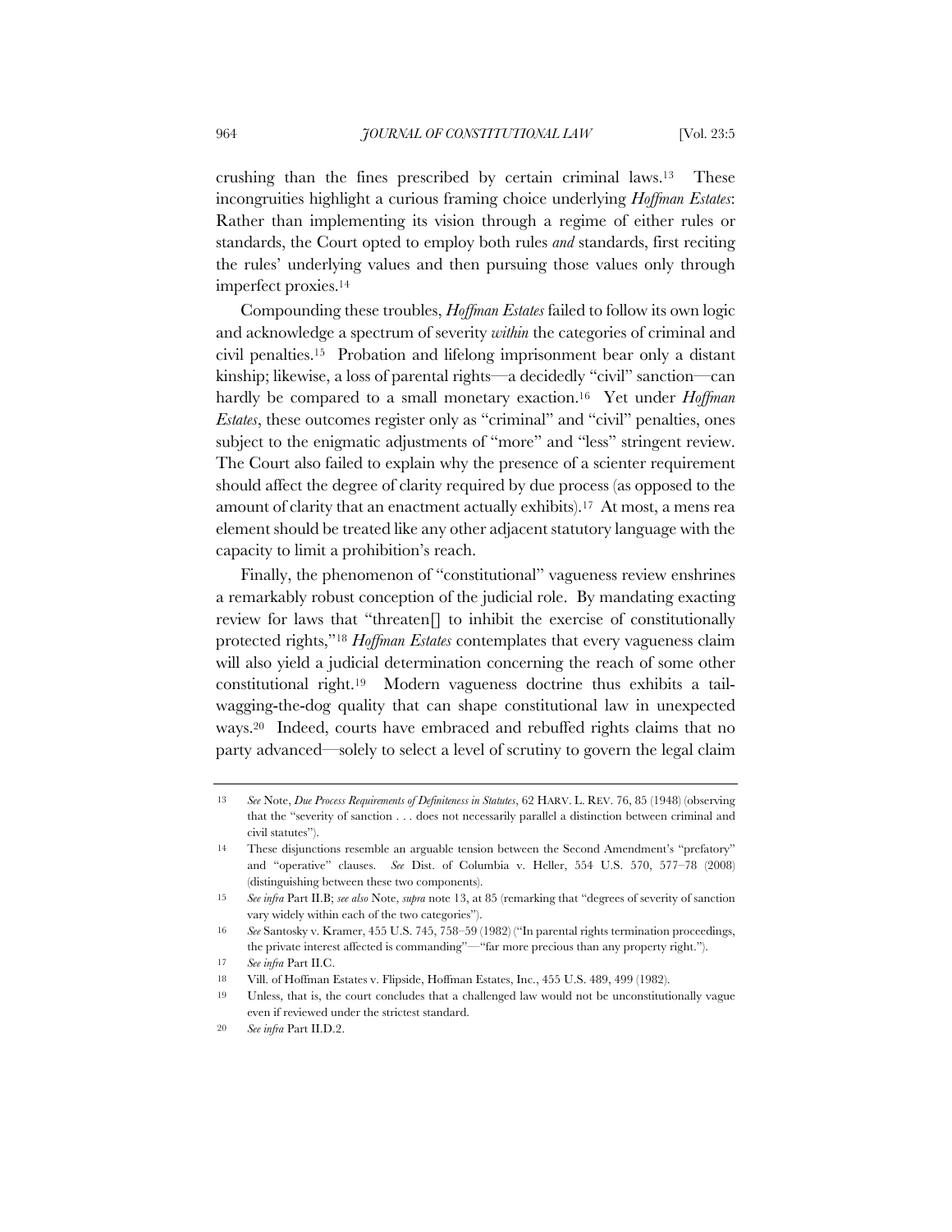crushing than the fines prescribed by certain criminal laws.[13] These incongruities highlight a curious framing choice underlying *Hoffman Estates*: Rather than implementing its vision through a regime of either rules or standards, the Court opted to employ both rules *and* standards, first reciting the rules' underlying values and then pursuing those values only through imperfect proxies.[14]

Compounding these troubles, *Hoffman Estates* failed to follow its own logic and acknowledge a spectrum of severity *within* the categories of criminal and civil penalties.[15] Probation and lifelong imprisonment bear only a distant kinship; likewise, a loss of parental rights—a decidedly "civil" sanction—can hardly be compared to a small monetary exaction.[16] Yet under *Hoffman Estates*, these outcomes register only as "criminal" and "civil" penalties, ones subject to the enigmatic adjustments of "more" and "less" stringent review. The Court also failed to explain why the presence of a scienter requirement should affect the degree of clarity required by due process (as opposed to the amount of clarity that an enactment actually exhibits).[17] At most, a mens rea element should be treated like any other adjacent statutory language with the capacity to limit a prohibition's reach.

Finally, the phenomenon of "constitutional" vagueness review enshrines a remarkably robust conception of the judicial role. By mandating exacting review for laws that "threaten[] to inhibit the exercise of constitutionally protected rights,"[18] *Hoffman Estates* contemplates that every vagueness claim will also yield a judicial determination concerning the reach of some other constitutional right.[19] Modern vagueness doctrine thus exhibits a tail-wagging-the-dog quality that can shape constitutional law in unexpected ways.[20] Indeed, courts have embraced and rebuffed rights claims that no party advanced—solely to select a level of scrutiny to govern the legal claim

---

13 *See* Note, *Due Process Requirements of Definiteness in Statutes*, 62 HARV. L. REV. 76, 85 (1948) (observing that the "severity of sanction . . . does not necessarily parallel a distinction between criminal and civil statutes").

14 These disjunctions resemble an arguable tension between the Second Amendment's "prefatory" and "operative" clauses. *See* Dist. of Columbia v. Heller, 554 U.S. 570, 577–78 (2008) (distinguishing between these two components).

15 *See infra* Part II.B; *see also* Note, *supra* note 13, at 85 (remarking that "degrees of severity of sanction vary widely within each of the two categories").

16 *See* Santosky v. Kramer, 455 U.S. 745, 758–59 (1982) ("In parental rights termination proceedings, the private interest affected is commanding"—"far more precious than any property right.").

17 *See infra* Part II.C.

18 Vill. of Hoffman Estates v. Flipside, Hoffman Estates, Inc., 455 U.S. 489, 499 (1982).

19 Unless, that is, the court concludes that a challenged law would not be unconstitutionally vague even if reviewed under the strictest standard.

20 *See infra* Part II.D.2.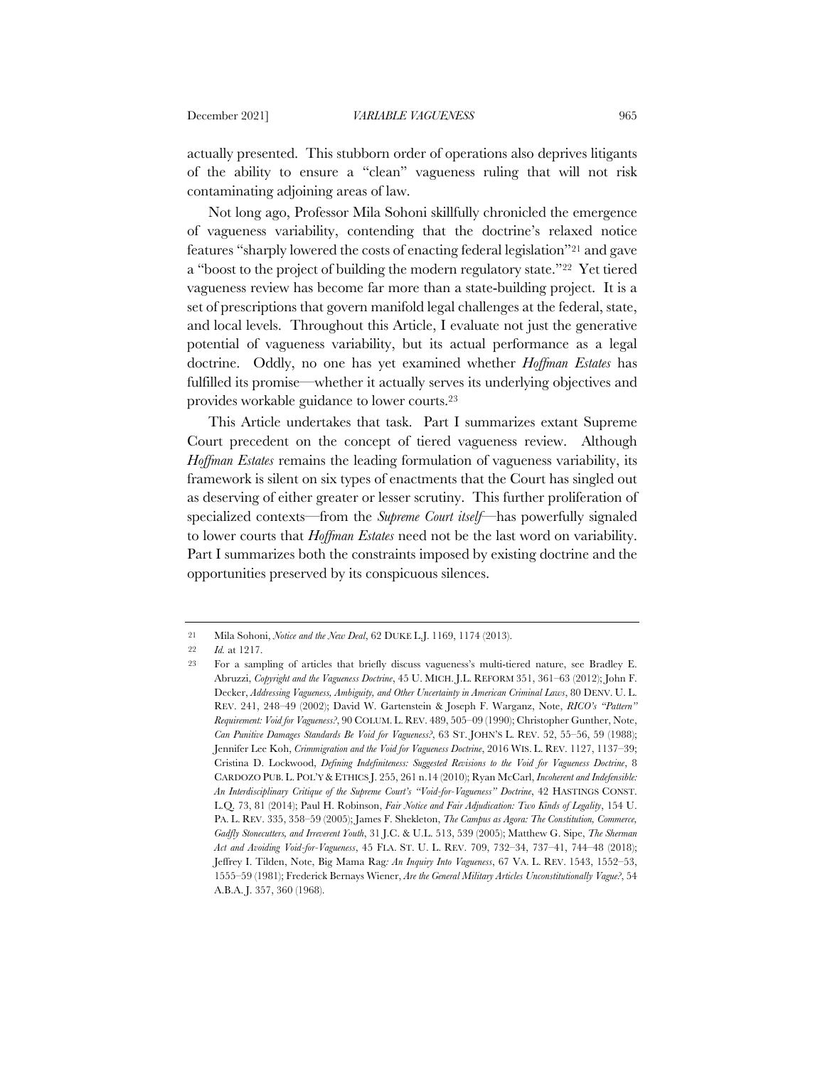actually presented. This stubborn order of operations also deprives litigants of the ability to ensure a "clean" vagueness ruling that will not risk contaminating adjoining areas of law.

Not long ago, Professor Mila Sohoni skillfully chronicled the emergence of vagueness variability, contending that the doctrine's relaxed notice features "sharply lowered the costs of enacting federal legislation"[21] and gave a "boost to the project of building the modern regulatory state."[22] Yet tiered vagueness review has become far more than a state-building project. It is a set of prescriptions that govern manifold legal challenges at the federal, state, and local levels. Throughout this Article, I evaluate not just the generative potential of vagueness variability, but its actual performance as a legal doctrine. Oddly, no one has yet examined whether *Hoffman Estates* has fulfilled its promise—whether it actually serves its underlying objectives and provides workable guidance to lower courts.[23]

This Article undertakes that task. Part I summarizes extant Supreme Court precedent on the concept of tiered vagueness review. Although *Hoffman Estates* remains the leading formulation of vagueness variability, its framework is silent on six types of enactments that the Court has singled out as deserving of either greater or lesser scrutiny. This further proliferation of specialized contexts—from the *Supreme Court itself*—has powerfully signaled to lower courts that *Hoffman Estates* need not be the last word on variability. Part I summarizes both the constraints imposed by existing doctrine and the opportunities preserved by its conspicuous silences.

---

21 Mila Sohoni, *Notice and the New Deal*, 62 DUKE L.J. 1169, 1174 (2013).

22 *Id.* at 1217.

23 For a sampling of articles that briefly discuss vagueness's multi-tiered nature, see Bradley E. Abruzzi, *Copyright and the Vagueness Doctrine*, 45 U. MICH. J.L. REFORM 351, 361–63 (2012); John F. Decker, *Addressing Vagueness, Ambiguity, and Other Uncertainty in American Criminal Laws*, 80 DENV. U. L. REV. 241, 248–49 (2002); David W. Gartenstein & Joseph F. Warganz, Note, *RICO's "Pattern" Requirement: Void for Vagueness?*, 90 COLUM. L. REV. 489, 505–09 (1990); Christopher Gunther, Note, *Can Punitive Damages Standards Be Void for Vagueness?*, 63 ST. JOHN'S L. REV. 52, 55–56, 59 (1988); Jennifer Lee Koh, *Crimmigration and the Void for Vagueness Doctrine*, 2016 WIS. L. REV. 1127, 1137–39; Cristina D. Lockwood, *Defining Indefiniteness: Suggested Revisions to the Void for Vagueness Doctrine*, 8 CARDOZO PUB. L. POL'Y & ETHICS J. 255, 261 n.14 (2010); Ryan McCarl, *Incoherent and Indefensible: An Interdisciplinary Critique of the Supreme Court's "Void-for-Vagueness" Doctrine*, 42 HASTINGS CONST. L.Q. 73, 81 (2014); Paul H. Robinson, *Fair Notice and Fair Adjudication: Two Kinds of Legality*, 154 U. PA. L. REV. 335, 358–59 (2005); James F. Shekleton, *The Campus as Agora: The Constitution, Commerce, Gadfly Stonecutters, and Irreverent Youth*, 31 J.C. & U.L. 513, 539 (2005); Matthew G. Sipe, *The Sherman Act and Avoiding Void-for-Vagueness*, 45 FLA. ST. U. L. REV. 709, 732–34, 737–41, 744–48 (2018); Jeffrey I. Tilden, Note, Big Mama Rag*: An Inquiry Into Vagueness*, 67 VA. L. REV. 1543, 1552–53, 1555–59 (1981); Frederick Bernays Wiener, *Are the General Military Articles Unconstitutionally Vague?*, 54 A.B.A. J. 357, 360 (1968).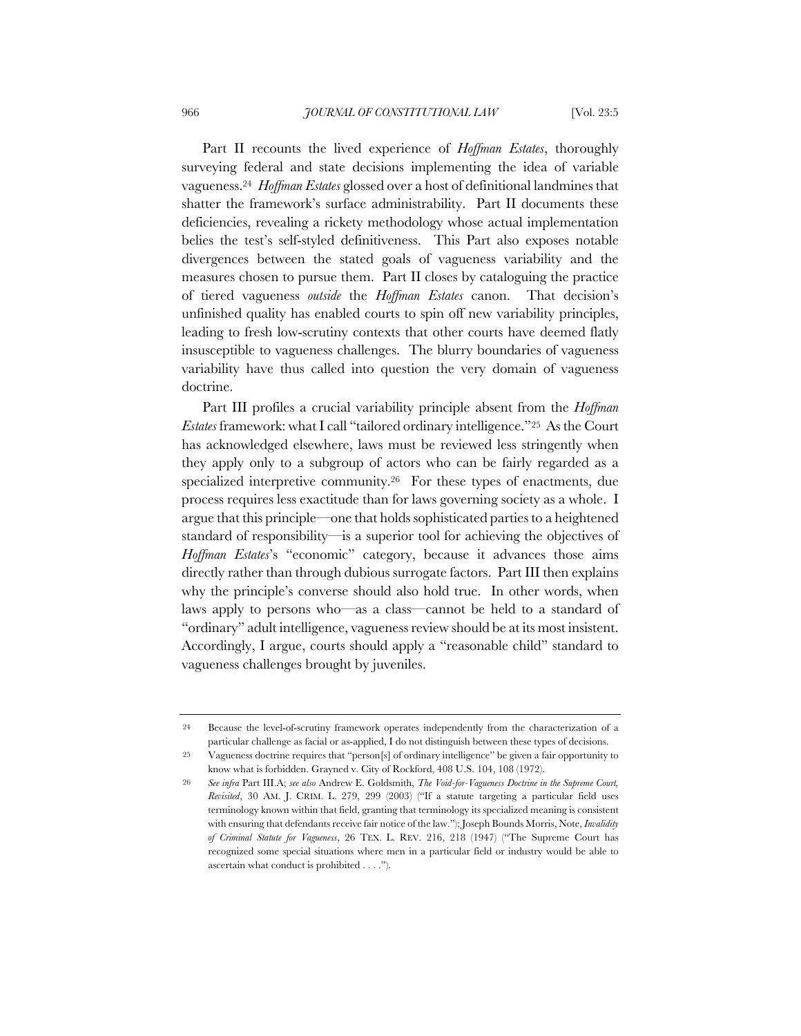Part II recounts the lived experience of *Hoffman Estates*, thoroughly surveying federal and state decisions implementing the idea of variable vagueness.[24] *Hoffman Estates* glossed over a host of definitional landmines that shatter the framework's surface administrability. Part II documents these deficiencies, revealing a rickety methodology whose actual implementation belies the test's self-styled definitiveness. This Part also exposes notable divergences between the stated goals of vagueness variability and the measures chosen to pursue them. Part II closes by cataloguing the practice of tiered vagueness *outside* the *Hoffman Estates* canon. That decision's unfinished quality has enabled courts to spin off new variability principles, leading to fresh low-scrutiny contexts that other courts have deemed flatly insusceptible to vagueness challenges. The blurry boundaries of vagueness variability have thus called into question the very domain of vagueness doctrine.

Part III profiles a crucial variability principle absent from the *Hoffman Estates* framework: what I call "tailored ordinary intelligence."[25] As the Court has acknowledged elsewhere, laws must be reviewed less stringently when they apply only to a subgroup of actors who can be fairly regarded as a specialized interpretive community.[26] For these types of enactments, due process requires less exactitude than for laws governing society as a whole. I argue that this principle—one that holds sophisticated parties to a heightened standard of responsibility—is a superior tool for achieving the objectives of *Hoffman Estates*'s "economic" category, because it advances those aims directly rather than through dubious surrogate factors. Part III then explains why the principle's converse should also hold true. In other words, when laws apply to persons who—as a class—cannot be held to a standard of "ordinary" adult intelligence, vagueness review should be at its most insistent. Accordingly, I argue, courts should apply a "reasonable child" standard to vagueness challenges brought by juveniles.

---

24 Because the level-of-scrutiny framework operates independently from the characterization of a particular challenge as facial or as-applied, I do not distinguish between these types of decisions.

25 Vagueness doctrine requires that "person[s] of ordinary intelligence" be given a fair opportunity to know what is forbidden. Grayned v. City of Rockford, 408 U.S. 104, 108 (1972).

26 *See infra* Part III.A; *see also* Andrew E. Goldsmith, *The Void-for-Vagueness Doctrine in the Supreme Court, Revisited*, 30 AM. J. CRIM. L. 279, 299 (2003) ("If a statute targeting a particular field uses terminology known within that field, granting that terminology its specialized meaning is consistent with ensuring that defendants receive fair notice of the law."); Joseph Bounds Morris, Note, *Invalidity of Criminal Statute for Vagueness*, 26 TEX. L. REV. 216, 218 (1947) ("The Supreme Court has recognized some special situations where men in a particular field or industry would be able to ascertain what conduct is prohibited . . . .").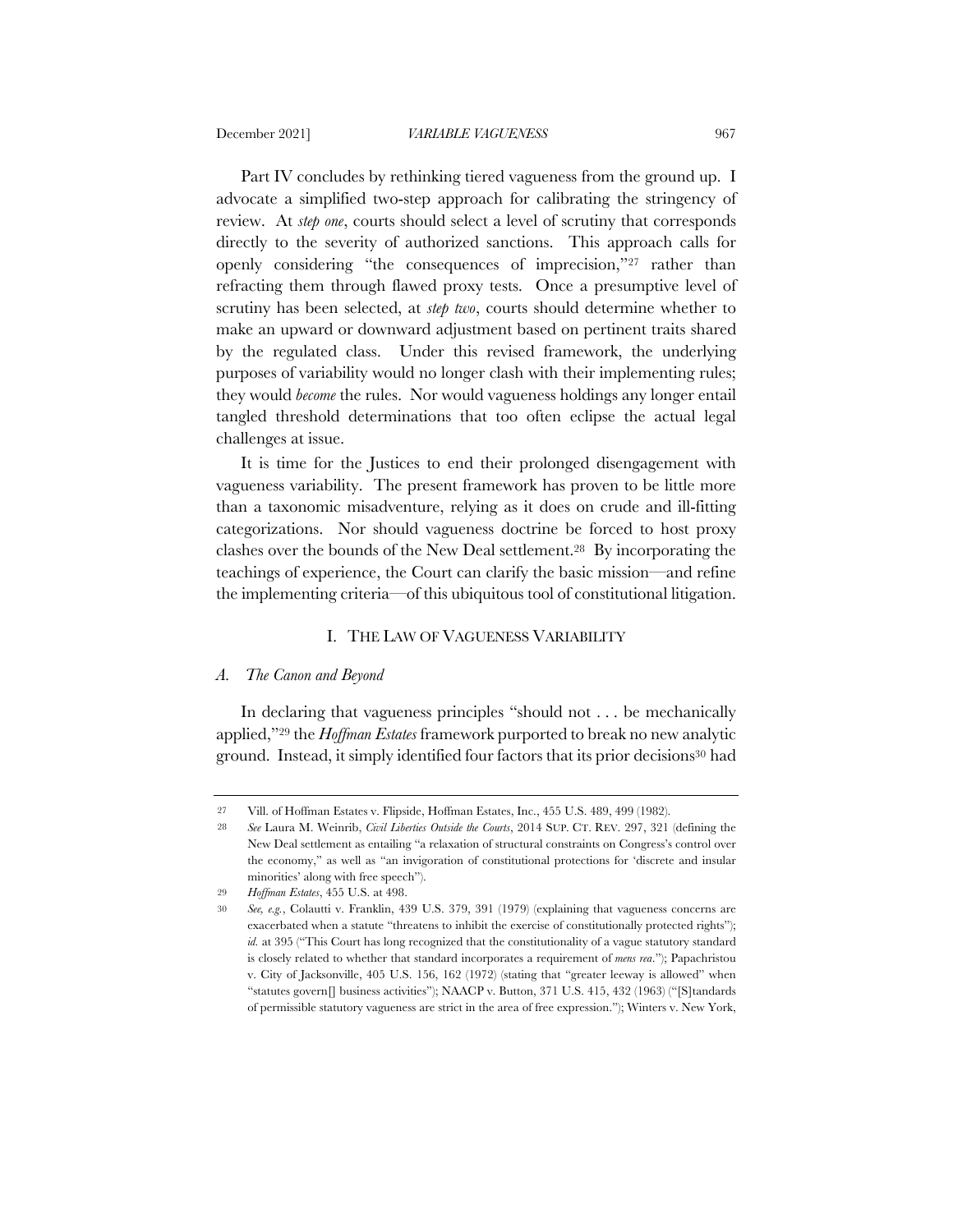Part IV concludes by rethinking tiered vagueness from the ground up. I advocate a simplified two-step approach for calibrating the stringency of review. At *step one*, courts should select a level of scrutiny that corresponds directly to the severity of authorized sanctions. This approach calls for openly considering "the consequences of imprecision,"[27] rather than refracting them through flawed proxy tests. Once a presumptive level of scrutiny has been selected, at *step two*, courts should determine whether to make an upward or downward adjustment based on pertinent traits shared by the regulated class. Under this revised framework, the underlying purposes of variability would no longer clash with their implementing rules; they would *become* the rules. Nor would vagueness holdings any longer entail tangled threshold determinations that too often eclipse the actual legal challenges at issue.

It is time for the Justices to end their prolonged disengagement with vagueness variability. The present framework has proven to be little more than a taxonomic misadventure, relying as it does on crude and ill-fitting categorizations. Nor should vagueness doctrine be forced to host proxy clashes over the bounds of the New Deal settlement.[28] By incorporating the teachings of experience, the Court can clarify the basic mission—and refine the implementing criteria—of this ubiquitous tool of constitutional litigation.

# I. THE LAW OF VAGUENESS VARIABILITY

## *A. The Canon and Beyond*

In declaring that vagueness principles "should not . . . be mechanically applied,"[29] the *Hoffman Estates* framework purported to break no new analytic ground. Instead, it simply identified four factors that its prior decisions[30] had

---

27 Vill. of Hoffman Estates v. Flipside, Hoffman Estates, Inc., 455 U.S. 489, 499 (1982).

28 *See* Laura M. Weinrib, *Civil Liberties Outside the Courts*, 2014 SUP. CT. REV. 297, 321 (defining the New Deal settlement as entailing "a relaxation of structural constraints on Congress's control over the economy," as well as "an invigoration of constitutional protections for 'discrete and insular minorities' along with free speech").

29 *Hoffman Estates*, 455 U.S. at 498.

30 *See, e.g.*, Colautti v. Franklin, 439 U.S. 379, 391 (1979) (explaining that vagueness concerns are exacerbated when a statute "threatens to inhibit the exercise of constitutionally protected rights"); *id.* at 395 ("This Court has long recognized that the constitutionality of a vague statutory standard is closely related to whether that standard incorporates a requirement of *mens rea*."); Papachristou v. City of Jacksonville, 405 U.S. 156, 162 (1972) (stating that "greater leeway is allowed" when "statutes govern[] business activities"); NAACP v. Button, 371 U.S. 415, 432 (1963) ("[S]tandards of permissible statutory vagueness are strict in the area of free expression."); Winters v. New York,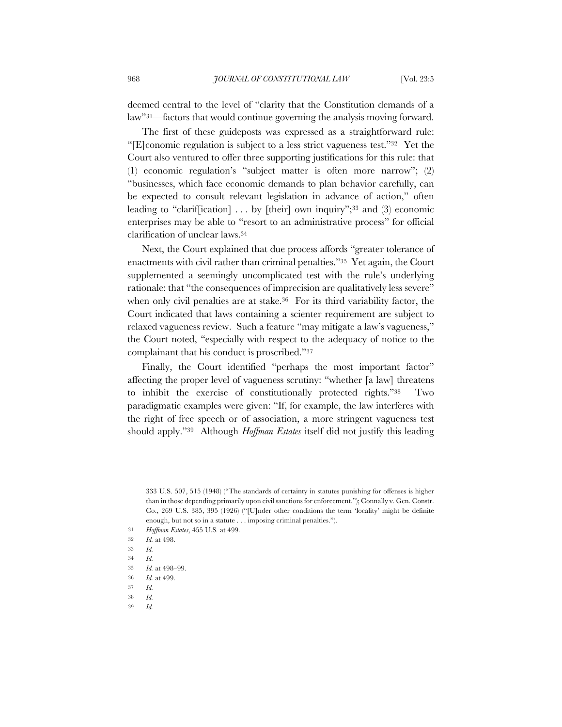deemed central to the level of "clarity that the Constitution demands of a law"[31]—factors that would continue governing the analysis moving forward.

The first of these guideposts was expressed as a straightforward rule: "[E]conomic regulation is subject to a less strict vagueness test."[32] Yet the Court also ventured to offer three supporting justifications for this rule: that (1) economic regulation's "subject matter is often more narrow"; (2) "businesses, which face economic demands to plan behavior carefully, can be expected to consult relevant legislation in advance of action," often leading to "clarif[ication] . . . by [their] own inquiry";[33] and (3) economic enterprises may be able to "resort to an administrative process" for official clarification of unclear laws.[34]

Next, the Court explained that due process affords "greater tolerance of enactments with civil rather than criminal penalties."[35] Yet again, the Court supplemented a seemingly uncomplicated test with the rule's underlying rationale: that "the consequences of imprecision are qualitatively less severe" when only civil penalties are at stake.[36] For its third variability factor, the Court indicated that laws containing a scienter requirement are subject to relaxed vagueness review. Such a feature "may mitigate a law's vagueness," the Court noted, "especially with respect to the adequacy of notice to the complainant that his conduct is proscribed."[37]

Finally, the Court identified "perhaps the most important factor" affecting the proper level of vagueness scrutiny: "whether [a law] threatens to inhibit the exercise of constitutionally protected rights."[38] Two paradigmatic examples were given: "If, for example, the law interferes with the right of free speech or of association, a more stringent vagueness test should apply."[39] Although *Hoffman Estates* itself did not justify this leading

---

333 U.S. 507, 515 (1948) ("The standards of certainty in statutes punishing for offenses is higher than in those depending primarily upon civil sanctions for enforcement."); Connally v. Gen. Constr. Co., 269 U.S. 385, 395 (1926) ("[U]nder other conditions the term 'locality' might be definite enough, but not so in a statute . . . imposing criminal penalties.").

31 *Hoffman Estates*, 455 U.S. at 499.

32 *Id.* at 498.

33 *Id.*

34 *Id.*

35 *Id.* at 498–99.

36 *Id.* at 499.

37 *Id.*

38 *Id.*

39 *Id.*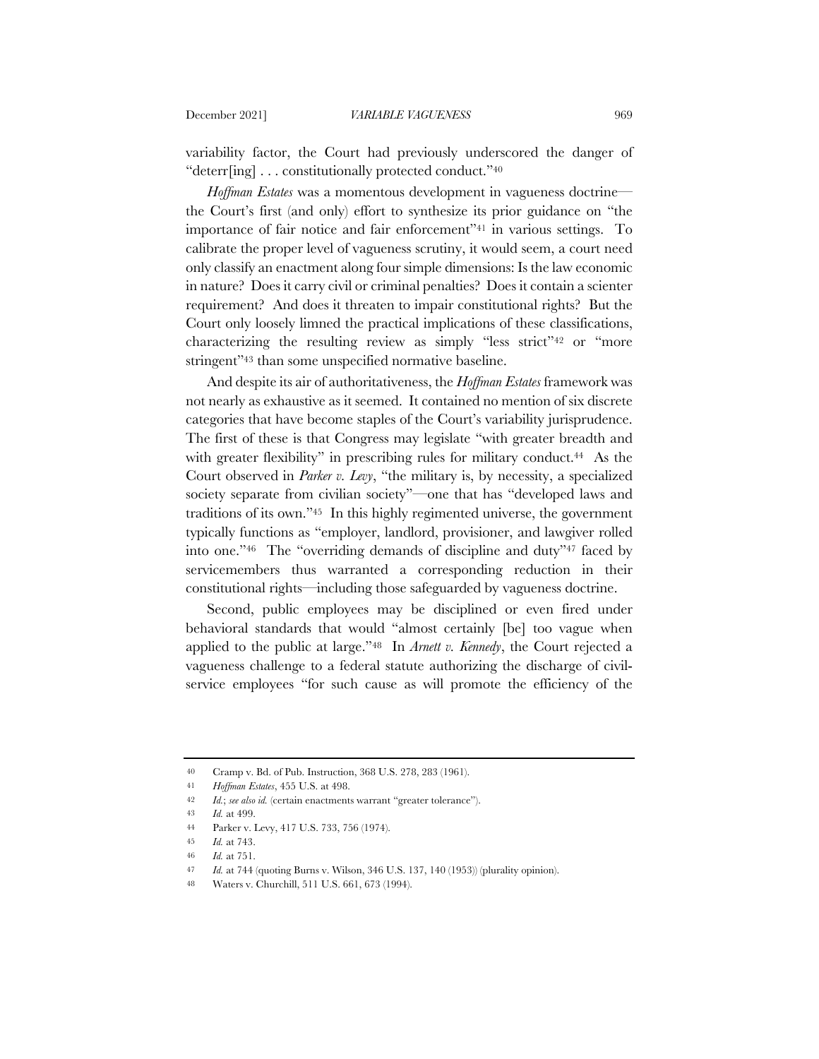variability factor, the Court had previously underscored the danger of "deterr[ing] . . . constitutionally protected conduct."[40]

*Hoffman Estates* was a momentous development in vagueness doctrine—the Court's first (and only) effort to synthesize its prior guidance on "the importance of fair notice and fair enforcement"[41] in various settings. To calibrate the proper level of vagueness scrutiny, it would seem, a court need only classify an enactment along four simple dimensions: Is the law economic in nature? Does it carry civil or criminal penalties? Does it contain a scienter requirement? And does it threaten to impair constitutional rights? But the Court only loosely limned the practical implications of these classifications, characterizing the resulting review as simply "less strict"[42] or "more stringent"[43] than some unspecified normative baseline.

And despite its air of authoritativeness, the *Hoffman Estates* framework was not nearly as exhaustive as it seemed. It contained no mention of six discrete categories that have become staples of the Court's variability jurisprudence. The first of these is that Congress may legislate "with greater breadth and with greater flexibility" in prescribing rules for military conduct.[44] As the Court observed in *Parker v. Levy*, "the military is, by necessity, a specialized society separate from civilian society"—one that has "developed laws and traditions of its own."[45] In this highly regimented universe, the government typically functions as "employer, landlord, provisioner, and lawgiver rolled into one."[46] The "overriding demands of discipline and duty"[47] faced by servicemembers thus warranted a corresponding reduction in their constitutional rights—including those safeguarded by vagueness doctrine.

Second, public employees may be disciplined or even fired under behavioral standards that would "almost certainly [be] too vague when applied to the public at large."[48] In *Arnett v. Kennedy*, the Court rejected a vagueness challenge to a federal statute authorizing the discharge of civil-service employees "for such cause as will promote the efficiency of the

---

40 Cramp v. Bd. of Pub. Instruction, 368 U.S. 278, 283 (1961).

41 *Hoffman Estates*, 455 U.S. at 498.

42 *Id.*; *see also id.* (certain enactments warrant "greater tolerance").

43 *Id.* at 499.

44 Parker v. Levy, 417 U.S. 733, 756 (1974).

45 *Id.* at 743.

46 *Id.* at 751.

47 *Id.* at 744 (quoting Burns v. Wilson, 346 U.S. 137, 140 (1953)) (plurality opinion).

48 Waters v. Churchill, 511 U.S. 661, 673 (1994).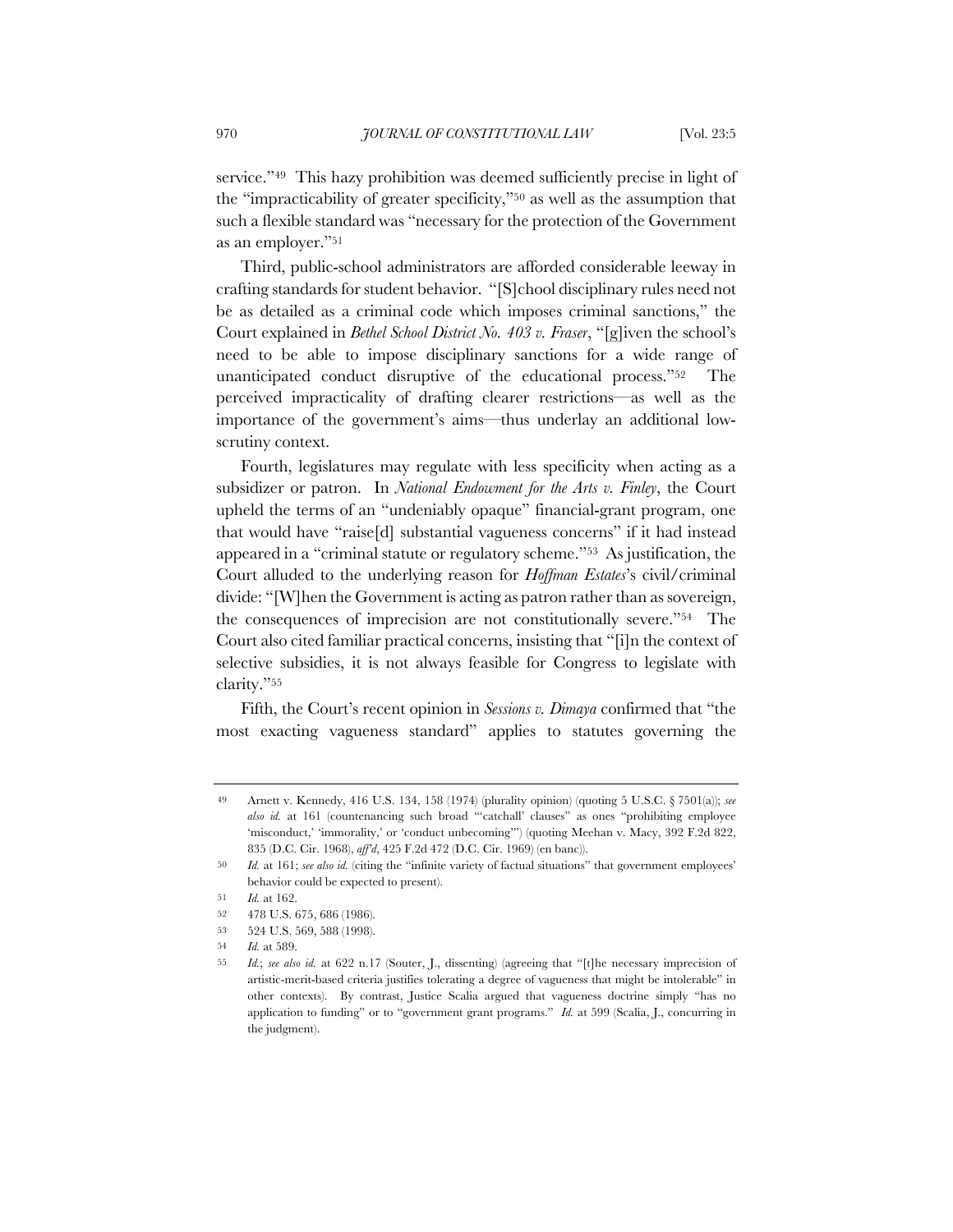service."[49] This hazy prohibition was deemed sufficiently precise in light of the "impracticability of greater specificity,"[50] as well as the assumption that such a flexible standard was "necessary for the protection of the Government as an employer."[51]

Third, public-school administrators are afforded considerable leeway in crafting standards for student behavior. "[S]chool disciplinary rules need not be as detailed as a criminal code which imposes criminal sanctions," the Court explained in *Bethel School District No. 403 v. Fraser*, "[g]iven the school's need to be able to impose disciplinary sanctions for a wide range of unanticipated conduct disruptive of the educational process."[52] The perceived impracticality of drafting clearer restrictions—as well as the importance of the government's aims—thus underlay an additional low-scrutiny context.

Fourth, legislatures may regulate with less specificity when acting as a subsidizer or patron. In *National Endowment for the Arts v. Finley*, the Court upheld the terms of an "undeniably opaque" financial-grant program, one that would have "raise[d] substantial vagueness concerns" if it had instead appeared in a "criminal statute or regulatory scheme."[53] As justification, the Court alluded to the underlying reason for *Hoffman Estates*'s civil/criminal divide: "[W]hen the Government is acting as patron rather than as sovereign, the consequences of imprecision are not constitutionally severe."[54] The Court also cited familiar practical concerns, insisting that "[i]n the context of selective subsidies, it is not always feasible for Congress to legislate with clarity."[55]

Fifth, the Court's recent opinion in *Sessions v. Dimaya* confirmed that "the most exacting vagueness standard" applies to statutes governing the

---

49 Arnett v. Kennedy, 416 U.S. 134, 158 (1974) (plurality opinion) (quoting 5 U.S.C. § 7501(a)); *see also id.* at 161 (countenancing such broad "'catchall' clauses" as ones "prohibiting employee 'misconduct,' 'immorality,' or 'conduct unbecoming'") (quoting Meehan v. Macy, 392 F.2d 822, 835 (D.C. Cir. 1968), *aff'd*, 425 F.2d 472 (D.C. Cir. 1969) (en banc)).

50 *Id.* at 161; *see also id.* (citing the "infinite variety of factual situations" that government employees' behavior could be expected to present).

51 *Id.* at 162.

52 478 U.S. 675, 686 (1986).

53 524 U.S. 569, 588 (1998).

54 *Id.* at 589.

55 *Id.*; *see also id.* at 622 n.17 (Souter, J., dissenting) (agreeing that "[t]he necessary imprecision of artistic-merit-based criteria justifies tolerating a degree of vagueness that might be intolerable" in other contexts). By contrast, Justice Scalia argued that vagueness doctrine simply "has no application to funding" or to "government grant programs." *Id.* at 599 (Scalia, J., concurring in the judgment).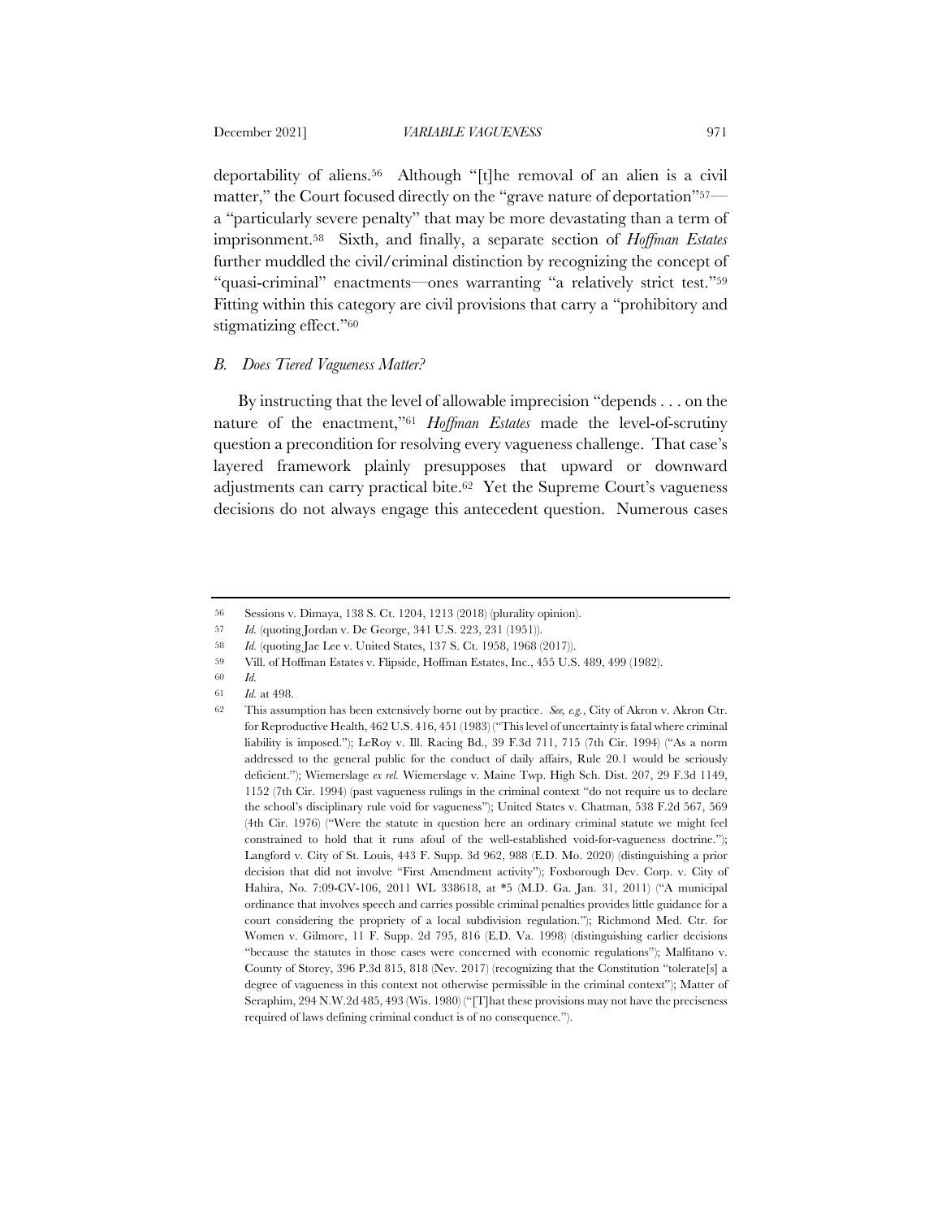deportability of aliens.[56] Although "[t]he removal of an alien is a civil matter," the Court focused directly on the "grave nature of deportation"[57]—a "particularly severe penalty" that may be more devastating than a term of imprisonment.[58] Sixth, and finally, a separate section of *Hoffman Estates* further muddled the civil/criminal distinction by recognizing the concept of "quasi-criminal" enactments—ones warranting "a relatively strict test."[59] Fitting within this category are civil provisions that carry a "prohibitory and stigmatizing effect."[60]

### B. *Does Tiered Vagueness Matter?*

By instructing that the level of allowable imprecision "depends . . . on the nature of the enactment,"[61] *Hoffman Estates* made the level-of-scrutiny question a precondition for resolving every vagueness challenge. That case's layered framework plainly presupposes that upward or downward adjustments can carry practical bite.[62] Yet the Supreme Court's vagueness decisions do not always engage this antecedent question. Numerous cases

---

56 Sessions v. Dimaya, 138 S. Ct. 1204, 1213 (2018) (plurality opinion).

57 *Id.* (quoting Jordan v. De George, 341 U.S. 223, 231 (1951)).

58 *Id.* (quoting Jae Lee v. United States, 137 S. Ct. 1958, 1968 (2017)).

59 Vill. of Hoffman Estates v. Flipside, Hoffman Estates, Inc., 455 U.S. 489, 499 (1982).

60 *Id.*

61 *Id.* at 498.

62 This assumption has been extensively borne out by practice. *See, e.g.*, City of Akron v. Akron Ctr. for Reproductive Health, 462 U.S. 416, 451 (1983) ("This level of uncertainty is fatal where criminal liability is imposed."); LeRoy v. Ill. Racing Bd., 39 F.3d 711, 715 (7th Cir. 1994) ("As a norm addressed to the general public for the conduct of daily affairs, Rule 20.1 would be seriously deficient."); Wiemerslage *ex rel.* Wiemerslage v. Maine Twp. High Sch. Dist. 207, 29 F.3d 1149, 1152 (7th Cir. 1994) (past vagueness rulings in the criminal context "do not require us to declare the school's disciplinary rule void for vagueness"); United States v. Chatman, 538 F.2d 567, 569 (4th Cir. 1976) ("Were the statute in question here an ordinary criminal statute we might feel constrained to hold that it runs afoul of the well-established void-for-vagueness doctrine."); Langford v. City of St. Louis, 443 F. Supp. 3d 962, 988 (E.D. Mo. 2020) (distinguishing a prior decision that did not involve "First Amendment activity"); Foxborough Dev. Corp. v. City of Hahira, No. 7:09-CV-106, 2011 WL 338618, at *5 (M.D. Ga. Jan. 31, 2011) ("A municipal ordinance that involves speech and carries possible criminal penalties provides little guidance for a court considering the propriety of a local subdivision regulation."); Richmond Med. Ctr. for Women v. Gilmore, 11 F. Supp. 2d 795, 816 (E.D. Va. 1998) (distinguishing earlier decisions "because the statutes in those cases were concerned with economic regulations"); Malfitano v. County of Storey, 396 P.3d 815, 818 (Nev. 2017) (recognizing that the Constitution "tolerate[s] a degree of vagueness in this context not otherwise permissible in the criminal context"); Matter of Seraphim, 294 N.W.2d 485, 493 (Wis. 1980) ("[T]hat these provisions may not have the preciseness required of laws defining criminal conduct is of no consequence.").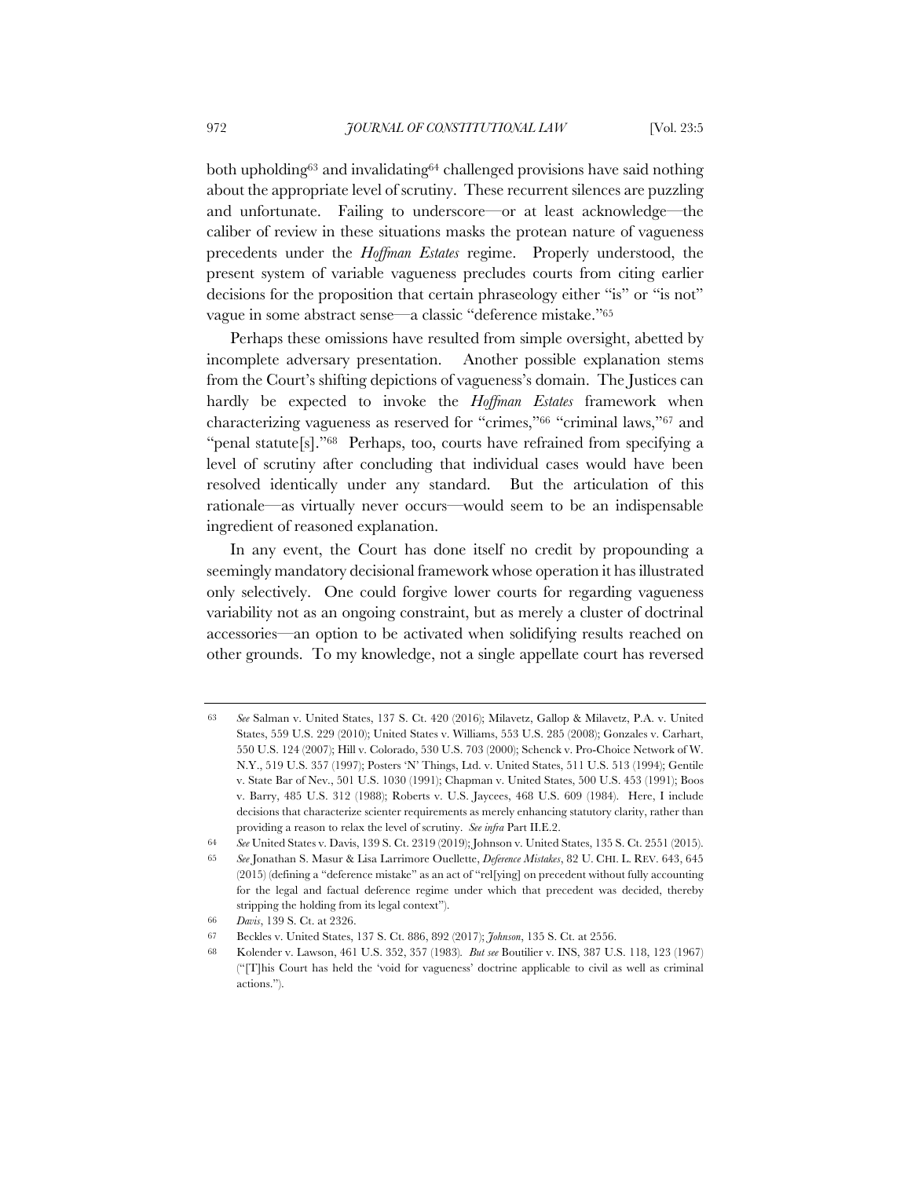both upholding[63] and invalidating[64] challenged provisions have said nothing about the appropriate level of scrutiny. These recurrent silences are puzzling and unfortunate. Failing to underscore—or at least acknowledge—the caliber of review in these situations masks the protean nature of vagueness precedents under the *Hoffman Estates* regime. Properly understood, the present system of variable vagueness precludes courts from citing earlier decisions for the proposition that certain phraseology either "is" or "is not" vague in some abstract sense—a classic "deference mistake."[65]

Perhaps these omissions have resulted from simple oversight, abetted by incomplete adversary presentation. Another possible explanation stems from the Court's shifting depictions of vagueness's domain. The Justices can hardly be expected to invoke the *Hoffman Estates* framework when characterizing vagueness as reserved for "crimes,"[66] "criminal laws,"[67] and "penal statute[s]."[68] Perhaps, too, courts have refrained from specifying a level of scrutiny after concluding that individual cases would have been resolved identically under any standard. But the articulation of this rationale—as virtually never occurs—would seem to be an indispensable ingredient of reasoned explanation.

In any event, the Court has done itself no credit by propounding a seemingly mandatory decisional framework whose operation it has illustrated only selectively. One could forgive lower courts for regarding vagueness variability not as an ongoing constraint, but as merely a cluster of doctrinal accessories—an option to be activated when solidifying results reached on other grounds. To my knowledge, not a single appellate court has reversed

---

63 *See* Salman v. United States, 137 S. Ct. 420 (2016); Milavetz, Gallop & Milavetz, P.A. v. United States, 559 U.S. 229 (2010); United States v. Williams, 553 U.S. 285 (2008); Gonzales v. Carhart, 550 U.S. 124 (2007); Hill v. Colorado, 530 U.S. 703 (2000); Schenck v. Pro-Choice Network of W. N.Y., 519 U.S. 357 (1997); Posters 'N' Things, Ltd. v. United States, 511 U.S. 513 (1994); Gentile v. State Bar of Nev., 501 U.S. 1030 (1991); Chapman v. United States, 500 U.S. 453 (1991); Boos v. Barry, 485 U.S. 312 (1988); Roberts v. U.S. Jaycees, 468 U.S. 609 (1984). Here, I include decisions that characterize scienter requirements as merely enhancing statutory clarity, rather than providing a reason to relax the level of scrutiny. *See infra* Part II.E.2.

64 *See* United States v. Davis, 139 S. Ct. 2319 (2019); Johnson v. United States, 135 S. Ct. 2551 (2015).

65 *See* Jonathan S. Masur & Lisa Larrimore Ouellette, *Deference Mistakes*, 82 U. CHI. L. REV. 643, 645 (2015) (defining a "deference mistake" as an act of "rel[ying] on precedent without fully accounting for the legal and factual deference regime under which that precedent was decided, thereby stripping the holding from its legal context").

66 *Davis*, 139 S. Ct. at 2326.

67 Beckles v. United States, 137 S. Ct. 886, 892 (2017); *Johnson*, 135 S. Ct. at 2556.

68 Kolender v. Lawson, 461 U.S. 352, 357 (1983). *But see* Boutilier v. INS, 387 U.S. 118, 123 (1967) ("[T]his Court has held the 'void for vagueness' doctrine applicable to civil as well as criminal actions.").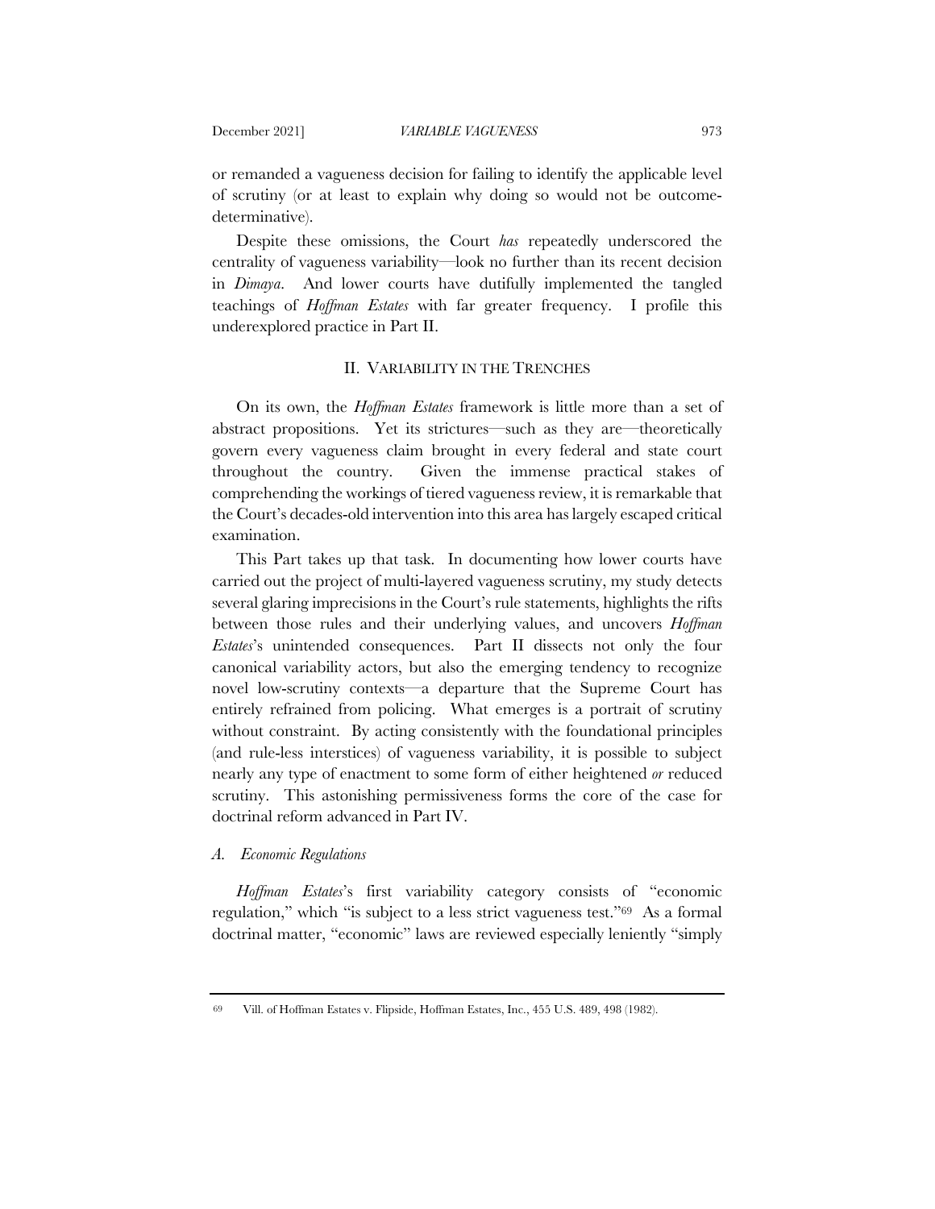or remanded a vagueness decision for failing to identify the applicable level of scrutiny (or at least to explain why doing so would not be outcome-determinative).

Despite these omissions, the Court *has* repeatedly underscored the centrality of vagueness variability—look no further than its recent decision in *Dimaya*. And lower courts have dutifully implemented the tangled teachings of *Hoffman Estates* with far greater frequency. I profile this underexplored practice in Part II.

## II. Variability in the Trenches

On its own, the *Hoffman Estates* framework is little more than a set of abstract propositions. Yet its strictures—such as they are—theoretically govern every vagueness claim brought in every federal and state court throughout the country. Given the immense practical stakes of comprehending the workings of tiered vagueness review, it is remarkable that the Court's decades-old intervention into this area has largely escaped critical examination.

This Part takes up that task. In documenting how lower courts have carried out the project of multi-layered vagueness scrutiny, my study detects several glaring imprecisions in the Court's rule statements, highlights the rifts between those rules and their underlying values, and uncovers *Hoffman Estates*'s unintended consequences. Part II dissects not only the four canonical variability actors, but also the emerging tendency to recognize novel low-scrutiny contexts—a departure that the Supreme Court has entirely refrained from policing. What emerges is a portrait of scrutiny without constraint. By acting consistently with the foundational principles (and rule-less interstices) of vagueness variability, it is possible to subject nearly any type of enactment to some form of either heightened *or* reduced scrutiny. This astonishing permissiveness forms the core of the case for doctrinal reform advanced in Part IV.

### A. *Economic Regulations*

*Hoffman Estates*'s first variability category consists of "economic regulation," which "is subject to a less strict vagueness test."[69] As a formal doctrinal matter, "economic" laws are reviewed especially leniently "simply

---

[69] Vill. of Hoffman Estates v. Flipside, Hoffman Estates, Inc., 455 U.S. 489, 498 (1982).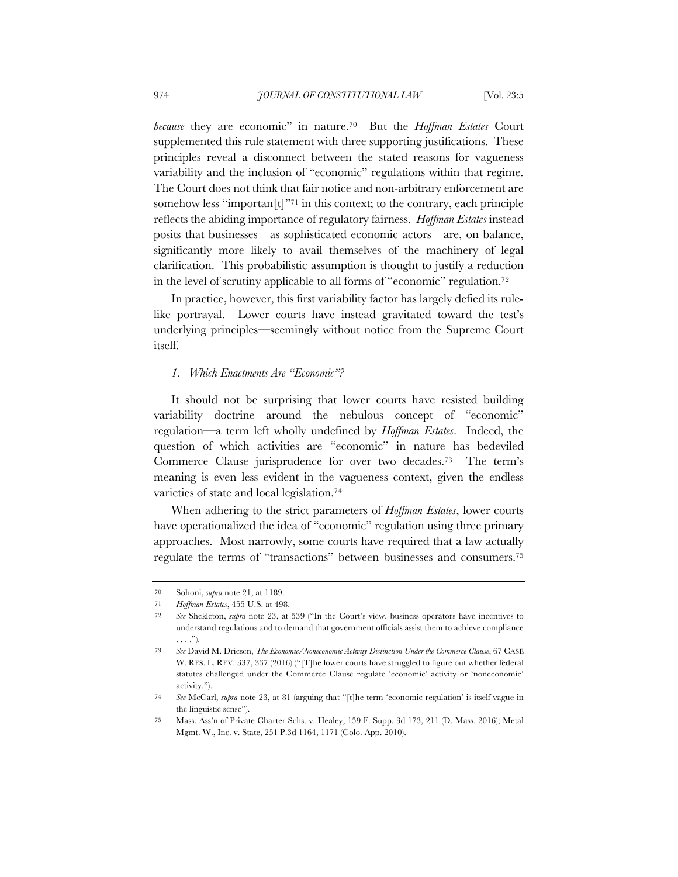*because* they are economic" in nature.[70] But the *Hoffman Estates* Court supplemented this rule statement with three supporting justifications. These principles reveal a disconnect between the stated reasons for vagueness variability and the inclusion of "economic" regulations within that regime. The Court does not think that fair notice and non-arbitrary enforcement are somehow less "importan[t]"[71] in this context; to the contrary, each principle reflects the abiding importance of regulatory fairness. *Hoffman Estates* instead posits that businesses—as sophisticated economic actors—are, on balance, significantly more likely to avail themselves of the machinery of legal clarification. This probabilistic assumption is thought to justify a reduction in the level of scrutiny applicable to all forms of "economic" regulation.[72]

In practice, however, this first variability factor has largely defied its rule-like portrayal. Lower courts have instead gravitated toward the test's underlying principles—seemingly without notice from the Supreme Court itself.

### *1. Which Enactments Are "Economic"?*

It should not be surprising that lower courts have resisted building variability doctrine around the nebulous concept of "economic" regulation—a term left wholly undefined by *Hoffman Estates*. Indeed, the question of which activities are "economic" in nature has bedeviled Commerce Clause jurisprudence for over two decades.[73] The term's meaning is even less evident in the vagueness context, given the endless varieties of state and local legislation.[74]

When adhering to the strict parameters of *Hoffman Estates*, lower courts have operationalized the idea of "economic" regulation using three primary approaches. Most narrowly, some courts have required that a law actually regulate the terms of "transactions" between businesses and consumers.[75]

---

70 Sohoni, *supra* note 21, at 1189.

71 *Hoffman Estates*, 455 U.S. at 498.

72 *See* Shekleton, *supra* note 23, at 539 ("In the Court's view, business operators have incentives to understand regulations and to demand that government officials assist them to achieve compliance . . . .").

73 *See* David M. Driesen, *The Economic/Noneconomic Activity Distinction Under the Commerce Clause*, 67 CASE W. RES. L. REV. 337, 337 (2016) ("[T]he lower courts have struggled to figure out whether federal statutes challenged under the Commerce Clause regulate 'economic' activity or 'noneconomic' activity.").

74 *See* McCarl, *supra* note 23, at 81 (arguing that "[t]he term 'economic regulation' is itself vague in the linguistic sense").

75 Mass. Ass'n of Private Charter Schs. v. Healey, 159 F. Supp. 3d 173, 211 (D. Mass. 2016); Metal Mgmt. W., Inc. v. State, 251 P.3d 1164, 1171 (Colo. App. 2010).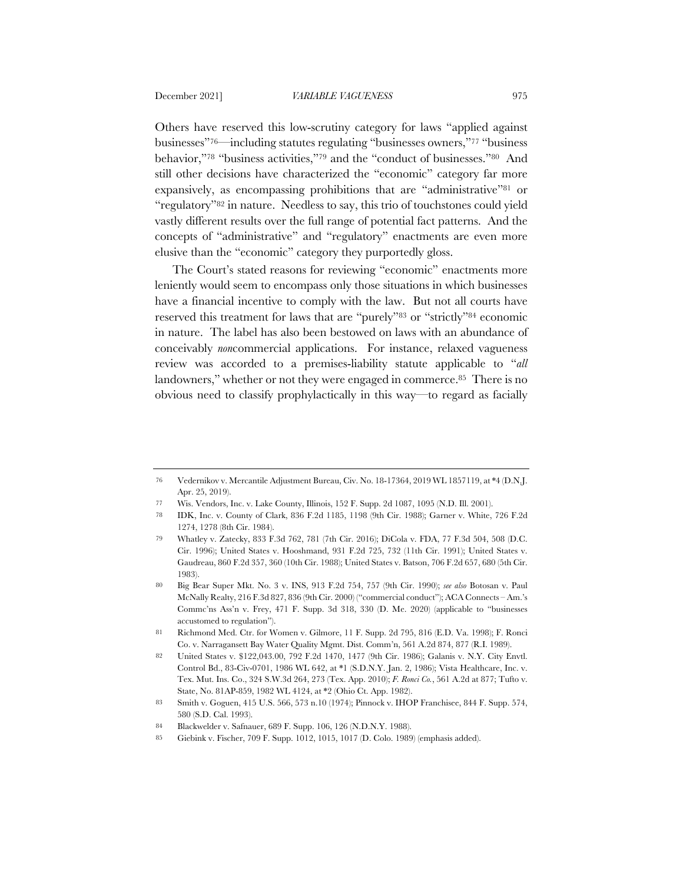Others have reserved this low-scrutiny category for laws "applied against businesses"[76]—including statutes regulating "businesses owners,"[77] "business behavior,"[78] "business activities,"[79] and the "conduct of businesses."[80] And still other decisions have characterized the "economic" category far more expansively, as encompassing prohibitions that are "administrative"[81] or "regulatory"[82] in nature. Needless to say, this trio of touchstones could yield vastly different results over the full range of potential fact patterns. And the concepts of "administrative" and "regulatory" enactments are even more elusive than the "economic" category they purportedly gloss.

The Court's stated reasons for reviewing "economic" enactments more leniently would seem to encompass only those situations in which businesses have a financial incentive to comply with the law. But not all courts have reserved this treatment for laws that are "purely"[83] or "strictly"[84] economic in nature. The label has also been bestowed on laws with an abundance of conceivably *non*commercial applications. For instance, relaxed vagueness review was accorded to a premises-liability statute applicable to "*all* landowners," whether or not they were engaged in commerce.[85] There is no obvious need to classify prophylactically in this way—to regard as facially

---

76 Vedernikov v. Mercantile Adjustment Bureau, Civ. No. 18-17364, 2019 WL 1857119, at *4 (D.N.J. Apr. 25, 2019).

77 Wis. Vendors, Inc. v. Lake County, Illinois, 152 F. Supp. 2d 1087, 1095 (N.D. Ill. 2001).

78 IDK, Inc. v. County of Clark, 836 F.2d 1185, 1198 (9th Cir. 1988); Garner v. White, 726 F.2d 1274, 1278 (8th Cir. 1984).

79 Whatley v. Zatecky, 833 F.3d 762, 781 (7th Cir. 2016); DiCola v. FDA, 77 F.3d 504, 508 (D.C. Cir. 1996); United States v. Hooshmand, 931 F.2d 725, 732 (11th Cir. 1991); United States v. Gaudreau, 860 F.2d 357, 360 (10th Cir. 1988); United States v. Batson, 706 F.2d 657, 680 (5th Cir. 1983).

80 Big Bear Super Mkt. No. 3 v. INS, 913 F.2d 754, 757 (9th Cir. 1990); *see also* Botosan v. Paul McNally Realty, 216 F.3d 827, 836 (9th Cir. 2000) ("commercial conduct"); ACA Connects – Am.'s Commc'ns Ass'n v. Frey, 471 F. Supp. 3d 318, 330 (D. Me. 2020) (applicable to "businesses accustomed to regulation").

81 Richmond Med. Ctr. for Women v. Gilmore, 11 F. Supp. 2d 795, 816 (E.D. Va. 1998); F. Ronci Co. v. Narragansett Bay Water Quality Mgmt. Dist. Comm'n, 561 A.2d 874, 877 (R.I. 1989).

82 United States v. $122,043.00, 792 F.2d 1470, 1477 (9th Cir. 1986); Galanis v. N.Y. City Envtl. Control Bd., 83-Civ-0701, 1986 WL 642, at *1 (S.D.N.Y. Jan. 2, 1986); Vista Healthcare, Inc. v. Tex. Mut. Ins. Co., 324 S.W.3d 264, 273 (Tex. App. 2010); *F. Ronci Co.*, 561 A.2d at 877; Tufto v. State, No. 81AP-859, 1982 WL 4124, at *2 (Ohio Ct. App. 1982).

83 Smith v. Goguen, 415 U.S. 566, 573 n.10 (1974); Pinnock v. IHOP Franchisee, 844 F. Supp. 574, 580 (S.D. Cal. 1993).

84 Blackwelder v. Safnauer, 689 F. Supp. 106, 126 (N.D.N.Y. 1988).

85 Giebink v. Fischer, 709 F. Supp. 1012, 1015, 1017 (D. Colo. 1989) (emphasis added).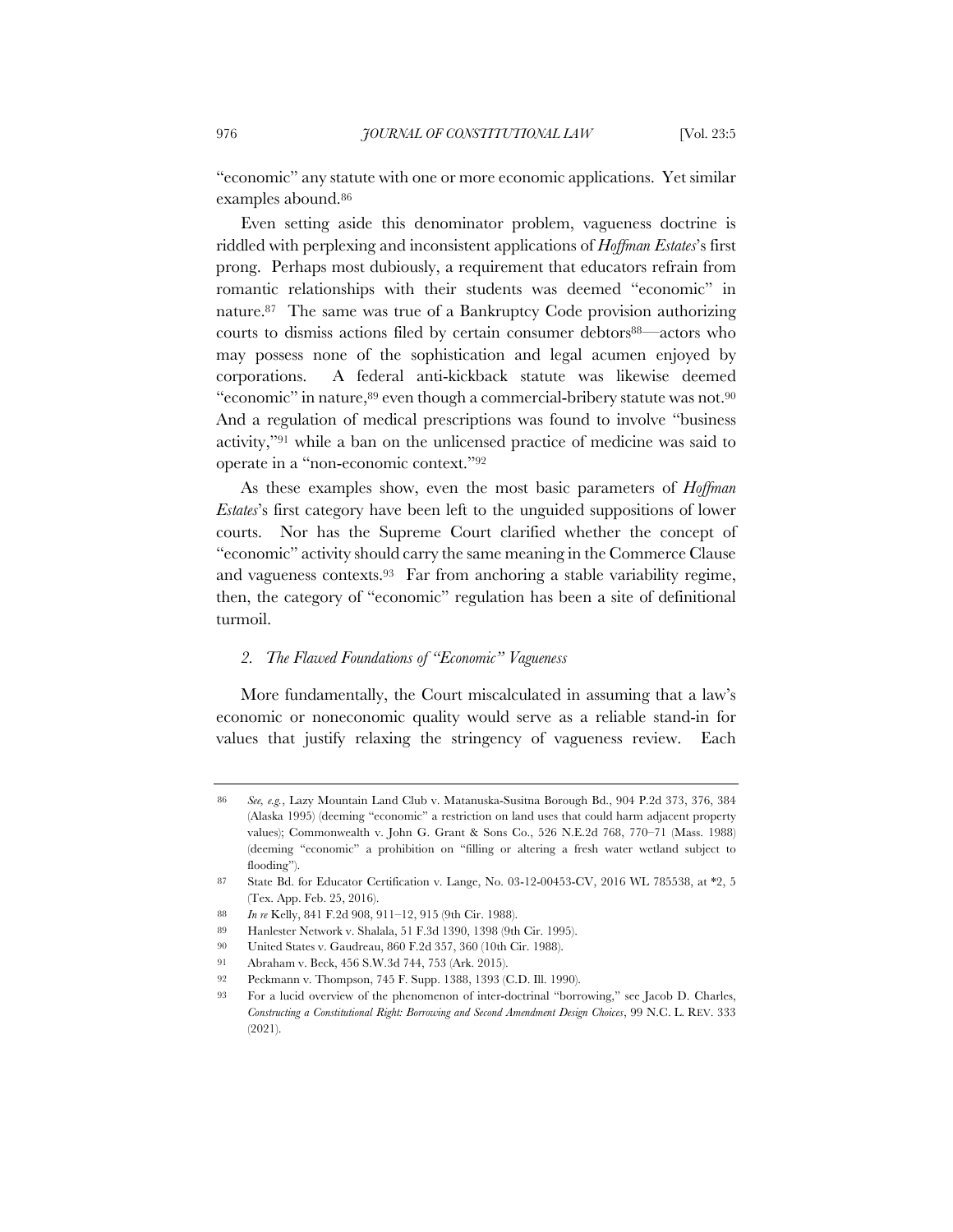"economic" any statute with one or more economic applications. Yet similar examples abound.[86]

Even setting aside this denominator problem, vagueness doctrine is riddled with perplexing and inconsistent applications of *Hoffman Estates*'s first prong. Perhaps most dubiously, a requirement that educators refrain from romantic relationships with their students was deemed "economic" in nature.[87] The same was true of a Bankruptcy Code provision authorizing courts to dismiss actions filed by certain consumer debtors[88]—actors who may possess none of the sophistication and legal acumen enjoyed by corporations. A federal anti-kickback statute was likewise deemed "economic" in nature,[89] even though a commercial-bribery statute was not.[90] And a regulation of medical prescriptions was found to involve "business activity,"[91] while a ban on the unlicensed practice of medicine was said to operate in a "non-economic context."[92]

As these examples show, even the most basic parameters of *Hoffman Estates*'s first category have been left to the unguided suppositions of lower courts. Nor has the Supreme Court clarified whether the concept of "economic" activity should carry the same meaning in the Commerce Clause and vagueness contexts.[93] Far from anchoring a stable variability regime, then, the category of "economic" regulation has been a site of definitional turmoil.

### *2. The Flawed Foundations of "Economic" Vagueness*

More fundamentally, the Court miscalculated in assuming that a law's economic or noneconomic quality would serve as a reliable stand-in for values that justify relaxing the stringency of vagueness review. Each

---

86 *See, e.g.*, Lazy Mountain Land Club v. Matanuska-Susitna Borough Bd., 904 P.2d 373, 376, 384 (Alaska 1995) (deeming "economic" a restriction on land uses that could harm adjacent property values); Commonwealth v. John G. Grant & Sons Co., 526 N.E.2d 768, 770–71 (Mass. 1988) (deeming "economic" a prohibition on "filling or altering a fresh water wetland subject to flooding").

87 State Bd. for Educator Certification v. Lange, No. 03-12-00453-CV, 2016 WL 785538, at *2, 5 (Tex. App. Feb. 25, 2016).

88 *In re* Kelly, 841 F.2d 908, 911–12, 915 (9th Cir. 1988).

89 Hanlester Network v. Shalala, 51 F.3d 1390, 1398 (9th Cir. 1995).

90 United States v. Gaudreau, 860 F.2d 357, 360 (10th Cir. 1988).

91 Abraham v. Beck, 456 S.W.3d 744, 753 (Ark. 2015).

92 Peckmann v. Thompson, 745 F. Supp. 1388, 1393 (C.D. Ill. 1990).

93 For a lucid overview of the phenomenon of inter-doctrinal "borrowing," see Jacob D. Charles, *Constructing a Constitutional Right: Borrowing and Second Amendment Design Choices*, 99 N.C. L. REV. 333 (2021).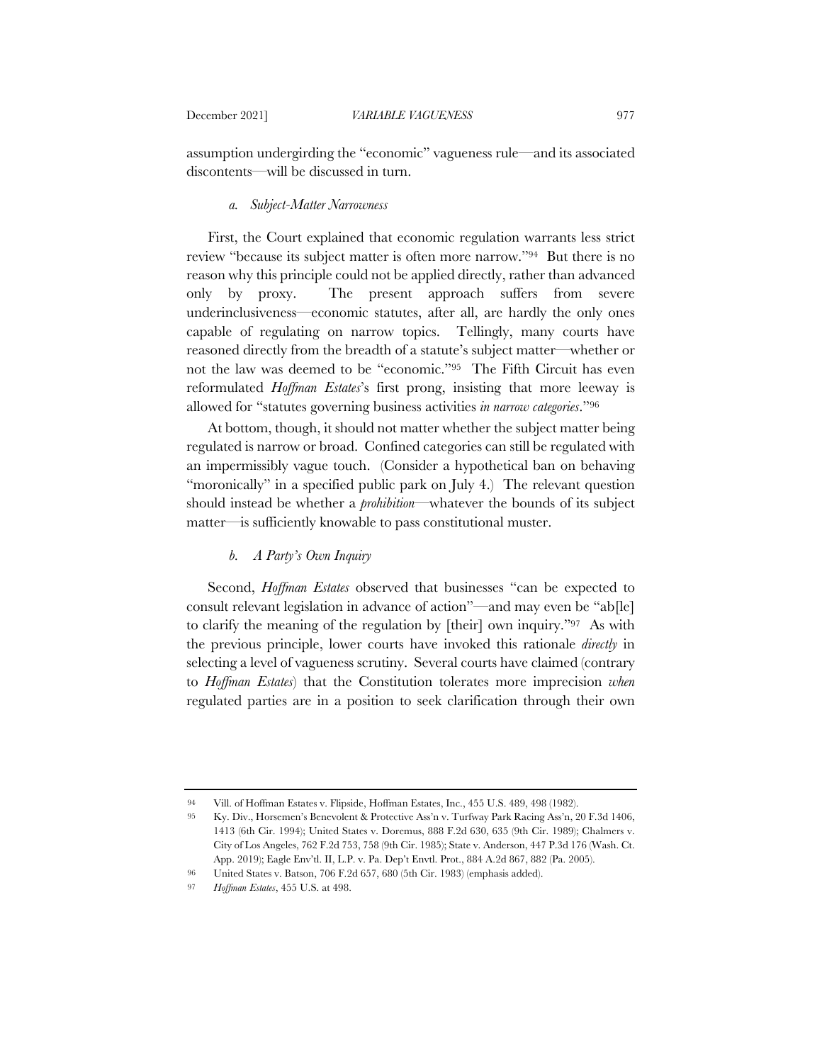assumption undergirding the "economic" vagueness rule—and its associated discontents—will be discussed in turn.

#### *a. Subject-Matter Narrowness*

First, the Court explained that economic regulation warrants less strict review "because its subject matter is often more narrow."[94] But there is no reason why this principle could not be applied directly, rather than advanced only by proxy. The present approach suffers from severe underinclusiveness—economic statutes, after all, are hardly the only ones capable of regulating on narrow topics. Tellingly, many courts have reasoned directly from the breadth of a statute's subject matter—whether or not the law was deemed to be "economic."[95] The Fifth Circuit has even reformulated *Hoffman Estates*'s first prong, insisting that more leeway is allowed for "statutes governing business activities *in narrow categories*."[96]

At bottom, though, it should not matter whether the subject matter being regulated is narrow or broad. Confined categories can still be regulated with an impermissibly vague touch. (Consider a hypothetical ban on behaving "moronically" in a specified public park on July 4.) The relevant question should instead be whether a *prohibition*—whatever the bounds of its subject matter—is sufficiently knowable to pass constitutional muster.

#### *b. A Party's Own Inquiry*

Second, *Hoffman Estates* observed that businesses "can be expected to consult relevant legislation in advance of action"—and may even be "ab[le] to clarify the meaning of the regulation by [their] own inquiry."[97] As with the previous principle, lower courts have invoked this rationale *directly* in selecting a level of vagueness scrutiny. Several courts have claimed (contrary to *Hoffman Estates*) that the Constitution tolerates more imprecision *when* regulated parties are in a position to seek clarification through their own

---

94 Vill. of Hoffman Estates v. Flipside, Hoffman Estates, Inc., 455 U.S. 489, 498 (1982).

95 Ky. Div., Horsemen's Benevolent & Protective Ass'n v. Turfway Park Racing Ass'n, 20 F.3d 1406, 1413 (6th Cir. 1994); United States v. Doremus, 888 F.2d 630, 635 (9th Cir. 1989); Chalmers v. City of Los Angeles, 762 F.2d 753, 758 (9th Cir. 1985); State v. Anderson, 447 P.3d 176 (Wash. Ct. App. 2019); Eagle Env'tl. II, L.P. v. Pa. Dep't Envtl. Prot., 884 A.2d 867, 882 (Pa. 2005).

96 United States v. Batson, 706 F.2d 657, 680 (5th Cir. 1983) (emphasis added).

97 *Hoffman Estates*, 455 U.S. at 498.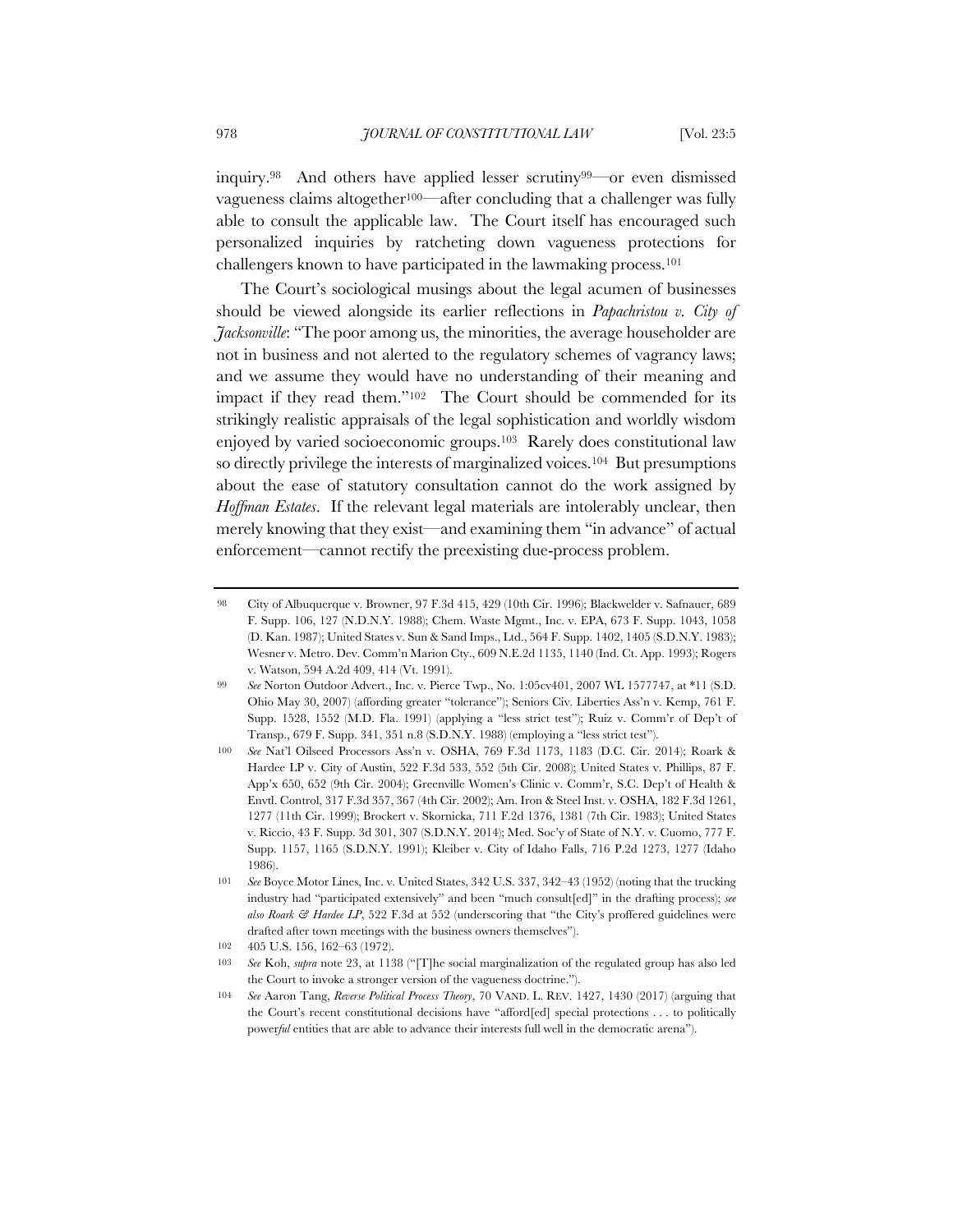inquiry.[98] And others have applied lesser scrutiny[99]—or even dismissed vagueness claims altogether[100]—after concluding that a challenger was fully able to consult the applicable law. The Court itself has encouraged such personalized inquiries by ratcheting down vagueness protections for challengers known to have participated in the lawmaking process.[101]

The Court's sociological musings about the legal acumen of businesses should be viewed alongside its earlier reflections in *Papachristou v. City of Jacksonville*: "The poor among us, the minorities, the average householder are not in business and not alerted to the regulatory schemes of vagrancy laws; and we assume they would have no understanding of their meaning and impact if they read them."[102] The Court should be commended for its strikingly realistic appraisals of the legal sophistication and worldly wisdom enjoyed by varied socioeconomic groups.[103] Rarely does constitutional law so directly privilege the interests of marginalized voices.[104] But presumptions about the ease of statutory consultation cannot do the work assigned by *Hoffman Estates*. If the relevant legal materials are intolerably unclear, then merely knowing that they exist—and examining them "in advance" of actual enforcement—cannot rectify the preexisting due-process problem.

---

98 City of Albuquerque v. Browner, 97 F.3d 415, 429 (10th Cir. 1996); Blackwelder v. Safnauer, 689 F. Supp. 106, 127 (N.D.N.Y. 1988); Chem. Waste Mgmt., Inc. v. EPA, 673 F. Supp. 1043, 1058 (D. Kan. 1987); United States v. Sun & Sand Imps., Ltd., 564 F. Supp. 1402, 1405 (S.D.N.Y. 1983); Wesner v. Metro. Dev. Comm'n Marion Cty., 609 N.E.2d 1135, 1140 (Ind. Ct. App. 1993); Rogers v. Watson, 594 A.2d 409, 414 (Vt. 1991).

99 *See* Norton Outdoor Advert., Inc. v. Pierce Twp., No. 1:05cv401, 2007 WL 1577747, at *11 (S.D. Ohio May 30, 2007) (affording greater "tolerance"); Seniors Civ. Liberties Ass'n v. Kemp, 761 F. Supp. 1528, 1552 (M.D. Fla. 1991) (applying a "less strict test"); Ruiz v. Comm'r of Dep't of Transp., 679 F. Supp. 341, 351 n.8 (S.D.N.Y. 1988) (employing a "less strict test").

100 *See* Nat'l Oilseed Processors Ass'n v. OSHA, 769 F.3d 1173, 1183 (D.C. Cir. 2014); Roark & Hardee LP v. City of Austin, 522 F.3d 533, 552 (5th Cir. 2008); United States v. Phillips, 87 F. App'x 650, 652 (9th Cir. 2004); Greenville Women's Clinic v. Comm'r, S.C. Dep't of Health & Envtl. Control, 317 F.3d 357, 367 (4th Cir. 2002); Am. Iron & Steel Inst. v. OSHA, 182 F.3d 1261, 1277 (11th Cir. 1999); Brockert v. Skornicka, 711 F.2d 1376, 1381 (7th Cir. 1983); United States v. Riccio, 43 F. Supp. 3d 301, 307 (S.D.N.Y. 2014); Med. Soc'y of State of N.Y. v. Cuomo, 777 F. Supp. 1157, 1165 (S.D.N.Y. 1991); Kleiber v. City of Idaho Falls, 716 P.2d 1273, 1277 (Idaho 1986).

101 *See* Boyce Motor Lines, Inc. v. United States, 342 U.S. 337, 342–43 (1952) (noting that the trucking industry had "participated extensively" and been "much consult[ed]" in the drafting process); *see also Roark & Hardee LP*, 522 F.3d at 552 (underscoring that "the City's proffered guidelines were drafted after town meetings with the business owners themselves").

102 405 U.S. 156, 162–63 (1972).

103 *See* Koh, *supra* note 23, at 1138 ("[T]he social marginalization of the regulated group has also led the Court to invoke a stronger version of the vagueness doctrine.").

104 *See* Aaron Tang, *Reverse Political Process Theory*, 70 VAND. L. REV. 1427, 1430 (2017) (arguing that the Court's recent constitutional decisions have "afford[ed] special protections . . . to politically power*ful* entities that are able to advance their interests full well in the democratic arena").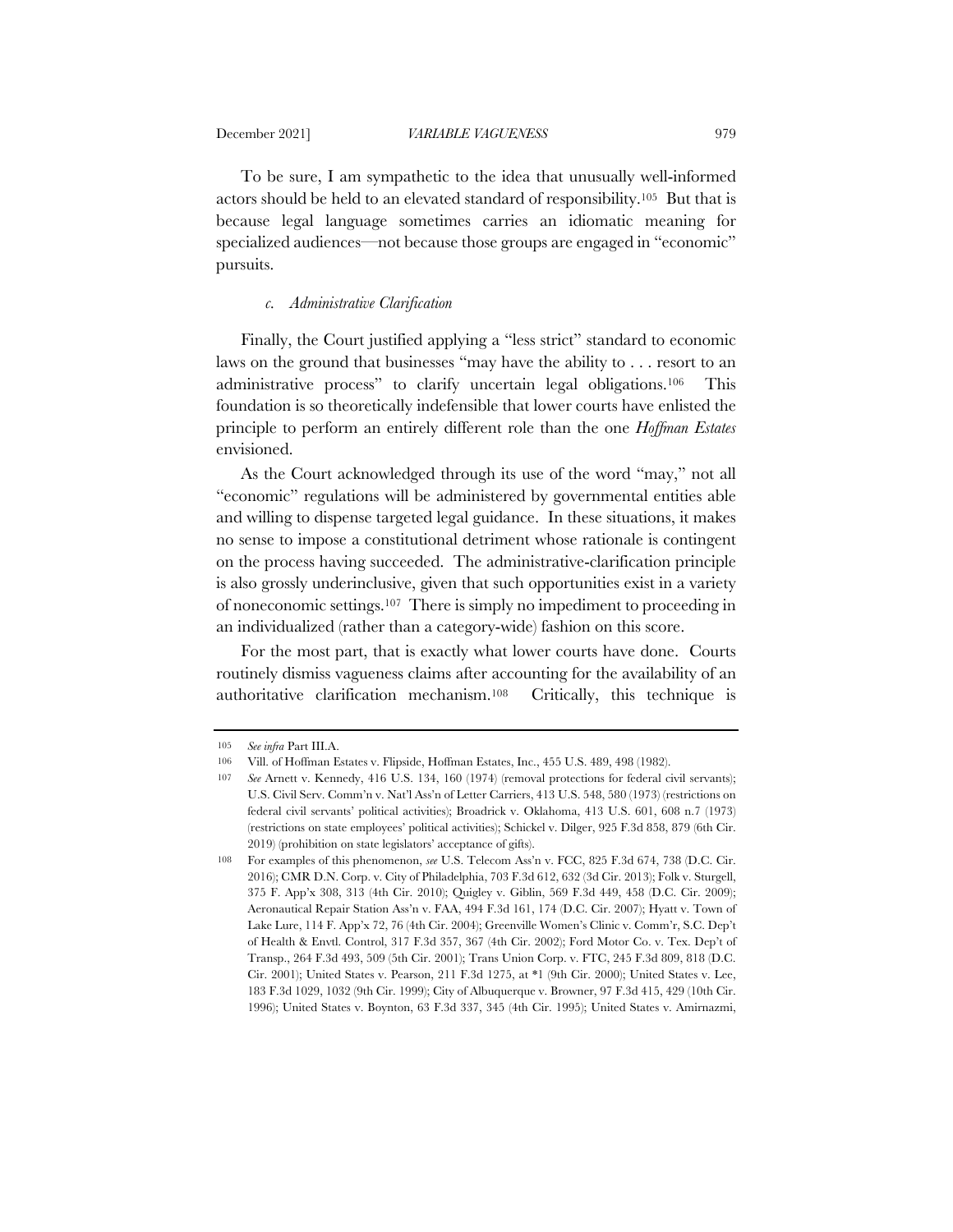To be sure, I am sympathetic to the idea that unusually well-informed actors should be held to an elevated standard of responsibility.[105] But that is because legal language sometimes carries an idiomatic meaning for specialized audiences—not because those groups are engaged in "economic" pursuits.

#### *c. Administrative Clarification*

Finally, the Court justified applying a "less strict" standard to economic laws on the ground that businesses "may have the ability to . . . resort to an administrative process" to clarify uncertain legal obligations.[106] This foundation is so theoretically indefensible that lower courts have enlisted the principle to perform an entirely different role than the one *Hoffman Estates* envisioned.

As the Court acknowledged through its use of the word "may," not all "economic" regulations will be administered by governmental entities able and willing to dispense targeted legal guidance. In these situations, it makes no sense to impose a constitutional detriment whose rationale is contingent on the process having succeeded. The administrative-clarification principle is also grossly underinclusive, given that such opportunities exist in a variety of noneconomic settings.[107] There is simply no impediment to proceeding in an individualized (rather than a category-wide) fashion on this score.

For the most part, that is exactly what lower courts have done. Courts routinely dismiss vagueness claims after accounting for the availability of an authoritative clarification mechanism.[108] Critically, this technique is

---

105 *See infra* Part III.A.

106 Vill. of Hoffman Estates v. Flipside, Hoffman Estates, Inc., 455 U.S. 489, 498 (1982).

107 *See* Arnett v. Kennedy, 416 U.S. 134, 160 (1974) (removal protections for federal civil servants); U.S. Civil Serv. Comm'n v. Nat'l Ass'n of Letter Carriers, 413 U.S. 548, 580 (1973) (restrictions on federal civil servants' political activities); Broadrick v. Oklahoma, 413 U.S. 601, 608 n.7 (1973) (restrictions on state employees' political activities); Schickel v. Dilger, 925 F.3d 858, 879 (6th Cir. 2019) (prohibition on state legislators' acceptance of gifts).

108 For examples of this phenomenon, *see* U.S. Telecom Ass'n v. FCC, 825 F.3d 674, 738 (D.C. Cir. 2016); CMR D.N. Corp. v. City of Philadelphia, 703 F.3d 612, 632 (3d Cir. 2013); Folk v. Sturgell, 375 F. App'x 308, 313 (4th Cir. 2010); Quigley v. Giblin, 569 F.3d 449, 458 (D.C. Cir. 2009); Aeronautical Repair Station Ass'n v. FAA, 494 F.3d 161, 174 (D.C. Cir. 2007); Hyatt v. Town of Lake Lure, 114 F. App'x 72, 76 (4th Cir. 2004); Greenville Women's Clinic v. Comm'r, S.C. Dep't of Health & Envtl. Control, 317 F.3d 357, 367 (4th Cir. 2002); Ford Motor Co. v. Tex. Dep't of Transp., 264 F.3d 493, 509 (5th Cir. 2001); Trans Union Corp. v. FTC, 245 F.3d 809, 818 (D.C. Cir. 2001); United States v. Pearson, 211 F.3d 1275, at *1 (9th Cir. 2000); United States v. Lee, 183 F.3d 1029, 1032 (9th Cir. 1999); City of Albuquerque v. Browner, 97 F.3d 415, 429 (10th Cir. 1996); United States v. Boynton, 63 F.3d 337, 345 (4th Cir. 1995); United States v. Amirnazmi,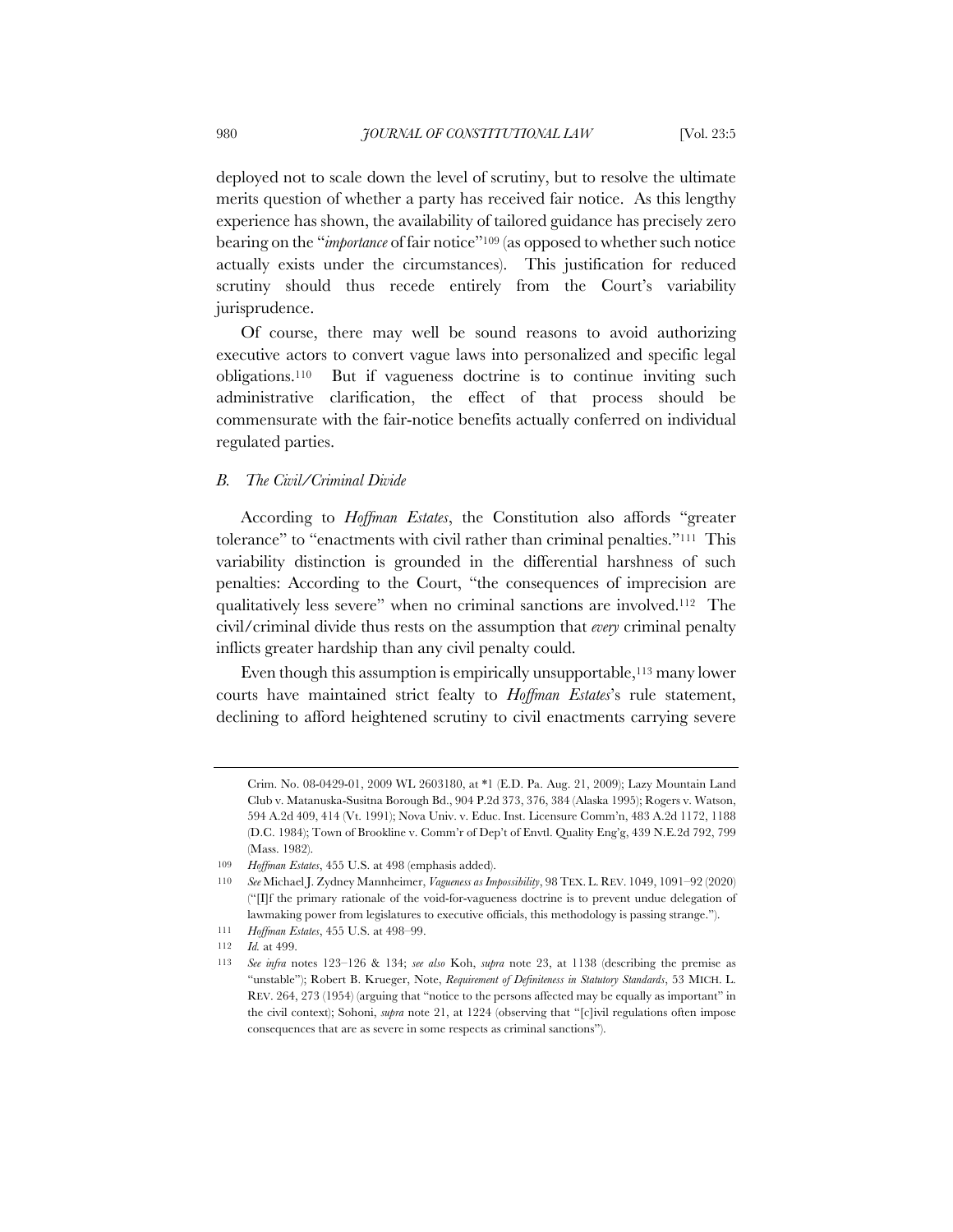deployed not to scale down the level of scrutiny, but to resolve the ultimate merits question of whether a party has received fair notice. As this lengthy experience has shown, the availability of tailored guidance has precisely zero bearing on the "*importance* of fair notice"[109] (as opposed to whether such notice actually exists under the circumstances). This justification for reduced scrutiny should thus recede entirely from the Court's variability jurisprudence.

Of course, there may well be sound reasons to avoid authorizing executive actors to convert vague laws into personalized and specific legal obligations.[110] But if vagueness doctrine is to continue inviting such administrative clarification, the effect of that process should be commensurate with the fair-notice benefits actually conferred on individual regulated parties.

### *B. The Civil/Criminal Divide*

According to *Hoffman Estates*, the Constitution also affords "greater tolerance" to "enactments with civil rather than criminal penalties."[111] This variability distinction is grounded in the differential harshness of such penalties: According to the Court, "the consequences of imprecision are qualitatively less severe" when no criminal sanctions are involved.[112] The civil/criminal divide thus rests on the assumption that *every* criminal penalty inflicts greater hardship than any civil penalty could.

Even though this assumption is empirically unsupportable,[113] many lower courts have maintained strict fealty to *Hoffman Estates*'s rule statement, declining to afford heightened scrutiny to civil enactments carrying severe

---

Crim. No. 08-0429-01, 2009 WL 2603180, at *1 (E.D. Pa. Aug. 21, 2009); Lazy Mountain Land Club v. Matanuska-Susitna Borough Bd., 904 P.2d 373, 376, 384 (Alaska 1995); Rogers v. Watson, 594 A.2d 409, 414 (Vt. 1991); Nova Univ. v. Educ. Inst. Licensure Comm'n, 483 A.2d 1172, 1188 (D.C. 1984); Town of Brookline v. Comm'r of Dep't of Envtl. Quality Eng'g, 439 N.E.2d 792, 799 (Mass. 1982).

109 *Hoffman Estates*, 455 U.S. at 498 (emphasis added).

110 *See* Michael J. Zydney Mannheimer, *Vagueness as Impossibility*, 98 TEX. L. REV. 1049, 1091–92 (2020) ("[I]f the primary rationale of the void-for-vagueness doctrine is to prevent undue delegation of lawmaking power from legislatures to executive officials, this methodology is passing strange.").

111 *Hoffman Estates*, 455 U.S. at 498–99.

112 *Id.* at 499.

113 *See infra* notes 123–126 & 134; *see also* Koh, *supra* note 23, at 1138 (describing the premise as "unstable"); Robert B. Krueger, Note, *Requirement of Definiteness in Statutory Standards*, 53 MICH. L. REV. 264, 273 (1954) (arguing that "notice to the persons affected may be equally as important" in the civil context); Sohoni, *supra* note 21, at 1224 (observing that "[c]ivil regulations often impose consequences that are as severe in some respects as criminal sanctions").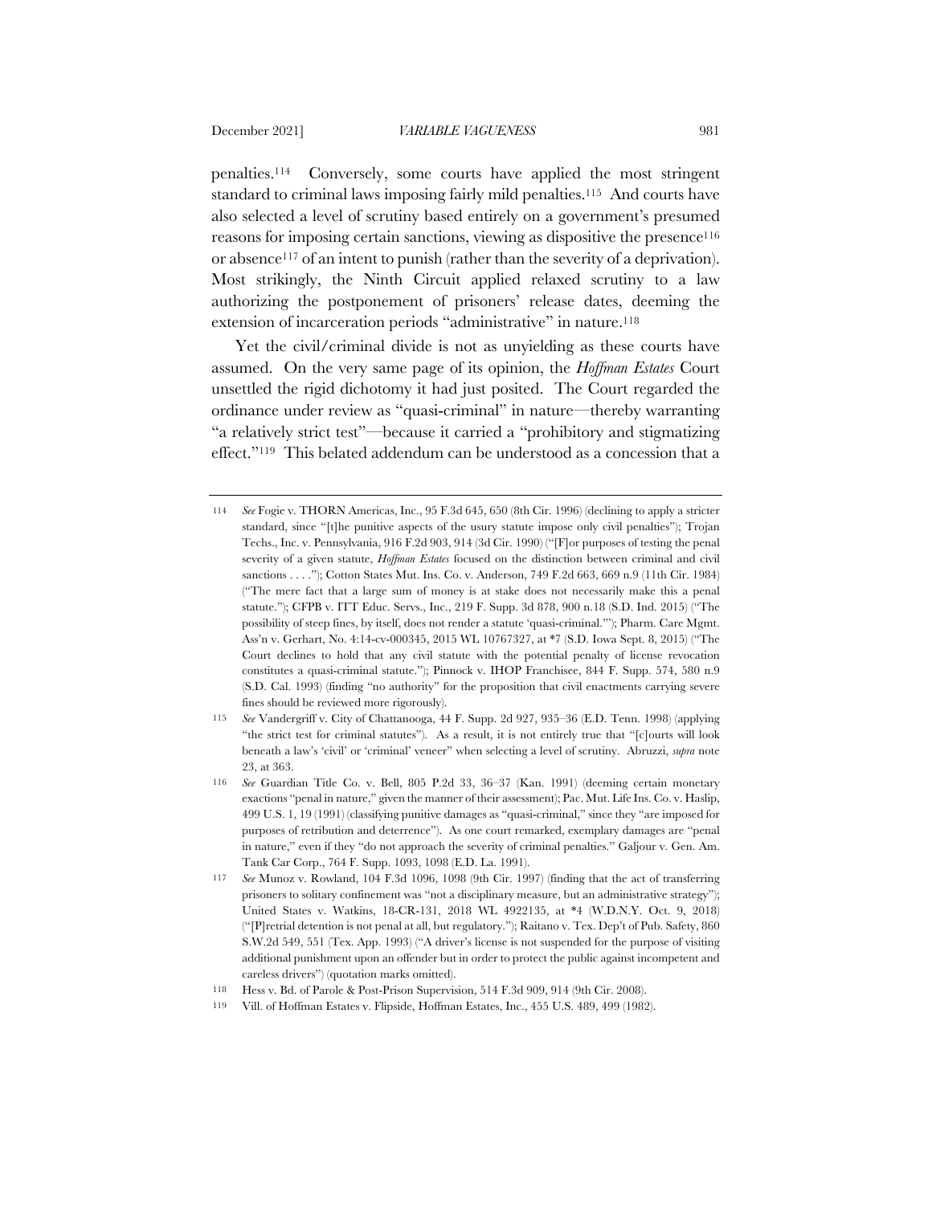penalties.[114] Conversely, some courts have applied the most stringent standard to criminal laws imposing fairly mild penalties.[115] And courts have also selected a level of scrutiny based entirely on a government's presumed reasons for imposing certain sanctions, viewing as dispositive the presence[116] or absence[117] of an intent to punish (rather than the severity of a deprivation). Most strikingly, the Ninth Circuit applied relaxed scrutiny to a law authorizing the postponement of prisoners' release dates, deeming the extension of incarceration periods "administrative" in nature.[118]

Yet the civil/criminal divide is not as unyielding as these courts have assumed. On the very same page of its opinion, the *Hoffman Estates* Court unsettled the rigid dichotomy it had just posited. The Court regarded the ordinance under review as "quasi-criminal" in nature—thereby warranting "a relatively strict test"—because it carried a "prohibitory and stigmatizing effect."[119] This belated addendum can be understood as a concession that a

---

114 *See* Fogie v. THORN Americas, Inc., 95 F.3d 645, 650 (8th Cir. 1996) (declining to apply a stricter standard, since "[t]he punitive aspects of the usury statute impose only civil penalties"); Trojan Techs., Inc. v. Pennsylvania, 916 F.2d 903, 914 (3d Cir. 1990) ("[F]or purposes of testing the penal severity of a given statute, *Hoffman Estates* focused on the distinction between criminal and civil sanctions . . . ."); Cotton States Mut. Ins. Co. v. Anderson, 749 F.2d 663, 669 n.9 (11th Cir. 1984) ("The mere fact that a large sum of money is at stake does not necessarily make this a penal statute."); CFPB v. ITT Educ. Servs., Inc., 219 F. Supp. 3d 878, 900 n.18 (S.D. Ind. 2015) ("The possibility of steep fines, by itself, does not render a statute 'quasi-criminal.'"); Pharm. Care Mgmt. Ass'n v. Gerhart, No. 4:14-cv-000345, 2015 WL 10767327, at *7 (S.D. Iowa Sept. 8, 2015) ("The Court declines to hold that any civil statute with the potential penalty of license revocation constitutes a quasi-criminal statute."); Pinnock v. IHOP Franchisee, 844 F. Supp. 574, 580 n.9 (S.D. Cal. 1993) (finding "no authority" for the proposition that civil enactments carrying severe fines should be reviewed more rigorously).

115 *See* Vandergriff v. City of Chattanooga, 44 F. Supp. 2d 927, 935–36 (E.D. Tenn. 1998) (applying "the strict test for criminal statutes"). As a result, it is not entirely true that "[c]ourts will look beneath a law's 'civil' or 'criminal' veneer" when selecting a level of scrutiny. Abruzzi, *supra* note 23, at 363.

116 *See* Guardian Title Co. v. Bell, 805 P.2d 33, 36–37 (Kan. 1991) (deeming certain monetary exactions "penal in nature," given the manner of their assessment); Pac. Mut. Life Ins. Co. v. Haslip, 499 U.S. 1, 19 (1991) (classifying punitive damages as "quasi-criminal," since they "are imposed for purposes of retribution and deterrence"). As one court remarked, exemplary damages are "penal in nature," even if they "do not approach the severity of criminal penalties." Galjour v. Gen. Am. Tank Car Corp., 764 F. Supp. 1093, 1098 (E.D. La. 1991).

117 *See* Munoz v. Rowland, 104 F.3d 1096, 1098 (9th Cir. 1997) (finding that the act of transferring prisoners to solitary confinement was "not a disciplinary measure, but an administrative strategy"); United States v. Watkins, 18-CR-131, 2018 WL 4922135, at *4 (W.D.N.Y. Oct. 9, 2018) ("[P]retrial detention is not penal at all, but regulatory."); Raitano v. Tex. Dep't of Pub. Safety, 860 S.W.2d 549, 551 (Tex. App. 1993) ("A driver's license is not suspended for the purpose of visiting additional punishment upon an offender but in order to protect the public against incompetent and careless drivers") (quotation marks omitted).

118 Hess v. Bd. of Parole & Post-Prison Supervision, 514 F.3d 909, 914 (9th Cir. 2008).

119 Vill. of Hoffman Estates v. Flipside, Hoffman Estates, Inc., 455 U.S. 489, 499 (1982).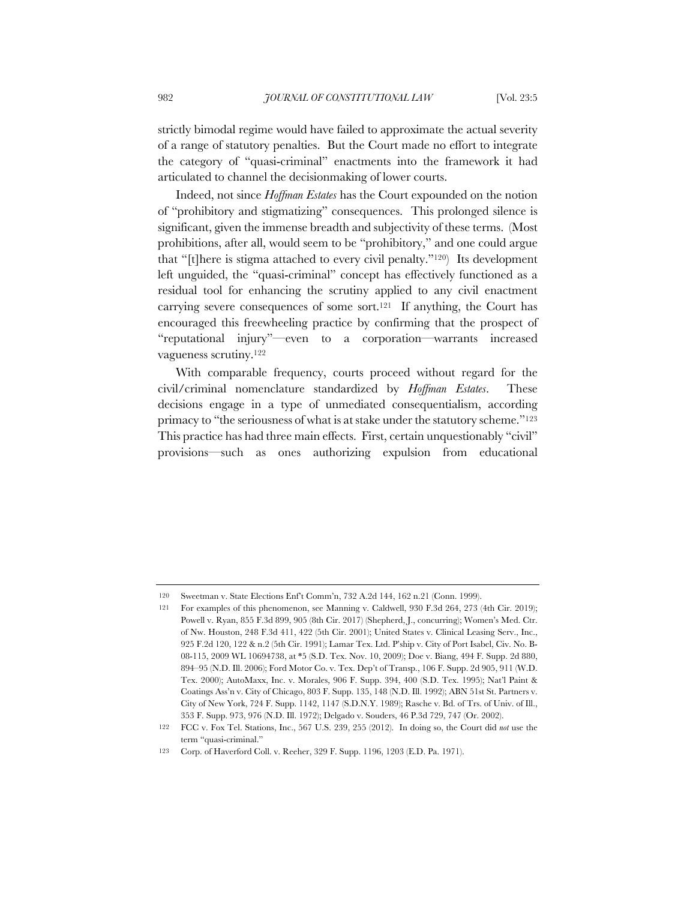strictly bimodal regime would have failed to approximate the actual severity of a range of statutory penalties. But the Court made no effort to integrate the category of "quasi-criminal" enactments into the framework it had articulated to channel the decisionmaking of lower courts.

Indeed, not since *Hoffman Estates* has the Court expounded on the notion of "prohibitory and stigmatizing" consequences. This prolonged silence is significant, given the immense breadth and subjectivity of these terms. (Most prohibitions, after all, would seem to be "prohibitory," and one could argue that "[t]here is stigma attached to every civil penalty."[120]) Its development left unguided, the "quasi-criminal" concept has effectively functioned as a residual tool for enhancing the scrutiny applied to any civil enactment carrying severe consequences of some sort.[121] If anything, the Court has encouraged this freewheeling practice by confirming that the prospect of "reputational injury"—even to a corporation—warrants increased vagueness scrutiny.[122]

With comparable frequency, courts proceed without regard for the civil/criminal nomenclature standardized by *Hoffman Estates*. These decisions engage in a type of unmediated consequentialism, according primacy to "the seriousness of what is at stake under the statutory scheme."[123] This practice has had three main effects. First, certain unquestionably "civil" provisions—such as ones authorizing expulsion from educational

---

120 Sweetman v. State Elections Enf't Comm'n, 732 A.2d 144, 162 n.21 (Conn. 1999).

121 For examples of this phenomenon, see Manning v. Caldwell, 930 F.3d 264, 273 (4th Cir. 2019); Powell v. Ryan, 855 F.3d 899, 905 (8th Cir. 2017) (Shepherd, J., concurring); Women's Med. Ctr. of Nw. Houston, 248 F.3d 411, 422 (5th Cir. 2001); United States v. Clinical Leasing Serv., Inc., 925 F.2d 120, 122 & n.2 (5th Cir. 1991); Lamar Tex. Ltd. P'ship v. City of Port Isabel, Civ. No. B-08-115, 2009 WL 10694738, at *5 (S.D. Tex. Nov. 10, 2009); Doe v. Biang, 494 F. Supp. 2d 880, 894–95 (N.D. Ill. 2006); Ford Motor Co. v. Tex. Dep't of Transp., 106 F. Supp. 2d 905, 911 (W.D. Tex. 2000); AutoMaxx, Inc. v. Morales, 906 F. Supp. 394, 400 (S.D. Tex. 1995); Nat'l Paint & Coatings Ass'n v. City of Chicago, 803 F. Supp. 135, 148 (N.D. Ill. 1992); ABN 51st St. Partners v. City of New York, 724 F. Supp. 1142, 1147 (S.D.N.Y. 1989); Rasche v. Bd. of Trs. of Univ. of Ill., 353 F. Supp. 973, 976 (N.D. Ill. 1972); Delgado v. Souders, 46 P.3d 729, 747 (Or. 2002).

122 FCC v. Fox Tel. Stations, Inc., 567 U.S. 239, 255 (2012). In doing so, the Court did *not* use the term "quasi-criminal."

123 Corp. of Haverford Coll. v. Reeher, 329 F. Supp. 1196, 1203 (E.D. Pa. 1971).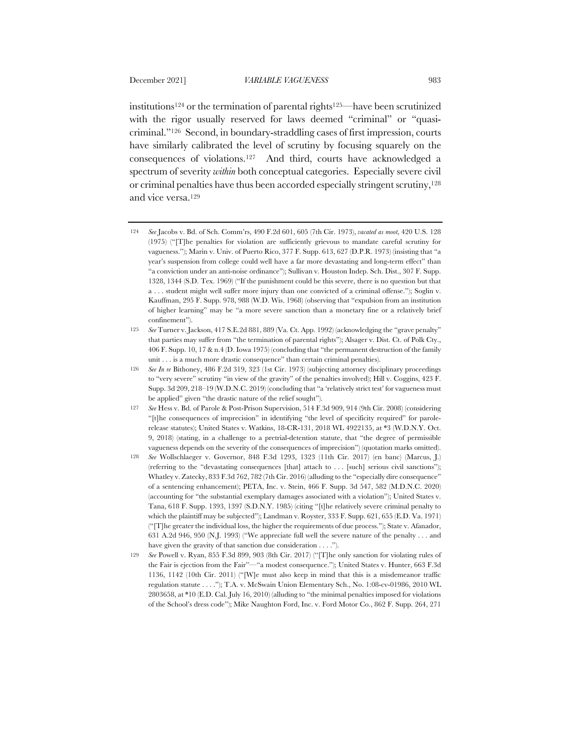institutions[124] or the termination of parental rights[125]—have been scrutinized with the rigor usually reserved for laws deemed "criminal" or "quasi-criminal."[126] Second, in boundary-straddling cases of first impression, courts have similarly calibrated the level of scrutiny by focusing squarely on the consequences of violations.[127] And third, courts have acknowledged a spectrum of severity *within* both conceptual categories. Especially severe civil or criminal penalties have thus been accorded especially stringent scrutiny,[128] and vice versa.[129]

---

[124] *See* Jacobs v. Bd. of Sch. Comm'rs, 490 F.2d 601, 605 (7th Cir. 1973), *vacated as moot*, 420 U.S. 128 (1975) ("[T]he penalties for violation are sufficiently grievous to mandate careful scrutiny for vagueness."); Marin v. Univ. of Puerto Rico, 377 F. Supp. 613, 627 (D.P.R. 1973) (insisting that "a year's suspension from college could well have a far more devastating and long-term effect" than "a conviction under an anti-noise ordinance"); Sullivan v. Houston Indep. Sch. Dist., 307 F. Supp. 1328, 1344 (S.D. Tex. 1969) ("If the punishment could be this severe, there is no question but that a . . . student might well suffer more injury than one convicted of a criminal offense."); Soglin v. Kauffman, 295 F. Supp. 978, 988 (W.D. Wis. 1968) (observing that "expulsion from an institution of higher learning" may be "a more severe sanction than a monetary fine or a relatively brief confinement").

[125] *See* Turner v. Jackson, 417 S.E.2d 881, 889 (Va. Ct. App. 1992) (acknowledging the "grave penalty" that parties may suffer from "the termination of parental rights"); Alsager v. Dist. Ct. of Polk Cty., 406 F. Supp. 10, 17 & n.4 (D. Iowa 1975) (concluding that "the permanent destruction of the family unit . . . is a much more drastic consequence" than certain criminal penalties).

[126] *See In re* Bithoney, 486 F.2d 319, 323 (1st Cir. 1973) (subjecting attorney disciplinary proceedings to "very severe" scrutiny "in view of the gravity" of the penalties involved); Hill v. Coggins, 423 F. Supp. 3d 209, 218–19 (W.D.N.C. 2019) (concluding that "a 'relatively strict test' for vagueness must be applied" given "the drastic nature of the relief sought").

[127] *See* Hess v. Bd. of Parole & Post-Prison Supervision, 514 F.3d 909, 914 (9th Cir. 2008) (considering "[t]he consequences of imprecision" in identifying "the level of specificity required" for parole-release statutes); United States v. Watkins, 18-CR-131, 2018 WL 4922135, at *3 (W.D.N.Y. Oct. 9, 2018) (stating, in a challenge to a pretrial-detention statute, that "the degree of permissible vagueness depends on the severity of the consequences of imprecision") (quotation marks omitted).

[128] *See* Wollschlaeger v. Governor, 848 F.3d 1293, 1323 (11th Cir. 2017) (en banc) (Marcus, J.) (referring to the "devastating consequences [that] attach to . . . [such] serious civil sanctions"); Whatley v. Zatecky, 833 F.3d 762, 782 (7th Cir. 2016) (alluding to the "especially dire consequence" of a sentencing enhancement); PETA, Inc. v. Stein, 466 F. Supp. 3d 547, 582 (M.D.N.C. 2020) (accounting for "the substantial exemplary damages associated with a violation"); United States v. Tana, 618 F. Supp. 1393, 1397 (S.D.N.Y. 1985) (citing "[t]he relatively severe criminal penalty to which the plaintiff may be subjected"); Landman v. Royster, 333 F. Supp. 621, 655 (E.D. Va. 1971) ("[T]he greater the individual loss, the higher the requirements of due process."); State v. Afanador, 631 A.2d 946, 950 (N.J. 1993) ("We appreciate full well the severe nature of the penalty . . . and have given the gravity of that sanction due consideration . . . .").

[129] *See* Powell v. Ryan, 855 F.3d 899, 903 (8th Cir. 2017) ("[T]he only sanction for violating rules of the Fair is ejection from the Fair"—"a modest consequence."); United States v. Hunter, 663 F.3d 1136, 1142 (10th Cir. 2011) ("[W]e must also keep in mind that this is a misdemeanor traffic regulation statute . . . ."); T.A. v. McSwain Union Elementary Sch., No. 1:08-cv-01986, 2010 WL 2803658, at *10 (E.D. Cal. July 16, 2010) (alluding to "the minimal penalties imposed for violations of the School's dress code"); Mike Naughton Ford, Inc. v. Ford Motor Co., 862 F. Supp. 264, 271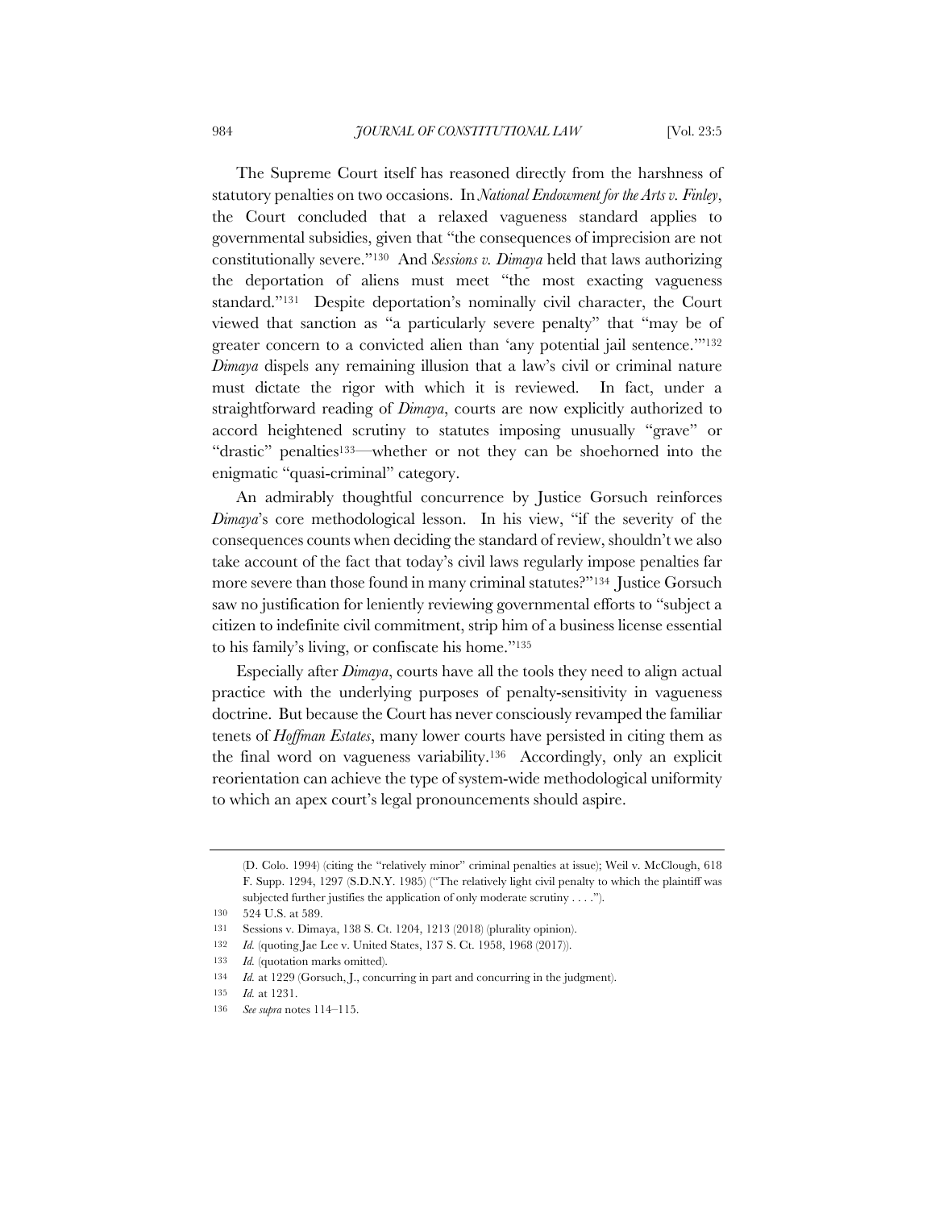The Supreme Court itself has reasoned directly from the harshness of statutory penalties on two occasions. In *National Endowment for the Arts v. Finley*, the Court concluded that a relaxed vagueness standard applies to governmental subsidies, given that "the consequences of imprecision are not constitutionally severe."[130] And *Sessions v. Dimaya* held that laws authorizing the deportation of aliens must meet "the most exacting vagueness standard."[131] Despite deportation's nominally civil character, the Court viewed that sanction as "a particularly severe penalty" that "may be of greater concern to a convicted alien than 'any potential jail sentence.'"[132] *Dimaya* dispels any remaining illusion that a law's civil or criminal nature must dictate the rigor with which it is reviewed. In fact, under a straightforward reading of *Dimaya*, courts are now explicitly authorized to accord heightened scrutiny to statutes imposing unusually "grave" or "drastic" penalties[133]—whether or not they can be shoehorned into the enigmatic "quasi-criminal" category.

An admirably thoughtful concurrence by Justice Gorsuch reinforces *Dimaya*'s core methodological lesson. In his view, "if the severity of the consequences counts when deciding the standard of review, shouldn't we also take account of the fact that today's civil laws regularly impose penalties far more severe than those found in many criminal statutes?"[134] Justice Gorsuch saw no justification for leniently reviewing governmental efforts to "subject a citizen to indefinite civil commitment, strip him of a business license essential to his family's living, or confiscate his home."[135]

Especially after *Dimaya*, courts have all the tools they need to align actual practice with the underlying purposes of penalty-sensitivity in vagueness doctrine. But because the Court has never consciously revamped the familiar tenets of *Hoffman Estates*, many lower courts have persisted in citing them as the final word on vagueness variability.[136] Accordingly, only an explicit reorientation can achieve the type of system-wide methodological uniformity to which an apex court's legal pronouncements should aspire.

---

(D. Colo. 1994) (citing the "relatively minor" criminal penalties at issue); Weil v. McClough, 618 F. Supp. 1294, 1297 (S.D.N.Y. 1985) ("The relatively light civil penalty to which the plaintiff was subjected further justifies the application of only moderate scrutiny . . . .").

130 524 U.S. at 589.

131 Sessions v. Dimaya, 138 S. Ct. 1204, 1213 (2018) (plurality opinion).

132 *Id.* (quoting Jae Lee v. United States, 137 S. Ct. 1958, 1968 (2017)).

133 *Id.* (quotation marks omitted).

134 *Id.* at 1229 (Gorsuch, J., concurring in part and concurring in the judgment).

135 *Id.* at 1231.

136 *See supra* notes 114–115.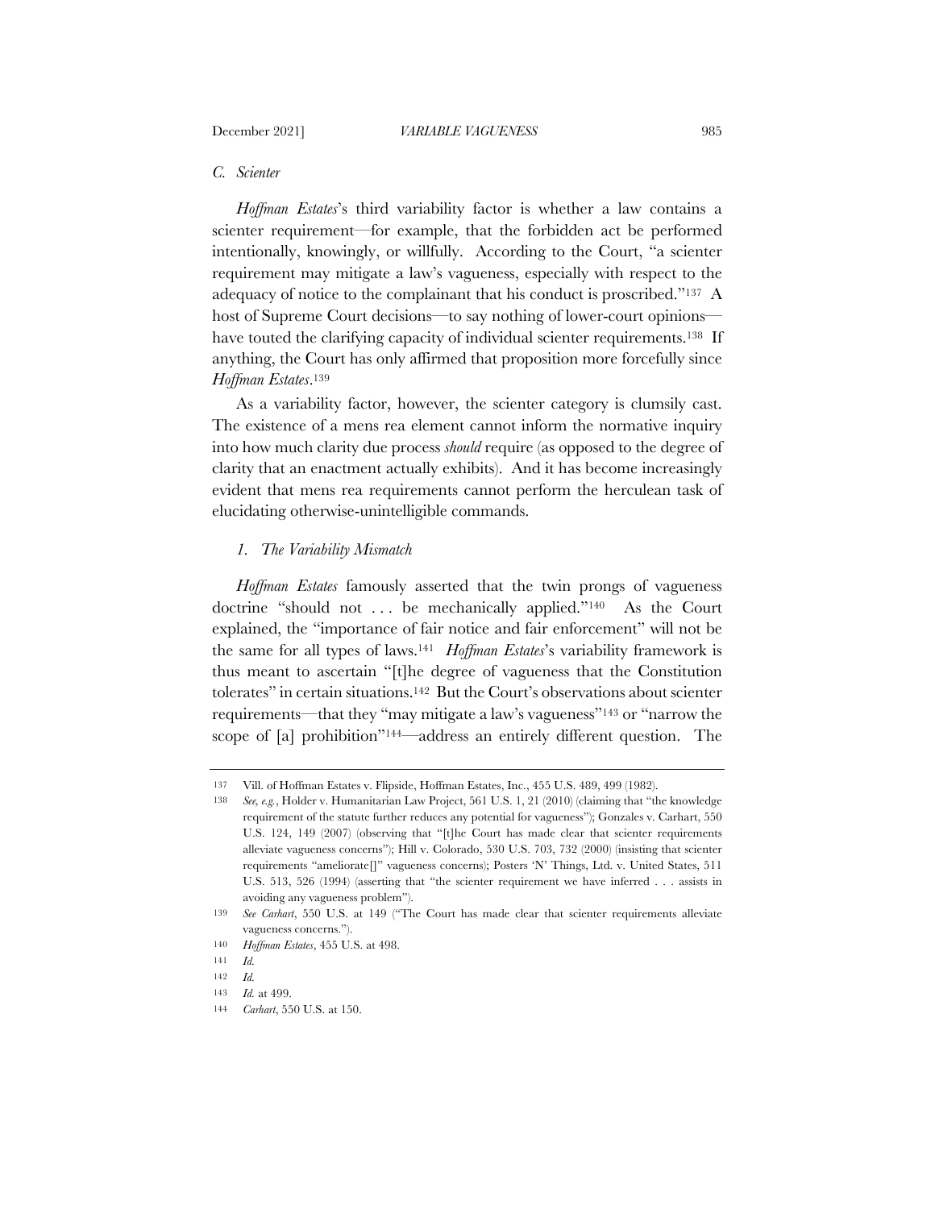### *C. Scienter*

*Hoffman Estates*'s third variability factor is whether a law contains a scienter requirement—for example, that the forbidden act be performed intentionally, knowingly, or willfully. According to the Court, "a scienter requirement may mitigate a law's vagueness, especially with respect to the adequacy of notice to the complainant that his conduct is proscribed."[137] A host of Supreme Court decisions—to say nothing of lower-court opinions—have touted the clarifying capacity of individual scienter requirements.[138] If anything, the Court has only affirmed that proposition more forcefully since *Hoffman Estates*.[139]

As a variability factor, however, the scienter category is clumsily cast. The existence of a mens rea element cannot inform the normative inquiry into how much clarity due process *should* require (as opposed to the degree of clarity that an enactment actually exhibits). And it has become increasingly evident that mens rea requirements cannot perform the herculean task of elucidating otherwise-unintelligible commands.

#### *1. The Variability Mismatch*

*Hoffman Estates* famously asserted that the twin prongs of vagueness doctrine "should not . . . be mechanically applied."[140] As the Court explained, the "importance of fair notice and fair enforcement" will not be the same for all types of laws.[141] *Hoffman Estates*'s variability framework is thus meant to ascertain "[t]he degree of vagueness that the Constitution tolerates" in certain situations.[142] But the Court's observations about scienter requirements—that they "may mitigate a law's vagueness"[143] or "narrow the scope of [a] prohibition"[144]—address an entirely different question. The

---

137 Vill. of Hoffman Estates v. Flipside, Hoffman Estates, Inc., 455 U.S. 489, 499 (1982).

138 *See, e.g.*, Holder v. Humanitarian Law Project, 561 U.S. 1, 21 (2010) (claiming that "the knowledge requirement of the statute further reduces any potential for vagueness"); Gonzales v. Carhart, 550 U.S. 124, 149 (2007) (observing that "[t]he Court has made clear that scienter requirements alleviate vagueness concerns"); Hill v. Colorado, 530 U.S. 703, 732 (2000) (insisting that scienter requirements "ameliorate[]" vagueness concerns); Posters 'N' Things, Ltd. v. United States, 511 U.S. 513, 526 (1994) (asserting that "the scienter requirement we have inferred . . . assists in avoiding any vagueness problem").

139 *See Carhart*, 550 U.S. at 149 ("The Court has made clear that scienter requirements alleviate vagueness concerns.").

140 *Hoffman Estates*, 455 U.S. at 498.

141 *Id.*

142 *Id.*

143 *Id.* at 499.

144 *Carhart*, 550 U.S. at 150.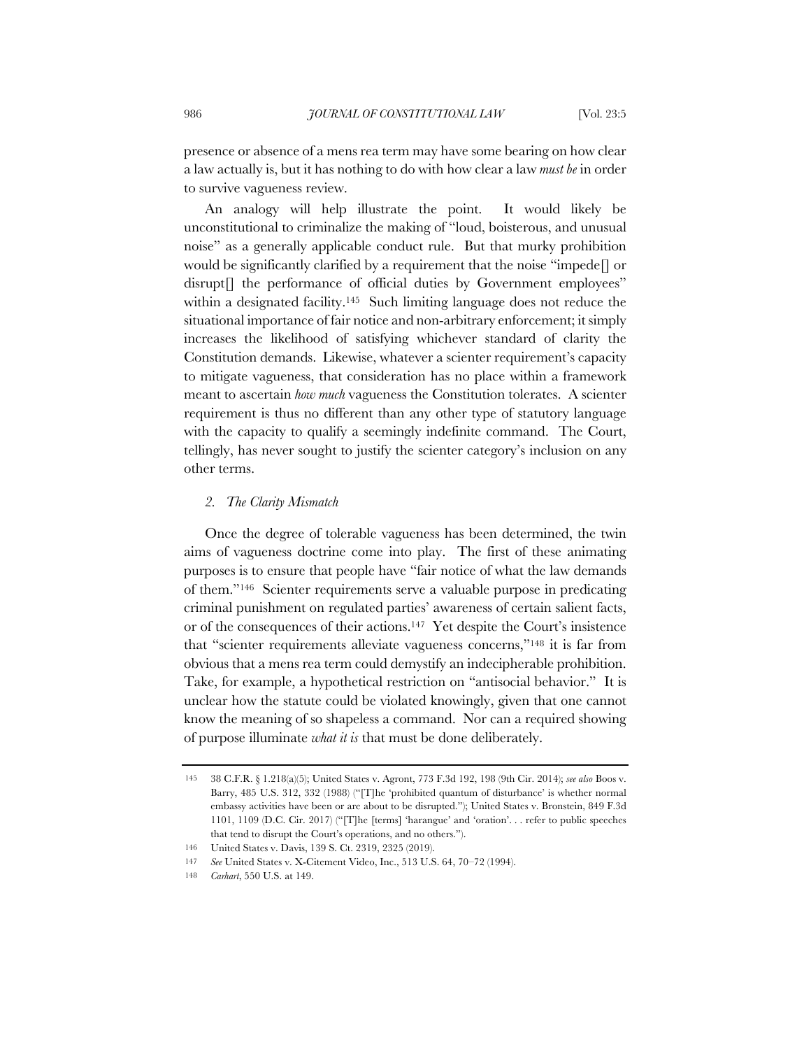presence or absence of a mens rea term may have some bearing on how clear a law actually is, but it has nothing to do with how clear a law *must be* in order to survive vagueness review.

An analogy will help illustrate the point. It would likely be unconstitutional to criminalize the making of "loud, boisterous, and unusual noise" as a generally applicable conduct rule. But that murky prohibition would be significantly clarified by a requirement that the noise "impede[] or disrupt[] the performance of official duties by Government employees" within a designated facility.[145] Such limiting language does not reduce the situational importance of fair notice and non-arbitrary enforcement; it simply increases the likelihood of satisfying whichever standard of clarity the Constitution demands. Likewise, whatever a scienter requirement's capacity to mitigate vagueness, that consideration has no place within a framework meant to ascertain *how much* vagueness the Constitution tolerates. A scienter requirement is thus no different than any other type of statutory language with the capacity to qualify a seemingly indefinite command. The Court, tellingly, has never sought to justify the scienter category's inclusion on any other terms.

### *2. The Clarity Mismatch*

Once the degree of tolerable vagueness has been determined, the twin aims of vagueness doctrine come into play. The first of these animating purposes is to ensure that people have "fair notice of what the law demands of them."[146] Scienter requirements serve a valuable purpose in predicating criminal punishment on regulated parties' awareness of certain salient facts, or of the consequences of their actions.[147] Yet despite the Court's insistence that "scienter requirements alleviate vagueness concerns,"[148] it is far from obvious that a mens rea term could demystify an indecipherable prohibition. Take, for example, a hypothetical restriction on "antisocial behavior." It is unclear how the statute could be violated knowingly, given that one cannot know the meaning of so shapeless a command. Nor can a required showing of purpose illuminate *what it is* that must be done deliberately.

---

145 38 C.F.R. § 1.218(a)(5); United States v. Agront, 773 F.3d 192, 198 (9th Cir. 2014); *see also* Boos v. Barry, 485 U.S. 312, 332 (1988) ("[T]he 'prohibited quantum of disturbance' is whether normal embassy activities have been or are about to be disrupted."); United States v. Bronstein, 849 F.3d 1101, 1109 (D.C. Cir. 2017) ("[T]he [terms] 'harangue' and 'oration'. . . refer to public speeches that tend to disrupt the Court's operations, and no others.").

146 United States v. Davis, 139 S. Ct. 2319, 2325 (2019).

147 *See* United States v. X-Citement Video, Inc., 513 U.S. 64, 70–72 (1994).

148 *Carhart*, 550 U.S. at 149.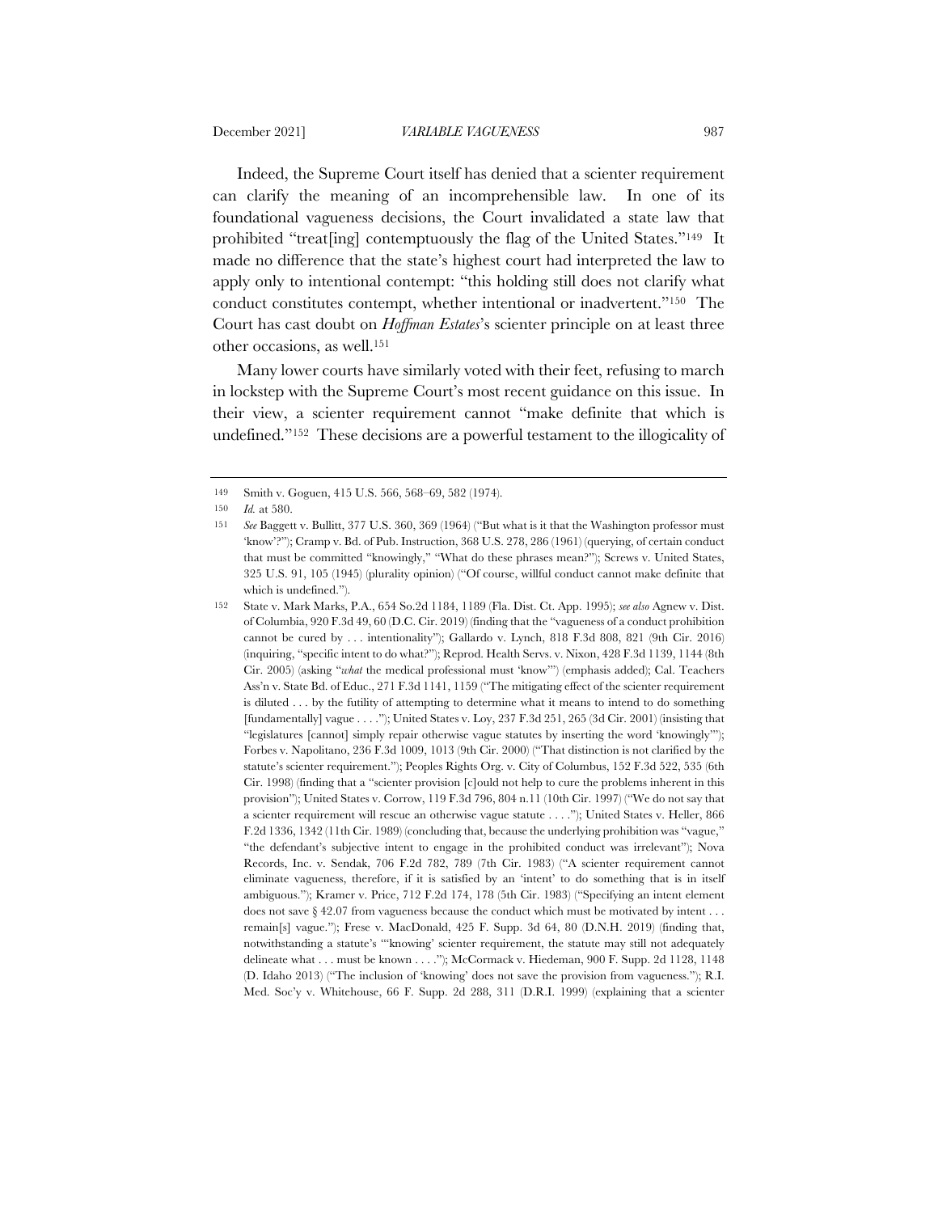Indeed, the Supreme Court itself has denied that a scienter requirement can clarify the meaning of an incomprehensible law. In one of its foundational vagueness decisions, the Court invalidated a state law that prohibited "treat[ing] contemptuously the flag of the United States."[149] It made no difference that the state's highest court had interpreted the law to apply only to intentional contempt: "this holding still does not clarify what conduct constitutes contempt, whether intentional or inadvertent."[150] The Court has cast doubt on *Hoffman Estates*'s scienter principle on at least three other occasions, as well.[151]

Many lower courts have similarly voted with their feet, refusing to march in lockstep with the Supreme Court's most recent guidance on this issue. In their view, a scienter requirement cannot "make definite that which is undefined."[152] These decisions are a powerful testament to the illogicality of

---

149 Smith v. Goguen, 415 U.S. 566, 568–69, 582 (1974).

150 *Id.* at 580.

151 *See* Baggett v. Bullitt, 377 U.S. 360, 369 (1964) ("But what is it that the Washington professor must 'know'?"); Cramp v. Bd. of Pub. Instruction, 368 U.S. 278, 286 (1961) (querying, of certain conduct that must be committed "knowingly," "What do these phrases mean?"); Screws v. United States, 325 U.S. 91, 105 (1945) (plurality opinion) ("Of course, willful conduct cannot make definite that which is undefined.").

152 State v. Mark Marks, P.A., 654 So.2d 1184, 1189 (Fla. Dist. Ct. App. 1995); *see also* Agnew v. Dist. of Columbia, 920 F.3d 49, 60 (D.C. Cir. 2019) (finding that the "vagueness of a conduct prohibition cannot be cured by . . . intentionality"); Gallardo v. Lynch, 818 F.3d 808, 821 (9th Cir. 2016) (inquiring, "specific intent to do what?"); Reprod. Health Servs. v. Nixon, 428 F.3d 1139, 1144 (8th Cir. 2005) (asking "*what* the medical professional must 'know'") (emphasis added); Cal. Teachers Ass'n v. State Bd. of Educ., 271 F.3d 1141, 1159 ("The mitigating effect of the scienter requirement is diluted . . . by the futility of attempting to determine what it means to intend to do something [fundamentally] vague . . . ."); United States v. Loy, 237 F.3d 251, 265 (3d Cir. 2001) (insisting that "legislatures [cannot] simply repair otherwise vague statutes by inserting the word 'knowingly'"); Forbes v. Napolitano, 236 F.3d 1009, 1013 (9th Cir. 2000) ("That distinction is not clarified by the statute's scienter requirement."); Peoples Rights Org. v. City of Columbus, 152 F.3d 522, 535 (6th Cir. 1998) (finding that a "scienter provision [c]ould not help to cure the problems inherent in this provision"); United States v. Corrow, 119 F.3d 796, 804 n.11 (10th Cir. 1997) ("We do not say that a scienter requirement will rescue an otherwise vague statute . . . ."); United States v. Heller, 866 F.2d 1336, 1342 (11th Cir. 1989) (concluding that, because the underlying prohibition was "vague," "the defendant's subjective intent to engage in the prohibited conduct was irrelevant"); Nova Records, Inc. v. Sendak, 706 F.2d 782, 789 (7th Cir. 1983) ("A scienter requirement cannot eliminate vagueness, therefore, if it is satisfied by an 'intent' to do something that is in itself ambiguous."); Kramer v. Price, 712 F.2d 174, 178 (5th Cir. 1983) ("Specifying an intent element does not save § 42.07 from vagueness because the conduct which must be motivated by intent . . . remain[s] vague."); Frese v. MacDonald, 425 F. Supp. 3d 64, 80 (D.N.H. 2019) (finding that, notwithstanding a statute's "'knowing' scienter requirement, the statute may still not adequately delineate what . . . must be known . . . ."); McCormack v. Hiedeman, 900 F. Supp. 2d 1128, 1148 (D. Idaho 2013) ("The inclusion of 'knowing' does not save the provision from vagueness."); R.I. Med. Soc'y v. Whitehouse, 66 F. Supp. 2d 288, 311 (D.R.I. 1999) (explaining that a scienter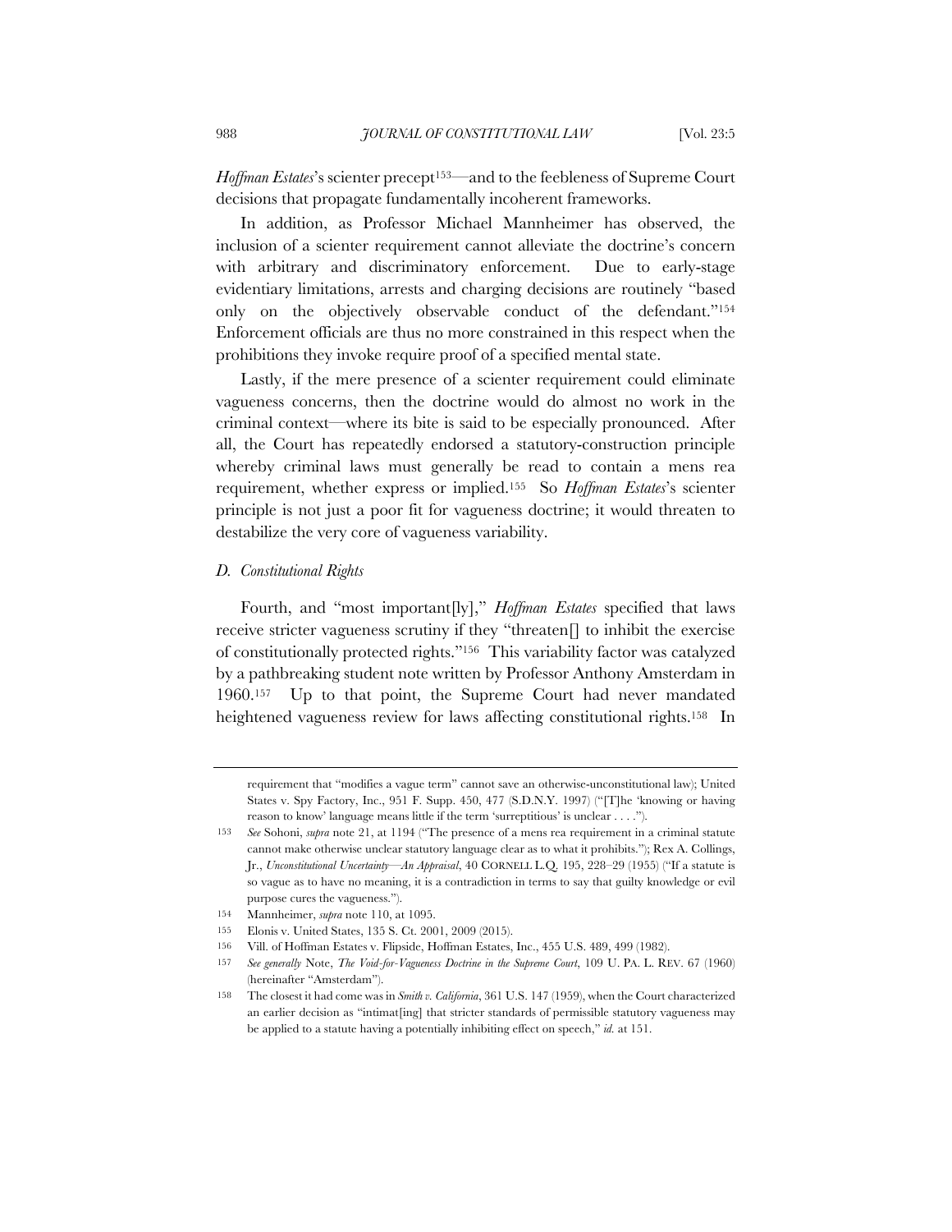*Hoffman Estates*'s scienter precept[153]—and to the feebleness of Supreme Court decisions that propagate fundamentally incoherent frameworks.

In addition, as Professor Michael Mannheimer has observed, the inclusion of a scienter requirement cannot alleviate the doctrine's concern with arbitrary and discriminatory enforcement. Due to early-stage evidentiary limitations, arrests and charging decisions are routinely "based only on the objectively observable conduct of the defendant."[154] Enforcement officials are thus no more constrained in this respect when the prohibitions they invoke require proof of a specified mental state.

Lastly, if the mere presence of a scienter requirement could eliminate vagueness concerns, then the doctrine would do almost no work in the criminal context—where its bite is said to be especially pronounced. After all, the Court has repeatedly endorsed a statutory-construction principle whereby criminal laws must generally be read to contain a mens rea requirement, whether express or implied.[155] So *Hoffman Estates*'s scienter principle is not just a poor fit for vagueness doctrine; it would threaten to destabilize the very core of vagueness variability.

### *D. Constitutional Rights*

Fourth, and "most important[ly]," *Hoffman Estates* specified that laws receive stricter vagueness scrutiny if they "threaten[] to inhibit the exercise of constitutionally protected rights."[156] This variability factor was catalyzed by a pathbreaking student note written by Professor Anthony Amsterdam in 1960.[157] Up to that point, the Supreme Court had never mandated heightened vagueness review for laws affecting constitutional rights.[158] In

---

requirement that "modifies a vague term" cannot save an otherwise-unconstitutional law); United States v. Spy Factory, Inc., 951 F. Supp. 450, 477 (S.D.N.Y. 1997) ("[T]he 'knowing or having reason to know' language means little if the term 'surreptitious' is unclear . . . .").

153 *See* Sohoni, *supra* note 21, at 1194 ("The presence of a mens rea requirement in a criminal statute cannot make otherwise unclear statutory language clear as to what it prohibits."); Rex A. Collings, Jr., *Unconstitutional Uncertainty—An Appraisal*, 40 CORNELL L.Q. 195, 228–29 (1955) ("If a statute is so vague as to have no meaning, it is a contradiction in terms to say that guilty knowledge or evil purpose cures the vagueness.").

154 Mannheimer, *supra* note 110, at 1095.

155 Elonis v. United States, 135 S. Ct. 2001, 2009 (2015).

156 Vill. of Hoffman Estates v. Flipside, Hoffman Estates, Inc., 455 U.S. 489, 499 (1982).

157 *See generally* Note, *The Void-for-Vagueness Doctrine in the Supreme Court*, 109 U. PA. L. REV. 67 (1960) (hereinafter "Amsterdam").

158 The closest it had come was in *Smith v. California*, 361 U.S. 147 (1959), when the Court characterized an earlier decision as "intimat[ing] that stricter standards of permissible statutory vagueness may be applied to a statute having a potentially inhibiting effect on speech," *id.* at 151.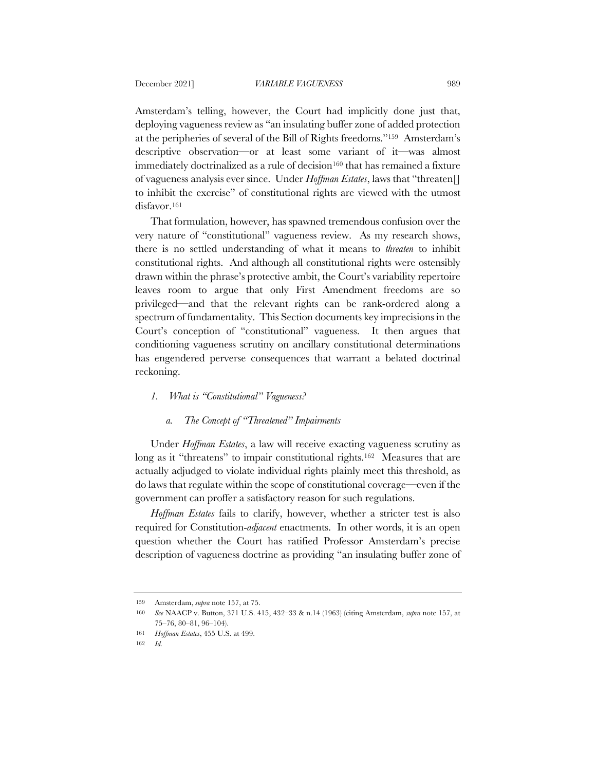Amsterdam's telling, however, the Court had implicitly done just that, deploying vagueness review as "an insulating buffer zone of added protection at the peripheries of several of the Bill of Rights freedoms."[159] Amsterdam's descriptive observation—or at least some variant of it—was almost immediately doctrinalized as a rule of decision[160] that has remained a fixture of vagueness analysis ever since. Under *Hoffman Estates*, laws that "threaten[] to inhibit the exercise" of constitutional rights are viewed with the utmost disfavor.[161]

That formulation, however, has spawned tremendous confusion over the very nature of "constitutional" vagueness review. As my research shows, there is no settled understanding of what it means to *threaten* to inhibit constitutional rights. And although all constitutional rights were ostensibly drawn within the phrase's protective ambit, the Court's variability repertoire leaves room to argue that only First Amendment freedoms are so privileged—and that the relevant rights can be rank-ordered along a spectrum of fundamentality. This Section documents key imprecisions in the Court's conception of "constitutional" vagueness. It then argues that conditioning vagueness scrutiny on ancillary constitutional determinations has engendered perverse consequences that warrant a belated doctrinal reckoning.

### 1. *What is "Constitutional" Vagueness?*

#### a. *The Concept of "Threatened" Impairments*

Under *Hoffman Estates*, a law will receive exacting vagueness scrutiny as long as it "threatens" to impair constitutional rights.[162] Measures that are actually adjudged to violate individual rights plainly meet this threshold, as do laws that regulate within the scope of constitutional coverage—even if the government can proffer a satisfactory reason for such regulations.

*Hoffman Estates* fails to clarify, however, whether a stricter test is also required for Constitution-*adjacent* enactments. In other words, it is an open question whether the Court has ratified Professor Amsterdam's precise description of vagueness doctrine as providing "an insulating buffer zone of

---

159 Amsterdam, *supra* note 157, at 75.

160 *See* NAACP v. Button, 371 U.S. 415, 432–33 & n.14 (1963) (citing Amsterdam, *supra* note 157, at 75–76, 80–81, 96–104).

161 *Hoffman Estates*, 455 U.S. at 499.

162 *Id.*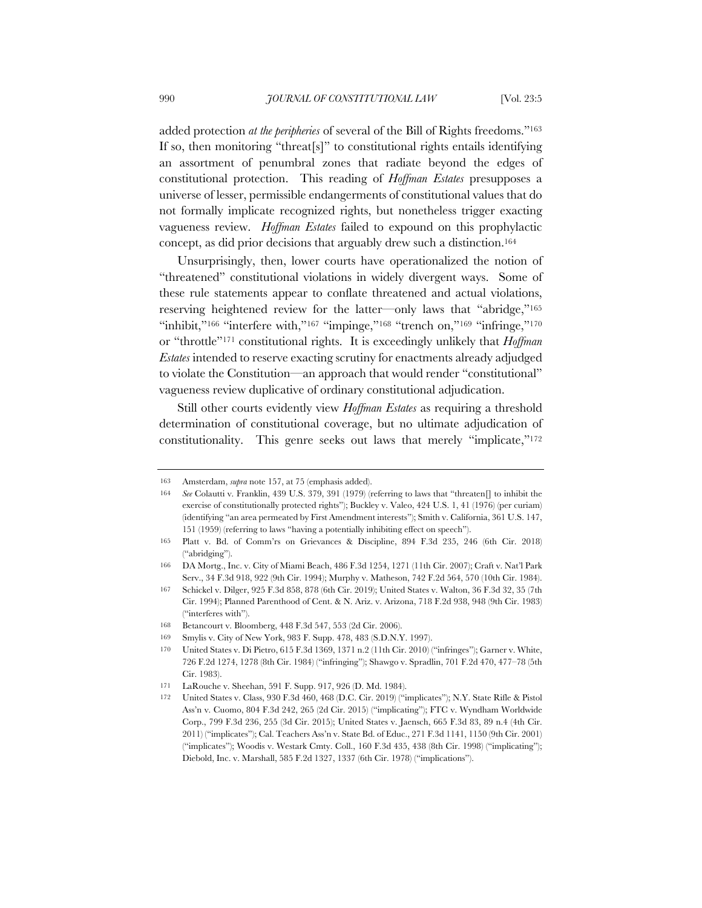added protection *at the peripheries* of several of the Bill of Rights freedoms."[163] If so, then monitoring "threat[s]" to constitutional rights entails identifying an assortment of penumbral zones that radiate beyond the edges of constitutional protection. This reading of *Hoffman Estates* presupposes a universe of lesser, permissible endangerments of constitutional values that do not formally implicate recognized rights, but nonetheless trigger exacting vagueness review. *Hoffman Estates* failed to expound on this prophylactic concept, as did prior decisions that arguably drew such a distinction.[164]

Unsurprisingly, then, lower courts have operationalized the notion of "threatened" constitutional violations in widely divergent ways. Some of these rule statements appear to conflate threatened and actual violations, reserving heightened review for the latter—only laws that "abridge,"[165] "inhibit,"[166] "interfere with,"[167] "impinge,"[168] "trench on,"[169] "infringe,"[170] or "throttle"[171] constitutional rights. It is exceedingly unlikely that *Hoffman Estates* intended to reserve exacting scrutiny for enactments already adjudged to violate the Constitution—an approach that would render "constitutional" vagueness review duplicative of ordinary constitutional adjudication.

Still other courts evidently view *Hoffman Estates* as requiring a threshold determination of constitutional coverage, but no ultimate adjudication of constitutionality. This genre seeks out laws that merely "implicate,"[172]

---

163 Amsterdam, *supra* note 157, at 75 (emphasis added).

164 *See* Colautti v. Franklin, 439 U.S. 379, 391 (1979) (referring to laws that "threaten[] to inhibit the exercise of constitutionally protected rights"); Buckley v. Valeo, 424 U.S. 1, 41 (1976) (per curiam) (identifying "an area permeated by First Amendment interests"); Smith v. California, 361 U.S. 147, 151 (1959) (referring to laws "having a potentially inhibiting effect on speech").

165 Platt v. Bd. of Comm'rs on Grievances & Discipline, 894 F.3d 235, 246 (6th Cir. 2018) ("abridging").

166 DA Mortg., Inc. v. City of Miami Beach, 486 F.3d 1254, 1271 (11th Cir. 2007); Craft v. Nat'l Park Serv., 34 F.3d 918, 922 (9th Cir. 1994); Murphy v. Matheson, 742 F.2d 564, 570 (10th Cir. 1984).

167 Schickel v. Dilger, 925 F.3d 858, 878 (6th Cir. 2019); United States v. Walton, 36 F.3d 32, 35 (7th Cir. 1994); Planned Parenthood of Cent. & N. Ariz. v. Arizona, 718 F.2d 938, 948 (9th Cir. 1983) ("interferes with").

168 Betancourt v. Bloomberg, 448 F.3d 547, 553 (2d Cir. 2006).

169 Smylis v. City of New York, 983 F. Supp. 478, 483 (S.D.N.Y. 1997).

170 United States v. Di Pietro, 615 F.3d 1369, 1371 n.2 (11th Cir. 2010) ("infringes"); Garner v. White, 726 F.2d 1274, 1278 (8th Cir. 1984) ("infringing"); Shawgo v. Spradlin, 701 F.2d 470, 477–78 (5th Cir. 1983).

171 LaRouche v. Sheehan, 591 F. Supp. 917, 926 (D. Md. 1984).

172 United States v. Class, 930 F.3d 460, 468 (D.C. Cir. 2019) ("implicates"); N.Y. State Rifle & Pistol Ass'n v. Cuomo, 804 F.3d 242, 265 (2d Cir. 2015) ("implicating"); FTC v. Wyndham Worldwide Corp., 799 F.3d 236, 255 (3d Cir. 2015); United States v. Jaensch, 665 F.3d 83, 89 n.4 (4th Cir. 2011) ("implicates"); Cal. Teachers Ass'n v. State Bd. of Educ., 271 F.3d 1141, 1150 (9th Cir. 2001) ("implicates"); Woodis v. Westark Cmty. Coll., 160 F.3d 435, 438 (8th Cir. 1998) ("implicating"); Diebold, Inc. v. Marshall, 585 F.2d 1327, 1337 (6th Cir. 1978) ("implications").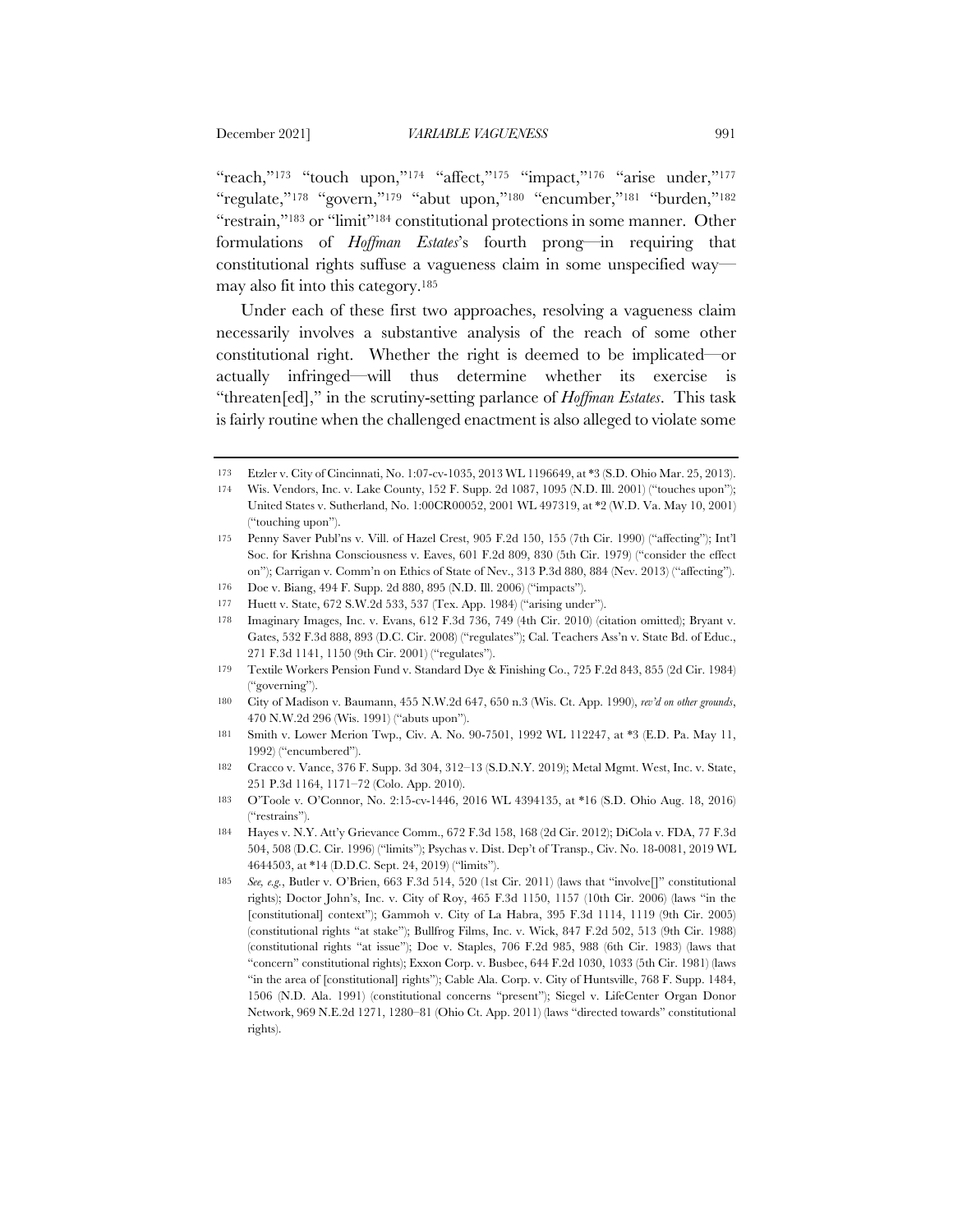"reach,"[173] "touch upon,"[174] "affect,"[175] "impact,"[176] "arise under,"[177] "regulate,"[178] "govern,"[179] "abut upon,"[180] "encumber,"[181] "burden,"[182] "restrain,"[183] or "limit"[184] constitutional protections in some manner. Other formulations of *Hoffman Estates*'s fourth prong—in requiring that constitutional rights suffuse a vagueness claim in some unspecified way—may also fit into this category.[185]

Under each of these first two approaches, resolving a vagueness claim necessarily involves a substantive analysis of the reach of some other constitutional right. Whether the right is deemed to be implicated—or actually infringed—will thus determine whether its exercise is "threaten[ed]," in the scrutiny-setting parlance of *Hoffman Estates*. This task is fairly routine when the challenged enactment is also alleged to violate some

---

173 Etzler v. City of Cincinnati, No. 1:07-cv-1035, 2013 WL 1196649, at *3 (S.D. Ohio Mar. 25, 2013).

174 Wis. Vendors, Inc. v. Lake County, 152 F. Supp. 2d 1087, 1095 (N.D. Ill. 2001) ("touches upon"); United States v. Sutherland, No. 1:00CR00052, 2001 WL 497319, at *2 (W.D. Va. May 10, 2001) ("touching upon").

175 Penny Saver Publ'ns v. Vill. of Hazel Crest, 905 F.2d 150, 155 (7th Cir. 1990) ("affecting"); Int'l Soc. for Krishna Consciousness v. Eaves, 601 F.2d 809, 830 (5th Cir. 1979) ("consider the effect on"); Carrigan v. Comm'n on Ethics of State of Nev., 313 P.3d 880, 884 (Nev. 2013) ("affecting").

176 Doe v. Biang, 494 F. Supp. 2d 880, 895 (N.D. Ill. 2006) ("impacts").

177 Huett v. State, 672 S.W.2d 533, 537 (Tex. App. 1984) ("arising under").

178 Imaginary Images, Inc. v. Evans, 612 F.3d 736, 749 (4th Cir. 2010) (citation omitted); Bryant v. Gates, 532 F.3d 888, 893 (D.C. Cir. 2008) ("regulates"); Cal. Teachers Ass'n v. State Bd. of Educ., 271 F.3d 1141, 1150 (9th Cir. 2001) ("regulates").

179 Textile Workers Pension Fund v. Standard Dye & Finishing Co., 725 F.2d 843, 855 (2d Cir. 1984) ("governing").

180 City of Madison v. Baumann, 455 N.W.2d 647, 650 n.3 (Wis. Ct. App. 1990), *rev'd on other grounds*, 470 N.W.2d 296 (Wis. 1991) ("abuts upon").

181 Smith v. Lower Merion Twp., Civ. A. No. 90-7501, 1992 WL 112247, at *3 (E.D. Pa. May 11, 1992) ("encumbered").

182 Cracco v. Vance, 376 F. Supp. 3d 304, 312–13 (S.D.N.Y. 2019); Metal Mgmt. West, Inc. v. State, 251 P.3d 1164, 1171–72 (Colo. App. 2010).

183 O'Toole v. O'Connor, No. 2:15-cv-1446, 2016 WL 4394135, at *16 (S.D. Ohio Aug. 18, 2016) ("restrains").

184 Hayes v. N.Y. Att'y Grievance Comm., 672 F.3d 158, 168 (2d Cir. 2012); DiCola v. FDA, 77 F.3d 504, 508 (D.C. Cir. 1996) ("limits"); Psychas v. Dist. Dep't of Transp., Civ. No. 18-0081, 2019 WL 4644503, at *14 (D.D.C. Sept. 24, 2019) ("limits").

185 *See, e.g.*, Butler v. O'Brien, 663 F.3d 514, 520 (1st Cir. 2011) (laws that "involve[]" constitutional rights); Doctor John's, Inc. v. City of Roy, 465 F.3d 1150, 1157 (10th Cir. 2006) (laws "in the [constitutional] context"); Gammoh v. City of La Habra, 395 F.3d 1114, 1119 (9th Cir. 2005) (constitutional rights "at stake"); Bullfrog Films, Inc. v. Wick, 847 F.2d 502, 513 (9th Cir. 1988) (constitutional rights "at issue"); Doe v. Staples, 706 F.2d 985, 988 (6th Cir. 1983) (laws that "concern" constitutional rights); Exxon Corp. v. Busbee, 644 F.2d 1030, 1033 (5th Cir. 1981) (laws "in the area of [constitutional] rights"); Cable Ala. Corp. v. City of Huntsville, 768 F. Supp. 1484, 1506 (N.D. Ala. 1991) (constitutional concerns "present"); Siegel v. LifeCenter Organ Donor Network, 969 N.E.2d 1271, 1280–81 (Ohio Ct. App. 2011) (laws "directed towards" constitutional rights).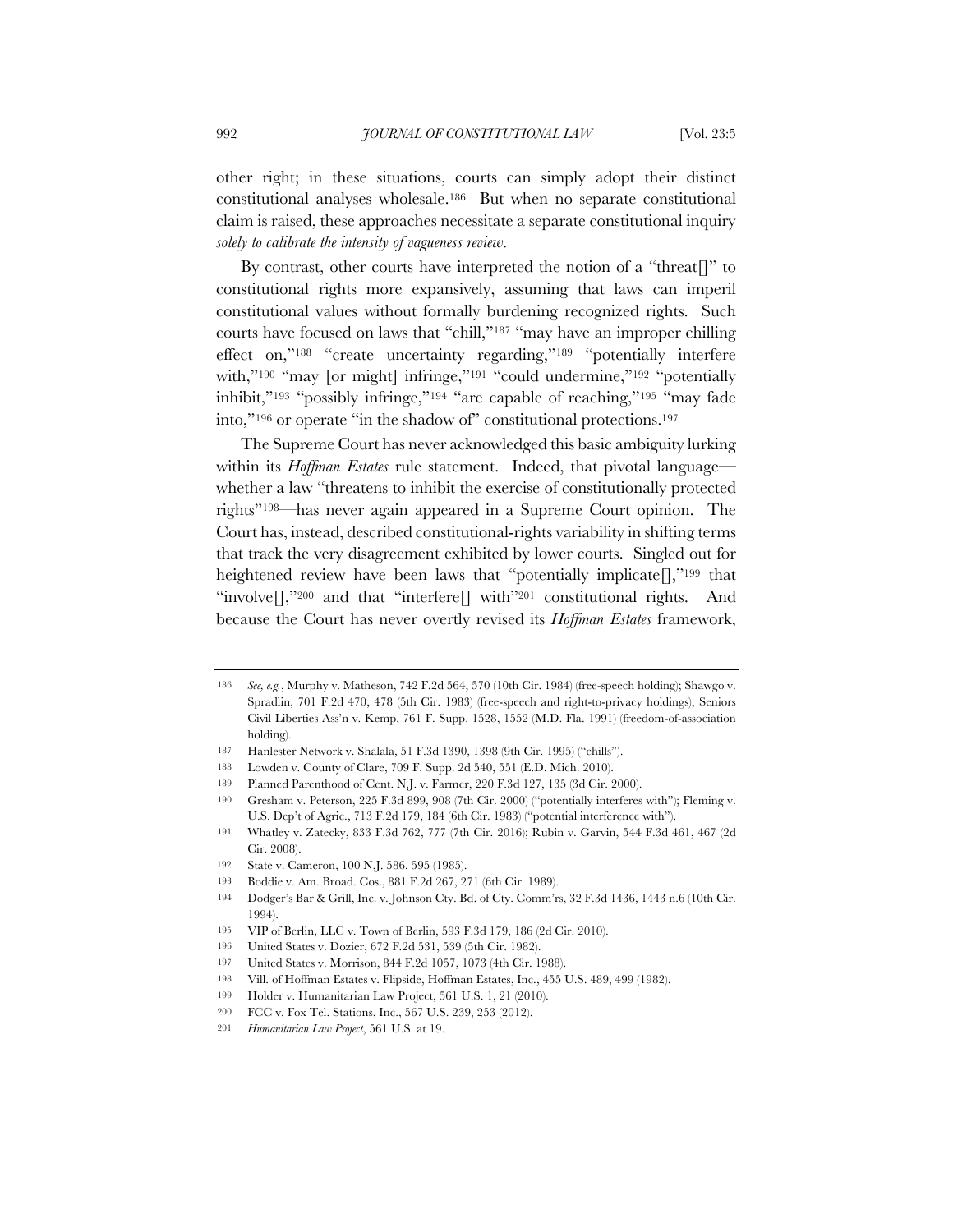other right; in these situations, courts can simply adopt their distinct constitutional analyses wholesale.[186] But when no separate constitutional claim is raised, these approaches necessitate a separate constitutional inquiry *solely to calibrate the intensity of vagueness review*.

By contrast, other courts have interpreted the notion of a "threat[]" to constitutional rights more expansively, assuming that laws can imperil constitutional values without formally burdening recognized rights. Such courts have focused on laws that "chill,"[187] "may have an improper chilling effect on,"[188] "create uncertainty regarding,"[189] "potentially interfere with,"[190] "may [or might] infringe,"[191] "could undermine,"[192] "potentially inhibit,"[193] "possibly infringe,"[194] "are capable of reaching,"[195] "may fade into,"[196] or operate "in the shadow of" constitutional protections.[197]

The Supreme Court has never acknowledged this basic ambiguity lurking within its *Hoffman Estates* rule statement. Indeed, that pivotal language—whether a law "threatens to inhibit the exercise of constitutionally protected rights"[198]—has never again appeared in a Supreme Court opinion. The Court has, instead, described constitutional-rights variability in shifting terms that track the very disagreement exhibited by lower courts. Singled out for heightened review have been laws that "potentially implicate[],"[199] that "involve[],"[200] and that "interfere[] with"[201] constitutional rights. And because the Court has never overtly revised its *Hoffman Estates* framework,

---

186 *See, e.g.*, Murphy v. Matheson, 742 F.2d 564, 570 (10th Cir. 1984) (free-speech holding); Shawgo v. Spradlin, 701 F.2d 470, 478 (5th Cir. 1983) (free-speech and right-to-privacy holdings); Seniors Civil Liberties Ass'n v. Kemp, 761 F. Supp. 1528, 1552 (M.D. Fla. 1991) (freedom-of-association holding).

187 Hanlester Network v. Shalala, 51 F.3d 1390, 1398 (9th Cir. 1995) ("chills").

188 Lowden v. County of Clare, 709 F. Supp. 2d 540, 551 (E.D. Mich. 2010).

189 Planned Parenthood of Cent. N.J. v. Farmer, 220 F.3d 127, 135 (3d Cir. 2000).

190 Gresham v. Peterson, 225 F.3d 899, 908 (7th Cir. 2000) ("potentially interferes with"); Fleming v. U.S. Dep't of Agric., 713 F.2d 179, 184 (6th Cir. 1983) ("potential interference with").

191 Whatley v. Zatecky, 833 F.3d 762, 777 (7th Cir. 2016); Rubin v. Garvin, 544 F.3d 461, 467 (2d Cir. 2008).

192 State v. Cameron, 100 N.J. 586, 595 (1985).

193 Boddie v. Am. Broad. Cos., 881 F.2d 267, 271 (6th Cir. 1989).

194 Dodger's Bar & Grill, Inc. v. Johnson Cty. Bd. of Cty. Comm'rs, 32 F.3d 1436, 1443 n.6 (10th Cir. 1994).

195 VIP of Berlin, LLC v. Town of Berlin, 593 F.3d 179, 186 (2d Cir. 2010).

196 United States v. Dozier, 672 F.2d 531, 539 (5th Cir. 1982).

197 United States v. Morrison, 844 F.2d 1057, 1073 (4th Cir. 1988).

198 Vill. of Hoffman Estates v. Flipside, Hoffman Estates, Inc., 455 U.S. 489, 499 (1982).

199 Holder v. Humanitarian Law Project, 561 U.S. 1, 21 (2010).

200 FCC v. Fox Tel. Stations, Inc., 567 U.S. 239, 253 (2012).

201 *Humanitarian Law Project*, 561 U.S. at 19.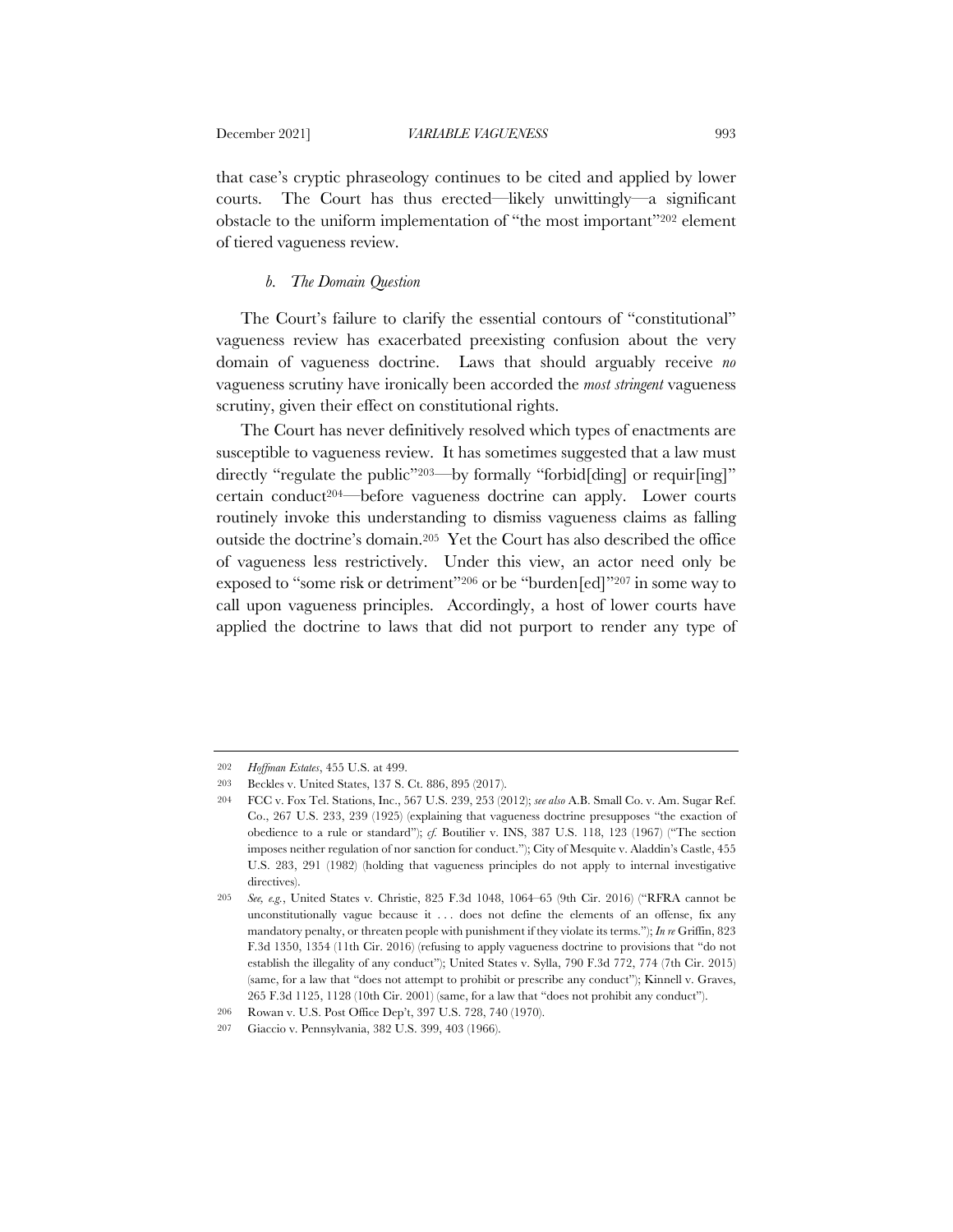that case's cryptic phraseology continues to be cited and applied by lower courts. The Court has thus erected—likely unwittingly—a significant obstacle to the uniform implementation of "the most important"[202] element of tiered vagueness review.

#### *b. The Domain Question*

The Court's failure to clarify the essential contours of "constitutional" vagueness review has exacerbated preexisting confusion about the very domain of vagueness doctrine. Laws that should arguably receive *no* vagueness scrutiny have ironically been accorded the *most stringent* vagueness scrutiny, given their effect on constitutional rights.

The Court has never definitively resolved which types of enactments are susceptible to vagueness review. It has sometimes suggested that a law must directly "regulate the public"[203]—by formally "forbid[ding] or requir[ing]" certain conduct[204]—before vagueness doctrine can apply. Lower courts routinely invoke this understanding to dismiss vagueness claims as falling outside the doctrine's domain.[205] Yet the Court has also described the office of vagueness less restrictively. Under this view, an actor need only be exposed to "some risk or detriment"[206] or be "burden[ed]"[207] in some way to call upon vagueness principles. Accordingly, a host of lower courts have applied the doctrine to laws that did not purport to render any type of

---

202 *Hoffman Estates*, 455 U.S. at 499.

203 Beckles v. United States, 137 S. Ct. 886, 895 (2017).

204 FCC v. Fox Tel. Stations, Inc., 567 U.S. 239, 253 (2012); *see also* A.B. Small Co. v. Am. Sugar Ref. Co., 267 U.S. 233, 239 (1925) (explaining that vagueness doctrine presupposes "the exaction of obedience to a rule or standard"); *cf.* Boutilier v. INS, 387 U.S. 118, 123 (1967) ("The section imposes neither regulation of nor sanction for conduct."); City of Mesquite v. Aladdin's Castle, 455 U.S. 283, 291 (1982) (holding that vagueness principles do not apply to internal investigative directives).

205 *See, e.g.*, United States v. Christie, 825 F.3d 1048, 1064–65 (9th Cir. 2016) ("RFRA cannot be unconstitutionally vague because it . . . does not define the elements of an offense, fix any mandatory penalty, or threaten people with punishment if they violate its terms."); *In re* Griffin, 823 F.3d 1350, 1354 (11th Cir. 2016) (refusing to apply vagueness doctrine to provisions that "do not establish the illegality of any conduct"); United States v. Sylla, 790 F.3d 772, 774 (7th Cir. 2015) (same, for a law that "does not attempt to prohibit or prescribe any conduct"); Kinnell v. Graves, 265 F.3d 1125, 1128 (10th Cir. 2001) (same, for a law that "does not prohibit any conduct").

206 Rowan v. U.S. Post Office Dep't, 397 U.S. 728, 740 (1970).

207 Giaccio v. Pennsylvania, 382 U.S. 399, 403 (1966).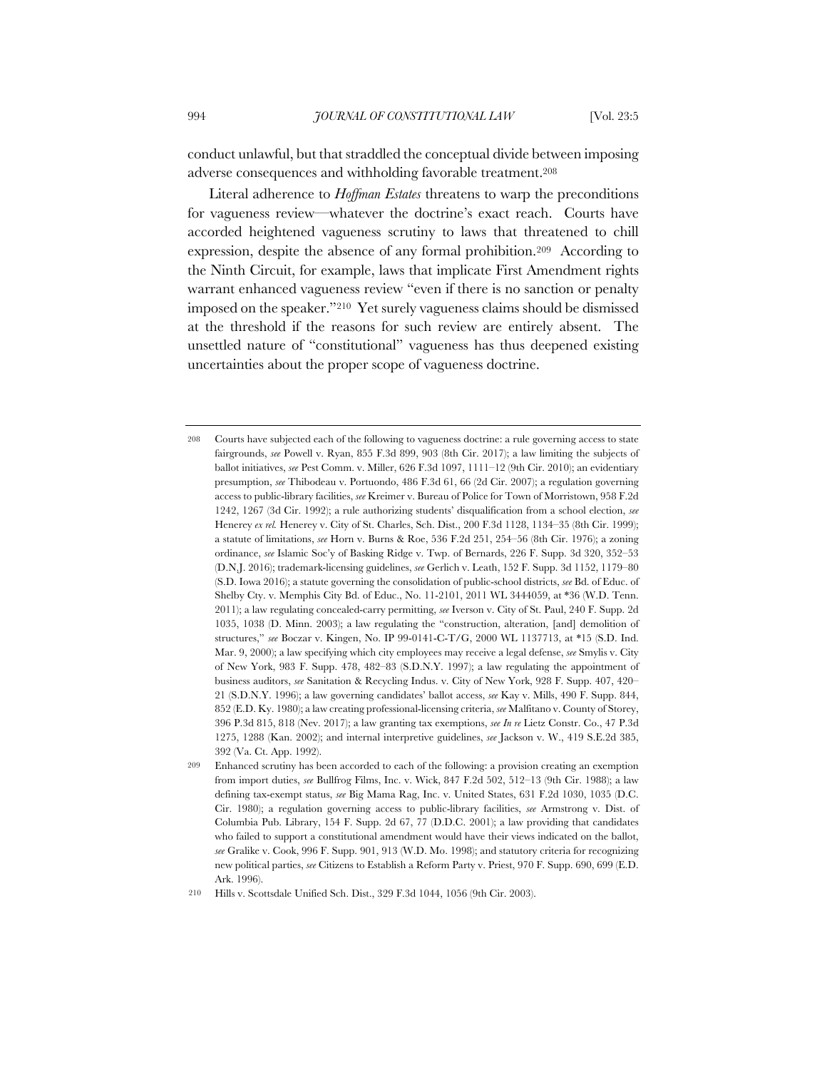conduct unlawful, but that straddled the conceptual divide between imposing adverse consequences and withholding favorable treatment.[208]

Literal adherence to *Hoffman Estates* threatens to warp the preconditions for vagueness review—whatever the doctrine's exact reach. Courts have accorded heightened vagueness scrutiny to laws that threatened to chill expression, despite the absence of any formal prohibition.[209] According to the Ninth Circuit, for example, laws that implicate First Amendment rights warrant enhanced vagueness review "even if there is no sanction or penalty imposed on the speaker."[210] Yet surely vagueness claims should be dismissed at the threshold if the reasons for such review are entirely absent. The unsettled nature of "constitutional" vagueness has thus deepened existing uncertainties about the proper scope of vagueness doctrine.

---

208 Courts have subjected each of the following to vagueness doctrine: a rule governing access to state fairgrounds, *see* Powell v. Ryan, 855 F.3d 899, 903 (8th Cir. 2017); a law limiting the subjects of ballot initiatives, *see* Pest Comm. v. Miller, 626 F.3d 1097, 1111–12 (9th Cir. 2010); an evidentiary presumption, *see* Thibodeau v. Portuondo, 486 F.3d 61, 66 (2d Cir. 2007); a regulation governing access to public-library facilities, *see* Kreimer v. Bureau of Police for Town of Morristown, 958 F.2d 1242, 1267 (3d Cir. 1992); a rule authorizing students' disqualification from a school election, *see* Henerey *ex rel.* Henerey v. City of St. Charles, Sch. Dist., 200 F.3d 1128, 1134–35 (8th Cir. 1999); a statute of limitations, *see* Horn v. Burns & Roe, 536 F.2d 251, 254–56 (8th Cir. 1976); a zoning ordinance, *see* Islamic Soc'y of Basking Ridge v. Twp. of Bernards, 226 F. Supp. 3d 320, 352–53 (D.N.J. 2016); trademark-licensing guidelines, *see* Gerlich v. Leath, 152 F. Supp. 3d 1152, 1179–80 (S.D. Iowa 2016); a statute governing the consolidation of public-school districts, *see* Bd. of Educ. of Shelby Cty. v. Memphis City Bd. of Educ., No. 11-2101, 2011 WL 3444059, at *36 (W.D. Tenn. 2011); a law regulating concealed-carry permitting, *see* Iverson v. City of St. Paul, 240 F. Supp. 2d 1035, 1038 (D. Minn. 2003); a law regulating the "construction, alteration, [and] demolition of structures," *see* Boczar v. Kingen, No. IP 99-0141-C-T/G, 2000 WL 1137713, at *15 (S.D. Ind. Mar. 9, 2000); a law specifying which city employees may receive a legal defense, *see* Smylis v. City of New York, 983 F. Supp. 478, 482–83 (S.D.N.Y. 1997); a law regulating the appointment of business auditors, *see* Sanitation & Recycling Indus. v. City of New York, 928 F. Supp. 407, 420–21 (S.D.N.Y. 1996); a law governing candidates' ballot access, *see* Kay v. Mills, 490 F. Supp. 844, 852 (E.D. Ky. 1980); a law creating professional-licensing criteria, *see* Malfitano v. County of Storey, 396 P.3d 815, 818 (Nev. 2017); a law granting tax exemptions, *see In re* Lietz Constr. Co., 47 P.3d 1275, 1288 (Kan. 2002); and internal interpretive guidelines, *see* Jackson v. W., 419 S.E.2d 385, 392 (Va. Ct. App. 1992).

209 Enhanced scrutiny has been accorded to each of the following: a provision creating an exemption from import duties, *see* Bullfrog Films, Inc. v. Wick, 847 F.2d 502, 512–13 (9th Cir. 1988); a law defining tax-exempt status, *see* Big Mama Rag, Inc. v. United States, 631 F.2d 1030, 1035 (D.C. Cir. 1980); a regulation governing access to public-library facilities, *see* Armstrong v. Dist. of Columbia Pub. Library, 154 F. Supp. 2d 67, 77 (D.D.C. 2001); a law providing that candidates who failed to support a constitutional amendment would have their views indicated on the ballot, *see* Gralike v. Cook, 996 F. Supp. 901, 913 (W.D. Mo. 1998); and statutory criteria for recognizing new political parties, *see* Citizens to Establish a Reform Party v. Priest, 970 F. Supp. 690, 699 (E.D. Ark. 1996).

210 Hills v. Scottsdale Unified Sch. Dist., 329 F.3d 1044, 1056 (9th Cir. 2003).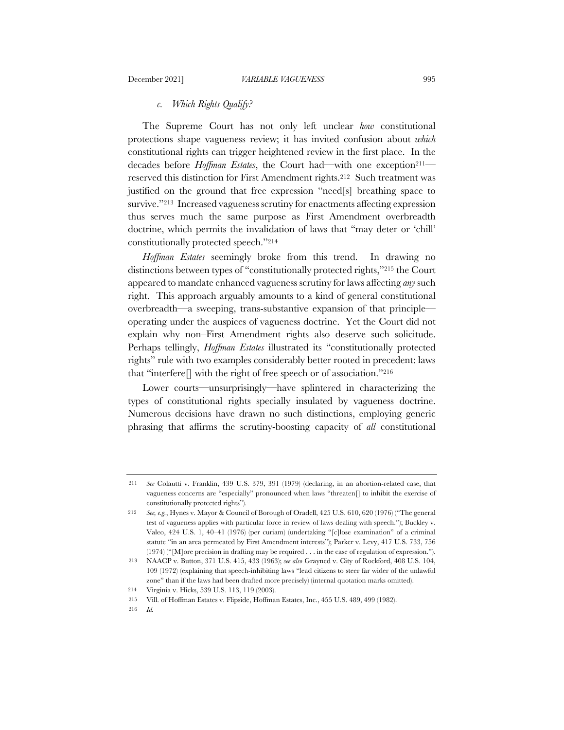### *c. Which Rights Qualify?*

The Supreme Court has not only left unclear *how* constitutional protections shape vagueness review; it has invited confusion about *which* constitutional rights can trigger heightened review in the first place. In the decades before *Hoffman Estates*, the Court had—with one exception[211]—reserved this distinction for First Amendment rights.[212] Such treatment was justified on the ground that free expression "need[s] breathing space to survive."[213] Increased vagueness scrutiny for enactments affecting expression thus serves much the same purpose as First Amendment overbreadth doctrine, which permits the invalidation of laws that "may deter or 'chill' constitutionally protected speech."[214]

*Hoffman Estates* seemingly broke from this trend. In drawing no distinctions between types of "constitutionally protected rights,"[215] the Court appeared to mandate enhanced vagueness scrutiny for laws affecting *any* such right. This approach arguably amounts to a kind of general constitutional overbreadth—a sweeping, trans-substantive expansion of that principle—operating under the auspices of vagueness doctrine. Yet the Court did not explain why non–First Amendment rights also deserve such solicitude. Perhaps tellingly, *Hoffman Estates* illustrated its "constitutionally protected rights" rule with two examples considerably better rooted in precedent: laws that "interfere[] with the right of free speech or of association."[216]

Lower courts—unsurprisingly—have splintered in characterizing the types of constitutional rights specially insulated by vagueness doctrine. Numerous decisions have drawn no such distinctions, employing generic phrasing that affirms the scrutiny-boosting capacity of *all* constitutional

---

211 *See* Colautti v. Franklin, 439 U.S. 379, 391 (1979) (declaring, in an abortion-related case, that vagueness concerns are "especially" pronounced when laws "threaten[] to inhibit the exercise of constitutionally protected rights").

212 *See, e.g.*, Hynes v. Mayor & Council of Borough of Oradell, 425 U.S. 610, 620 (1976) ("The general test of vagueness applies with particular force in review of laws dealing with speech."); Buckley v. Valeo, 424 U.S. 1, 40–41 (1976) (per curiam) (undertaking "[c]lose examination" of a criminal statute "in an area permeated by First Amendment interests"); Parker v. Levy, 417 U.S. 733, 756 (1974) ("[M]ore precision in drafting may be required . . . in the case of regulation of expression.").

213 NAACP v. Button, 371 U.S. 415, 433 (1963); *see also* Grayned v. City of Rockford, 408 U.S. 104, 109 (1972) (explaining that speech-inhibiting laws "lead citizens to steer far wider of the unlawful zone" than if the laws had been drafted more precisely) (internal quotation marks omitted).

214 Virginia v. Hicks, 539 U.S. 113, 119 (2003).

215 Vill. of Hoffman Estates v. Flipside, Hoffman Estates, Inc., 455 U.S. 489, 499 (1982).

216 *Id.*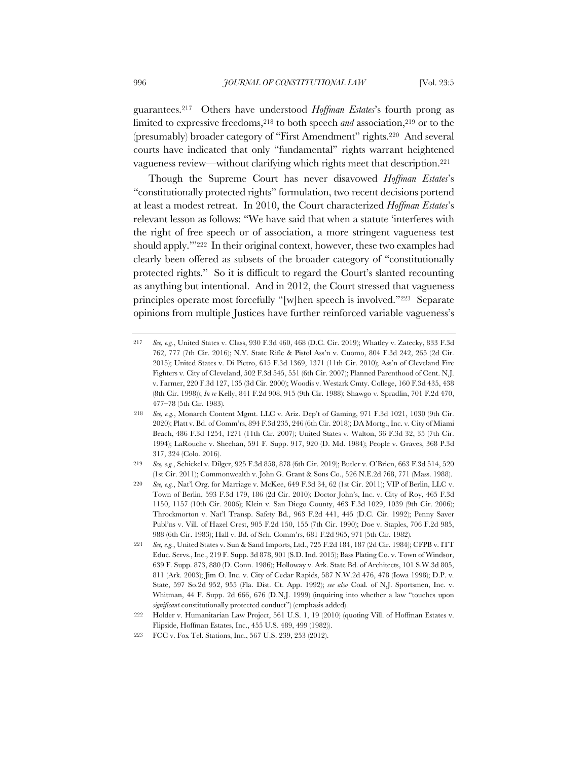guarantees.[217] Others have understood *Hoffman Estates*'s fourth prong as limited to expressive freedoms,[218] to both speech *and* association,[219] or to the (presumably) broader category of "First Amendment" rights.[220] And several courts have indicated that only "fundamental" rights warrant heightened vagueness review—without clarifying which rights meet that description.[221]

Though the Supreme Court has never disavowed *Hoffman Estates*'s "constitutionally protected rights" formulation, two recent decisions portend at least a modest retreat. In 2010, the Court characterized *Hoffman Estates*'s relevant lesson as follows: "We have said that when a statute 'interferes with the right of free speech or of association, a more stringent vagueness test should apply.'"[222] In their original context, however, these two examples had clearly been offered as subsets of the broader category of "constitutionally protected rights." So it is difficult to regard the Court's slanted recounting as anything but intentional. And in 2012, the Court stressed that vagueness principles operate most forcefully "[w]hen speech is involved."[223] Separate opinions from multiple Justices have further reinforced variable vagueness's

---

217 *See, e.g.*, United States v. Class, 930 F.3d 460, 468 (D.C. Cir. 2019); Whatley v. Zatecky, 833 F.3d 762, 777 (7th Cir. 2016); N.Y. State Rifle & Pistol Ass'n v. Cuomo, 804 F.3d 242, 265 (2d Cir. 2015); United States v. Di Pietro, 615 F.3d 1369, 1371 (11th Cir. 2010); Ass'n of Cleveland Fire Fighters v. City of Cleveland, 502 F.3d 545, 551 (6th Cir. 2007); Planned Parenthood of Cent. N.J. v. Farmer, 220 F.3d 127, 135 (3d Cir. 2000); Woodis v. Westark Cmty. College, 160 F.3d 435, 438 (8th Cir. 1998)); *In re* Kelly, 841 F.2d 908, 915 (9th Cir. 1988); Shawgo v. Spradlin, 701 F.2d 470, 477–78 (5th Cir. 1983).

218 *See, e.g.*, Monarch Content Mgmt. LLC v. Ariz. Dep't of Gaming, 971 F.3d 1021, 1030 (9th Cir. 2020); Platt v. Bd. of Comm'rs, 894 F.3d 235, 246 (6th Cir. 2018); DA Mortg., Inc. v. City of Miami Beach, 486 F.3d 1254, 1271 (11th Cir. 2007); United States v. Walton, 36 F.3d 32, 35 (7th Cir. 1994); LaRouche v. Sheehan, 591 F. Supp. 917, 920 (D. Md. 1984); People v. Graves, 368 P.3d 317, 324 (Colo. 2016).

219 *See, e.g.*, Schickel v. Dilger, 925 F.3d 858, 878 (6th Cir. 2019); Butler v. O'Brien, 663 F.3d 514, 520 (1st Cir. 2011); Commonwealth v. John G. Grant & Sons Co., 526 N.E.2d 768, 771 (Mass. 1988).

220 *See, e.g.*, Nat'l Org. for Marriage v. McKee, 649 F.3d 34, 62 (1st Cir. 2011); VIP of Berlin, LLC v. Town of Berlin, 593 F.3d 179, 186 (2d Cir. 2010); Doctor John's, Inc. v. City of Roy, 465 F.3d 1150, 1157 (10th Cir. 2006); Klein v. San Diego County, 463 F.3d 1029, 1039 (9th Cir. 2006); Throckmorton v. Nat'l Transp. Safety Bd., 963 F.2d 441, 445 (D.C. Cir. 1992); Penny Saver Publ'ns v. Vill. of Hazel Crest, 905 F.2d 150, 155 (7th Cir. 1990); Doe v. Staples, 706 F.2d 985, 988 (6th Cir. 1983); Hall v. Bd. of Sch. Comm'rs, 681 F.2d 965, 971 (5th Cir. 1982).

221 *See, e.g.*, United States v. Sun & Sand Imports, Ltd., 725 F.2d 184, 187 (2d Cir. 1984); CFPB v. ITT Educ. Servs., Inc., 219 F. Supp. 3d 878, 901 (S.D. Ind. 2015); Bass Plating Co. v. Town of Windsor, 639 F. Supp. 873, 880 (D. Conn. 1986); Holloway v. Ark. State Bd. of Architects, 101 S.W.3d 805, 811 (Ark. 2003); Jim O. Inc. v. City of Cedar Rapids, 587 N.W.2d 476, 478 (Iowa 1998); D.P. v. State, 597 So.2d 952, 955 (Fla. Dist. Ct. App. 1992); *see also* Coal. of N.J. Sportsmen, Inc. v. Whitman, 44 F. Supp. 2d 666, 676 (D.N.J. 1999) (inquiring into whether a law "touches upon *significant* constitutionally protected conduct") (emphasis added).

222 Holder v. Humanitarian Law Project, 561 U.S. 1, 19 (2010) (quoting Vill. of Hoffman Estates v. Flipside, Hoffman Estates, Inc., 455 U.S. 489, 499 (1982)).

223 FCC v. Fox Tel. Stations, Inc., 567 U.S. 239, 253 (2012).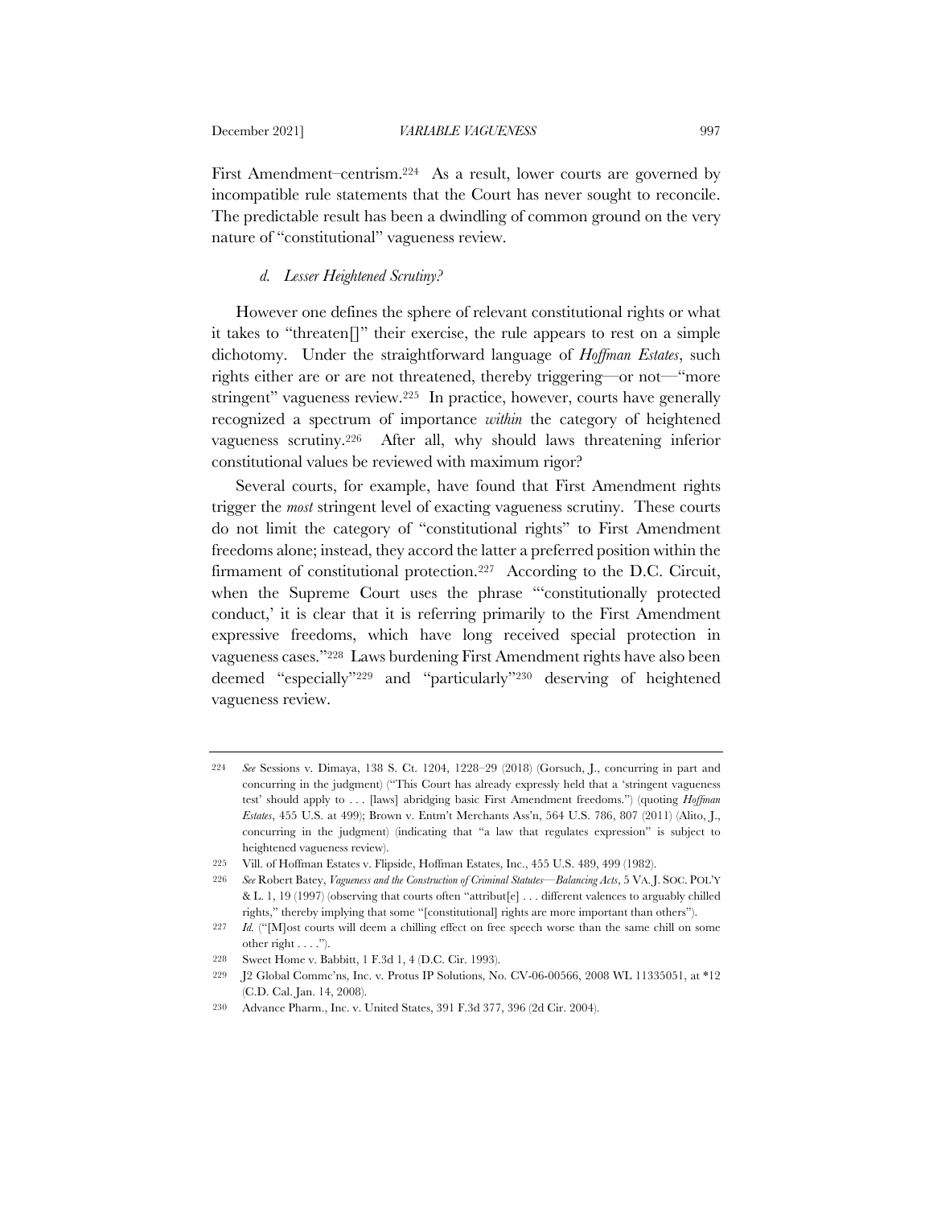First Amendment–centrism.[224] As a result, lower courts are governed by incompatible rule statements that the Court has never sought to reconcile. The predictable result has been a dwindling of common ground on the very nature of "constitutional" vagueness review.

#### *d. Lesser Heightened Scrutiny?*

However one defines the sphere of relevant constitutional rights or what it takes to "threaten[]" their exercise, the rule appears to rest on a simple dichotomy. Under the straightforward language of *Hoffman Estates*, such rights either are or are not threatened, thereby triggering—or not—"more stringent" vagueness review.[225] In practice, however, courts have generally recognized a spectrum of importance *within* the category of heightened vagueness scrutiny.[226] After all, why should laws threatening inferior constitutional values be reviewed with maximum rigor?

Several courts, for example, have found that First Amendment rights trigger the *most* stringent level of exacting vagueness scrutiny. These courts do not limit the category of "constitutional rights" to First Amendment freedoms alone; instead, they accord the latter a preferred position within the firmament of constitutional protection.[227] According to the D.C. Circuit, when the Supreme Court uses the phrase "'constitutionally protected conduct,' it is clear that it is referring primarily to the First Amendment expressive freedoms, which have long received special protection in vagueness cases."[228] Laws burdening First Amendment rights have also been deemed "especially"[229] and "particularly"[230] deserving of heightened vagueness review.

---

224 *See* Sessions v. Dimaya, 138 S. Ct. 1204, 1228–29 (2018) (Gorsuch, J., concurring in part and concurring in the judgment) ("This Court has already expressly held that a 'stringent vagueness test' should apply to . . . [laws] abridging basic First Amendment freedoms.") (quoting *Hoffman Estates*, 455 U.S. at 499); Brown v. Entm't Merchants Ass'n, 564 U.S. 786, 807 (2011) (Alito, J., concurring in the judgment) (indicating that "a law that regulates expression" is subject to heightened vagueness review).

225 Vill. of Hoffman Estates v. Flipside, Hoffman Estates, Inc., 455 U.S. 489, 499 (1982).

226 *See* Robert Batey, *Vagueness and the Construction of Criminal Statutes—Balancing Acts*, 5 VA. J. SOC. POL'Y & L. 1, 19 (1997) (observing that courts often "attribut[e] . . . different valences to arguably chilled rights," thereby implying that some "[constitutional] rights are more important than others").

227 *Id.* ("[M]ost courts will deem a chilling effect on free speech worse than the same chill on some other right . . . .").

228 Sweet Home v. Babbitt, 1 F.3d 1, 4 (D.C. Cir. 1993).

229 J2 Global Commc'ns, Inc. v. Protus IP Solutions, No. CV-06-00566, 2008 WL 11335051, at *12 (C.D. Cal. Jan. 14, 2008).

230 Advance Pharm., Inc. v. United States, 391 F.3d 377, 396 (2d Cir. 2004).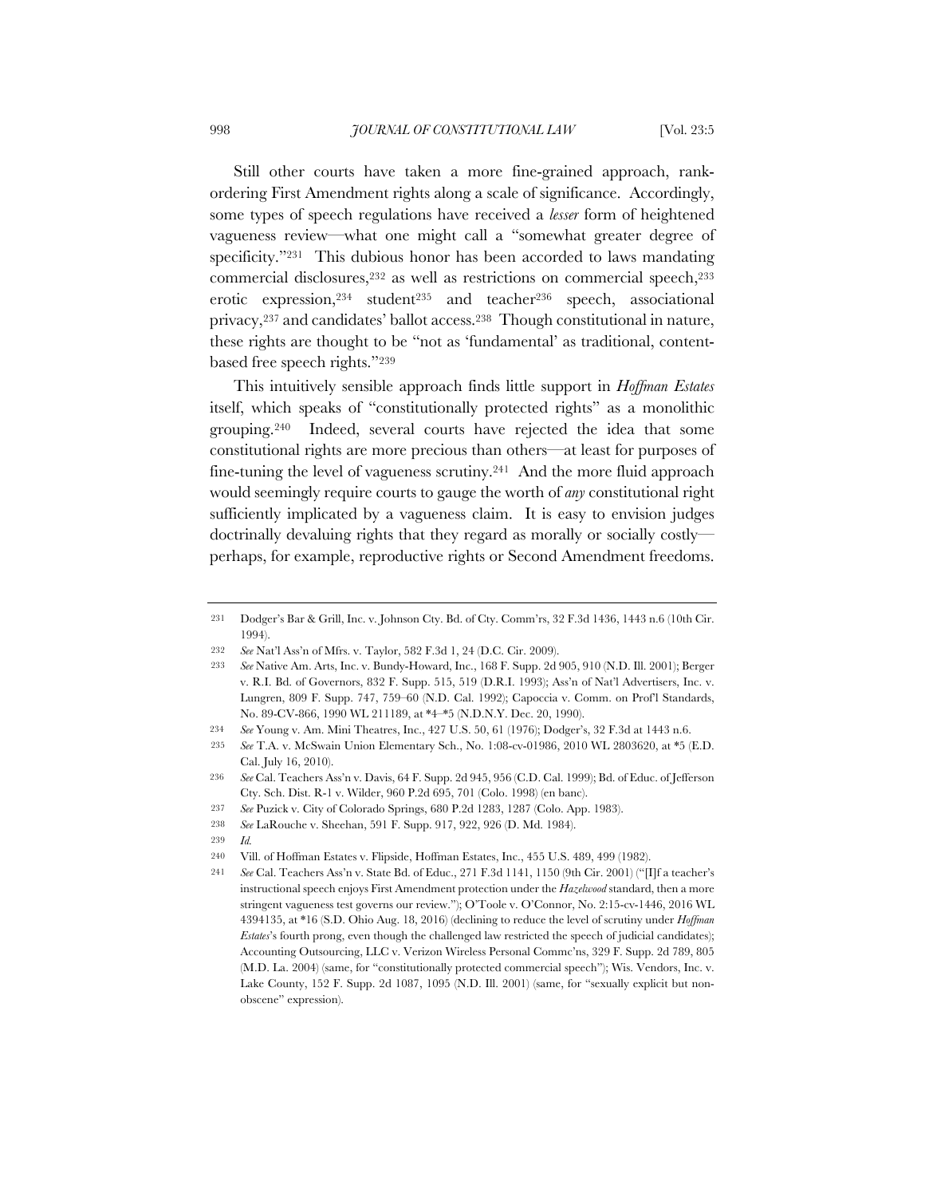Still other courts have taken a more fine-grained approach, rank-ordering First Amendment rights along a scale of significance. Accordingly, some types of speech regulations have received a *lesser* form of heightened vagueness review—what one might call a "somewhat greater degree of specificity."[231] This dubious honor has been accorded to laws mandating commercial disclosures,[232] as well as restrictions on commercial speech,[233] erotic expression,[234] student[235] and teacher[236] speech, associational privacy,[237] and candidates' ballot access.[238] Though constitutional in nature, these rights are thought to be "not as 'fundamental' as traditional, content-based free speech rights."[239]

This intuitively sensible approach finds little support in *Hoffman Estates* itself, which speaks of "constitutionally protected rights" as a monolithic grouping.[240] Indeed, several courts have rejected the idea that some constitutional rights are more precious than others—at least for purposes of fine-tuning the level of vagueness scrutiny.[241] And the more fluid approach would seemingly require courts to gauge the worth of *any* constitutional right sufficiently implicated by a vagueness claim. It is easy to envision judges doctrinally devaluing rights that they regard as morally or socially costly—perhaps, for example, reproductive rights or Second Amendment freedoms.

---

231 Dodger's Bar & Grill, Inc. v. Johnson Cty. Bd. of Cty. Comm'rs, 32 F.3d 1436, 1443 n.6 (10th Cir. 1994).

232 *See* Nat'l Ass'n of Mfrs. v. Taylor, 582 F.3d 1, 24 (D.C. Cir. 2009).

233 *See* Native Am. Arts, Inc. v. Bundy-Howard, Inc., 168 F. Supp. 2d 905, 910 (N.D. Ill. 2001); Berger v. R.I. Bd. of Governors, 832 F. Supp. 515, 519 (D.R.I. 1993); Ass'n of Nat'l Advertisers, Inc. v. Lungren, 809 F. Supp. 747, 759–60 (N.D. Cal. 1992); Capoccia v. Comm. on Prof'l Standards, No. 89-CV-866, 1990 WL 211189, at *4–*5 (N.D.N.Y. Dec. 20, 1990).

234 *See* Young v. Am. Mini Theatres, Inc., 427 U.S. 50, 61 (1976); Dodger's, 32 F.3d at 1443 n.6.

235 *See* T.A. v. McSwain Union Elementary Sch., No. 1:08-cv-01986, 2010 WL 2803620, at *5 (E.D. Cal. July 16, 2010).

236 *See* Cal. Teachers Ass'n v. Davis, 64 F. Supp. 2d 945, 956 (C.D. Cal. 1999); Bd. of Educ. of Jefferson Cty. Sch. Dist. R-1 v. Wilder, 960 P.2d 695, 701 (Colo. 1998) (en banc).

237 *See* Puzick v. City of Colorado Springs, 680 P.2d 1283, 1287 (Colo. App. 1983).

238 *See* LaRouche v. Sheehan, 591 F. Supp. 917, 922, 926 (D. Md. 1984).

239 *Id.*

240 Vill. of Hoffman Estates v. Flipside, Hoffman Estates, Inc., 455 U.S. 489, 499 (1982).

241 *See* Cal. Teachers Ass'n v. State Bd. of Educ., 271 F.3d 1141, 1150 (9th Cir. 2001) ("[I]f a teacher's instructional speech enjoys First Amendment protection under the *Hazelwood* standard, then a more stringent vagueness test governs our review."); O'Toole v. O'Connor, No. 2:15-cv-1446, 2016 WL 4394135, at *16 (S.D. Ohio Aug. 18, 2016) (declining to reduce the level of scrutiny under *Hoffman Estates*'s fourth prong, even though the challenged law restricted the speech of judicial candidates); Accounting Outsourcing, LLC v. Verizon Wireless Personal Commc'ns, 329 F. Supp. 2d 789, 805 (M.D. La. 2004) (same, for "constitutionally protected commercial speech"); Wis. Vendors, Inc. v. Lake County, 152 F. Supp. 2d 1087, 1095 (N.D. Ill. 2001) (same, for "sexually explicit but non-obscene" expression).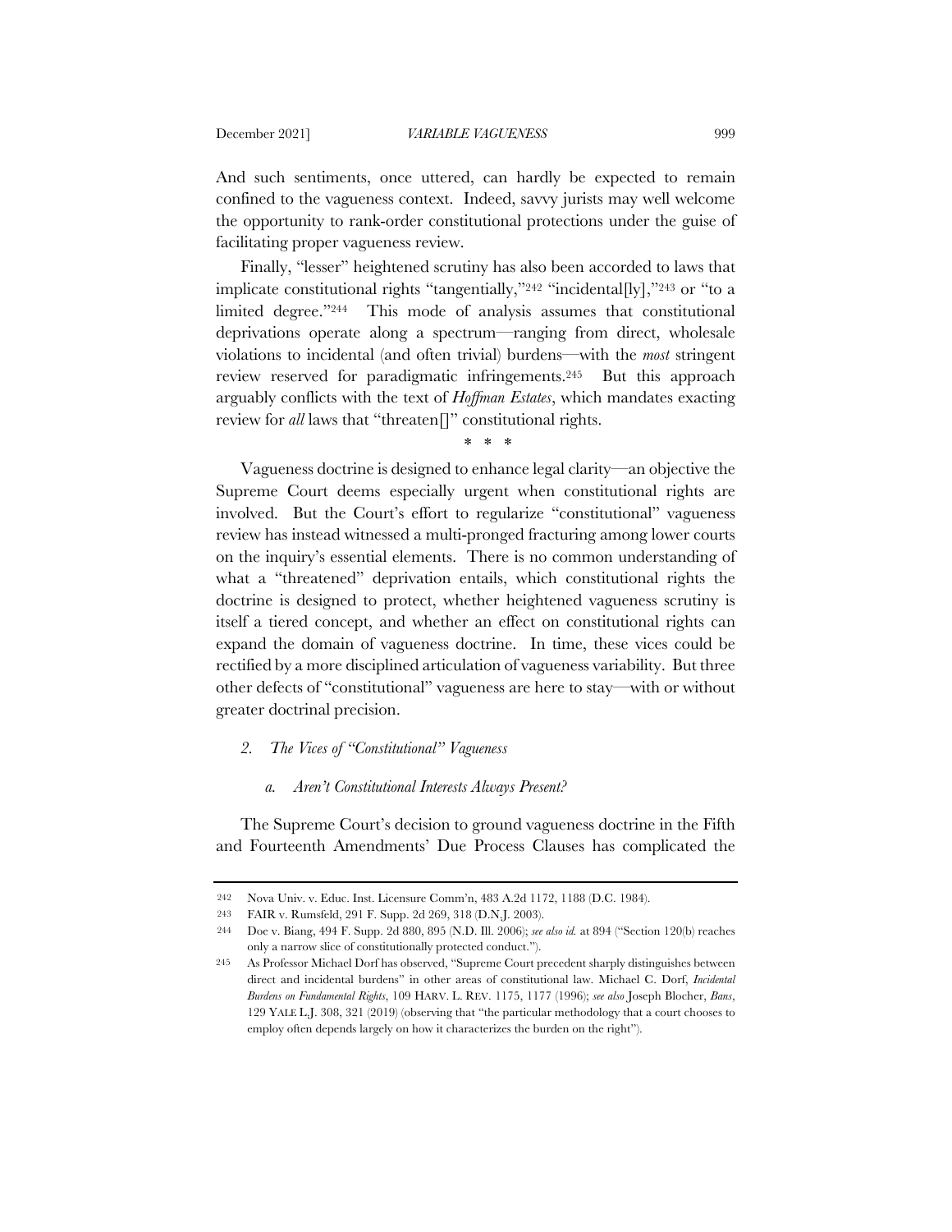And such sentiments, once uttered, can hardly be expected to remain confined to the vagueness context. Indeed, savvy jurists may well welcome the opportunity to rank-order constitutional protections under the guise of facilitating proper vagueness review.

Finally, "lesser" heightened scrutiny has also been accorded to laws that implicate constitutional rights "tangentially,"[242] "incidental[ly],"[243] or "to a limited degree."[244] This mode of analysis assumes that constitutional deprivations operate along a spectrum—ranging from direct, wholesale violations to incidental (and often trivial) burdens—with the *most* stringent review reserved for paradigmatic infringements.[245] But this approach arguably conflicts with the text of *Hoffman Estates*, which mandates exacting review for *all* laws that "threaten[]" constitutional rights.

\* \* \*

Vagueness doctrine is designed to enhance legal clarity—an objective the Supreme Court deems especially urgent when constitutional rights are involved. But the Court's effort to regularize "constitutional" vagueness review has instead witnessed a multi-pronged fracturing among lower courts on the inquiry's essential elements. There is no common understanding of what a "threatened" deprivation entails, which constitutional rights the doctrine is designed to protect, whether heightened vagueness scrutiny is itself a tiered concept, and whether an effect on constitutional rights can expand the domain of vagueness doctrine. In time, these vices could be rectified by a more disciplined articulation of vagueness variability. But three other defects of "constitutional" vagueness are here to stay—with or without greater doctrinal precision.

### 2. *The Vices of "Constitutional" Vagueness*

#### a. *Aren't Constitutional Interests Always Present?*

The Supreme Court's decision to ground vagueness doctrine in the Fifth and Fourteenth Amendments' Due Process Clauses has complicated the

---

242 Nova Univ. v. Educ. Inst. Licensure Comm'n, 483 A.2d 1172, 1188 (D.C. 1984).

243 FAIR v. Rumsfeld, 291 F. Supp. 2d 269, 318 (D.N.J. 2003).

244 Doe v. Biang, 494 F. Supp. 2d 880, 895 (N.D. Ill. 2006); *see also id.* at 894 ("Section 120(b) reaches only a narrow slice of constitutionally protected conduct.").

245 As Professor Michael Dorf has observed, "Supreme Court precedent sharply distinguishes between direct and incidental burdens" in other areas of constitutional law. Michael C. Dorf, *Incidental Burdens on Fundamental Rights*, 109 HARV. L. REV. 1175, 1177 (1996); *see also* Joseph Blocher, *Bans*, 129 YALE L.J. 308, 321 (2019) (observing that "the particular methodology that a court chooses to employ often depends largely on how it characterizes the burden on the right").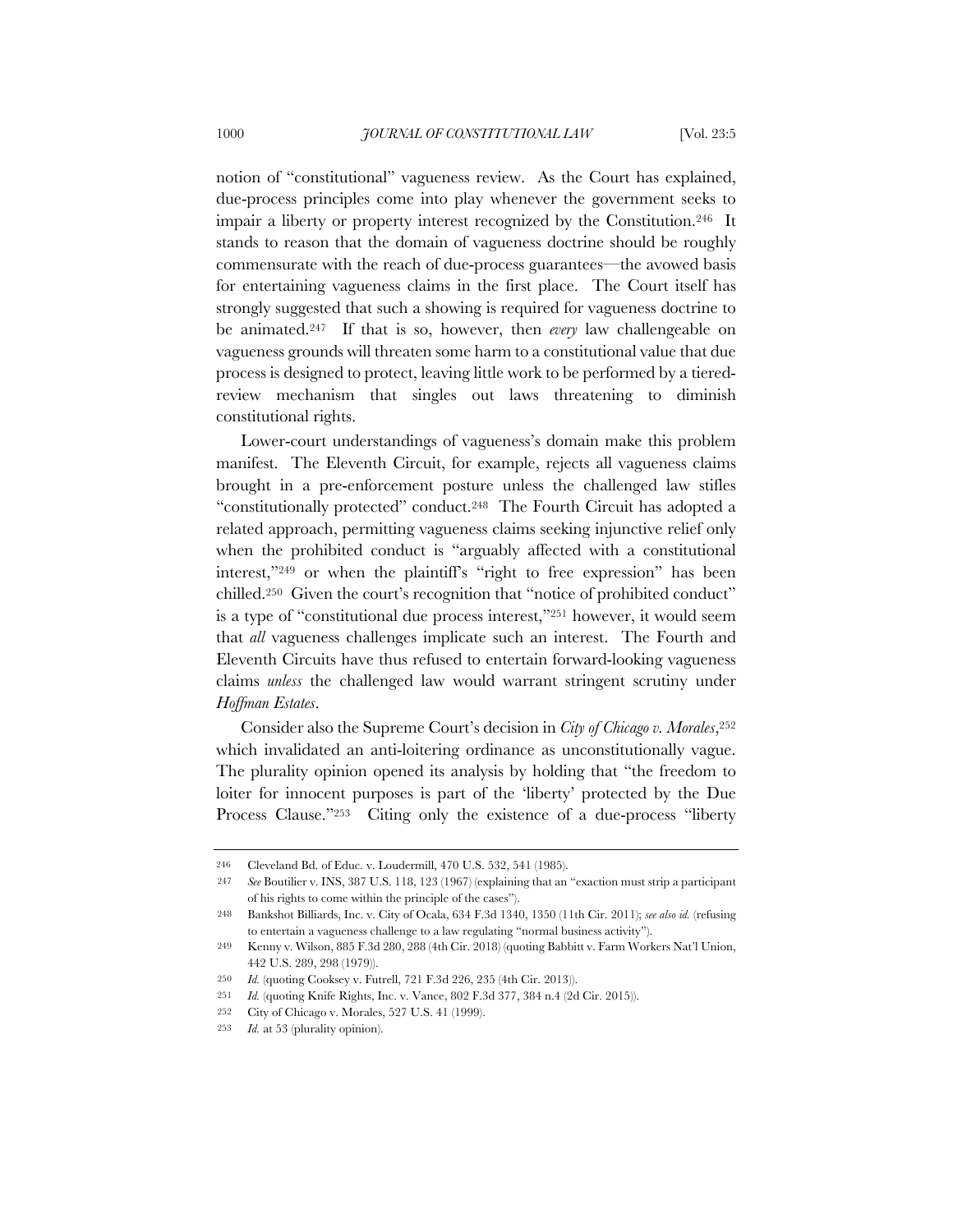notion of "constitutional" vagueness review. As the Court has explained, due-process principles come into play whenever the government seeks to impair a liberty or property interest recognized by the Constitution.[246] It stands to reason that the domain of vagueness doctrine should be roughly commensurate with the reach of due-process guarantees—the avowed basis for entertaining vagueness claims in the first place. The Court itself has strongly suggested that such a showing is required for vagueness doctrine to be animated.[247] If that is so, however, then *every* law challengeable on vagueness grounds will threaten some harm to a constitutional value that due process is designed to protect, leaving little work to be performed by a tiered-review mechanism that singles out laws threatening to diminish constitutional rights.

Lower-court understandings of vagueness's domain make this problem manifest. The Eleventh Circuit, for example, rejects all vagueness claims brought in a pre-enforcement posture unless the challenged law stifles "constitutionally protected" conduct.[248] The Fourth Circuit has adopted a related approach, permitting vagueness claims seeking injunctive relief only when the prohibited conduct is "arguably affected with a constitutional interest,"[249] or when the plaintiff's "right to free expression" has been chilled.[250] Given the court's recognition that "notice of prohibited conduct" is a type of "constitutional due process interest,"[251] however, it would seem that *all* vagueness challenges implicate such an interest. The Fourth and Eleventh Circuits have thus refused to entertain forward-looking vagueness claims *unless* the challenged law would warrant stringent scrutiny under *Hoffman Estates*.

Consider also the Supreme Court's decision in *City of Chicago v. Morales*,[252] which invalidated an anti-loitering ordinance as unconstitutionally vague. The plurality opinion opened its analysis by holding that "the freedom to loiter for innocent purposes is part of the 'liberty' protected by the Due Process Clause."[253] Citing only the existence of a due-process "liberty

---

246 Cleveland Bd. of Educ. v. Loudermill, 470 U.S. 532, 541 (1985).

247 *See* Boutilier v. INS, 387 U.S. 118, 123 (1967) (explaining that an "exaction must strip a participant of his rights to come within the principle of the cases").

248 Bankshot Billiards, Inc. v. City of Ocala, 634 F.3d 1340, 1350 (11th Cir. 2011); *see also id.* (refusing to entertain a vagueness challenge to a law regulating "normal business activity").

249 Kenny v. Wilson, 885 F.3d 280, 288 (4th Cir. 2018) (quoting Babbitt v. Farm Workers Nat'l Union, 442 U.S. 289, 298 (1979)).

250 *Id.* (quoting Cooksey v. Futrell, 721 F.3d 226, 235 (4th Cir. 2013)).

251 *Id.* (quoting Knife Rights, Inc. v. Vance, 802 F.3d 377, 384 n.4 (2d Cir. 2015)).

252 City of Chicago v. Morales, 527 U.S. 41 (1999).

253 *Id.* at 53 (plurality opinion).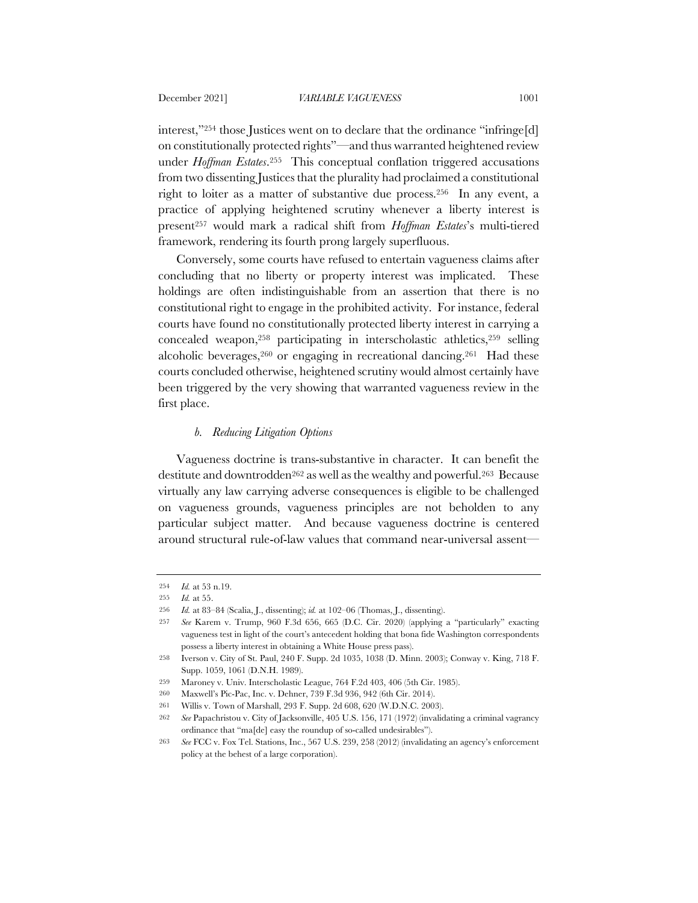interest,"[254] those Justices went on to declare that the ordinance "infringe[d] on constitutionally protected rights"—and thus warranted heightened review under *Hoffman Estates*.[255] This conceptual conflation triggered accusations from two dissenting Justices that the plurality had proclaimed a constitutional right to loiter as a matter of substantive due process.[256] In any event, a practice of applying heightened scrutiny whenever a liberty interest is present[257] would mark a radical shift from *Hoffman Estates*'s multi-tiered framework, rendering its fourth prong largely superfluous.

Conversely, some courts have refused to entertain vagueness claims after concluding that no liberty or property interest was implicated. These holdings are often indistinguishable from an assertion that there is no constitutional right to engage in the prohibited activity. For instance, federal courts have found no constitutionally protected liberty interest in carrying a concealed weapon,[258] participating in interscholastic athletics,[259] selling alcoholic beverages,[260] or engaging in recreational dancing.[261] Had these courts concluded otherwise, heightened scrutiny would almost certainly have been triggered by the very showing that warranted vagueness review in the first place.

#### *b. Reducing Litigation Options*

Vagueness doctrine is trans-substantive in character. It can benefit the destitute and downtrodden[262] as well as the wealthy and powerful.[263] Because virtually any law carrying adverse consequences is eligible to be challenged on vagueness grounds, vagueness principles are not beholden to any particular subject matter. And because vagueness doctrine is centered around structural rule-of-law values that command near-universal assent—

---

254 *Id.* at 53 n.19.

255 *Id.* at 55.

256 *Id.* at 83–84 (Scalia, J., dissenting); *id.* at 102–06 (Thomas, J., dissenting).

257 *See* Karem v. Trump, 960 F.3d 656, 665 (D.C. Cir. 2020) (applying a "particularly" exacting vagueness test in light of the court's antecedent holding that bona fide Washington correspondents possess a liberty interest in obtaining a White House press pass).

258 Iverson v. City of St. Paul, 240 F. Supp. 2d 1035, 1038 (D. Minn. 2003); Conway v. King, 718 F. Supp. 1059, 1061 (D.N.H. 1989).

259 Maroney v. Univ. Interscholastic League, 764 F.2d 403, 406 (5th Cir. 1985).

260 Maxwell's Pic-Pac, Inc. v. Dehner, 739 F.3d 936, 942 (6th Cir. 2014).

261 Willis v. Town of Marshall, 293 F. Supp. 2d 608, 620 (W.D.N.C. 2003).

262 *See* Papachristou v. City of Jacksonville, 405 U.S. 156, 171 (1972) (invalidating a criminal vagrancy ordinance that "ma[de] easy the roundup of so-called undesirables").

263 *See* FCC v. Fox Tel. Stations, Inc., 567 U.S. 239, 258 (2012) (invalidating an agency's enforcement policy at the behest of a large corporation).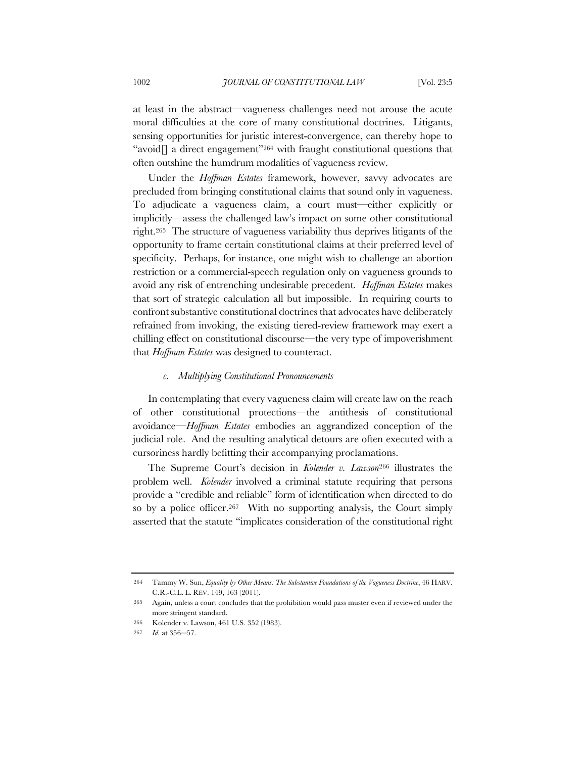at least in the abstract—vagueness challenges need not arouse the acute moral difficulties at the core of many constitutional doctrines. Litigants, sensing opportunities for juristic interest-convergence, can thereby hope to "avoid[] a direct engagement"[264] with fraught constitutional questions that often outshine the humdrum modalities of vagueness review.

Under the *Hoffman Estates* framework, however, savvy advocates are precluded from bringing constitutional claims that sound only in vagueness. To adjudicate a vagueness claim, a court must—either explicitly or implicitly—assess the challenged law's impact on some other constitutional right.[265] The structure of vagueness variability thus deprives litigants of the opportunity to frame certain constitutional claims at their preferred level of specificity. Perhaps, for instance, one might wish to challenge an abortion restriction or a commercial-speech regulation only on vagueness grounds to avoid any risk of entrenching undesirable precedent. *Hoffman Estates* makes that sort of strategic calculation all but impossible. In requiring courts to confront substantive constitutional doctrines that advocates have deliberately refrained from invoking, the existing tiered-review framework may exert a chilling effect on constitutional discourse—the very type of impoverishment that *Hoffman Estates* was designed to counteract.

#### *c. Multiplying Constitutional Pronouncements*

In contemplating that every vagueness claim will create law on the reach of other constitutional protections—the antithesis of constitutional avoidance—*Hoffman Estates* embodies an aggrandized conception of the judicial role. And the resulting analytical detours are often executed with a cursoriness hardly befitting their accompanying proclamations.

The Supreme Court's decision in *Kolender v. Lawson*[266] illustrates the problem well. *Kolender* involved a criminal statute requiring that persons provide a "credible and reliable" form of identification when directed to do so by a police officer.[267] With no supporting analysis, the Court simply asserted that the statute "implicates consideration of the constitutional right

---

264 Tammy W. Sun, *Equality by Other Means: The Substantive Foundations of the Vagueness Doctrine*, 46 HARV. C.R.-C.L. L. REV. 149, 163 (2011).

265 Again, unless a court concludes that the prohibition would pass muster even if reviewed under the more stringent standard.

266 Kolender v. Lawson, 461 U.S. 352 (1983).

267 *Id.* at 356–57.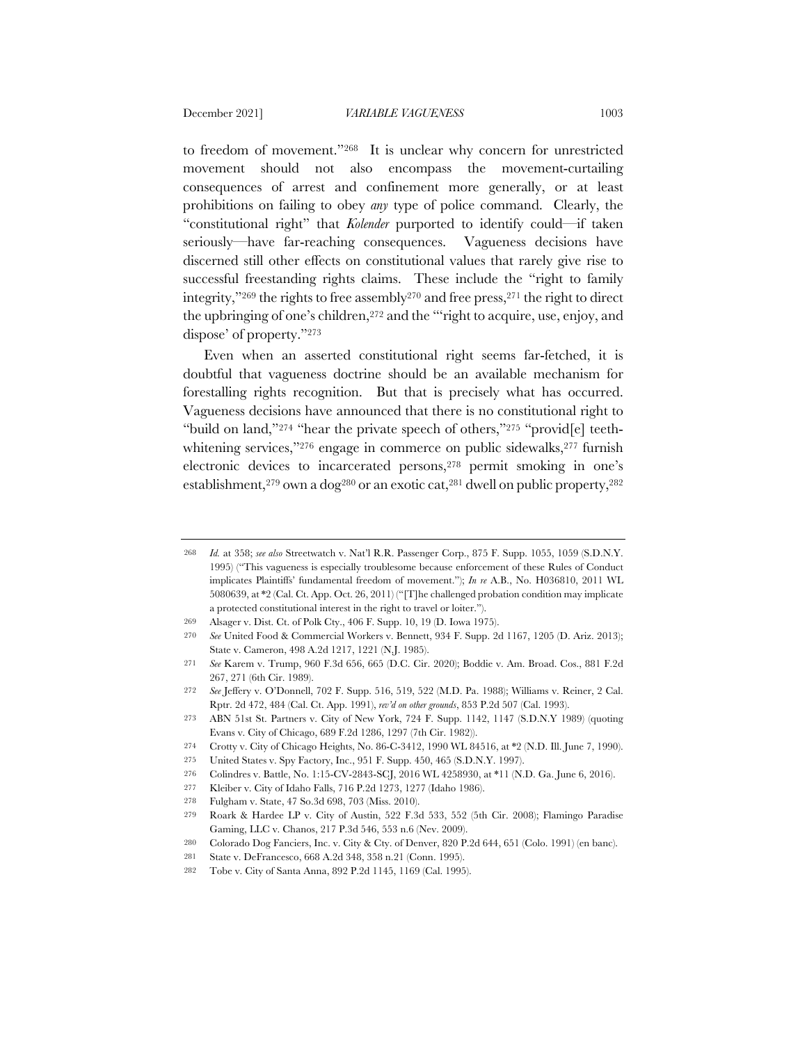to freedom of movement."[268] It is unclear why concern for unrestricted movement should not also encompass the movement-curtailing consequences of arrest and confinement more generally, or at least prohibitions on failing to obey *any* type of police command. Clearly, the "constitutional right" that *Kolender* purported to identify could—if taken seriously—have far-reaching consequences. Vagueness decisions have discerned still other effects on constitutional values that rarely give rise to successful freestanding rights claims. These include the "right to family integrity,"[269] the rights to free assembly[270] and free press,[271] the right to direct the upbringing of one's children,[272] and the "'right to acquire, use, enjoy, and dispose' of property."[273]

Even when an asserted constitutional right seems far-fetched, it is doubtful that vagueness doctrine should be an available mechanism for forestalling rights recognition. But that is precisely what has occurred. Vagueness decisions have announced that there is no constitutional right to "build on land,"[274] "hear the private speech of others,"[275] "provid[e] teeth-whitening services,"[276] engage in commerce on public sidewalks,[277] furnish electronic devices to incarcerated persons,[278] permit smoking in one's establishment,[279] own a dog[280] or an exotic cat,[281] dwell on public property,[282]

---

268 *Id.* at 358; *see also* Streetwatch v. Nat'l R.R. Passenger Corp., 875 F. Supp. 1055, 1059 (S.D.N.Y. 1995) ("This vagueness is especially troublesome because enforcement of these Rules of Conduct implicates Plaintiffs' fundamental freedom of movement."); *In re* A.B., No. H036810, 2011 WL 5080639, at *2 (Cal. Ct. App. Oct. 26, 2011) ("[T]he challenged probation condition may implicate a protected constitutional interest in the right to travel or loiter.").

269 Alsager v. Dist. Ct. of Polk Cty., 406 F. Supp. 10, 19 (D. Iowa 1975).

270 *See* United Food & Commercial Workers v. Bennett, 934 F. Supp. 2d 1167, 1205 (D. Ariz. 2013); State v. Cameron, 498 A.2d 1217, 1221 (N.J. 1985).

271 *See* Karem v. Trump, 960 F.3d 656, 665 (D.C. Cir. 2020); Boddie v. Am. Broad. Cos., 881 F.2d 267, 271 (6th Cir. 1989).

272 *See* Jeffery v. O'Donnell, 702 F. Supp. 516, 519, 522 (M.D. Pa. 1988); Williams v. Reiner, 2 Cal. Rptr. 2d 472, 484 (Cal. Ct. App. 1991), *rev'd on other grounds*, 853 P.2d 507 (Cal. 1993).

273 ABN 51st St. Partners v. City of New York, 724 F. Supp. 1142, 1147 (S.D.N.Y 1989) (quoting Evans v. City of Chicago, 689 F.2d 1286, 1297 (7th Cir. 1982)).

274 Crotty v. City of Chicago Heights, No. 86-C-3412, 1990 WL 84516, at *2 (N.D. Ill. June 7, 1990).

275 United States v. Spy Factory, Inc., 951 F. Supp. 450, 465 (S.D.N.Y. 1997).

276 Colindres v. Battle, No. 1:15-CV-2843-SCJ, 2016 WL 4258930, at *11 (N.D. Ga. June 6, 2016).

277 Kleiber v. City of Idaho Falls, 716 P.2d 1273, 1277 (Idaho 1986).

278 Fulgham v. State, 47 So.3d 698, 703 (Miss. 2010).

279 Roark & Hardee LP v. City of Austin, 522 F.3d 533, 552 (5th Cir. 2008); Flamingo Paradise Gaming, LLC v. Chanos, 217 P.3d 546, 553 n.6 (Nev. 2009).

280 Colorado Dog Fanciers, Inc. v. City & Cty. of Denver, 820 P.2d 644, 651 (Colo. 1991) (en banc).

281 State v. DeFrancesco, 668 A.2d 348, 358 n.21 (Conn. 1995).

282 Tobe v. City of Santa Anna, 892 P.2d 1145, 1169 (Cal. 1995).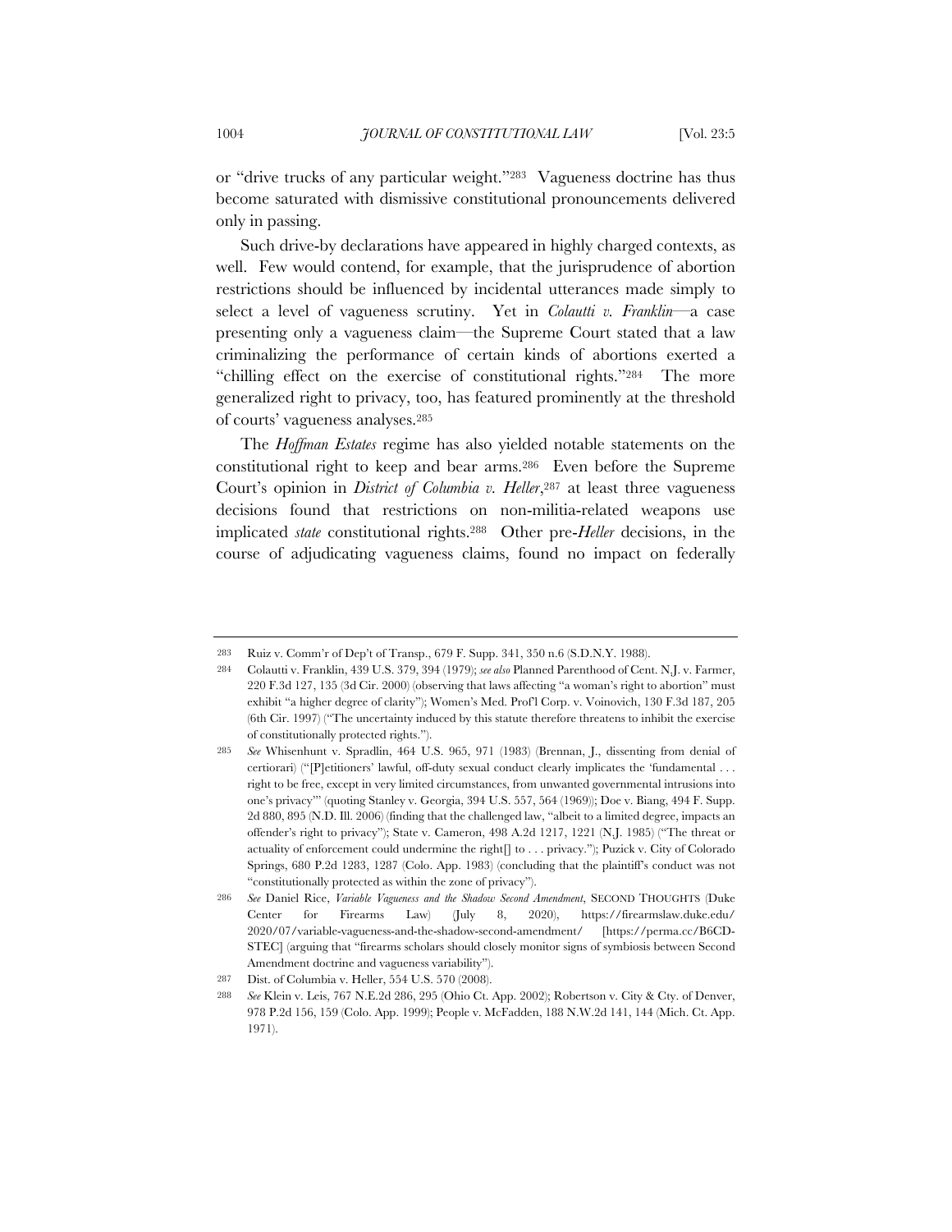or "drive trucks of any particular weight."[283] Vagueness doctrine has thus become saturated with dismissive constitutional pronouncements delivered only in passing.

Such drive-by declarations have appeared in highly charged contexts, as well. Few would contend, for example, that the jurisprudence of abortion restrictions should be influenced by incidental utterances made simply to select a level of vagueness scrutiny. Yet in *Colautti v. Franklin*—a case presenting only a vagueness claim—the Supreme Court stated that a law criminalizing the performance of certain kinds of abortions exerted a "chilling effect on the exercise of constitutional rights."[284] The more generalized right to privacy, too, has featured prominently at the threshold of courts' vagueness analyses.[285]

The *Hoffman Estates* regime has also yielded notable statements on the constitutional right to keep and bear arms.[286] Even before the Supreme Court's opinion in *District of Columbia v. Heller*,[287] at least three vagueness decisions found that restrictions on non-militia-related weapons use implicated *state* constitutional rights.[288] Other pre-*Heller* decisions, in the course of adjudicating vagueness claims, found no impact on federally

---

283 Ruiz v. Comm'r of Dep't of Transp., 679 F. Supp. 341, 350 n.6 (S.D.N.Y. 1988).

284 Colautti v. Franklin, 439 U.S. 379, 394 (1979); *see also* Planned Parenthood of Cent. N.J. v. Farmer, 220 F.3d 127, 135 (3d Cir. 2000) (observing that laws affecting "a woman's right to abortion" must exhibit "a higher degree of clarity"); Women's Med. Prof'l Corp. v. Voinovich, 130 F.3d 187, 205 (6th Cir. 1997) ("The uncertainty induced by this statute therefore threatens to inhibit the exercise of constitutionally protected rights.").

285 *See* Whisenhunt v. Spradlin, 464 U.S. 965, 971 (1983) (Brennan, J., dissenting from denial of certiorari) ("[P]etitioners' lawful, off-duty sexual conduct clearly implicates the 'fundamental . . . right to be free, except in very limited circumstances, from unwanted governmental intrusions into one's privacy'" (quoting Stanley v. Georgia, 394 U.S. 557, 564 (1969)); Doe v. Biang, 494 F. Supp. 2d 880, 895 (N.D. Ill. 2006) (finding that the challenged law, "albeit to a limited degree, impacts an offender's right to privacy"); State v. Cameron, 498 A.2d 1217, 1221 (N.J. 1985) ("The threat or actuality of enforcement could undermine the right[] to . . . privacy."); Puzick v. City of Colorado Springs, 680 P.2d 1283, 1287 (Colo. App. 1983) (concluding that the plaintiff's conduct was not "constitutionally protected as within the zone of privacy").

286 *See* Daniel Rice, *Variable Vagueness and the Shadow Second Amendment*, SECOND THOUGHTS (Duke Center for Firearms Law) (July 8, 2020), https://firearmslaw.duke.edu/2020/07/variable-vagueness-and-the-shadow-second-amendment/ [https://perma.cc/B6CD-STEC] (arguing that "firearms scholars should closely monitor signs of symbiosis between Second Amendment doctrine and vagueness variability").

287 Dist. of Columbia v. Heller, 554 U.S. 570 (2008).

288 *See* Klein v. Leis, 767 N.E.2d 286, 295 (Ohio Ct. App. 2002); Robertson v. City & Cty. of Denver, 978 P.2d 156, 159 (Colo. App. 1999); People v. McFadden, 188 N.W.2d 141, 144 (Mich. Ct. App. 1971).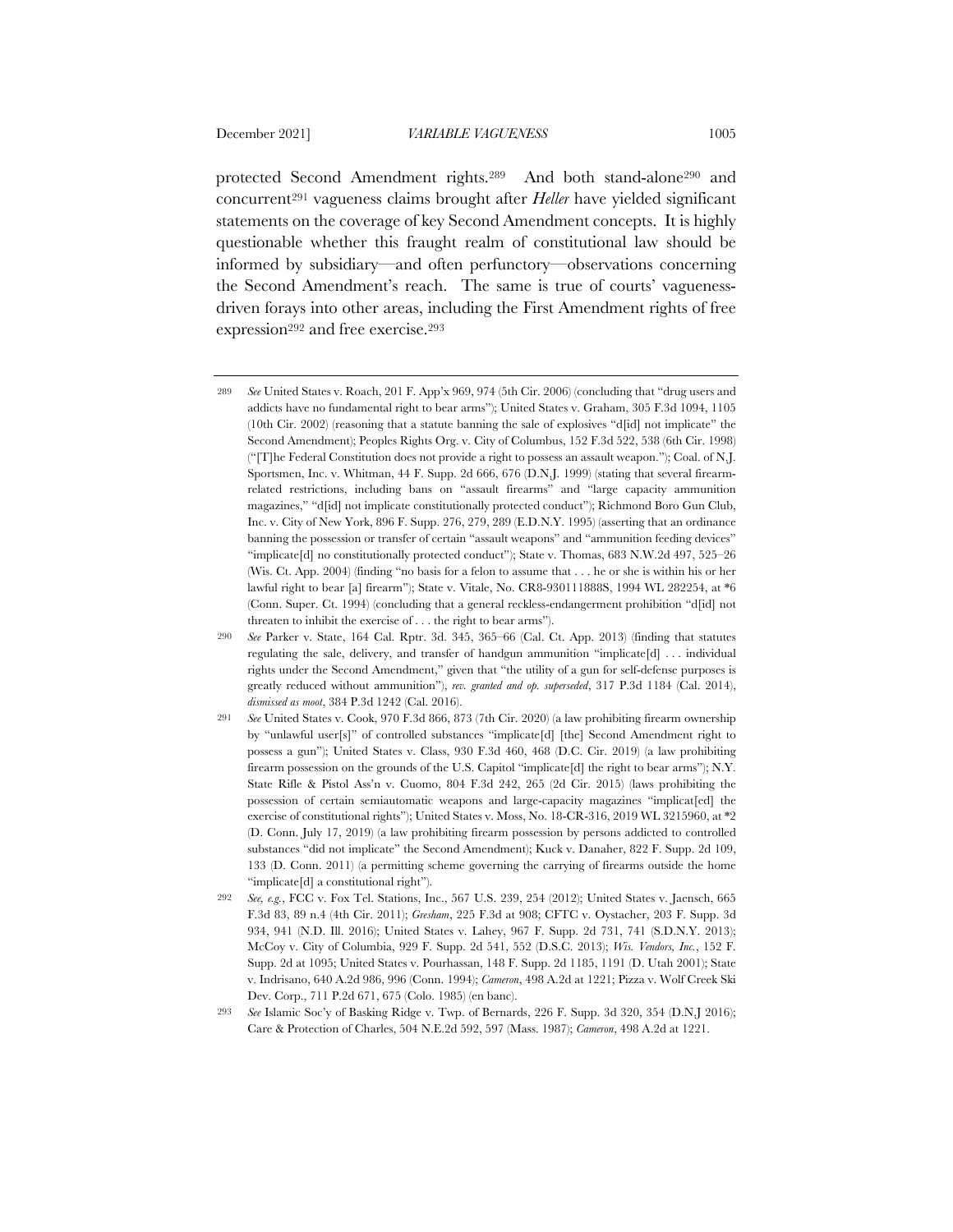protected Second Amendment rights.[289] And both stand-alone[290] and concurrent[291] vagueness claims brought after *Heller* have yielded significant statements on the coverage of key Second Amendment concepts. It is highly questionable whether this fraught realm of constitutional law should be informed by subsidiary—and often perfunctory—observations concerning the Second Amendment's reach. The same is true of courts' vagueness-driven forays into other areas, including the First Amendment rights of free expression[292] and free exercise.[293]

---

[289] *See* United States v. Roach, 201 F. App'x 969, 974 (5th Cir. 2006) (concluding that "drug users and addicts have no fundamental right to bear arms"); United States v. Graham, 305 F.3d 1094, 1105 (10th Cir. 2002) (reasoning that a statute banning the sale of explosives "d[id] not implicate" the Second Amendment); Peoples Rights Org. v. City of Columbus, 152 F.3d 522, 538 (6th Cir. 1998) ("[T]he Federal Constitution does not provide a right to possess an assault weapon."); Coal. of N.J. Sportsmen, Inc. v. Whitman, 44 F. Supp. 2d 666, 676 (D.N.J. 1999) (stating that several firearm-related restrictions, including bans on "assault firearms" and "large capacity ammunition magazines," "d[id] not implicate constitutionally protected conduct"); Richmond Boro Gun Club, Inc. v. City of New York, 896 F. Supp. 276, 279, 289 (E.D.N.Y. 1995) (asserting that an ordinance banning the possession or transfer of certain "assault weapons" and "ammunition feeding devices" "implicate[d] no constitutionally protected conduct"); State v. Thomas, 683 N.W.2d 497, 525–26 (Wis. Ct. App. 2004) (finding "no basis for a felon to assume that . . . he or she is within his or her lawful right to bear [a] firearm"); State v. Vitale, No. CR8-930111888S, 1994 WL 282254, at *6 (Conn. Super. Ct. 1994) (concluding that a general reckless-endangerment prohibition "d[id] not threaten to inhibit the exercise of . . . the right to bear arms").

[290] *See* Parker v. State, 164 Cal. Rptr. 3d. 345, 365–66 (Cal. Ct. App. 2013) (finding that statutes regulating the sale, delivery, and transfer of handgun ammunition "implicate[d] . . . individual rights under the Second Amendment," given that "the utility of a gun for self-defense purposes is greatly reduced without ammunition"), *rev. granted and op. superseded*, 317 P.3d 1184 (Cal. 2014), *dismissed as moot*, 384 P.3d 1242 (Cal. 2016).

[291] *See* United States v. Cook, 970 F.3d 866, 873 (7th Cir. 2020) (a law prohibiting firearm ownership by "unlawful user[s]" of controlled substances "implicate[d] [the] Second Amendment right to possess a gun"); United States v. Class, 930 F.3d 460, 468 (D.C. Cir. 2019) (a law prohibiting firearm possession on the grounds of the U.S. Capitol "implicate[d] the right to bear arms"); N.Y. State Rifle & Pistol Ass'n v. Cuomo, 804 F.3d 242, 265 (2d Cir. 2015) (laws prohibiting the possession of certain semiautomatic weapons and large-capacity magazines "implicat[ed] the exercise of constitutional rights"); United States v. Moss, No. 18-CR-316, 2019 WL 3215960, at *2 (D. Conn. July 17, 2019) (a law prohibiting firearm possession by persons addicted to controlled substances "did not implicate" the Second Amendment); Kuck v. Danaher, 822 F. Supp. 2d 109, 133 (D. Conn. 2011) (a permitting scheme governing the carrying of firearms outside the home "implicate[d] a constitutional right").

[292] *See, e.g.*, FCC v. Fox Tel. Stations, Inc., 567 U.S. 239, 254 (2012); United States v. Jaensch, 665 F.3d 83, 89 n.4 (4th Cir. 2011); *Gresham*, 225 F.3d at 908; CFTC v. Oystacher, 203 F. Supp. 3d 934, 941 (N.D. Ill. 2016); United States v. Lahey, 967 F. Supp. 2d 731, 741 (S.D.N.Y. 2013); McCoy v. City of Columbia, 929 F. Supp. 2d 541, 552 (D.S.C. 2013); *Wis. Vendors, Inc.*, 152 F. Supp. 2d at 1095; United States v. Pourhassan, 148 F. Supp. 2d 1185, 1191 (D. Utah 2001); State v. Indrisano, 640 A.2d 986, 996 (Conn. 1994); *Cameron*, 498 A.2d at 1221; Pizza v. Wolf Creek Ski Dev. Corp., 711 P.2d 671, 675 (Colo. 1985) (en banc).

[293] *See* Islamic Soc'y of Basking Ridge v. Twp. of Bernards, 226 F. Supp. 3d 320, 354 (D.N.J 2016); Care & Protection of Charles, 504 N.E.2d 592, 597 (Mass. 1987); *Cameron*, 498 A.2d at 1221.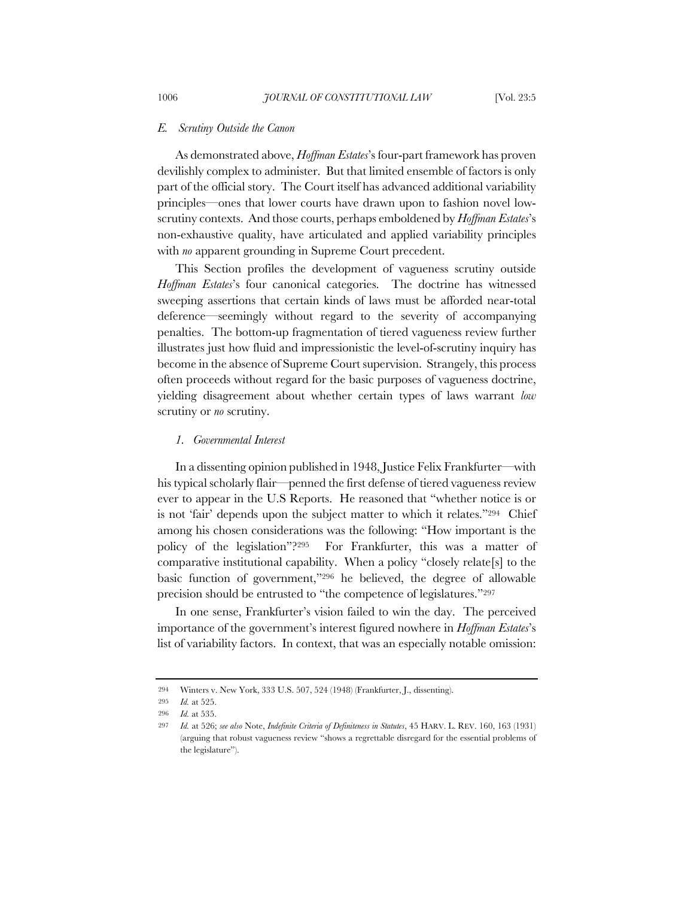### *E. Scrutiny Outside the Canon*

As demonstrated above, *Hoffman Estates*'s four-part framework has proven devilishly complex to administer. But that limited ensemble of factors is only part of the official story. The Court itself has advanced additional variability principles—ones that lower courts have drawn upon to fashion novel low-scrutiny contexts. And those courts, perhaps emboldened by *Hoffman Estates*'s non-exhaustive quality, have articulated and applied variability principles with *no* apparent grounding in Supreme Court precedent.

This Section profiles the development of vagueness scrutiny outside *Hoffman Estates*'s four canonical categories. The doctrine has witnessed sweeping assertions that certain kinds of laws must be afforded near-total deference—seemingly without regard to the severity of accompanying penalties. The bottom-up fragmentation of tiered vagueness review further illustrates just how fluid and impressionistic the level-of-scrutiny inquiry has become in the absence of Supreme Court supervision. Strangely, this process often proceeds without regard for the basic purposes of vagueness doctrine, yielding disagreement about whether certain types of laws warrant *low* scrutiny or *no* scrutiny.

#### *1. Governmental Interest*

In a dissenting opinion published in 1948, Justice Felix Frankfurter—with his typical scholarly flair—penned the first defense of tiered vagueness review ever to appear in the U.S Reports. He reasoned that "whether notice is or is not 'fair' depends upon the subject matter to which it relates."[294] Chief among his chosen considerations was the following: "How important is the policy of the legislation"?[295] For Frankfurter, this was a matter of comparative institutional capability. When a policy "closely relate[s] to the basic function of government,"[296] he believed, the degree of allowable precision should be entrusted to "the competence of legislatures."[297]

In one sense, Frankfurter's vision failed to win the day. The perceived importance of the government's interest figured nowhere in *Hoffman Estates*'s list of variability factors. In context, that was an especially notable omission:

---

294 Winters v. New York, 333 U.S. 507, 524 (1948) (Frankfurter, J., dissenting).

295 *Id.* at 525.

296 *Id.* at 535.

297 *Id.* at 526; *see also* Note, *Indefinite Criteria of Definiteness in Statutes*, 45 HARV. L. REV. 160, 163 (1931) (arguing that robust vagueness review "shows a regrettable disregard for the essential problems of the legislature").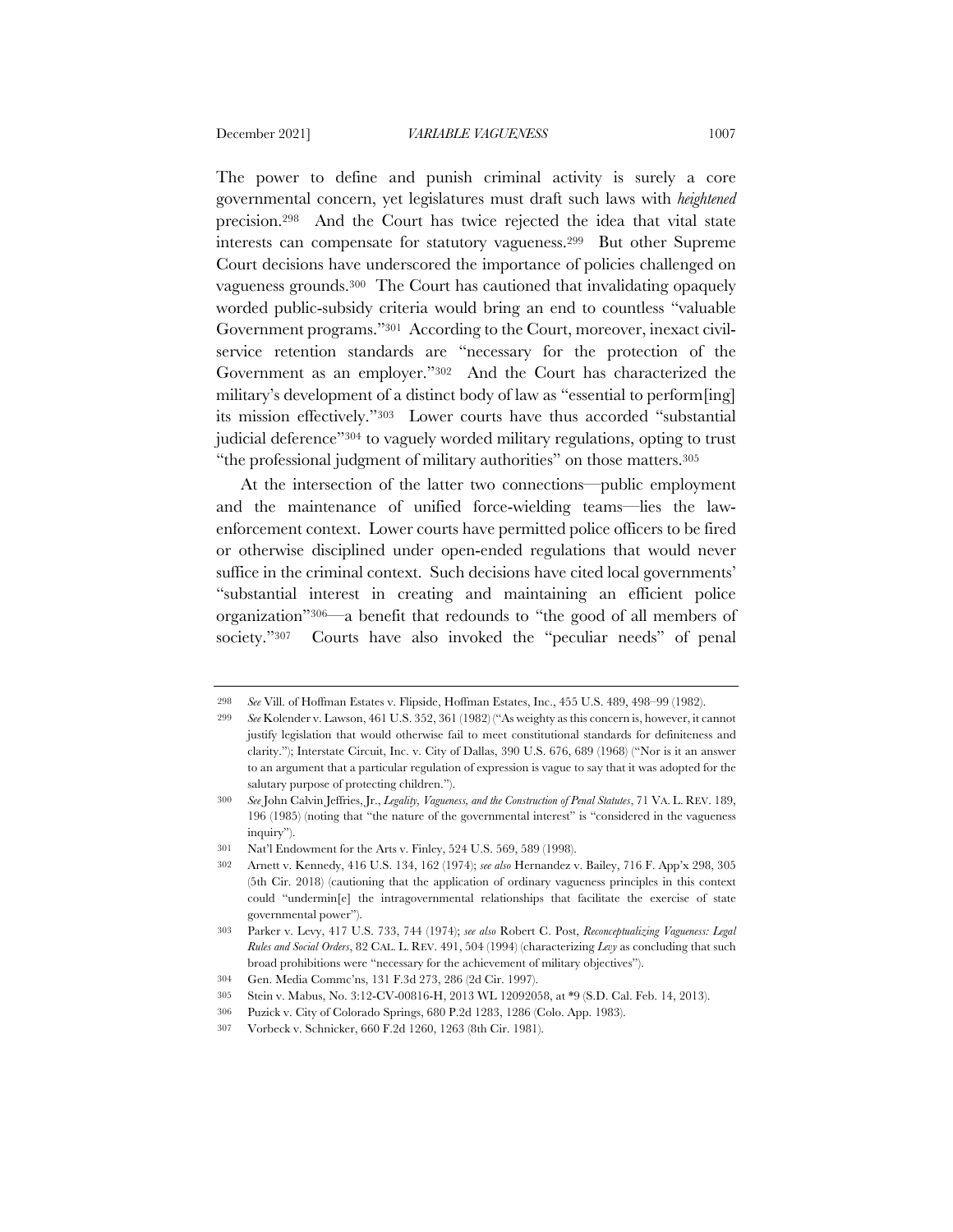The power to define and punish criminal activity is surely a core governmental concern, yet legislatures must draft such laws with *heightened* precision.[298] And the Court has twice rejected the idea that vital state interests can compensate for statutory vagueness.[299] But other Supreme Court decisions have underscored the importance of policies challenged on vagueness grounds.[300] The Court has cautioned that invalidating opaquely worded public-subsidy criteria would bring an end to countless "valuable Government programs."[301] According to the Court, moreover, inexact civil-service retention standards are "necessary for the protection of the Government as an employer."[302] And the Court has characterized the military's development of a distinct body of law as "essential to perform[ing] its mission effectively."[303] Lower courts have thus accorded "substantial judicial deference"[304] to vaguely worded military regulations, opting to trust "the professional judgment of military authorities" on those matters.[305]

At the intersection of the latter two connections—public employment and the maintenance of unified force-wielding teams—lies the law-enforcement context. Lower courts have permitted police officers to be fired or otherwise disciplined under open-ended regulations that would never suffice in the criminal context. Such decisions have cited local governments' "substantial interest in creating and maintaining an efficient police organization"[306]—a benefit that redounds to "the good of all members of society."[307] Courts have also invoked the "peculiar needs" of penal

---

298 *See* Vill. of Hoffman Estates v. Flipside, Hoffman Estates, Inc., 455 U.S. 489, 498–99 (1982).

299 *See* Kolender v. Lawson, 461 U.S. 352, 361 (1982) ("As weighty as this concern is, however, it cannot justify legislation that would otherwise fail to meet constitutional standards for definiteness and clarity."); Interstate Circuit, Inc. v. City of Dallas, 390 U.S. 676, 689 (1968) ("Nor is it an answer to an argument that a particular regulation of expression is vague to say that it was adopted for the salutary purpose of protecting children.").

300 *See* John Calvin Jeffries, Jr., *Legality, Vagueness, and the Construction of Penal Statutes*, 71 VA. L. REV. 189, 196 (1985) (noting that "the nature of the governmental interest" is "considered in the vagueness inquiry").

301 Nat'l Endowment for the Arts v. Finley, 524 U.S. 569, 589 (1998).

302 Arnett v. Kennedy, 416 U.S. 134, 162 (1974); *see also* Hernandez v. Bailey, 716 F. App'x 298, 305 (5th Cir. 2018) (cautioning that the application of ordinary vagueness principles in this context could "undermin[e] the intragovernmental relationships that facilitate the exercise of state governmental power").

303 Parker v. Levy, 417 U.S. 733, 744 (1974); *see also* Robert C. Post, *Reconceptualizing Vagueness: Legal Rules and Social Orders*, 82 CAL. L. REV. 491, 504 (1994) (characterizing *Levy* as concluding that such broad prohibitions were "necessary for the achievement of military objectives").

304 Gen. Media Commc'ns, 131 F.3d 273, 286 (2d Cir. 1997).

305 Stein v. Mabus, No. 3:12-CV-00816-H, 2013 WL 12092058, at *9 (S.D. Cal. Feb. 14, 2013).

306 Puzick v. City of Colorado Springs, 680 P.2d 1283, 1286 (Colo. App. 1983).

307 Vorbeck v. Schnicker, 660 F.2d 1260, 1263 (8th Cir. 1981).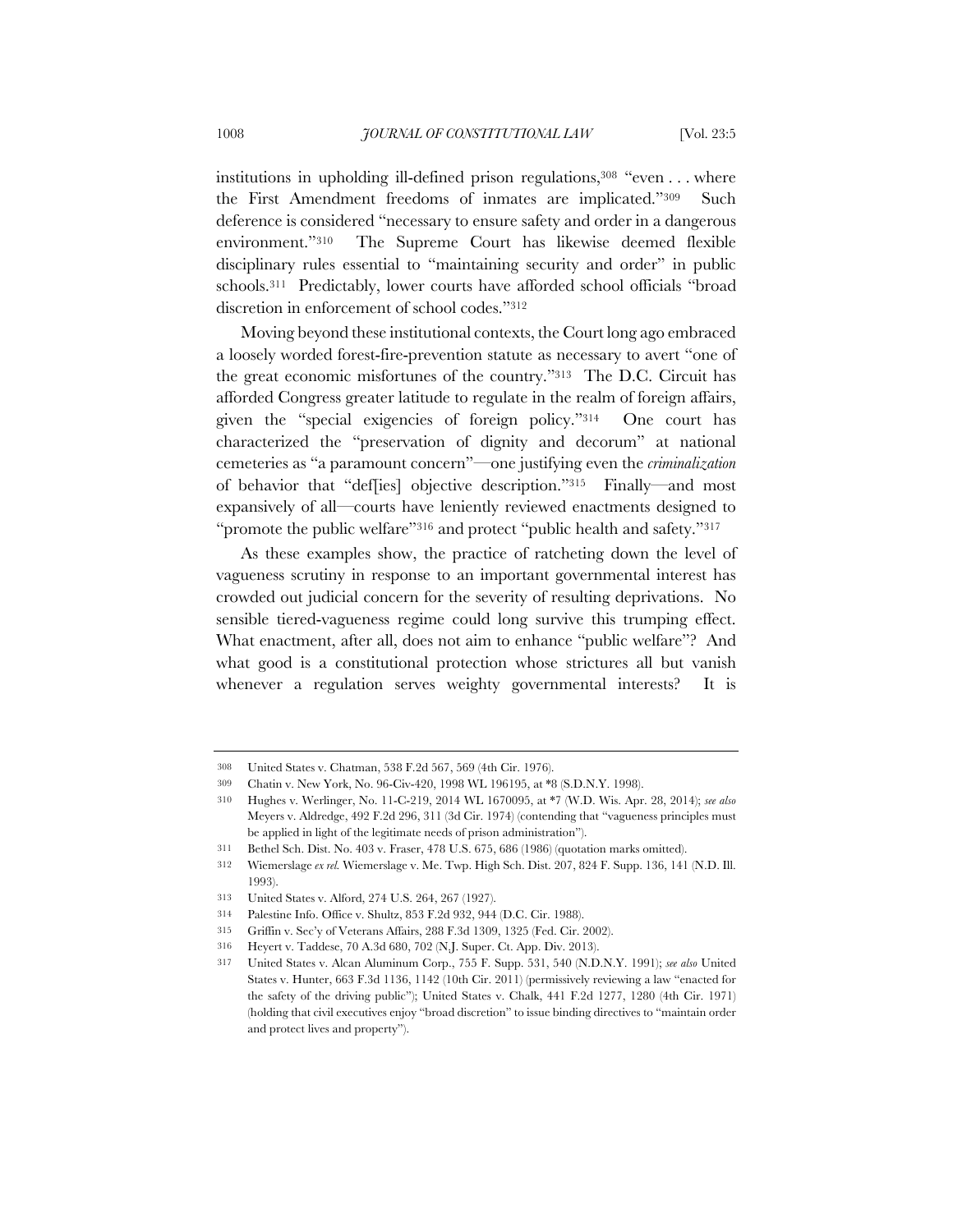institutions in upholding ill-defined prison regulations,[308] "even . . . where the First Amendment freedoms of inmates are implicated."[309] Such deference is considered "necessary to ensure safety and order in a dangerous environment."[310] The Supreme Court has likewise deemed flexible disciplinary rules essential to "maintaining security and order" in public schools.[311] Predictably, lower courts have afforded school officials "broad discretion in enforcement of school codes."[312]

Moving beyond these institutional contexts, the Court long ago embraced a loosely worded forest-fire-prevention statute as necessary to avert "one of the great economic misfortunes of the country."[313] The D.C. Circuit has afforded Congress greater latitude to regulate in the realm of foreign affairs, given the "special exigencies of foreign policy."[314] One court has characterized the "preservation of dignity and decorum" at national cemeteries as "a paramount concern"—one justifying even the *criminalization* of behavior that "def[ies] objective description."[315] Finally—and most expansively of all—courts have leniently reviewed enactments designed to "promote the public welfare"[316] and protect "public health and safety."[317]

As these examples show, the practice of ratcheting down the level of vagueness scrutiny in response to an important governmental interest has crowded out judicial concern for the severity of resulting deprivations. No sensible tiered-vagueness regime could long survive this trumping effect. What enactment, after all, does not aim to enhance "public welfare"? And what good is a constitutional protection whose strictures all but vanish whenever a regulation serves weighty governmental interests? It is

---

308 United States v. Chatman, 538 F.2d 567, 569 (4th Cir. 1976).

309 Chatin v. New York, No. 96-Civ-420, 1998 WL 196195, at *8 (S.D.N.Y. 1998).

310 Hughes v. Werlinger, No. 11-C-219, 2014 WL 1670095, at *7 (W.D. Wis. Apr. 28, 2014); *see also* Meyers v. Aldredge, 492 F.2d 296, 311 (3d Cir. 1974) (contending that "vagueness principles must be applied in light of the legitimate needs of prison administration").

311 Bethel Sch. Dist. No. 403 v. Fraser, 478 U.S. 675, 686 (1986) (quotation marks omitted).

312 Wiemerslage *ex rel.* Wiemerslage v. Me. Twp. High Sch. Dist. 207, 824 F. Supp. 136, 141 (N.D. Ill. 1993).

313 United States v. Alford, 274 U.S. 264, 267 (1927).

314 Palestine Info. Office v. Shultz, 853 F.2d 932, 944 (D.C. Cir. 1988).

315 Griffin v. Sec'y of Veterans Affairs, 288 F.3d 1309, 1325 (Fed. Cir. 2002).

316 Heyert v. Taddese, 70 A.3d 680, 702 (N.J. Super. Ct. App. Div. 2013).

317 United States v. Alcan Aluminum Corp., 755 F. Supp. 531, 540 (N.D.N.Y. 1991); *see also* United States v. Hunter, 663 F.3d 1136, 1142 (10th Cir. 2011) (permissively reviewing a law "enacted for the safety of the driving public"); United States v. Chalk, 441 F.2d 1277, 1280 (4th Cir. 1971) (holding that civil executives enjoy "broad discretion" to issue binding directives to "maintain order and protect lives and property").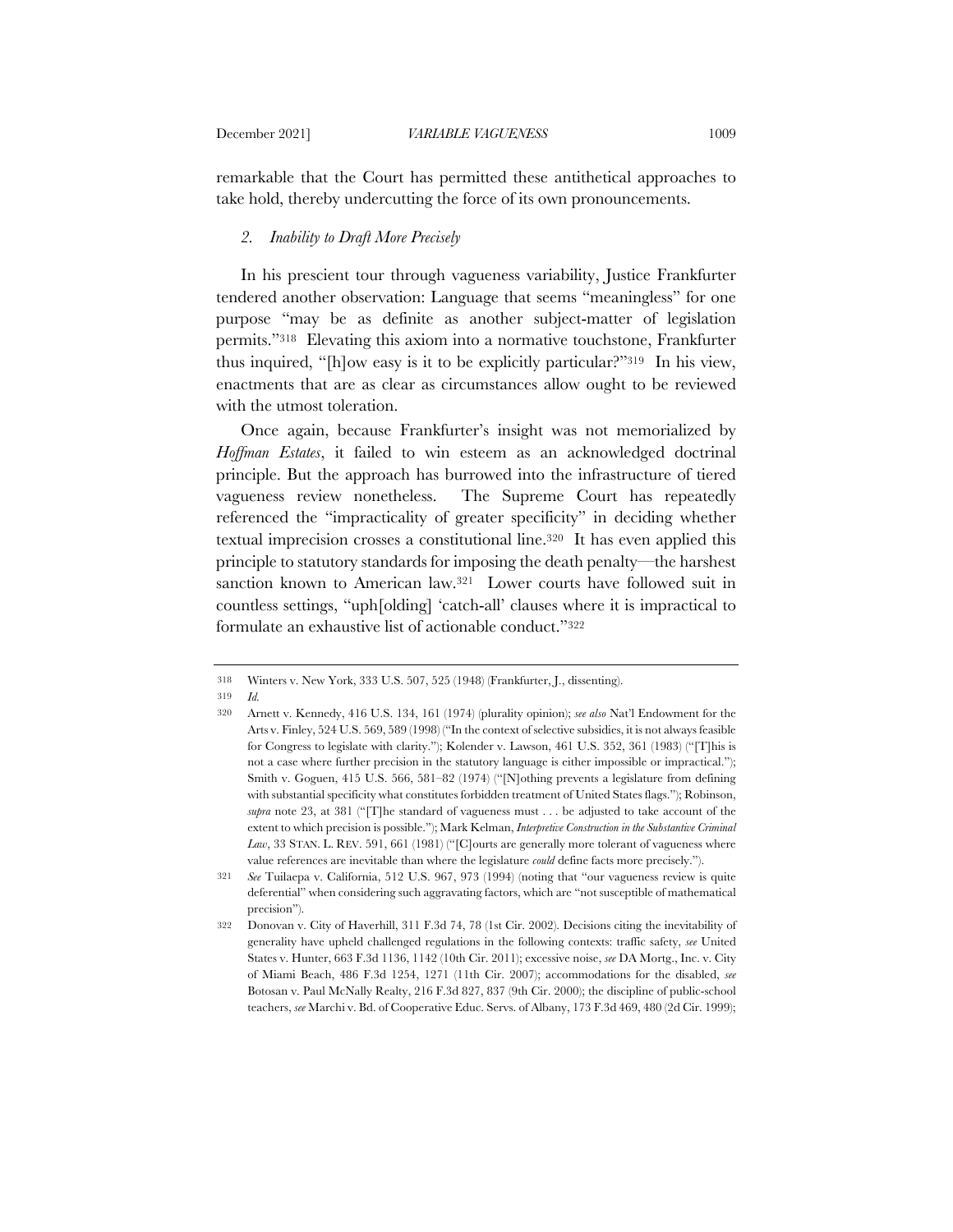remarkable that the Court has permitted these antithetical approaches to take hold, thereby undercutting the force of its own pronouncements.

### *2. Inability to Draft More Precisely*

In his prescient tour through vagueness variability, Justice Frankfurter tendered another observation: Language that seems "meaningless" for one purpose "may be as definite as another subject-matter of legislation permits."[318] Elevating this axiom into a normative touchstone, Frankfurter thus inquired, "[h]ow easy is it to be explicitly particular?"[319] In his view, enactments that are as clear as circumstances allow ought to be reviewed with the utmost toleration.

Once again, because Frankfurter's insight was not memorialized by *Hoffman Estates*, it failed to win esteem as an acknowledged doctrinal principle. But the approach has burrowed into the infrastructure of tiered vagueness review nonetheless. The Supreme Court has repeatedly referenced the "impracticality of greater specificity" in deciding whether textual imprecision crosses a constitutional line.[320] It has even applied this principle to statutory standards for imposing the death penalty—the harshest sanction known to American law.[321] Lower courts have followed suit in countless settings, "uph[olding] 'catch-all' clauses where it is impractical to formulate an exhaustive list of actionable conduct."[322]

---

318 Winters v. New York, 333 U.S. 507, 525 (1948) (Frankfurter, J., dissenting).

319 *Id.*

320 Arnett v. Kennedy, 416 U.S. 134, 161 (1974) (plurality opinion); *see also* Nat'l Endowment for the Arts v. Finley, 524 U.S. 569, 589 (1998) ("In the context of selective subsidies, it is not always feasible for Congress to legislate with clarity."); Kolender v. Lawson, 461 U.S. 352, 361 (1983) ("[T]his is not a case where further precision in the statutory language is either impossible or impractical."); Smith v. Goguen, 415 U.S. 566, 581–82 (1974) ("[N]othing prevents a legislature from defining with substantial specificity what constitutes forbidden treatment of United States flags."); Robinson, *supra* note 23, at 381 ("[T]he standard of vagueness must . . . be adjusted to take account of the extent to which precision is possible."); Mark Kelman, *Interpretive Construction in the Substantive Criminal Law*, 33 STAN. L. REV. 591, 661 (1981) ("[C]ourts are generally more tolerant of vagueness where value references are inevitable than where the legislature *could* define facts more precisely.").

321 *See* Tuilaepa v. California, 512 U.S. 967, 973 (1994) (noting that "our vagueness review is quite deferential" when considering such aggravating factors, which are "not susceptible of mathematical precision").

322 Donovan v. City of Haverhill, 311 F.3d 74, 78 (1st Cir. 2002). Decisions citing the inevitability of generality have upheld challenged regulations in the following contexts: traffic safety, *see* United States v. Hunter, 663 F.3d 1136, 1142 (10th Cir. 2011); excessive noise, *see* DA Mortg., Inc. v. City of Miami Beach, 486 F.3d 1254, 1271 (11th Cir. 2007); accommodations for the disabled, *see* Botosan v. Paul McNally Realty, 216 F.3d 827, 837 (9th Cir. 2000); the discipline of public-school teachers, *see* Marchi v. Bd. of Cooperative Educ. Servs. of Albany, 173 F.3d 469, 480 (2d Cir. 1999);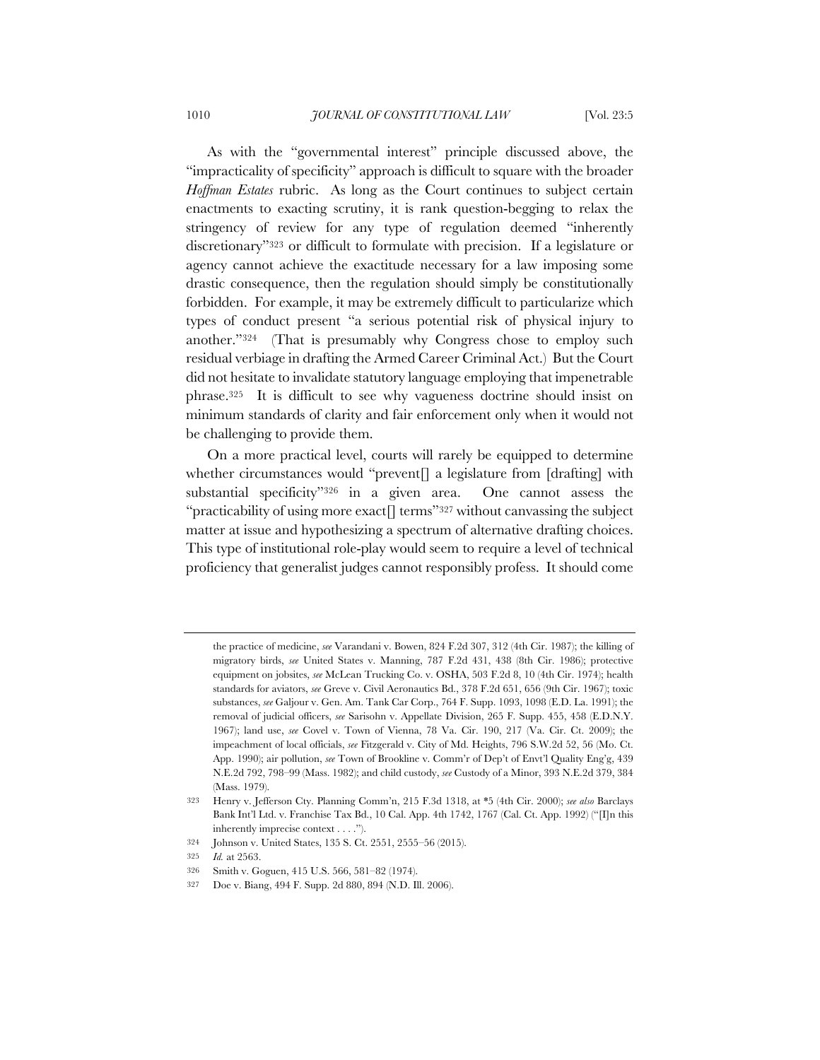As with the "governmental interest" principle discussed above, the "impracticality of specificity" approach is difficult to square with the broader *Hoffman Estates* rubric. As long as the Court continues to subject certain enactments to exacting scrutiny, it is rank question-begging to relax the stringency of review for any type of regulation deemed "inherently discretionary"[323] or difficult to formulate with precision. If a legislature or agency cannot achieve the exactitude necessary for a law imposing some drastic consequence, then the regulation should simply be constitutionally forbidden. For example, it may be extremely difficult to particularize which types of conduct present "a serious potential risk of physical injury to another."[324] (That is presumably why Congress chose to employ such residual verbiage in drafting the Armed Career Criminal Act.) But the Court did not hesitate to invalidate statutory language employing that impenetrable phrase.[325] It is difficult to see why vagueness doctrine should insist on minimum standards of clarity and fair enforcement only when it would not be challenging to provide them.

On a more practical level, courts will rarely be equipped to determine whether circumstances would "prevent[] a legislature from [drafting] with substantial specificity"[326] in a given area. One cannot assess the "practicability of using more exact[] terms"[327] without canvassing the subject matter at issue and hypothesizing a spectrum of alternative drafting choices. This type of institutional role-play would seem to require a level of technical proficiency that generalist judges cannot responsibly profess. It should come

---

the practice of medicine, *see* Varandani v. Bowen, 824 F.2d 307, 312 (4th Cir. 1987); the killing of migratory birds, *see* United States v. Manning, 787 F.2d 431, 438 (8th Cir. 1986); protective equipment on jobsites, *see* McLean Trucking Co. v. OSHA, 503 F.2d 8, 10 (4th Cir. 1974); health standards for aviators, *see* Greve v. Civil Aeronautics Bd., 378 F.2d 651, 656 (9th Cir. 1967); toxic substances, *see* Galjour v. Gen. Am. Tank Car Corp., 764 F. Supp. 1093, 1098 (E.D. La. 1991); the removal of judicial officers, *see* Sarisohn v. Appellate Division, 265 F. Supp. 455, 458 (E.D.N.Y. 1967); land use, *see* Covel v. Town of Vienna, 78 Va. Cir. 190, 217 (Va. Cir. Ct. 2009); the impeachment of local officials, *see* Fitzgerald v. City of Md. Heights, 796 S.W.2d 52, 56 (Mo. Ct. App. 1990); air pollution, *see* Town of Brookline v. Comm'r of Dep't of Envt'l Quality Eng'g, 439 N.E.2d 792, 798–99 (Mass. 1982); and child custody, *see* Custody of a Minor, 393 N.E.2d 379, 384 (Mass. 1979).

323 Henry v. Jefferson Cty. Planning Comm'n, 215 F.3d 1318, at *5 (4th Cir. 2000); *see also* Barclays Bank Int'l Ltd. v. Franchise Tax Bd., 10 Cal. App. 4th 1742, 1767 (Cal. Ct. App. 1992) ("[I]n this inherently imprecise context . . . .").

324 Johnson v. United States, 135 S. Ct. 2551, 2555–56 (2015).

325 *Id.* at 2563.

326 Smith v. Goguen, 415 U.S. 566, 581–82 (1974).

327 Doe v. Biang, 494 F. Supp. 2d 880, 894 (N.D. Ill. 2006).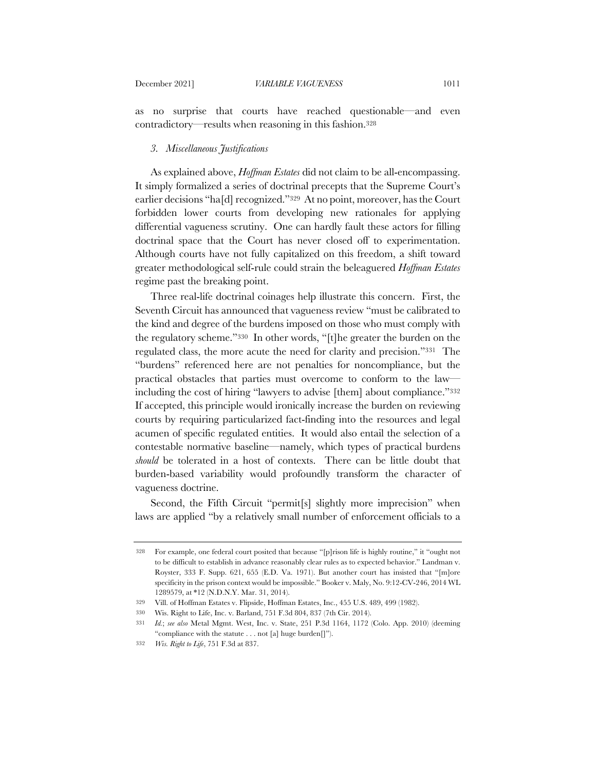as no surprise that courts have reached questionable—and even contradictory—results when reasoning in this fashion.[328]

### *3. Miscellaneous Justifications*

As explained above, *Hoffman Estates* did not claim to be all-encompassing. It simply formalized a series of doctrinal precepts that the Supreme Court's earlier decisions "ha[d] recognized."[329] At no point, moreover, has the Court forbidden lower courts from developing new rationales for applying differential vagueness scrutiny. One can hardly fault these actors for filling doctrinal space that the Court has never closed off to experimentation. Although courts have not fully capitalized on this freedom, a shift toward greater methodological self-rule could strain the beleaguered *Hoffman Estates* regime past the breaking point.

Three real-life doctrinal coinages help illustrate this concern. First, the Seventh Circuit has announced that vagueness review "must be calibrated to the kind and degree of the burdens imposed on those who must comply with the regulatory scheme."[330] In other words, "[t]he greater the burden on the regulated class, the more acute the need for clarity and precision."[331] The "burdens" referenced here are not penalties for noncompliance, but the practical obstacles that parties must overcome to conform to the law—including the cost of hiring "lawyers to advise [them] about compliance."[332] If accepted, this principle would ironically increase the burden on reviewing courts by requiring particularized fact-finding into the resources and legal acumen of specific regulated entities. It would also entail the selection of a contestable normative baseline—namely, which types of practical burdens *should* be tolerated in a host of contexts. There can be little doubt that burden-based variability would profoundly transform the character of vagueness doctrine.

Second, the Fifth Circuit "permit[s] slightly more imprecision" when laws are applied "by a relatively small number of enforcement officials to a

---

328 For example, one federal court posited that because "[p]rison life is highly routine," it "ought not to be difficult to establish in advance reasonably clear rules as to expected behavior." Landman v. Royster, 333 F. Supp. 621, 655 (E.D. Va. 1971). But another court has insisted that "[m]ore specificity in the prison context would be impossible." Booker v. Maly, No. 9:12-CV-246, 2014 WL 1289579, at *12 (N.D.N.Y. Mar. 31, 2014).

329 Vill. of Hoffman Estates v. Flipside, Hoffman Estates, Inc., 455 U.S. 489, 499 (1982).

330 Wis. Right to Life, Inc. v. Barland, 751 F.3d 804, 837 (7th Cir. 2014).

331 *Id.*; *see also* Metal Mgmt. West, Inc. v. State, 251 P.3d 1164, 1172 (Colo. App. 2010) (deeming "compliance with the statute . . . not [a] huge burden[]").

332 *Wis. Right to Life*, 751 F.3d at 837.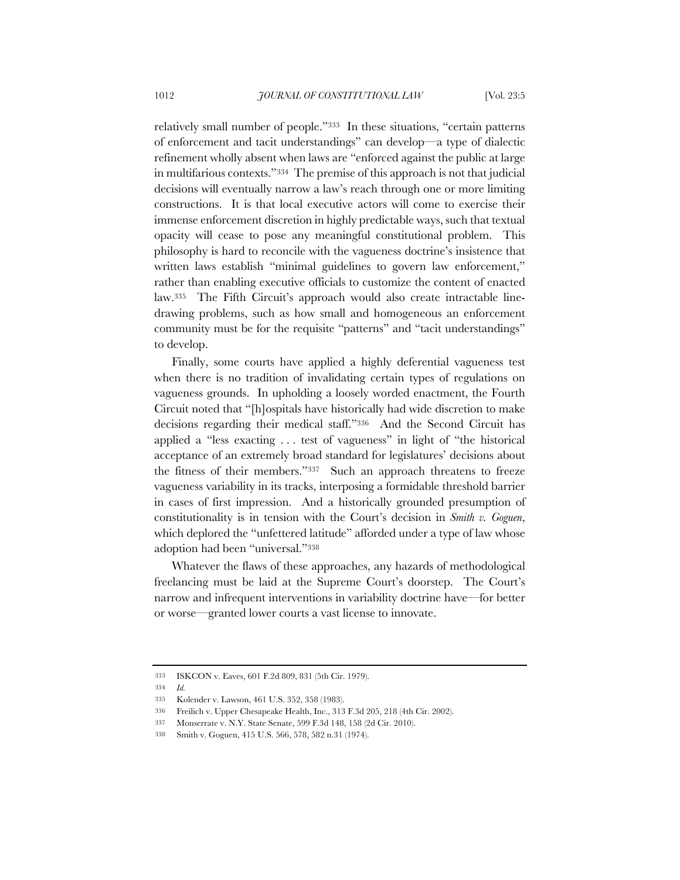relatively small number of people."[333] In these situations, "certain patterns of enforcement and tacit understandings" can develop—a type of dialectic refinement wholly absent when laws are "enforced against the public at large in multifarious contexts."[334] The premise of this approach is not that judicial decisions will eventually narrow a law's reach through one or more limiting constructions. It is that local executive actors will come to exercise their immense enforcement discretion in highly predictable ways, such that textual opacity will cease to pose any meaningful constitutional problem. This philosophy is hard to reconcile with the vagueness doctrine's insistence that written laws establish "minimal guidelines to govern law enforcement," rather than enabling executive officials to customize the content of enacted law.[335] The Fifth Circuit's approach would also create intractable line-drawing problems, such as how small and homogeneous an enforcement community must be for the requisite "patterns" and "tacit understandings" to develop.

Finally, some courts have applied a highly deferential vagueness test when there is no tradition of invalidating certain types of regulations on vagueness grounds. In upholding a loosely worded enactment, the Fourth Circuit noted that "[h]ospitals have historically had wide discretion to make decisions regarding their medical staff."[336] And the Second Circuit has applied a "less exacting . . . test of vagueness" in light of "the historical acceptance of an extremely broad standard for legislatures' decisions about the fitness of their members."[337] Such an approach threatens to freeze vagueness variability in its tracks, interposing a formidable threshold barrier in cases of first impression. And a historically grounded presumption of constitutionality is in tension with the Court's decision in *Smith v. Goguen*, which deplored the "unfettered latitude" afforded under a type of law whose adoption had been "universal."[338]

Whatever the flaws of these approaches, any hazards of methodological freelancing must be laid at the Supreme Court's doorstep. The Court's narrow and infrequent interventions in variability doctrine have—for better or worse—granted lower courts a vast license to innovate.

---

333 ISKCON v. Eaves, 601 F.2d 809, 831 (5th Cir. 1979).

334 *Id.*

335 Kolender v. Lawson, 461 U.S. 352, 358 (1983).

336 Freilich v. Upper Chesapeake Health, Inc., 313 F.3d 205, 218 (4th Cir. 2002).

337 Monserrate v. N.Y. State Senate, 599 F.3d 148, 158 (2d Cir. 2010).

338 Smith v. Goguen, 415 U.S. 566, 578, 582 n.31 (1974).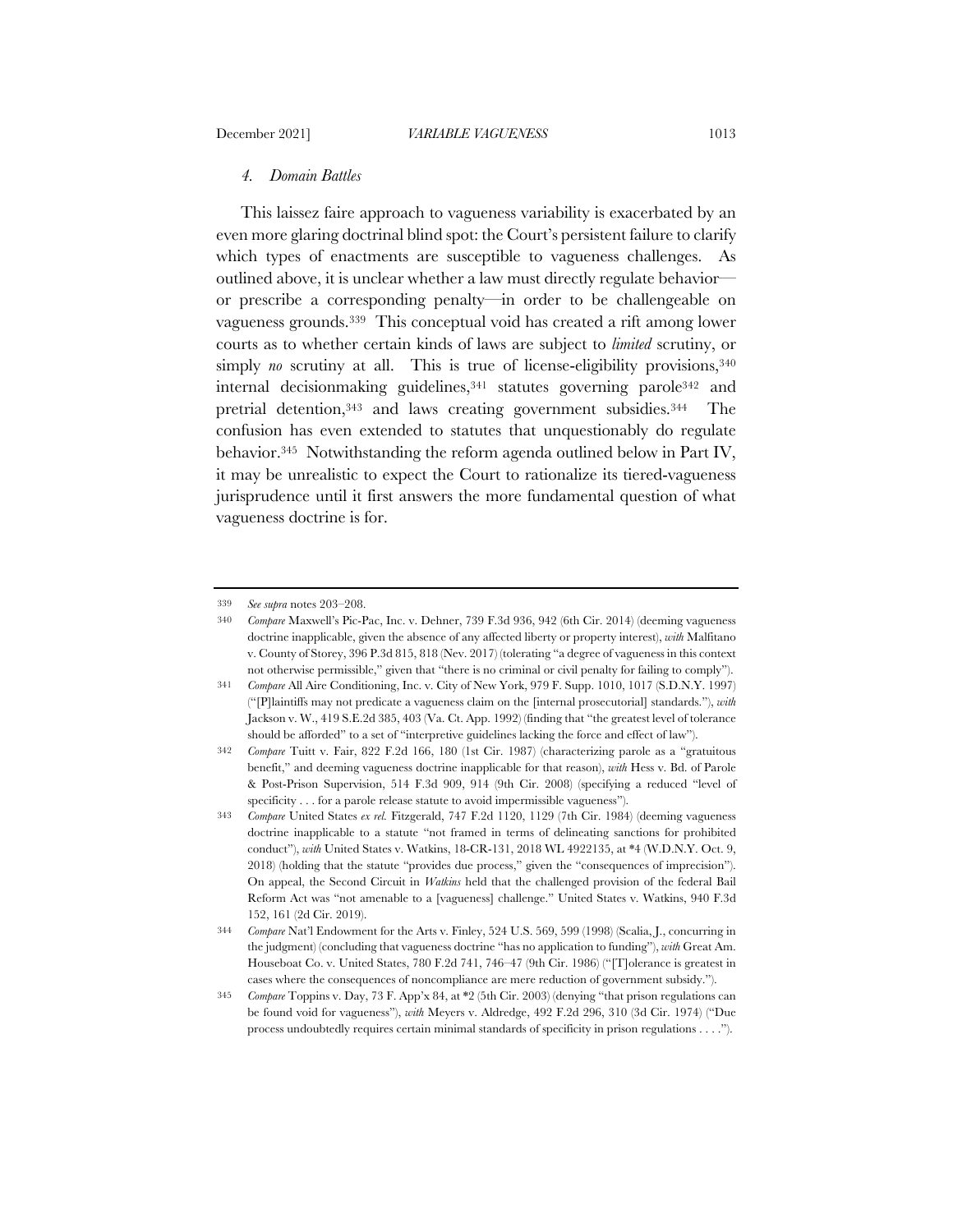### *4. Domain Battles*

This laissez faire approach to vagueness variability is exacerbated by an even more glaring doctrinal blind spot: the Court's persistent failure to clarify which types of enactments are susceptible to vagueness challenges. As outlined above, it is unclear whether a law must directly regulate behavior—or prescribe a corresponding penalty—in order to be challengeable on vagueness grounds.[339] This conceptual void has created a rift among lower courts as to whether certain kinds of laws are subject to *limited* scrutiny, or simply *no* scrutiny at all. This is true of license-eligibility provisions,[340] internal decisionmaking guidelines,[341] statutes governing parole[342] and pretrial detention,[343] and laws creating government subsidies.[344] The confusion has even extended to statutes that unquestionably do regulate behavior.[345] Notwithstanding the reform agenda outlined below in Part IV, it may be unrealistic to expect the Court to rationalize its tiered-vagueness jurisprudence until it first answers the more fundamental question of what vagueness doctrine is for.

---

339 *See supra* notes 203–208.

340 *Compare* Maxwell's Pic-Pac, Inc. v. Dehner, 739 F.3d 936, 942 (6th Cir. 2014) (deeming vagueness doctrine inapplicable, given the absence of any affected liberty or property interest), *with* Malfitano v. County of Storey, 396 P.3d 815, 818 (Nev. 2017) (tolerating "a degree of vagueness in this context not otherwise permissible," given that "there is no criminal or civil penalty for failing to comply").

341 *Compare* All Aire Conditioning, Inc. v. City of New York, 979 F. Supp. 1010, 1017 (S.D.N.Y. 1997) ("[P]laintiffs may not predicate a vagueness claim on the [internal prosecutorial] standards."), *with* Jackson v. W., 419 S.E.2d 385, 403 (Va. Ct. App. 1992) (finding that "the greatest level of tolerance should be afforded" to a set of "interpretive guidelines lacking the force and effect of law").

342 *Compare* Tuitt v. Fair, 822 F.2d 166, 180 (1st Cir. 1987) (characterizing parole as a "gratuitous benefit," and deeming vagueness doctrine inapplicable for that reason), *with* Hess v. Bd. of Parole & Post-Prison Supervision, 514 F.3d 909, 914 (9th Cir. 2008) (specifying a reduced "level of specificity . . . for a parole release statute to avoid impermissible vagueness").

343 *Compare* United States *ex rel.* Fitzgerald, 747 F.2d 1120, 1129 (7th Cir. 1984) (deeming vagueness doctrine inapplicable to a statute "not framed in terms of delineating sanctions for prohibited conduct"), *with* United States v. Watkins, 18-CR-131, 2018 WL 4922135, at *4 (W.D.N.Y. Oct. 9, 2018) (holding that the statute "provides due process," given the "consequences of imprecision"). On appeal, the Second Circuit in *Watkins* held that the challenged provision of the federal Bail Reform Act was "not amenable to a [vagueness] challenge." United States v. Watkins, 940 F.3d 152, 161 (2d Cir. 2019).

344 *Compare* Nat'l Endowment for the Arts v. Finley, 524 U.S. 569, 599 (1998) (Scalia, J., concurring in the judgment) (concluding that vagueness doctrine "has no application to funding"), *with* Great Am. Houseboat Co. v. United States, 780 F.2d 741, 746–47 (9th Cir. 1986) ("[T]olerance is greatest in cases where the consequences of noncompliance are mere reduction of government subsidy.").

345 *Compare* Toppins v. Day, 73 F. App'x 84, at *2 (5th Cir. 2003) (denying "that prison regulations can be found void for vagueness"), *with* Meyers v. Aldredge, 492 F.2d 296, 310 (3d Cir. 1974) ("Due process undoubtedly requires certain minimal standards of specificity in prison regulations . . . .").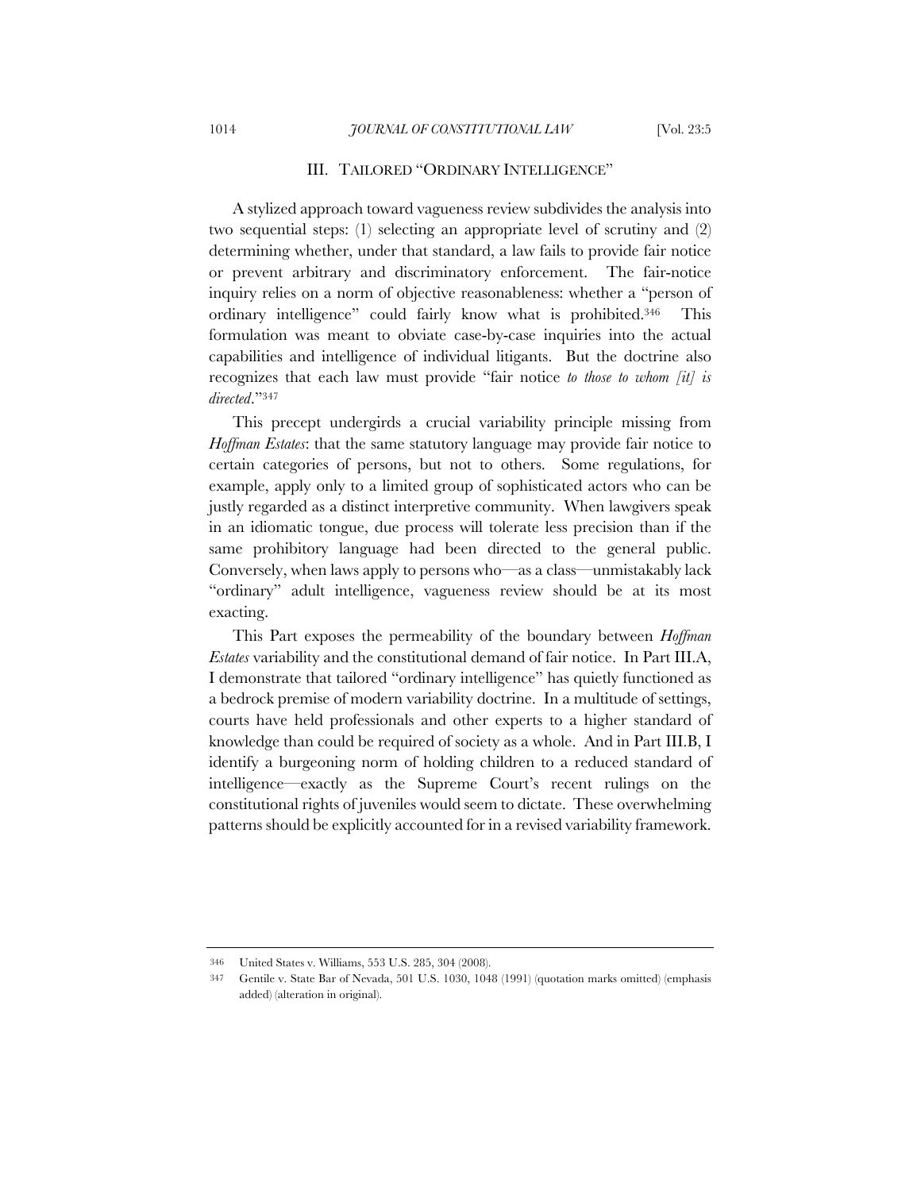## III. TAILORED "ORDINARY INTELLIGENCE"

A stylized approach toward vagueness review subdivides the analysis into two sequential steps: (1) selecting an appropriate level of scrutiny and (2) determining whether, under that standard, a law fails to provide fair notice or prevent arbitrary and discriminatory enforcement. The fair-notice inquiry relies on a norm of objective reasonableness: whether a "person of ordinary intelligence" could fairly know what is prohibited.[346] This formulation was meant to obviate case-by-case inquiries into the actual capabilities and intelligence of individual litigants. But the doctrine also recognizes that each law must provide "fair notice *to those to whom [it] is directed*."[347]

This precept undergirds a crucial variability principle missing from *Hoffman Estates*: that the same statutory language may provide fair notice to certain categories of persons, but not to others. Some regulations, for example, apply only to a limited group of sophisticated actors who can be justly regarded as a distinct interpretive community. When lawgivers speak in an idiomatic tongue, due process will tolerate less precision than if the same prohibitory language had been directed to the general public. Conversely, when laws apply to persons who—as a class—unmistakably lack "ordinary" adult intelligence, vagueness review should be at its most exacting.

This Part exposes the permeability of the boundary between *Hoffman Estates* variability and the constitutional demand of fair notice. In Part III.A, I demonstrate that tailored "ordinary intelligence" has quietly functioned as a bedrock premise of modern variability doctrine. In a multitude of settings, courts have held professionals and other experts to a higher standard of knowledge than could be required of society as a whole. And in Part III.B, I identify a burgeoning norm of holding children to a reduced standard of intelligence—exactly as the Supreme Court's recent rulings on the constitutional rights of juveniles would seem to dictate. These overwhelming patterns should be explicitly accounted for in a revised variability framework.

---

346 United States v. Williams, 553 U.S. 285, 304 (2008).

347 Gentile v. State Bar of Nevada, 501 U.S. 1030, 1048 (1991) (quotation marks omitted) (emphasis added) (alteration in original).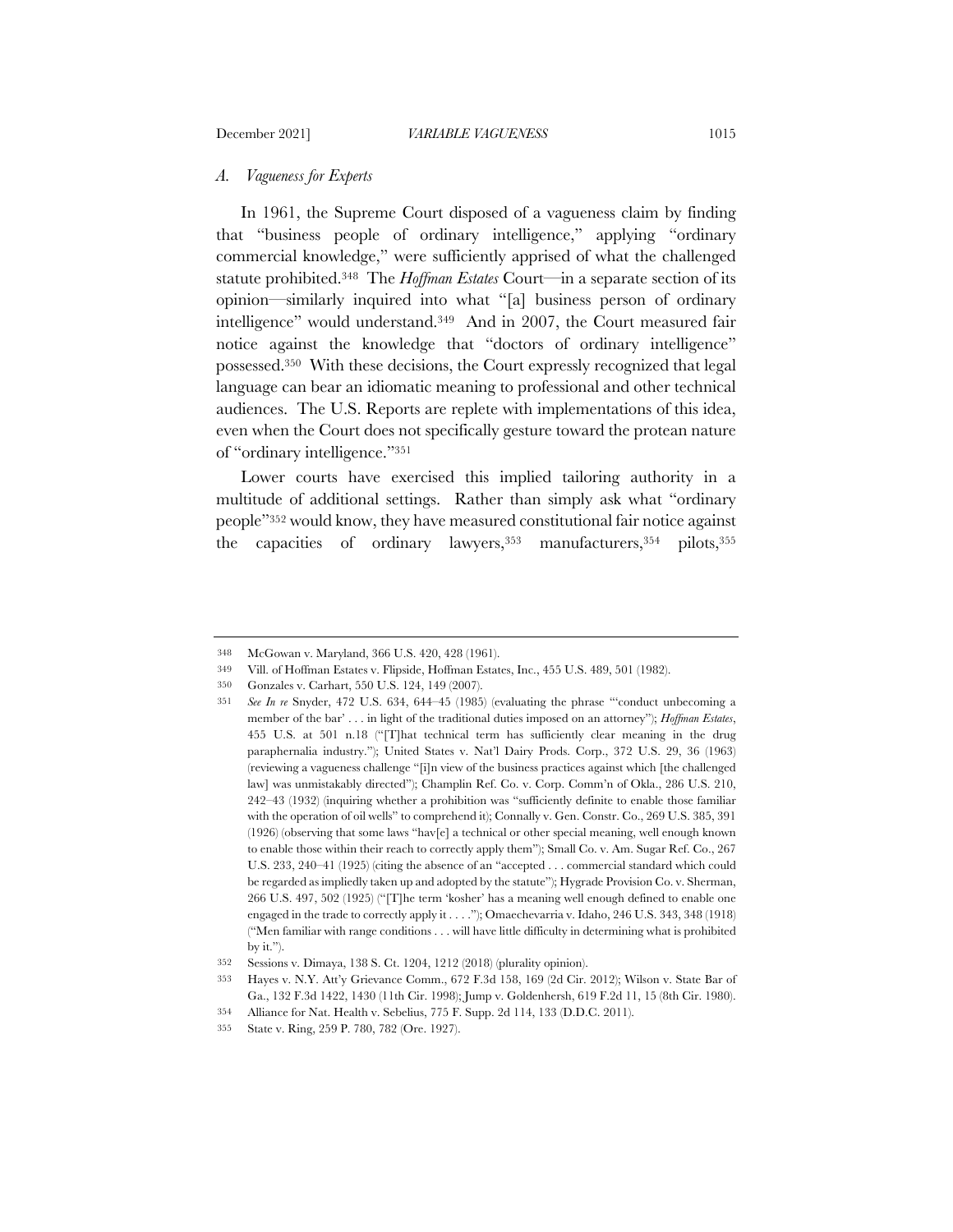### *A. Vagueness for Experts*

In 1961, the Supreme Court disposed of a vagueness claim by finding that "business people of ordinary intelligence," applying "ordinary commercial knowledge," were sufficiently apprised of what the challenged statute prohibited.[348] The *Hoffman Estates* Court—in a separate section of its opinion—similarly inquired into what "[a] business person of ordinary intelligence" would understand.[349] And in 2007, the Court measured fair notice against the knowledge that "doctors of ordinary intelligence" possessed.[350] With these decisions, the Court expressly recognized that legal language can bear an idiomatic meaning to professional and other technical audiences. The U.S. Reports are replete with implementations of this idea, even when the Court does not specifically gesture toward the protean nature of "ordinary intelligence."[351]

Lower courts have exercised this implied tailoring authority in a multitude of additional settings. Rather than simply ask what "ordinary people"[352] would know, they have measured constitutional fair notice against the capacities of ordinary lawyers,[353] manufacturers,[354] pilots,[355]

---

348 McGowan v. Maryland, 366 U.S. 420, 428 (1961).

349 Vill. of Hoffman Estates v. Flipside, Hoffman Estates, Inc., 455 U.S. 489, 501 (1982).

350 Gonzales v. Carhart, 550 U.S. 124, 149 (2007).

351 *See In re* Snyder, 472 U.S. 634, 644–45 (1985) (evaluating the phrase "'conduct unbecoming a member of the bar' . . . in light of the traditional duties imposed on an attorney"); *Hoffman Estates*, 455 U.S. at 501 n.18 ("[T]hat technical term has sufficiently clear meaning in the drug paraphernalia industry."); United States v. Nat'l Dairy Prods. Corp., 372 U.S. 29, 36 (1963) (reviewing a vagueness challenge "[i]n view of the business practices against which [the challenged law] was unmistakably directed"); Champlin Ref. Co. v. Corp. Comm'n of Okla., 286 U.S. 210, 242–43 (1932) (inquiring whether a prohibition was "sufficiently definite to enable those familiar with the operation of oil wells" to comprehend it); Connally v. Gen. Constr. Co., 269 U.S. 385, 391 (1926) (observing that some laws "hav[e] a technical or other special meaning, well enough known to enable those within their reach to correctly apply them"); Small Co. v. Am. Sugar Ref. Co., 267 U.S. 233, 240–41 (1925) (citing the absence of an "accepted . . . commercial standard which could be regarded as impliedly taken up and adopted by the statute"); Hygrade Provision Co. v. Sherman, 266 U.S. 497, 502 (1925) ("[T]he term 'kosher' has a meaning well enough defined to enable one engaged in the trade to correctly apply it . . . ."); Omaechevarria v. Idaho, 246 U.S. 343, 348 (1918) ("Men familiar with range conditions . . . will have little difficulty in determining what is prohibited by it.").

352 Sessions v. Dimaya, 138 S. Ct. 1204, 1212 (2018) (plurality opinion).

353 Hayes v. N.Y. Att'y Grievance Comm., 672 F.3d 158, 169 (2d Cir. 2012); Wilson v. State Bar of Ga., 132 F.3d 1422, 1430 (11th Cir. 1998); Jump v. Goldenhersh, 619 F.2d 11, 15 (8th Cir. 1980).

354 Alliance for Nat. Health v. Sebelius, 775 F. Supp. 2d 114, 133 (D.D.C. 2011).

355 State v. Ring, 259 P. 780, 782 (Ore. 1927).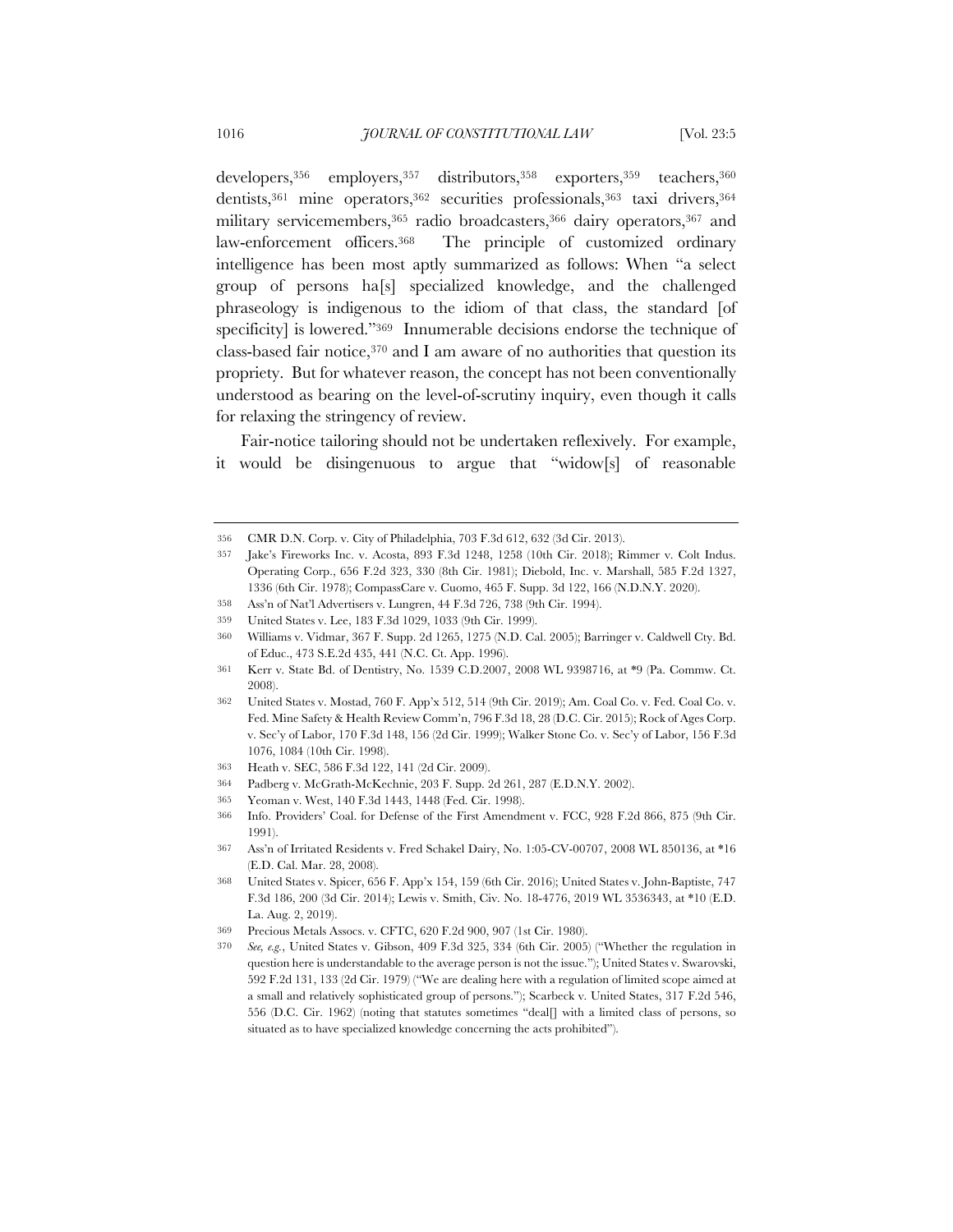developers,[356] employers,[357] distributors,[358] exporters,[359] teachers,[360] dentists,[361] mine operators,[362] securities professionals,[363] taxi drivers,[364] military servicemembers,[365] radio broadcasters,[366] dairy operators,[367] and law-enforcement officers.[368] The principle of customized ordinary intelligence has been most aptly summarized as follows: When "a select group of persons ha[s] specialized knowledge, and the challenged phraseology is indigenous to the idiom of that class, the standard [of specificity] is lowered."[369] Innumerable decisions endorse the technique of class-based fair notice,[370] and I am aware of no authorities that question its propriety. But for whatever reason, the concept has not been conventionally understood as bearing on the level-of-scrutiny inquiry, even though it calls for relaxing the stringency of review.

Fair-notice tailoring should not be undertaken reflexively. For example, it would be disingenuous to argue that "widow[s] of reasonable

---

356 CMR D.N. Corp. v. City of Philadelphia, 703 F.3d 612, 632 (3d Cir. 2013).

357 Jake's Fireworks Inc. v. Acosta, 893 F.3d 1248, 1258 (10th Cir. 2018); Rimmer v. Colt Indus. Operating Corp., 656 F.2d 323, 330 (8th Cir. 1981); Diebold, Inc. v. Marshall, 585 F.2d 1327, 1336 (6th Cir. 1978); CompassCare v. Cuomo, 465 F. Supp. 3d 122, 166 (N.D.N.Y. 2020).

358 Ass'n of Nat'l Advertisers v. Lungren, 44 F.3d 726, 738 (9th Cir. 1994).

359 United States v. Lee, 183 F.3d 1029, 1033 (9th Cir. 1999).

360 Williams v. Vidmar, 367 F. Supp. 2d 1265, 1275 (N.D. Cal. 2005); Barringer v. Caldwell Cty. Bd. of Educ., 473 S.E.2d 435, 441 (N.C. Ct. App. 1996).

361 Kerr v. State Bd. of Dentistry, No. 1539 C.D.2007, 2008 WL 9398716, at *9 (Pa. Commw. Ct. 2008).

362 United States v. Mostad, 760 F. App'x 512, 514 (9th Cir. 2019); Am. Coal Co. v. Fed. Coal Co. v. Fed. Mine Safety & Health Review Comm'n, 796 F.3d 18, 28 (D.C. Cir. 2015); Rock of Ages Corp. v. Sec'y of Labor, 170 F.3d 148, 156 (2d Cir. 1999); Walker Stone Co. v. Sec'y of Labor, 156 F.3d 1076, 1084 (10th Cir. 1998).

363 Heath v. SEC, 586 F.3d 122, 141 (2d Cir. 2009).

364 Padberg v. McGrath-McKechnie, 203 F. Supp. 2d 261, 287 (E.D.N.Y. 2002).

365 Yeoman v. West, 140 F.3d 1443, 1448 (Fed. Cir. 1998).

366 Info. Providers' Coal. for Defense of the First Amendment v. FCC, 928 F.2d 866, 875 (9th Cir. 1991).

367 Ass'n of Irritated Residents v. Fred Schakel Dairy, No. 1:05-CV-00707, 2008 WL 850136, at *16 (E.D. Cal. Mar. 28, 2008).

368 United States v. Spicer, 656 F. App'x 154, 159 (6th Cir. 2016); United States v. John-Baptiste, 747 F.3d 186, 200 (3d Cir. 2014); Lewis v. Smith, Civ. No. 18-4776, 2019 WL 3536343, at *10 (E.D. La. Aug. 2, 2019).

369 Precious Metals Assocs. v. CFTC, 620 F.2d 900, 907 (1st Cir. 1980).

370 *See, e.g.*, United States v. Gibson, 409 F.3d 325, 334 (6th Cir. 2005) ("Whether the regulation in question here is understandable to the average person is not the issue."); United States v. Swarovski, 592 F.2d 131, 133 (2d Cir. 1979) ("We are dealing here with a regulation of limited scope aimed at a small and relatively sophisticated group of persons."); Scarbeck v. United States, 317 F.2d 546, 556 (D.C. Cir. 1962) (noting that statutes sometimes "deal[] with a limited class of persons, so situated as to have specialized knowledge concerning the acts prohibited").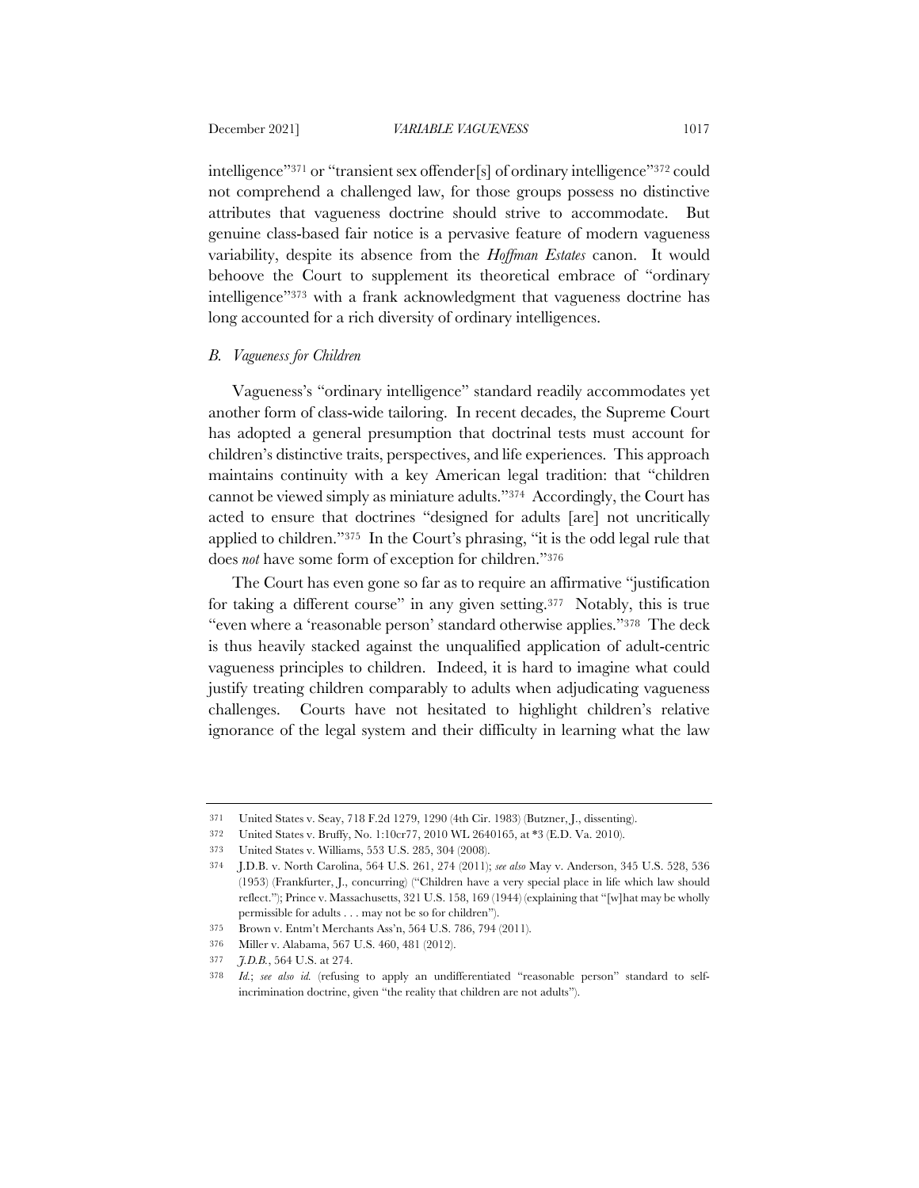intelligence"[371] or "transient sex offender[s] of ordinary intelligence"[372] could not comprehend a challenged law, for those groups possess no distinctive attributes that vagueness doctrine should strive to accommodate. But genuine class-based fair notice is a pervasive feature of modern vagueness variability, despite its absence from the *Hoffman Estates* canon. It would behoove the Court to supplement its theoretical embrace of "ordinary intelligence"[373] with a frank acknowledgment that vagueness doctrine has long accounted for a rich diversity of ordinary intelligences.

### *B. Vagueness for Children*

Vagueness's "ordinary intelligence" standard readily accommodates yet another form of class-wide tailoring. In recent decades, the Supreme Court has adopted a general presumption that doctrinal tests must account for children's distinctive traits, perspectives, and life experiences. This approach maintains continuity with a key American legal tradition: that "children cannot be viewed simply as miniature adults."[374] Accordingly, the Court has acted to ensure that doctrines "designed for adults [are] not uncritically applied to children."[375] In the Court's phrasing, "it is the odd legal rule that does *not* have some form of exception for children."[376]

The Court has even gone so far as to require an affirmative "justification for taking a different course" in any given setting.[377] Notably, this is true "even where a 'reasonable person' standard otherwise applies."[378] The deck is thus heavily stacked against the unqualified application of adult-centric vagueness principles to children. Indeed, it is hard to imagine what could justify treating children comparably to adults when adjudicating vagueness challenges. Courts have not hesitated to highlight children's relative ignorance of the legal system and their difficulty in learning what the law

---

371 United States v. Seay, 718 F.2d 1279, 1290 (4th Cir. 1983) (Butzner, J., dissenting).

372 United States v. Bruffy, No. 1:10cr77, 2010 WL 2640165, at *3 (E.D. Va. 2010).

373 United States v. Williams, 553 U.S. 285, 304 (2008).

374 J.D.B. v. North Carolina, 564 U.S. 261, 274 (2011); *see also* May v. Anderson, 345 U.S. 528, 536 (1953) (Frankfurter, J., concurring) ("Children have a very special place in life which law should reflect."); Prince v. Massachusetts, 321 U.S. 158, 169 (1944) (explaining that "[w]hat may be wholly permissible for adults . . . may not be so for children").

375 Brown v. Entm't Merchants Ass'n, 564 U.S. 786, 794 (2011).

376 Miller v. Alabama, 567 U.S. 460, 481 (2012).

377 *J.D.B.*, 564 U.S. at 274.

378 *Id.*; *see also id.* (refusing to apply an undifferentiated "reasonable person" standard to self-incrimination doctrine, given "the reality that children are not adults").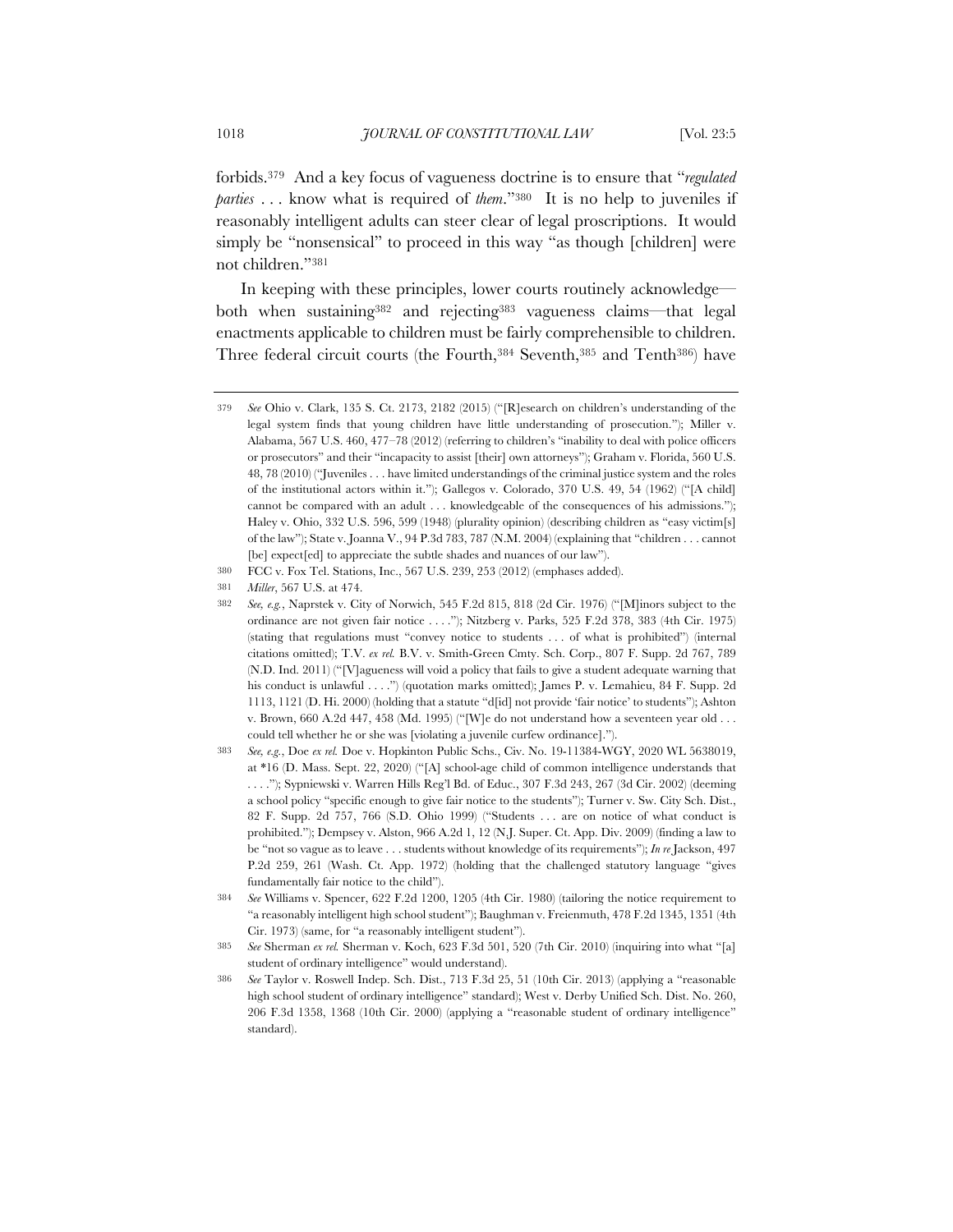forbids.[379] And a key focus of vagueness doctrine is to ensure that "*regulated parties* . . . know what is required of *them*."[380] It is no help to juveniles if reasonably intelligent adults can steer clear of legal proscriptions. It would simply be "nonsensical" to proceed in this way "as though [children] were not children."[381]

In keeping with these principles, lower courts routinely acknowledge—both when sustaining[382] and rejecting[383] vagueness claims—that legal enactments applicable to children must be fairly comprehensible to children. Three federal circuit courts (the Fourth,[384] Seventh,[385] and Tenth[386]) have

---

379 *See* Ohio v. Clark, 135 S. Ct. 2173, 2182 (2015) ("[R]esearch on children's understanding of the legal system finds that young children have little understanding of prosecution."); Miller v. Alabama, 567 U.S. 460, 477–78 (2012) (referring to children's "inability to deal with police officers or prosecutors" and their "incapacity to assist [their] own attorneys"); Graham v. Florida, 560 U.S. 48, 78 (2010) ("Juveniles . . . have limited understandings of the criminal justice system and the roles of the institutional actors within it."); Gallegos v. Colorado, 370 U.S. 49, 54 (1962) ("[A child] cannot be compared with an adult . . . knowledgeable of the consequences of his admissions."); Haley v. Ohio, 332 U.S. 596, 599 (1948) (plurality opinion) (describing children as "easy victim[s] of the law"); State v. Joanna V., 94 P.3d 783, 787 (N.M. 2004) (explaining that "children . . . cannot [be] expect[ed] to appreciate the subtle shades and nuances of our law").

380 FCC v. Fox Tel. Stations, Inc., 567 U.S. 239, 253 (2012) (emphases added).

381 *Miller*, 567 U.S. at 474.

382 *See, e.g.*, Naprstek v. City of Norwich, 545 F.2d 815, 818 (2d Cir. 1976) ("[M]inors subject to the ordinance are not given fair notice . . . ."); Nitzberg v. Parks, 525 F.2d 378, 383 (4th Cir. 1975) (stating that regulations must "convey notice to students . . . of what is prohibited") (internal citations omitted); T.V. *ex rel.* B.V. v. Smith-Green Cmty. Sch. Corp., 807 F. Supp. 2d 767, 789 (N.D. Ind. 2011) ("[V]agueness will void a policy that fails to give a student adequate warning that his conduct is unlawful . . . .") (quotation marks omitted); James P. v. Lemahieu, 84 F. Supp. 2d 1113, 1121 (D. Hi. 2000) (holding that a statute "d[id] not provide 'fair notice' to students"); Ashton v. Brown, 660 A.2d 447, 458 (Md. 1995) ("[W]e do not understand how a seventeen year old . . . could tell whether he or she was [violating a juvenile curfew ordinance].").

383 *See, e.g.*, Doe *ex rel.* Doe v. Hopkinton Public Schs., Civ. No. 19-11384-WGY, 2020 WL 5638019, at *16 (D. Mass. Sept. 22, 2020) ("[A] school-age child of common intelligence understands that . . . ."); Sypniewski v. Warren Hills Reg'l Bd. of Educ., 307 F.3d 243, 267 (3d Cir. 2002) (deeming a school policy "specific enough to give fair notice to the students"); Turner v. Sw. City Sch. Dist., 82 F. Supp. 2d 757, 766 (S.D. Ohio 1999) ("Students . . . are on notice of what conduct is prohibited."); Dempsey v. Alston, 966 A.2d 1, 12 (N.J. Super. Ct. App. Div. 2009) (finding a law to be "not so vague as to leave . . . students without knowledge of its requirements"); *In re* Jackson, 497 P.2d 259, 261 (Wash. Ct. App. 1972) (holding that the challenged statutory language "gives fundamentally fair notice to the child").

384 *See* Williams v. Spencer, 622 F.2d 1200, 1205 (4th Cir. 1980) (tailoring the notice requirement to "a reasonably intelligent high school student"); Baughman v. Freienmuth, 478 F.2d 1345, 1351 (4th Cir. 1973) (same, for "a reasonably intelligent student").

385 *See* Sherman *ex rel.* Sherman v. Koch, 623 F.3d 501, 520 (7th Cir. 2010) (inquiring into what "[a] student of ordinary intelligence" would understand).

386 *See* Taylor v. Roswell Indep. Sch. Dist., 713 F.3d 25, 51 (10th Cir. 2013) (applying a "reasonable high school student of ordinary intelligence" standard); West v. Derby Unified Sch. Dist. No. 260, 206 F.3d 1358, 1368 (10th Cir. 2000) (applying a "reasonable student of ordinary intelligence" standard).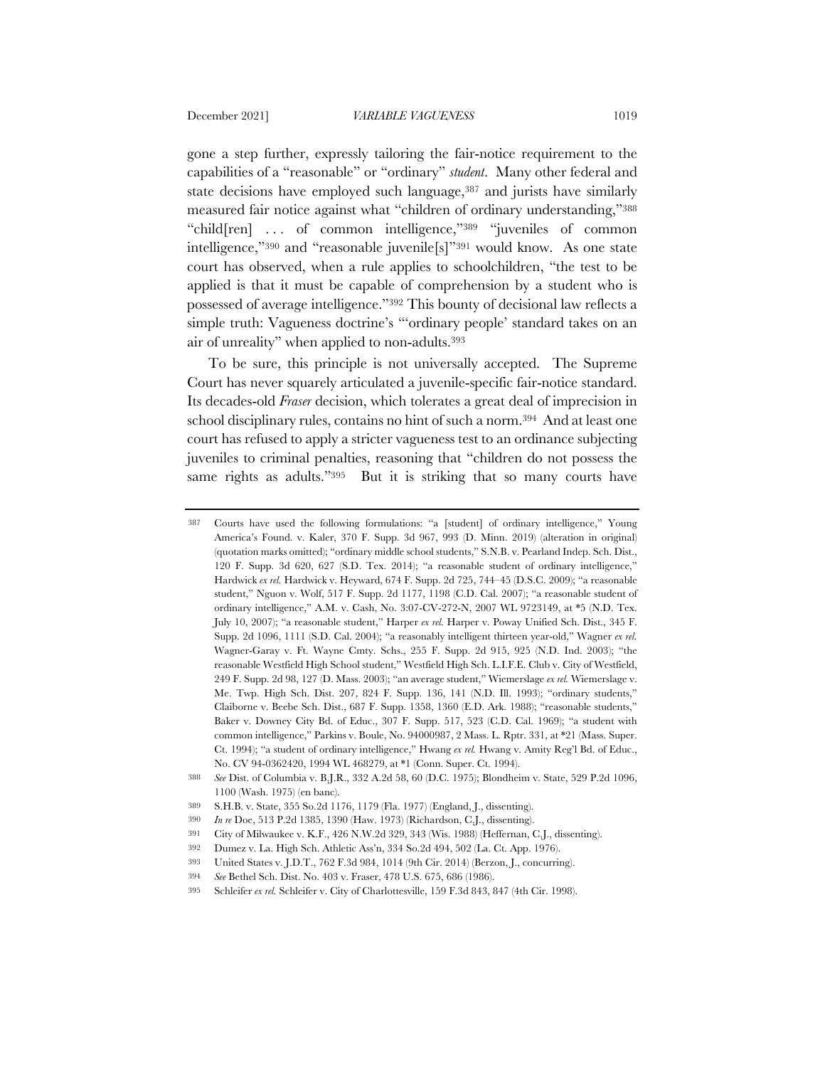gone a step further, expressly tailoring the fair-notice requirement to the capabilities of a "reasonable" or "ordinary" *student*. Many other federal and state decisions have employed such language,[387] and jurists have similarly measured fair notice against what "children of ordinary understanding,"[388] "child[ren] . . . of common intelligence,"[389] "juveniles of common intelligence,"[390] and "reasonable juvenile[s]"[391] would know. As one state court has observed, when a rule applies to schoolchildren, "the test to be applied is that it must be capable of comprehension by a student who is possessed of average intelligence."[392] This bounty of decisional law reflects a simple truth: Vagueness doctrine's "'ordinary people' standard takes on an air of unreality" when applied to non-adults.[393]

To be sure, this principle is not universally accepted. The Supreme Court has never squarely articulated a juvenile-specific fair-notice standard. Its decades-old *Fraser* decision, which tolerates a great deal of imprecision in school disciplinary rules, contains no hint of such a norm.[394] And at least one court has refused to apply a stricter vagueness test to an ordinance subjecting juveniles to criminal penalties, reasoning that "children do not possess the same rights as adults."[395] But it is striking that so many courts have

---

387 Courts have used the following formulations: "a [student] of ordinary intelligence," Young America's Found. v. Kaler, 370 F. Supp. 3d 967, 993 (D. Minn. 2019) (alteration in original) (quotation marks omitted); "ordinary middle school students," S.N.B. v. Pearland Indep. Sch. Dist., 120 F. Supp. 3d 620, 627 (S.D. Tex. 2014); "a reasonable student of ordinary intelligence," Hardwick *ex rel.* Hardwick v. Heyward, 674 F. Supp. 2d 725, 744–45 (D.S.C. 2009); "a reasonable student," Nguon v. Wolf, 517 F. Supp. 2d 1177, 1198 (C.D. Cal. 2007); "a reasonable student of ordinary intelligence," A.M. v. Cash, No. 3:07-CV-272-N, 2007 WL 9723149, at \*5 (N.D. Tex. July 10, 2007); "a reasonable student," Harper *ex rel.* Harper v. Poway Unified Sch. Dist., 345 F. Supp. 2d 1096, 1111 (S.D. Cal. 2004); "a reasonably intelligent thirteen year-old," Wagner *ex rel.* Wagner-Garay v. Ft. Wayne Cmty. Schs., 255 F. Supp. 2d 915, 925 (N.D. Ind. 2003); "the reasonable Westfield High School student," Westfield High Sch. L.I.F.E. Club v. City of Westfield, 249 F. Supp. 2d 98, 127 (D. Mass. 2003); "an average student," Wiemerslage *ex rel.* Wiemerslage v. Me. Twp. High Sch. Dist. 207, 824 F. Supp. 136, 141 (N.D. Ill. 1993); "ordinary students," Claiborne v. Beebe Sch. Dist., 687 F. Supp. 1358, 1360 (E.D. Ark. 1988); "reasonable students," Baker v. Downey City Bd. of Educ., 307 F. Supp. 517, 523 (C.D. Cal. 1969); "a student with common intelligence," Parkins v. Boule, No. 94000987, 2 Mass. L. Rptr. 331, at \*21 (Mass. Super. Ct. 1994); "a student of ordinary intelligence," Hwang *ex rel.* Hwang v. Amity Reg'l Bd. of Educ., No. CV 94-0362420, 1994 WL 468279, at \*1 (Conn. Super. Ct. 1994).

388 *See* Dist. of Columbia v. B.J.R., 332 A.2d 58, 60 (D.C. 1975); Blondheim v. State, 529 P.2d 1096, 1100 (Wash. 1975) (en banc).

389 S.H.B. v. State, 355 So.2d 1176, 1179 (Fla. 1977) (England, J., dissenting).

390 *In re* Doe, 513 P.2d 1385, 1390 (Haw. 1973) (Richardson, C.J., dissenting).

391 City of Milwaukee v. K.F., 426 N.W.2d 329, 343 (Wis. 1988) (Heffernan, C.J., dissenting).

392 Dumez v. La. High Sch. Athletic Ass'n, 334 So.2d 494, 502 (La. Ct. App. 1976).

393 United States v. J.D.T., 762 F.3d 984, 1014 (9th Cir. 2014) (Berzon, J., concurring).

394 *See* Bethel Sch. Dist. No. 403 v. Fraser, 478 U.S. 675, 686 (1986).

395 Schleifer *ex rel.* Schleifer v. City of Charlottesville, 159 F.3d 843, 847 (4th Cir. 1998).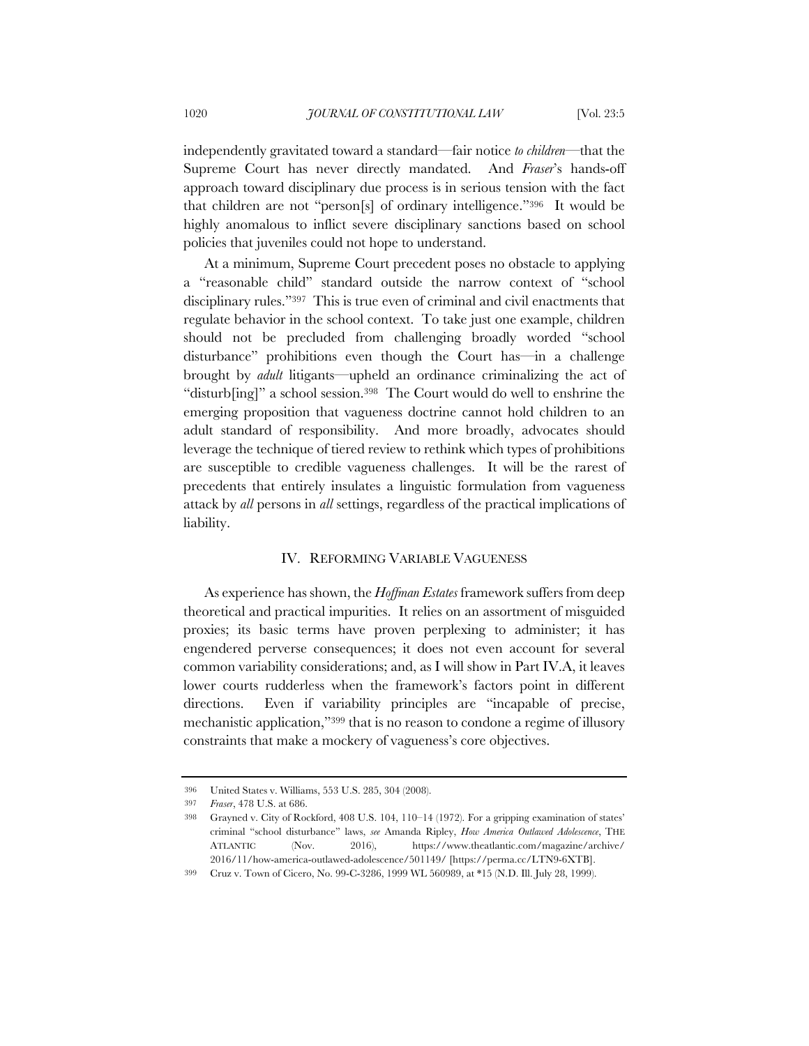independently gravitated toward a standard—fair notice *to children*—that the Supreme Court has never directly mandated. And *Fraser*'s hands-off approach toward disciplinary due process is in serious tension with the fact that children are not "person[s] of ordinary intelligence."[396] It would be highly anomalous to inflict severe disciplinary sanctions based on school policies that juveniles could not hope to understand.

At a minimum, Supreme Court precedent poses no obstacle to applying a "reasonable child" standard outside the narrow context of "school disciplinary rules."[397] This is true even of criminal and civil enactments that regulate behavior in the school context. To take just one example, children should not be precluded from challenging broadly worded "school disturbance" prohibitions even though the Court has—in a challenge brought by *adult* litigants—upheld an ordinance criminalizing the act of "disturb[ing]" a school session.[398] The Court would do well to enshrine the emerging proposition that vagueness doctrine cannot hold children to an adult standard of responsibility. And more broadly, advocates should leverage the technique of tiered review to rethink which types of prohibitions are susceptible to credible vagueness challenges. It will be the rarest of precedents that entirely insulates a linguistic formulation from vagueness attack by *all* persons in *all* settings, regardless of the practical implications of liability.

## IV. REFORMING VARIABLE VAGUENESS

As experience has shown, the *Hoffman Estates* framework suffers from deep theoretical and practical impurities. It relies on an assortment of misguided proxies; its basic terms have proven perplexing to administer; it has engendered perverse consequences; it does not even account for several common variability considerations; and, as I will show in Part IV.A, it leaves lower courts rudderless when the framework's factors point in different directions. Even if variability principles are "incapable of precise, mechanistic application,"[399] that is no reason to condone a regime of illusory constraints that make a mockery of vagueness's core objectives.

---

396 United States v. Williams, 553 U.S. 285, 304 (2008).

397 *Fraser*, 478 U.S. at 686.

398 Grayned v. City of Rockford, 408 U.S. 104, 110–14 (1972). For a gripping examination of states' criminal "school disturbance" laws, *see* Amanda Ripley, *How America Outlawed Adolescence*, THE ATLANTIC (Nov. 2016), https://www.theatlantic.com/magazine/archive/2016/11/how-america-outlawed-adolescence/501149/ [https://perma.cc/LTN9-6XTB].

399 Cruz v. Town of Cicero, No. 99-C-3286, 1999 WL 560989, at *15 (N.D. Ill. July 28, 1999).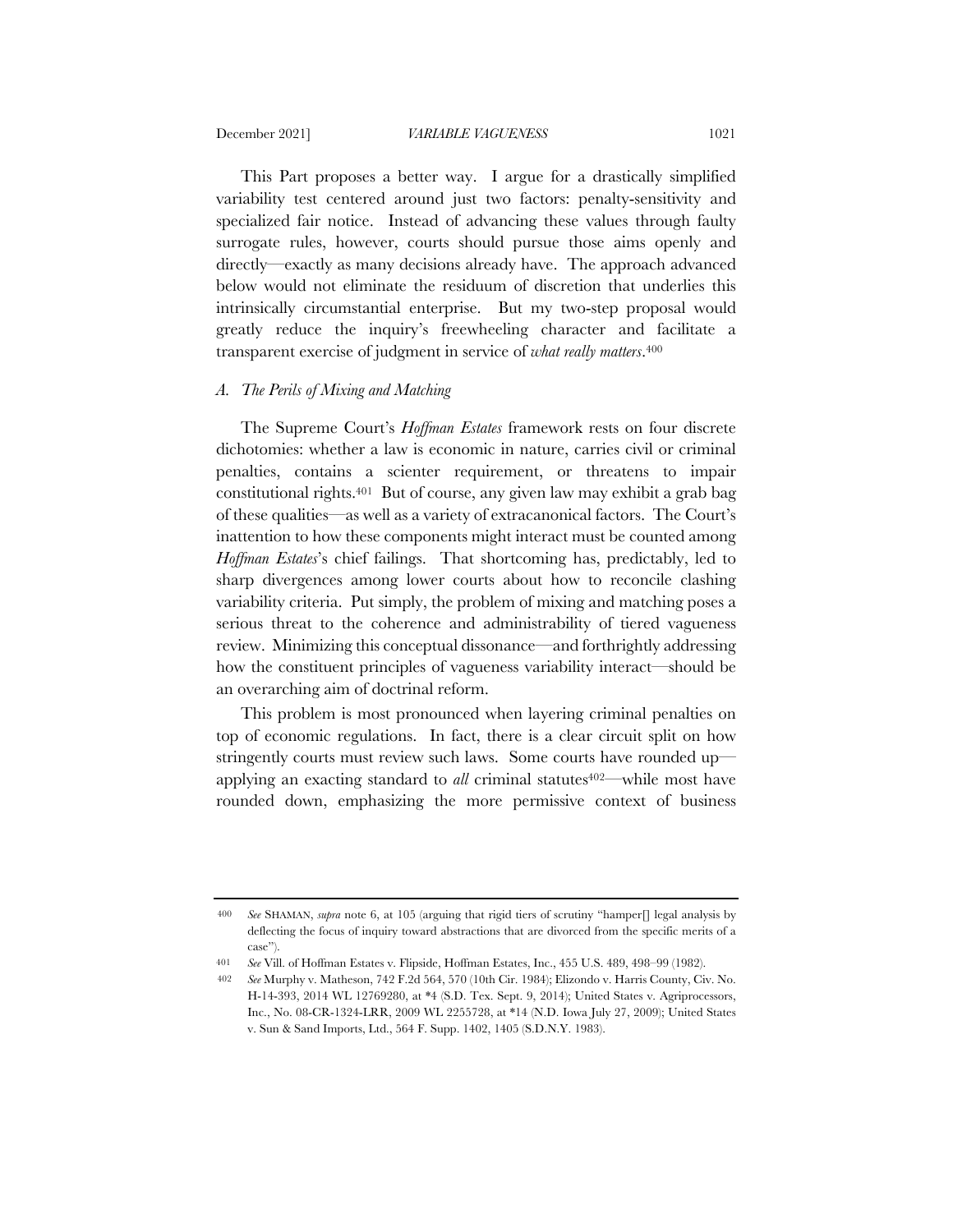This Part proposes a better way. I argue for a drastically simplified variability test centered around just two factors: penalty-sensitivity and specialized fair notice. Instead of advancing these values through faulty surrogate rules, however, courts should pursue those aims openly and directly—exactly as many decisions already have. The approach advanced below would not eliminate the residuum of discretion that underlies this intrinsically circumstantial enterprise. But my two-step proposal would greatly reduce the inquiry's freewheeling character and facilitate a transparent exercise of judgment in service of *what really matters*.[400]

### A. *The Perils of Mixing and Matching*

The Supreme Court's *Hoffman Estates* framework rests on four discrete dichotomies: whether a law is economic in nature, carries civil or criminal penalties, contains a scienter requirement, or threatens to impair constitutional rights.[401] But of course, any given law may exhibit a grab bag of these qualities—as well as a variety of extracanonical factors. The Court's inattention to how these components might interact must be counted among *Hoffman Estates*'s chief failings. That shortcoming has, predictably, led to sharp divergences among lower courts about how to reconcile clashing variability criteria. Put simply, the problem of mixing and matching poses a serious threat to the coherence and administrability of tiered vagueness review. Minimizing this conceptual dissonance—and forthrightly addressing how the constituent principles of vagueness variability interact—should be an overarching aim of doctrinal reform.

This problem is most pronounced when layering criminal penalties on top of economic regulations. In fact, there is a clear circuit split on how stringently courts must review such laws. Some courts have rounded up—applying an exacting standard to *all* criminal statutes[402]—while most have rounded down, emphasizing the more permissive context of business

---

400 *See* SHAMAN, *supra* note 6, at 105 (arguing that rigid tiers of scrutiny "hamper[] legal analysis by deflecting the focus of inquiry toward abstractions that are divorced from the specific merits of a case").

401 *See* Vill. of Hoffman Estates v. Flipside, Hoffman Estates, Inc., 455 U.S. 489, 498–99 (1982).

402 *See* Murphy v. Matheson, 742 F.2d 564, 570 (10th Cir. 1984); Elizondo v. Harris County, Civ. No. H-14-393, 2014 WL 12769280, at *4 (S.D. Tex. Sept. 9, 2014); United States v. Agriprocessors, Inc., No. 08-CR-1324-LRR, 2009 WL 2255728, at *14 (N.D. Iowa July 27, 2009); United States v. Sun & Sand Imports, Ltd., 564 F. Supp. 1402, 1405 (S.D.N.Y. 1983).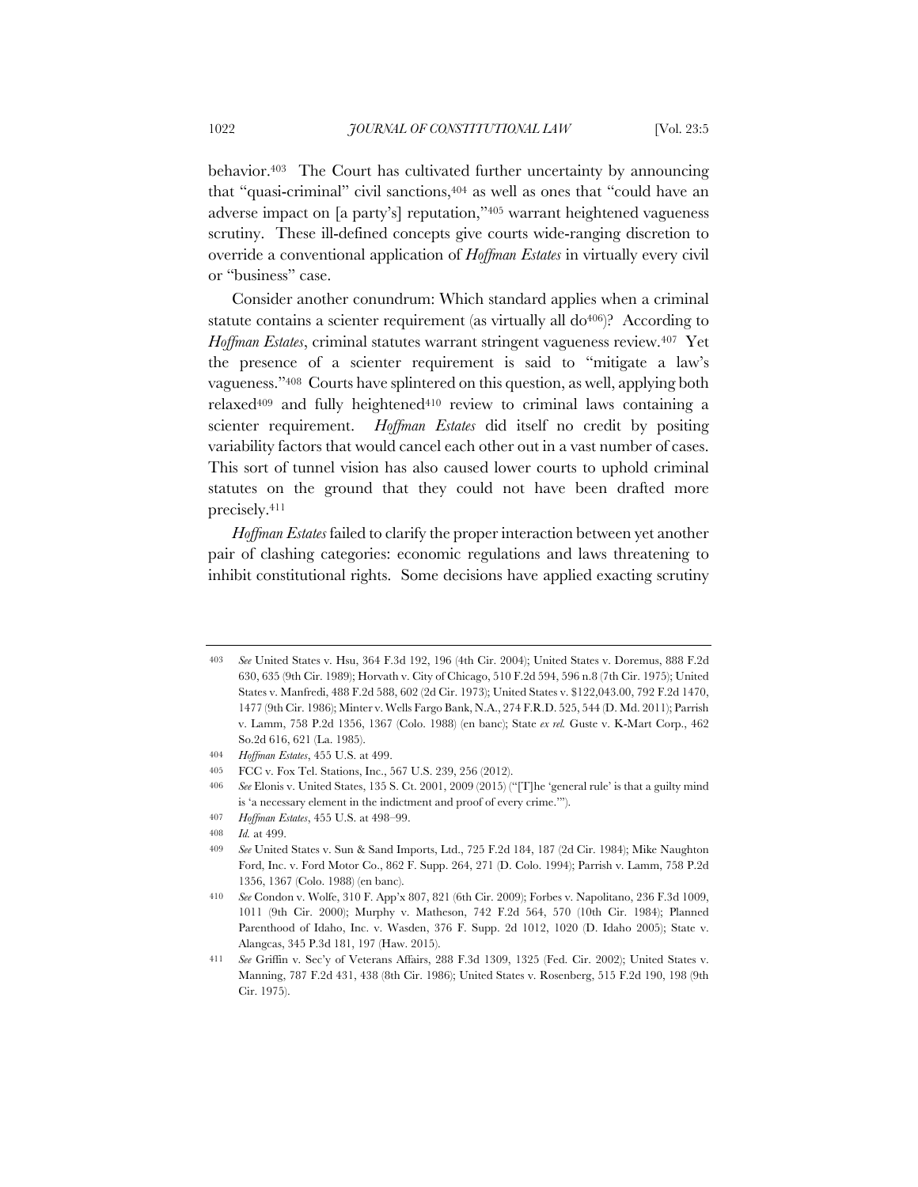behavior.[403] The Court has cultivated further uncertainty by announcing that "quasi-criminal" civil sanctions,[404] as well as ones that "could have an adverse impact on [a party's] reputation,"[405] warrant heightened vagueness scrutiny. These ill-defined concepts give courts wide-ranging discretion to override a conventional application of *Hoffman Estates* in virtually every civil or "business" case.

Consider another conundrum: Which standard applies when a criminal statute contains a scienter requirement (as virtually all do[406])? According to *Hoffman Estates*, criminal statutes warrant stringent vagueness review.[407] Yet the presence of a scienter requirement is said to "mitigate a law's vagueness."[408] Courts have splintered on this question, as well, applying both relaxed[409] and fully heightened[410] review to criminal laws containing a scienter requirement. *Hoffman Estates* did itself no credit by positing variability factors that would cancel each other out in a vast number of cases. This sort of tunnel vision has also caused lower courts to uphold criminal statutes on the ground that they could not have been drafted more precisely.[411]

*Hoffman Estates* failed to clarify the proper interaction between yet another pair of clashing categories: economic regulations and laws threatening to inhibit constitutional rights. Some decisions have applied exacting scrutiny

---

403 *See* United States v. Hsu, 364 F.3d 192, 196 (4th Cir. 2004); United States v. Doremus, 888 F.2d 630, 635 (9th Cir. 1989); Horvath v. City of Chicago, 510 F.2d 594, 596 n.8 (7th Cir. 1975); United States v. Manfredi, 488 F.2d 588, 602 (2d Cir. 1973); United States v. $122,043.00, 792 F.2d 1470, 1477 (9th Cir. 1986); Minter v. Wells Fargo Bank, N.A., 274 F.R.D. 525, 544 (D. Md. 2011); Parrish v. Lamm, 758 P.2d 1356, 1367 (Colo. 1988) (en banc); State *ex rel.* Guste v. K-Mart Corp., 462 So.2d 616, 621 (La. 1985).

404 *Hoffman Estates*, 455 U.S. at 499.

405 FCC v. Fox Tel. Stations, Inc., 567 U.S. 239, 256 (2012).

406 *See* Elonis v. United States, 135 S. Ct. 2001, 2009 (2015) ("[T]he 'general rule' is that a guilty mind is 'a necessary element in the indictment and proof of every crime.'").

407 *Hoffman Estates*, 455 U.S. at 498–99.

408 *Id.* at 499.

409 *See* United States v. Sun & Sand Imports, Ltd., 725 F.2d 184, 187 (2d Cir. 1984); Mike Naughton Ford, Inc. v. Ford Motor Co., 862 F. Supp. 264, 271 (D. Colo. 1994); Parrish v. Lamm, 758 P.2d 1356, 1367 (Colo. 1988) (en banc).

410 *See* Condon v. Wolfe, 310 F. App'x 807, 821 (6th Cir. 2009); Forbes v. Napolitano, 236 F.3d 1009, 1011 (9th Cir. 2000); Murphy v. Matheson, 742 F.2d 564, 570 (10th Cir. 1984); Planned Parenthood of Idaho, Inc. v. Wasden, 376 F. Supp. 2d 1012, 1020 (D. Idaho 2005); State v. Alangcas, 345 P.3d 181, 197 (Haw. 2015).

411 *See* Griffin v. Sec'y of Veterans Affairs, 288 F.3d 1309, 1325 (Fed. Cir. 2002); United States v. Manning, 787 F.2d 431, 438 (8th Cir. 1986); United States v. Rosenberg, 515 F.2d 190, 198 (9th Cir. 1975).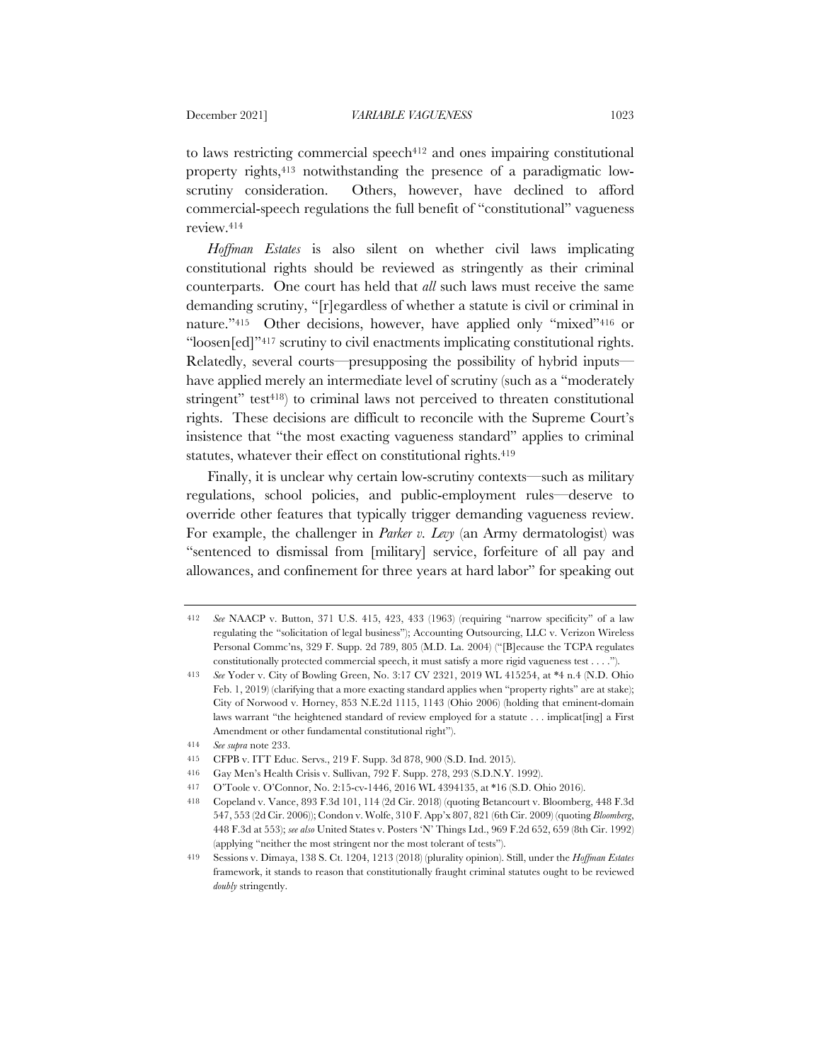to laws restricting commercial speech[412] and ones impairing constitutional property rights,[413] notwithstanding the presence of a paradigmatic low-scrutiny consideration. Others, however, have declined to afford commercial-speech regulations the full benefit of "constitutional" vagueness review.[414]

*Hoffman Estates* is also silent on whether civil laws implicating constitutional rights should be reviewed as stringently as their criminal counterparts. One court has held that *all* such laws must receive the same demanding scrutiny, "[r]egardless of whether a statute is civil or criminal in nature."[415] Other decisions, however, have applied only "mixed"[416] or "loosen[ed]"[417] scrutiny to civil enactments implicating constitutional rights. Relatedly, several courts—presupposing the possibility of hybrid inputs—have applied merely an intermediate level of scrutiny (such as a "moderately stringent" test[418]) to criminal laws not perceived to threaten constitutional rights. These decisions are difficult to reconcile with the Supreme Court's insistence that "the most exacting vagueness standard" applies to criminal statutes, whatever their effect on constitutional rights.[419]

Finally, it is unclear why certain low-scrutiny contexts—such as military regulations, school policies, and public-employment rules—deserve to override other features that typically trigger demanding vagueness review. For example, the challenger in *Parker v. Levy* (an Army dermatologist) was "sentenced to dismissal from [military] service, forfeiture of all pay and allowances, and confinement for three years at hard labor" for speaking out

---

412 *See* NAACP v. Button, 371 U.S. 415, 423, 433 (1963) (requiring "narrow specificity" of a law regulating the "solicitation of legal business"); Accounting Outsourcing, LLC v. Verizon Wireless Personal Commc'ns, 329 F. Supp. 2d 789, 805 (M.D. La. 2004) ("[B]ecause the TCPA regulates constitutionally protected commercial speech, it must satisfy a more rigid vagueness test . . . .").

413 *See* Yoder v. City of Bowling Green, No. 3:17 CV 2321, 2019 WL 415254, at *4 n.4 (N.D. Ohio Feb. 1, 2019) (clarifying that a more exacting standard applies when "property rights" are at stake); City of Norwood v. Horney, 853 N.E.2d 1115, 1143 (Ohio 2006) (holding that eminent-domain laws warrant "the heightened standard of review employed for a statute . . . implicat[ing] a First Amendment or other fundamental constitutional right").

414 *See supra* note 233.

415 CFPB v. ITT Educ. Servs., 219 F. Supp. 3d 878, 900 (S.D. Ind. 2015).

416 Gay Men's Health Crisis v. Sullivan, 792 F. Supp. 278, 293 (S.D.N.Y. 1992).

417 O'Toole v. O'Connor, No. 2:15-cv-1446, 2016 WL 4394135, at *16 (S.D. Ohio 2016).

418 Copeland v. Vance, 893 F.3d 101, 114 (2d Cir. 2018) (quoting Betancourt v. Bloomberg, 448 F.3d 547, 553 (2d Cir. 2006)); Condon v. Wolfe, 310 F. App'x 807, 821 (6th Cir. 2009) (quoting *Bloomberg*, 448 F.3d at 553); *see also* United States v. Posters 'N' Things Ltd., 969 F.2d 652, 659 (8th Cir. 1992) (applying "neither the most stringent nor the most tolerant of tests").

419 Sessions v. Dimaya, 138 S. Ct. 1204, 1213 (2018) (plurality opinion). Still, under the *Hoffman Estates* framework, it stands to reason that constitutionally fraught criminal statutes ought to be reviewed *doubly* stringently.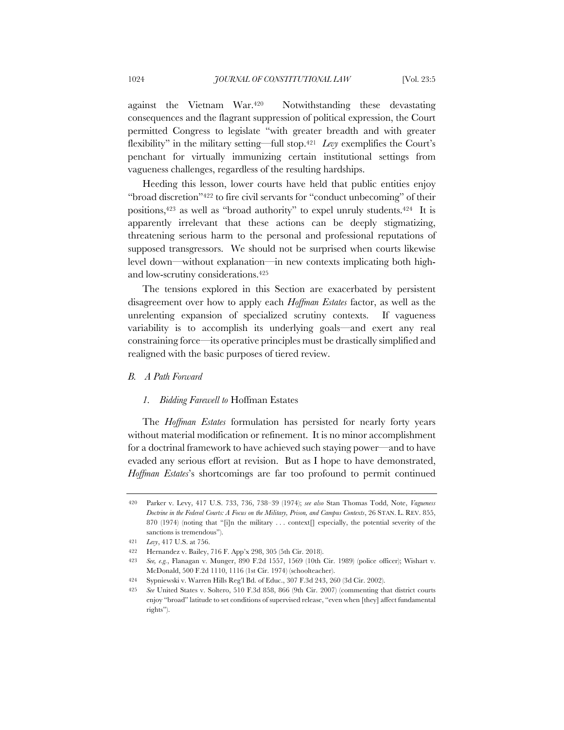against the Vietnam War.[420] Notwithstanding these devastating consequences and the flagrant suppression of political expression, the Court permitted Congress to legislate "with greater breadth and with greater flexibility" in the military setting—full stop.[421] *Levy* exemplifies the Court's penchant for virtually immunizing certain institutional settings from vagueness challenges, regardless of the resulting hardships.

Heeding this lesson, lower courts have held that public entities enjoy "broad discretion"[422] to fire civil servants for "conduct unbecoming" of their positions,[423] as well as "broad authority" to expel unruly students.[424] It is apparently irrelevant that these actions can be deeply stigmatizing, threatening serious harm to the personal and professional reputations of supposed transgressors. We should not be surprised when courts likewise level down—without explanation—in new contexts implicating both high- and low-scrutiny considerations.[425]

The tensions explored in this Section are exacerbated by persistent disagreement over how to apply each *Hoffman Estates* factor, as well as the unrelenting expansion of specialized scrutiny contexts. If vagueness variability is to accomplish its underlying goals—and exert any real constraining force—its operative principles must be drastically simplified and realigned with the basic purposes of tiered review.

## *B. A Path Forward*

### *1. Bidding Farewell to* Hoffman Estates

The *Hoffman Estates* formulation has persisted for nearly forty years without material modification or refinement. It is no minor accomplishment for a doctrinal framework to have achieved such staying power—and to have evaded any serious effort at revision. But as I hope to have demonstrated, *Hoffman Estates*'s shortcomings are far too profound to permit continued

---

420 Parker v. Levy, 417 U.S. 733, 736, 738–39 (1974); *see also* Stan Thomas Todd, Note, *Vagueness Doctrine in the Federal Courts: A Focus on the Military, Prison, and Campus Contexts*, 26 STAN. L. REV. 855, 870 (1974) (noting that "[i]n the military . . . context[] especially, the potential severity of the sanctions is tremendous").

421 *Levy*, 417 U.S. at 756.

422 Hernandez v. Bailey, 716 F. App'x 298, 305 (5th Cir. 2018).

423 *See, e.g.*, Flanagan v. Munger, 890 F.2d 1557, 1569 (10th Cir. 1989) (police officer); Wishart v. McDonald, 500 F.2d 1110, 1116 (1st Cir. 1974) (schoolteacher).

424 Sypniewski v. Warren Hills Reg'l Bd. of Educ., 307 F.3d 243, 260 (3d Cir. 2002).

425 *See* United States v. Soltero, 510 F.3d 858, 866 (9th Cir. 2007) (commenting that district courts enjoy "broad" latitude to set conditions of supervised release, "even when [they] affect fundamental rights").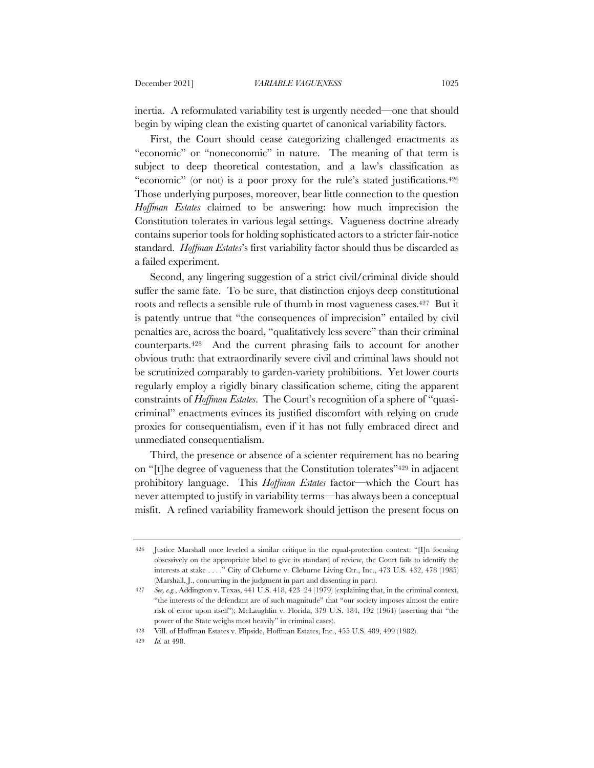inertia. A reformulated variability test is urgently needed—one that should begin by wiping clean the existing quartet of canonical variability factors.

First, the Court should cease categorizing challenged enactments as "economic" or "noneconomic" in nature. The meaning of that term is subject to deep theoretical contestation, and a law's classification as "economic" (or not) is a poor proxy for the rule's stated justifications.[426] Those underlying purposes, moreover, bear little connection to the question *Hoffman Estates* claimed to be answering: how much imprecision the Constitution tolerates in various legal settings. Vagueness doctrine already contains superior tools for holding sophisticated actors to a stricter fair-notice standard. *Hoffman Estates*'s first variability factor should thus be discarded as a failed experiment.

Second, any lingering suggestion of a strict civil/criminal divide should suffer the same fate. To be sure, that distinction enjoys deep constitutional roots and reflects a sensible rule of thumb in most vagueness cases.[427] But it is patently untrue that "the consequences of imprecision" entailed by civil penalties are, across the board, "qualitatively less severe" than their criminal counterparts.[428] And the current phrasing fails to account for another obvious truth: that extraordinarily severe civil and criminal laws should not be scrutinized comparably to garden-variety prohibitions. Yet lower courts regularly employ a rigidly binary classification scheme, citing the apparent constraints of *Hoffman Estates*. The Court's recognition of a sphere of "quasi-criminal" enactments evinces its justified discomfort with relying on crude proxies for consequentialism, even if it has not fully embraced direct and unmediated consequentialism.

Third, the presence or absence of a scienter requirement has no bearing on "[t]he degree of vagueness that the Constitution tolerates"[429] in adjacent prohibitory language. This *Hoffman Estates* factor—which the Court has never attempted to justify in variability terms—has always been a conceptual misfit. A refined variability framework should jettison the present focus on

---

426 Justice Marshall once leveled a similar critique in the equal-protection context: "[I]n focusing obsessively on the appropriate label to give its standard of review, the Court fails to identify the interests at stake . . . ." City of Cleburne v. Cleburne Living Ctr., Inc., 473 U.S. 432, 478 (1985) (Marshall, J., concurring in the judgment in part and dissenting in part).

427 *See, e.g.*, Addington v. Texas, 441 U.S. 418, 423–24 (1979) (explaining that, in the criminal context, "the interests of the defendant are of such magnitude" that "our society imposes almost the entire risk of error upon itself"); McLaughlin v. Florida, 379 U.S. 184, 192 (1964) (asserting that "the power of the State weighs most heavily" in criminal cases).

428 Vill. of Hoffman Estates v. Flipside, Hoffman Estates, Inc., 455 U.S. 489, 499 (1982).

429 *Id.* at 498.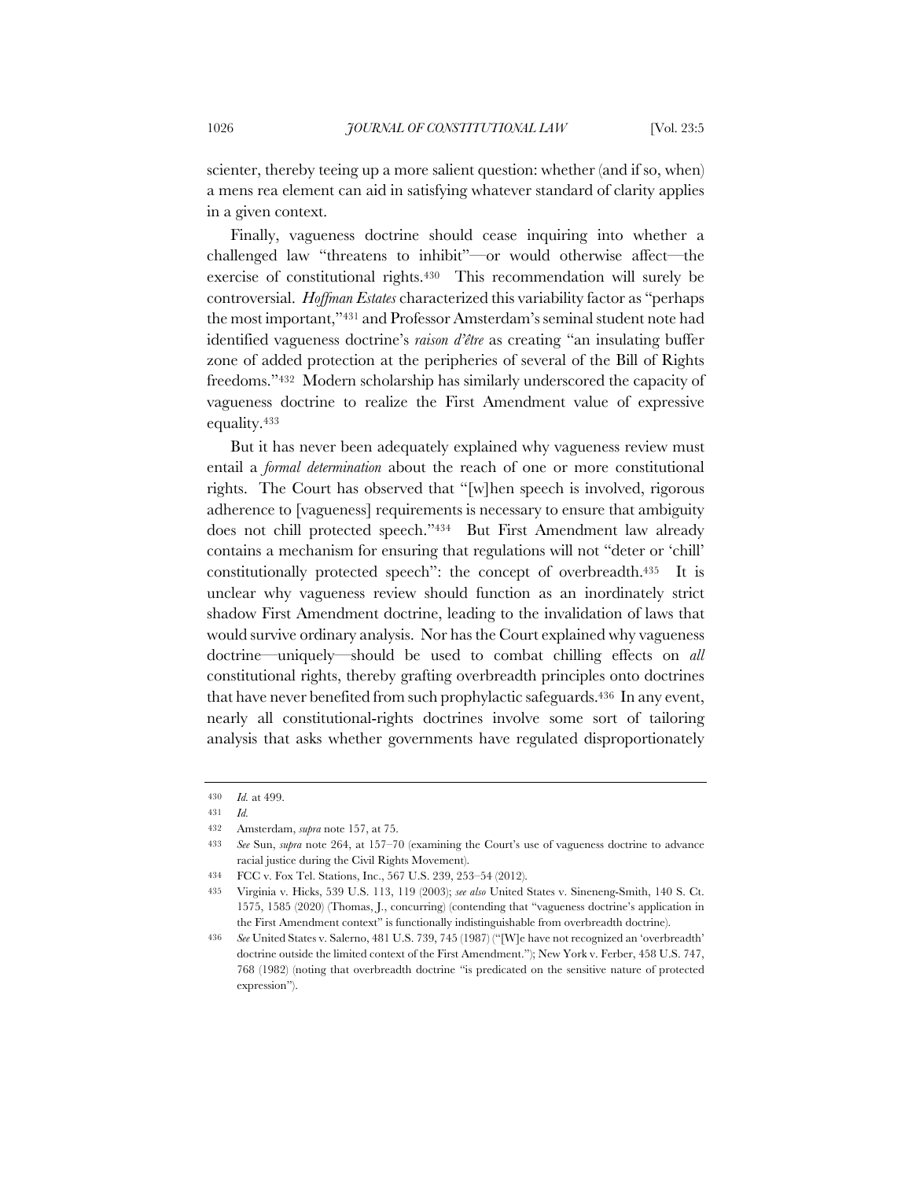scienter, thereby teeing up a more salient question: whether (and if so, when) a mens rea element can aid in satisfying whatever standard of clarity applies in a given context.

Finally, vagueness doctrine should cease inquiring into whether a challenged law "threatens to inhibit"—or would otherwise affect—the exercise of constitutional rights.[430] This recommendation will surely be controversial. *Hoffman Estates* characterized this variability factor as "perhaps the most important,"[431] and Professor Amsterdam's seminal student note had identified vagueness doctrine's *raison d'être* as creating "an insulating buffer zone of added protection at the peripheries of several of the Bill of Rights freedoms."[432] Modern scholarship has similarly underscored the capacity of vagueness doctrine to realize the First Amendment value of expressive equality.[433]

But it has never been adequately explained why vagueness review must entail a *formal determination* about the reach of one or more constitutional rights. The Court has observed that "[w]hen speech is involved, rigorous adherence to [vagueness] requirements is necessary to ensure that ambiguity does not chill protected speech."[434] But First Amendment law already contains a mechanism for ensuring that regulations will not "deter or 'chill' constitutionally protected speech": the concept of overbreadth.[435] It is unclear why vagueness review should function as an inordinately strict shadow First Amendment doctrine, leading to the invalidation of laws that would survive ordinary analysis. Nor has the Court explained why vagueness doctrine—uniquely—should be used to combat chilling effects on *all* constitutional rights, thereby grafting overbreadth principles onto doctrines that have never benefited from such prophylactic safeguards.[436] In any event, nearly all constitutional-rights doctrines involve some sort of tailoring analysis that asks whether governments have regulated disproportionately

---

430 *Id.* at 499.

431 *Id.*

432 Amsterdam, *supra* note 157, at 75.

433 *See* Sun, *supra* note 264, at 157–70 (examining the Court's use of vagueness doctrine to advance racial justice during the Civil Rights Movement).

434 FCC v. Fox Tel. Stations, Inc., 567 U.S. 239, 253–54 (2012).

435 Virginia v. Hicks, 539 U.S. 113, 119 (2003); *see also* United States v. Sineneng-Smith, 140 S. Ct. 1575, 1585 (2020) (Thomas, J., concurring) (contending that "vagueness doctrine's application in the First Amendment context" is functionally indistinguishable from overbreadth doctrine).

436 *See* United States v. Salerno, 481 U.S. 739, 745 (1987) ("[W]e have not recognized an 'overbreadth' doctrine outside the limited context of the First Amendment."); New York v. Ferber, 458 U.S. 747, 768 (1982) (noting that overbreadth doctrine "is predicated on the sensitive nature of protected expression").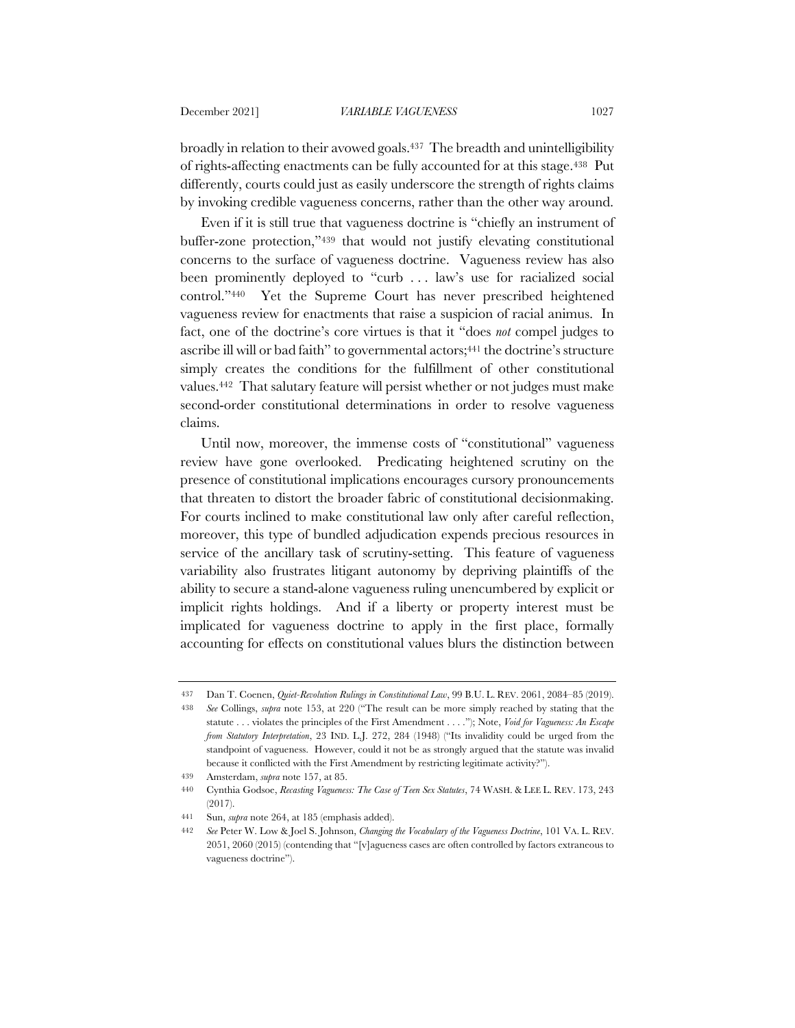broadly in relation to their avowed goals.[437] The breadth and unintelligibility of rights-affecting enactments can be fully accounted for at this stage.[438] Put differently, courts could just as easily underscore the strength of rights claims by invoking credible vagueness concerns, rather than the other way around.

Even if it is still true that vagueness doctrine is "chiefly an instrument of buffer-zone protection,"[439] that would not justify elevating constitutional concerns to the surface of vagueness doctrine. Vagueness review has also been prominently deployed to "curb . . . law's use for racialized social control."[440] Yet the Supreme Court has never prescribed heightened vagueness review for enactments that raise a suspicion of racial animus. In fact, one of the doctrine's core virtues is that it "does *not* compel judges to ascribe ill will or bad faith" to governmental actors;[441] the doctrine's structure simply creates the conditions for the fulfillment of other constitutional values.[442] That salutary feature will persist whether or not judges must make second-order constitutional determinations in order to resolve vagueness claims.

Until now, moreover, the immense costs of "constitutional" vagueness review have gone overlooked. Predicating heightened scrutiny on the presence of constitutional implications encourages cursory pronouncements that threaten to distort the broader fabric of constitutional decisionmaking. For courts inclined to make constitutional law only after careful reflection, moreover, this type of bundled adjudication expends precious resources in service of the ancillary task of scrutiny-setting. This feature of vagueness variability also frustrates litigant autonomy by depriving plaintiffs of the ability to secure a stand-alone vagueness ruling unencumbered by explicit or implicit rights holdings. And if a liberty or property interest must be implicated for vagueness doctrine to apply in the first place, formally accounting for effects on constitutional values blurs the distinction between

---

437 Dan T. Coenen, *Quiet-Revolution Rulings in Constitutional Law*, 99 B.U. L. REV. 2061, 2084–85 (2019).

438 *See* Collings, *supra* note 153, at 220 ("The result can be more simply reached by stating that the statute . . . violates the principles of the First Amendment . . . ."); Note, *Void for Vagueness: An Escape from Statutory Interpretation*, 23 IND. L.J. 272, 284 (1948) ("Its invalidity could be urged from the standpoint of vagueness. However, could it not be as strongly argued that the statute was invalid because it conflicted with the First Amendment by restricting legitimate activity?").

439 Amsterdam, *supra* note 157, at 85.

440 Cynthia Godsoe, *Recasting Vagueness: The Case of Teen Sex Statutes*, 74 WASH. & LEE L. REV. 173, 243 (2017).

441 Sun, *supra* note 264, at 185 (emphasis added).

442 *See* Peter W. Low & Joel S. Johnson, *Changing the Vocabulary of the Vagueness Doctrine*, 101 VA. L. REV. 2051, 2060 (2015) (contending that "[v]agueness cases are often controlled by factors extraneous to vagueness doctrine").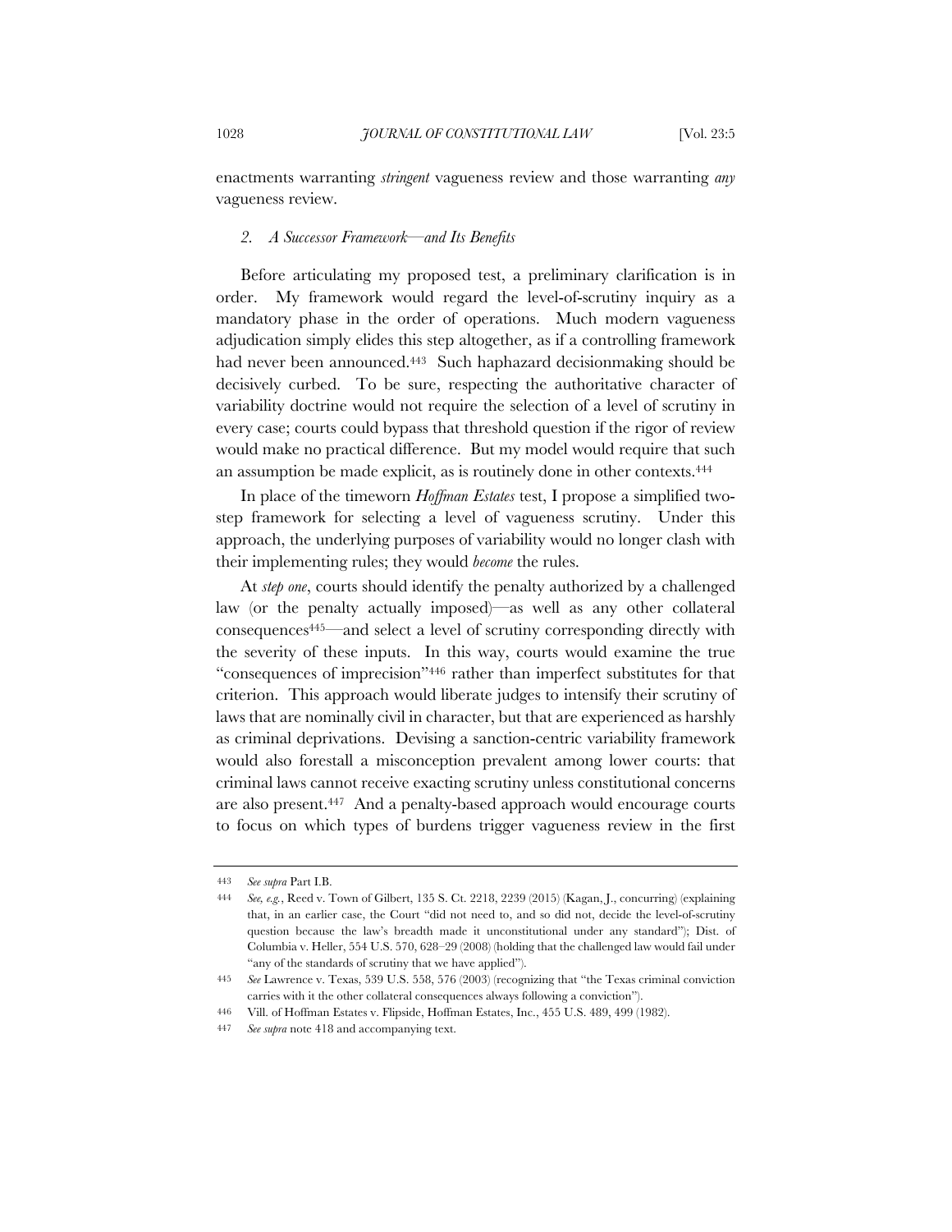enactments warranting *stringent* vagueness review and those warranting *any* vagueness review.

### *2. A Successor Framework—and Its Benefits*

Before articulating my proposed test, a preliminary clarification is in order. My framework would regard the level-of-scrutiny inquiry as a mandatory phase in the order of operations. Much modern vagueness adjudication simply elides this step altogether, as if a controlling framework had never been announced.[443] Such haphazard decisionmaking should be decisively curbed. To be sure, respecting the authoritative character of variability doctrine would not require the selection of a level of scrutiny in every case; courts could bypass that threshold question if the rigor of review would make no practical difference. But my model would require that such an assumption be made explicit, as is routinely done in other contexts.[444]

In place of the timeworn *Hoffman Estates* test, I propose a simplified two-step framework for selecting a level of vagueness scrutiny. Under this approach, the underlying purposes of variability would no longer clash with their implementing rules; they would *become* the rules.

At *step one*, courts should identify the penalty authorized by a challenged law (or the penalty actually imposed)—as well as any other collateral consequences[445]—and select a level of scrutiny corresponding directly with the severity of these inputs. In this way, courts would examine the true "consequences of imprecision"[446] rather than imperfect substitutes for that criterion. This approach would liberate judges to intensify their scrutiny of laws that are nominally civil in character, but that are experienced as harshly as criminal deprivations. Devising a sanction-centric variability framework would also forestall a misconception prevalent among lower courts: that criminal laws cannot receive exacting scrutiny unless constitutional concerns are also present.[447] And a penalty-based approach would encourage courts to focus on which types of burdens trigger vagueness review in the first

---

443 *See supra* Part I.B.

444 *See, e.g.*, Reed v. Town of Gilbert, 135 S. Ct. 2218, 2239 (2015) (Kagan, J., concurring) (explaining that, in an earlier case, the Court "did not need to, and so did not, decide the level-of-scrutiny question because the law's breadth made it unconstitutional under any standard"); Dist. of Columbia v. Heller, 554 U.S. 570, 628–29 (2008) (holding that the challenged law would fail under "any of the standards of scrutiny that we have applied").

445 *See* Lawrence v. Texas, 539 U.S. 558, 576 (2003) (recognizing that "the Texas criminal conviction carries with it the other collateral consequences always following a conviction").

446 Vill. of Hoffman Estates v. Flipside, Hoffman Estates, Inc., 455 U.S. 489, 499 (1982).

447 *See supra* note 418 and accompanying text.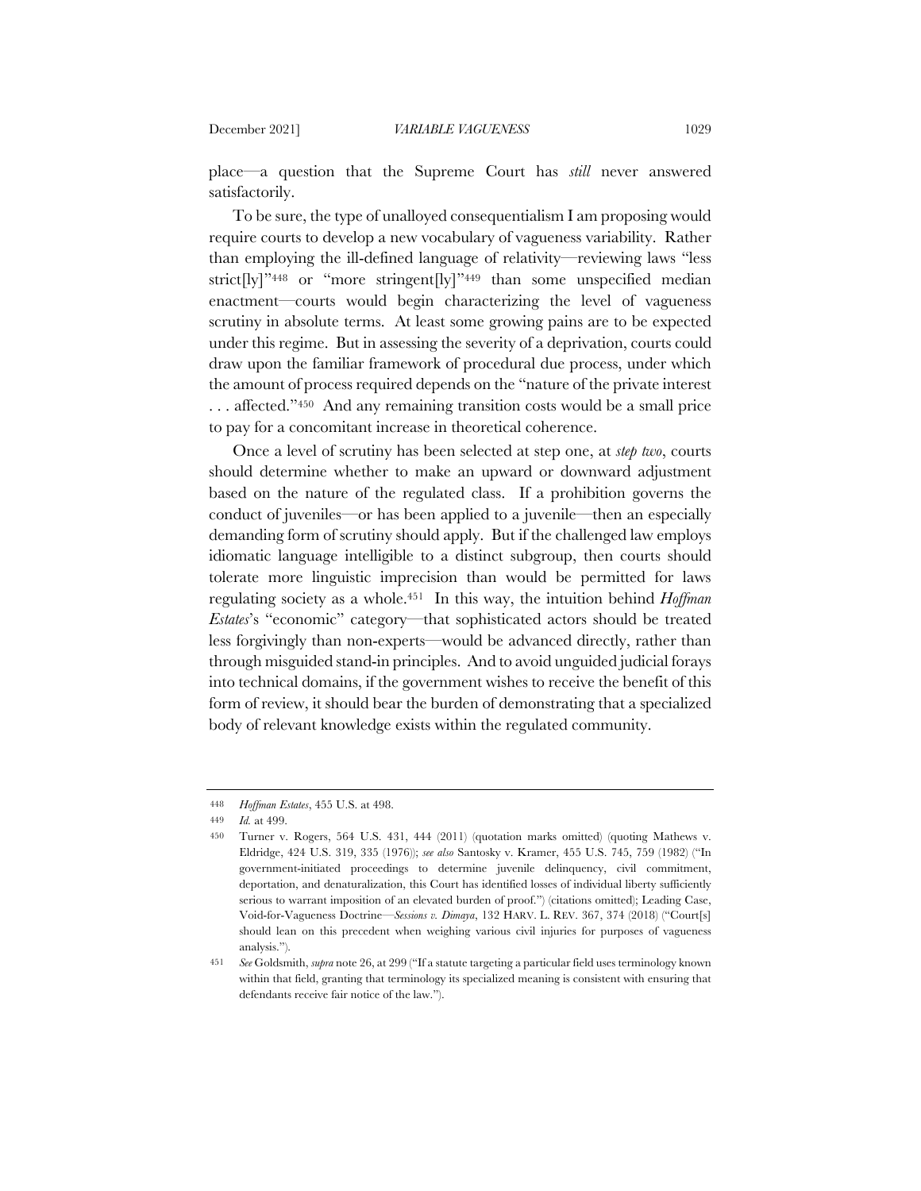place—a question that the Supreme Court has *still* never answered satisfactorily.

To be sure, the type of unalloyed consequentialism I am proposing would require courts to develop a new vocabulary of vagueness variability. Rather than employing the ill-defined language of relativity—reviewing laws "less strict[ly]"[448] or "more stringent[ly]"[449] than some unspecified median enactment—courts would begin characterizing the level of vagueness scrutiny in absolute terms. At least some growing pains are to be expected under this regime. But in assessing the severity of a deprivation, courts could draw upon the familiar framework of procedural due process, under which the amount of process required depends on the "nature of the private interest . . . affected."[450] And any remaining transition costs would be a small price to pay for a concomitant increase in theoretical coherence.

Once a level of scrutiny has been selected at step one, at *step two*, courts should determine whether to make an upward or downward adjustment based on the nature of the regulated class. If a prohibition governs the conduct of juveniles—or has been applied to a juvenile—then an especially demanding form of scrutiny should apply. But if the challenged law employs idiomatic language intelligible to a distinct subgroup, then courts should tolerate more linguistic imprecision than would be permitted for laws regulating society as a whole.[451] In this way, the intuition behind *Hoffman Estates*'s "economic" category—that sophisticated actors should be treated less forgivingly than non-experts—would be advanced directly, rather than through misguided stand-in principles. And to avoid unguided judicial forays into technical domains, if the government wishes to receive the benefit of this form of review, it should bear the burden of demonstrating that a specialized body of relevant knowledge exists within the regulated community.

---

448 *Hoffman Estates*, 455 U.S. at 498.

449 *Id.* at 499.

450 Turner v. Rogers, 564 U.S. 431, 444 (2011) (quotation marks omitted) (quoting Mathews v. Eldridge, 424 U.S. 319, 335 (1976)); *see also* Santosky v. Kramer, 455 U.S. 745, 759 (1982) ("In government-initiated proceedings to determine juvenile delinquency, civil commitment, deportation, and denaturalization, this Court has identified losses of individual liberty sufficiently serious to warrant imposition of an elevated burden of proof.") (citations omitted); Leading Case, Void-for-Vagueness Doctrine—*Sessions v. Dimaya*, 132 HARV. L. REV. 367, 374 (2018) ("Court[s] should lean on this precedent when weighing various civil injuries for purposes of vagueness analysis.").

451 *See* Goldsmith, *supra* note 26, at 299 ("If a statute targeting a particular field uses terminology known within that field, granting that terminology its specialized meaning is consistent with ensuring that defendants receive fair notice of the law.").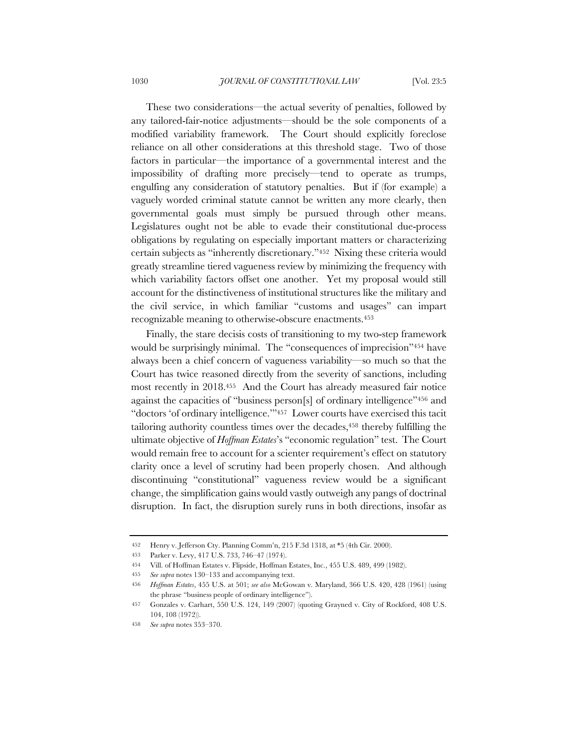These two considerations—the actual severity of penalties, followed by any tailored-fair-notice adjustments—should be the sole components of a modified variability framework. The Court should explicitly foreclose reliance on all other considerations at this threshold stage. Two of those factors in particular—the importance of a governmental interest and the impossibility of drafting more precisely—tend to operate as trumps, engulfing any consideration of statutory penalties. But if (for example) a vaguely worded criminal statute cannot be written any more clearly, then governmental goals must simply be pursued through other means. Legislatures ought not be able to evade their constitutional due-process obligations by regulating on especially important matters or characterizing certain subjects as "inherently discretionary."[452] Nixing these criteria would greatly streamline tiered vagueness review by minimizing the frequency with which variability factors offset one another. Yet my proposal would still account for the distinctiveness of institutional structures like the military and the civil service, in which familiar "customs and usages" can impart recognizable meaning to otherwise-obscure enactments.[453]

Finally, the stare decisis costs of transitioning to my two-step framework would be surprisingly minimal. The "consequences of imprecision"[454] have always been a chief concern of vagueness variability—so much so that the Court has twice reasoned directly from the severity of sanctions, including most recently in 2018.[455] And the Court has already measured fair notice against the capacities of "business person[s] of ordinary intelligence"[456] and "doctors 'of ordinary intelligence.'"[457] Lower courts have exercised this tacit tailoring authority countless times over the decades,[458] thereby fulfilling the ultimate objective of *Hoffman Estates*'s "economic regulation" test. The Court would remain free to account for a scienter requirement's effect on statutory clarity once a level of scrutiny had been properly chosen. And although discontinuing "constitutional" vagueness review would be a significant change, the simplification gains would vastly outweigh any pangs of doctrinal disruption. In fact, the disruption surely runs in both directions, insofar as

---

452 Henry v. Jefferson Cty. Planning Comm'n, 215 F.3d 1318, at *5 (4th Cir. 2000).

453 Parker v. Levy, 417 U.S. 733, 746–47 (1974).

454 Vill. of Hoffman Estates v. Flipside, Hoffman Estates, Inc., 455 U.S. 489, 499 (1982).

455 *See supra* notes 130–133 and accompanying text.

456 *Hoffman Estates*, 455 U.S. at 501; *see also* McGowan v. Maryland, 366 U.S. 420, 428 (1961) (using the phrase "business people of ordinary intelligence").

457 Gonzales v. Carhart, 550 U.S. 124, 149 (2007) (quoting Grayned v. City of Rockford, 408 U.S. 104, 108 (1972)).

458 *See supra* notes 353–370.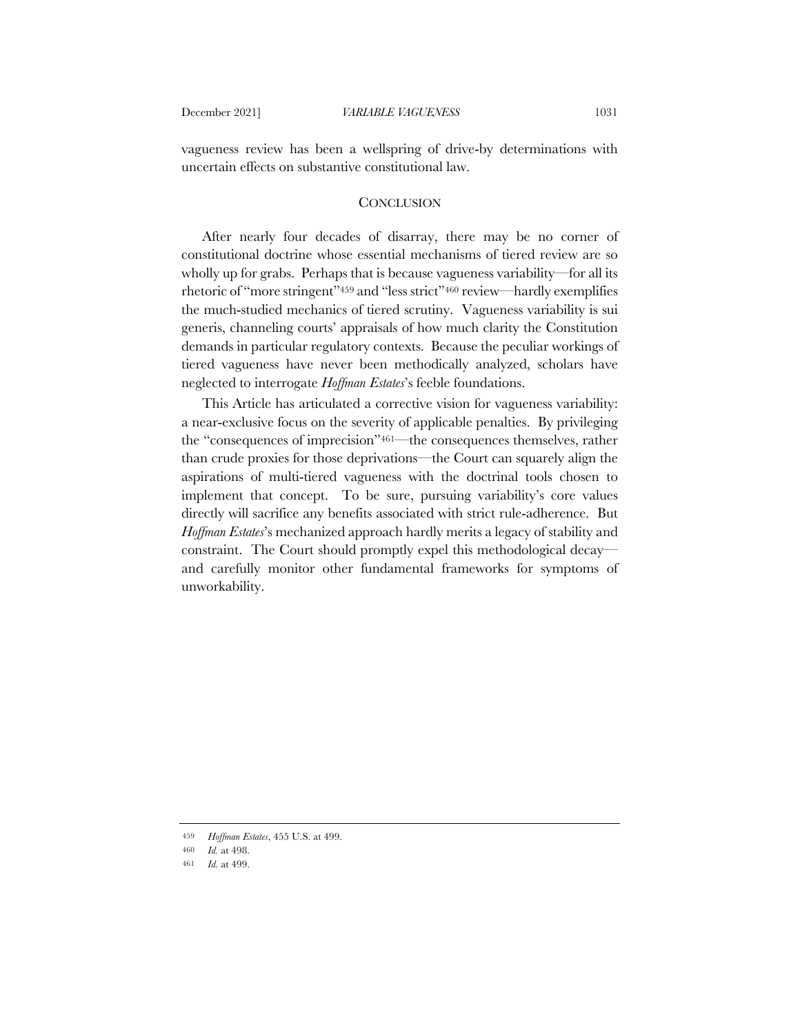vagueness review has been a wellspring of drive-by determinations with uncertain effects on substantive constitutional law.

## CONCLUSION

After nearly four decades of disarray, there may be no corner of constitutional doctrine whose essential mechanisms of tiered review are so wholly up for grabs. Perhaps that is because vagueness variability—for all its rhetoric of "more stringent"[459] and "less strict"[460] review—hardly exemplifies the much-studied mechanics of tiered scrutiny. Vagueness variability is sui generis, channeling courts' appraisals of how much clarity the Constitution demands in particular regulatory contexts. Because the peculiar workings of tiered vagueness have never been methodically analyzed, scholars have neglected to interrogate *Hoffman Estates*'s feeble foundations.

This Article has articulated a corrective vision for vagueness variability: a near-exclusive focus on the severity of applicable penalties. By privileging the "consequences of imprecision"[461]—the consequences themselves, rather than crude proxies for those deprivations—the Court can squarely align the aspirations of multi-tiered vagueness with the doctrinal tools chosen to implement that concept. To be sure, pursuing variability's core values directly will sacrifice any benefits associated with strict rule-adherence. But *Hoffman Estates*'s mechanized approach hardly merits a legacy of stability and constraint. The Court should promptly expel this methodological decay—and carefully monitor other fundamental frameworks for symptoms of unworkability.

---

459 *Hoffman Estates*, 455 U.S. at 499.

460 *Id.* at 498.

461 *Id.* at 499.